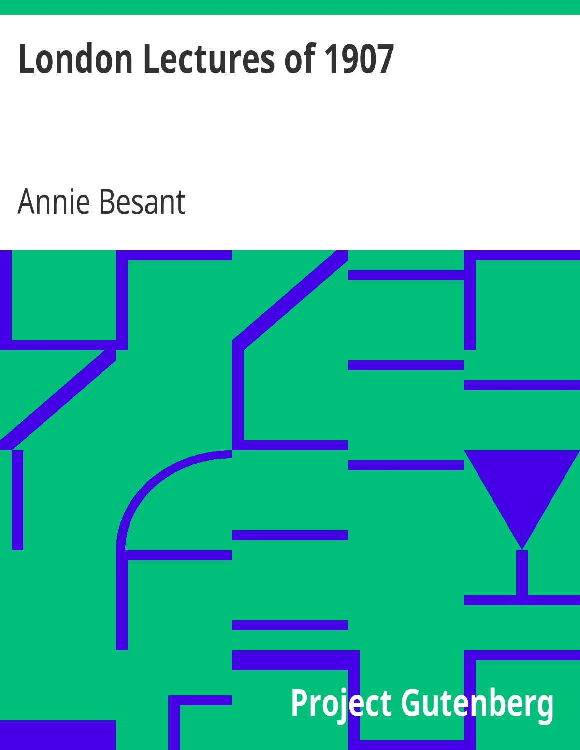# London Lectures of 1907

Annie Besant

Project Gutenberg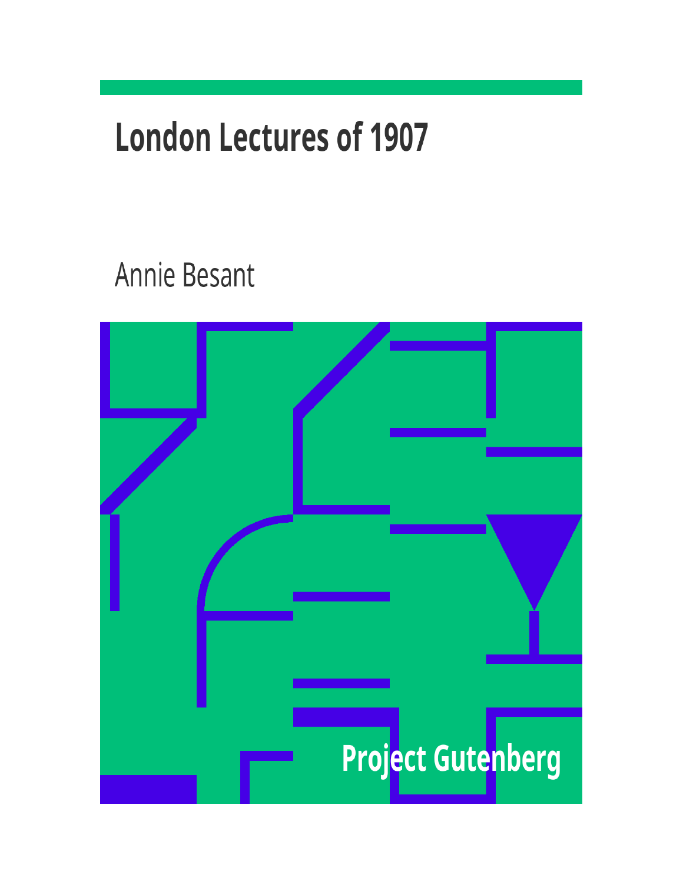# London Lectures of 1907

Annie Besant

Project Gutenberg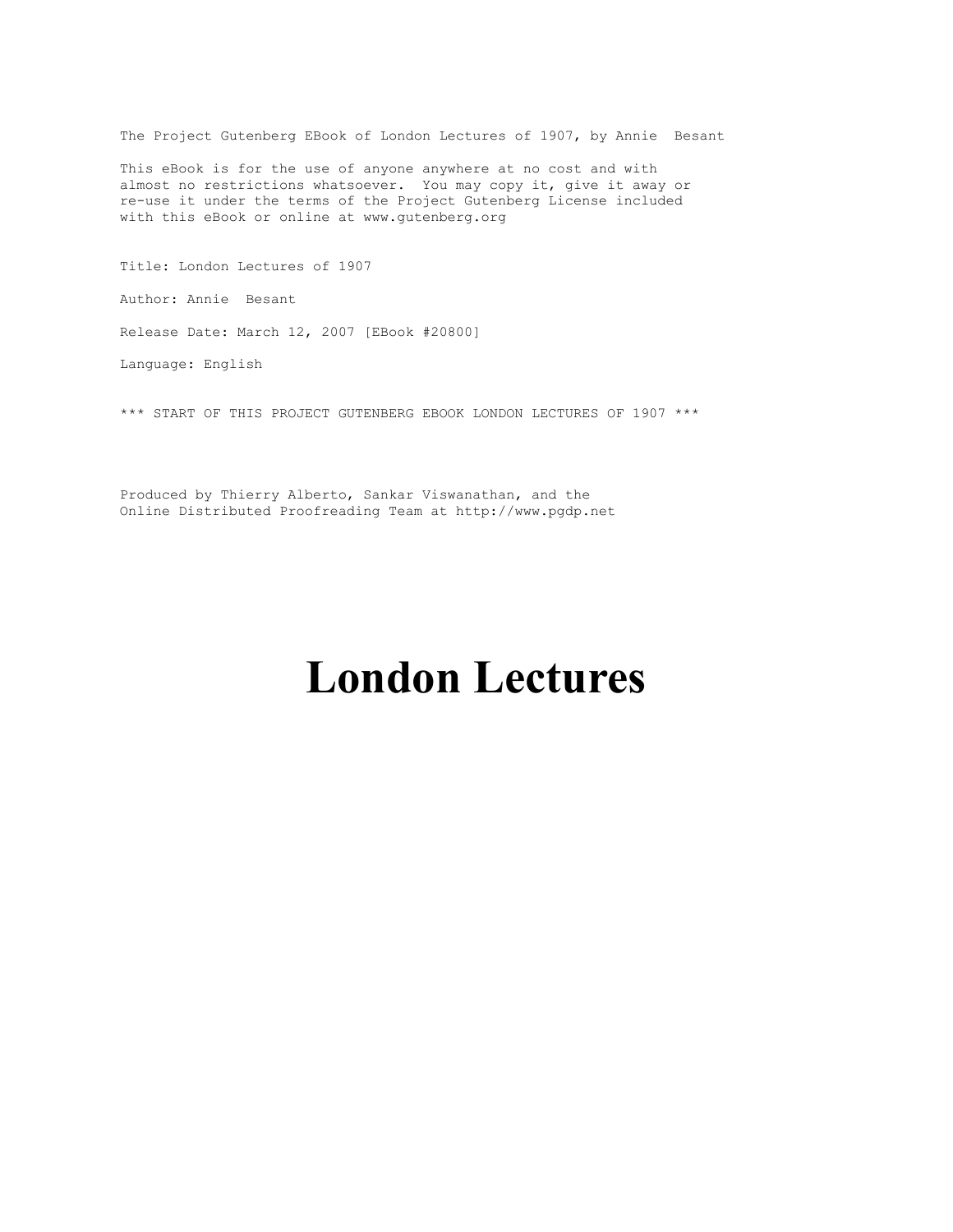The Project Gutenberg EBook of London Lectures of 1907, by Annie  Besant

This eBook is for the use of anyone anywhere at no cost and with almost no restrictions whatsoever.  You may copy it, give it away or re-use it under the terms of the Project Gutenberg License included with this eBook or online at www.gutenberg.org

Title: London Lectures of 1907

Author: Annie  Besant

Release Date: March 12, 2007 [EBook #20800]

Language: English

*** START OF THIS PROJECT GUTENBERG EBOOK LONDON LECTURES OF 1907 ***

Produced by Thierry Alberto, Sankar Viswanathan, and the Online Distributed Proofreading Team at http://www.pgdp.net

# London Lectures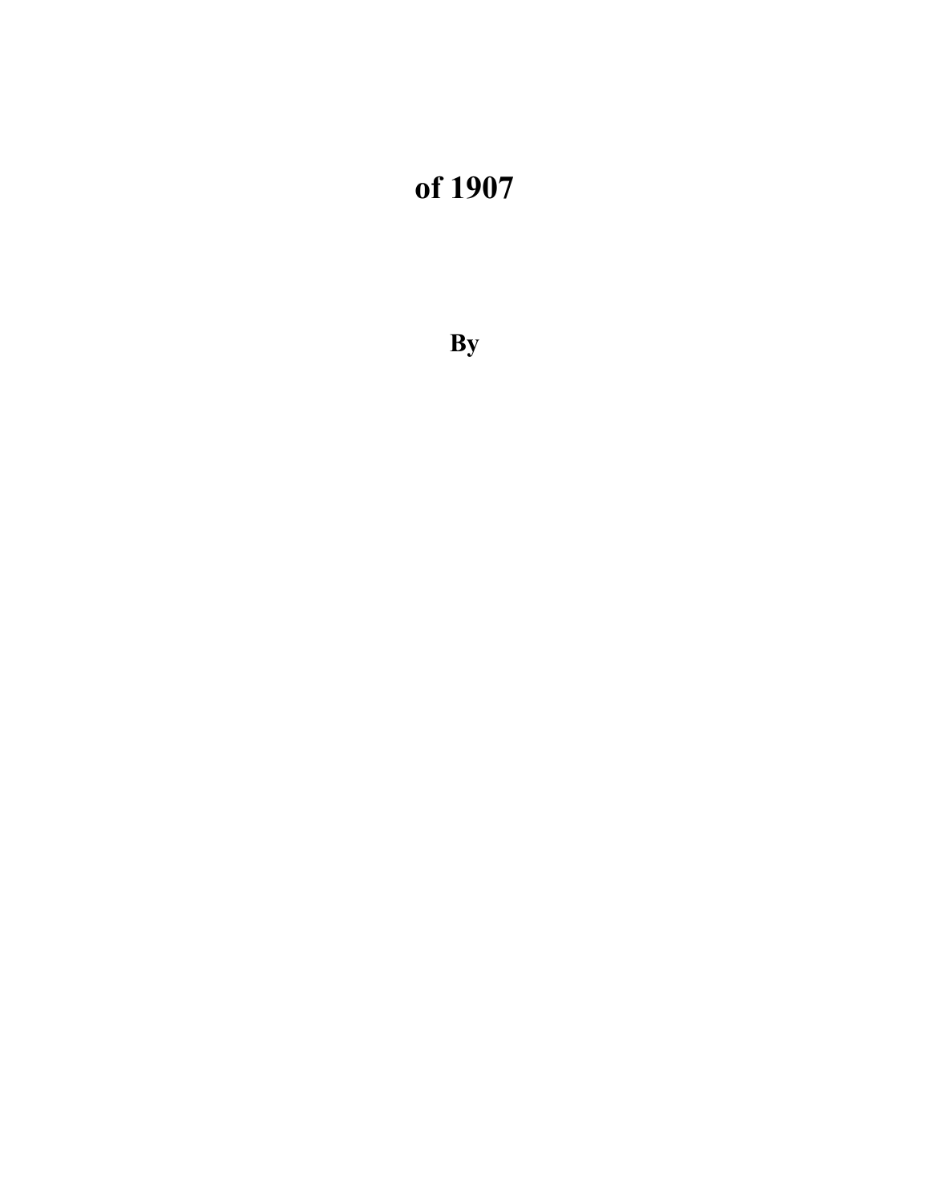# of 1907

**By**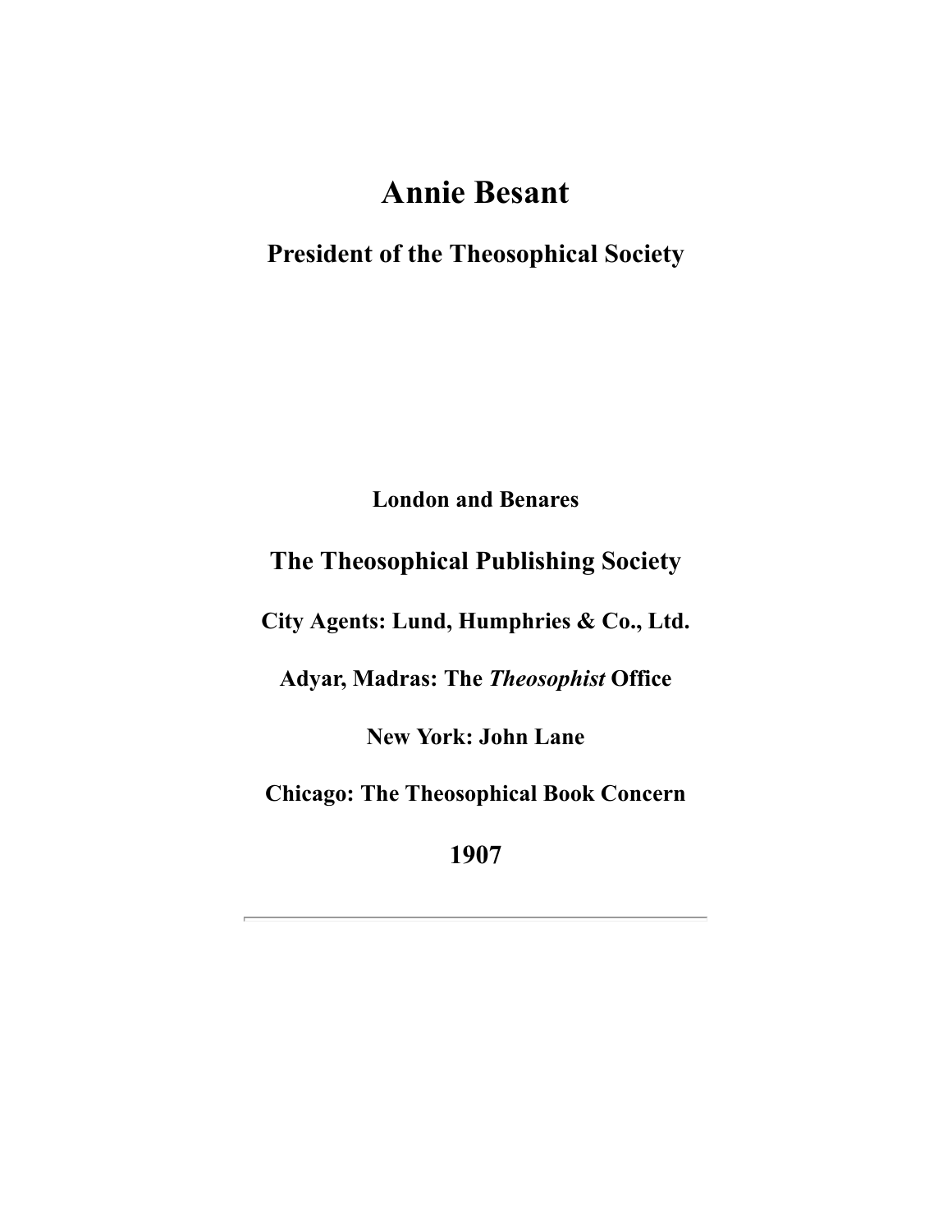# Annie Besant

## President of the Theosophical Society

**London and Benares**

### The Theosophical Publishing Society

**City Agents: Lund, Humphries & Co., Ltd.**

**Adyar, Madras: The *Theosophist* Office**

**New York: John Lane**

**Chicago: The Theosophical Book Concern**

**1907**

---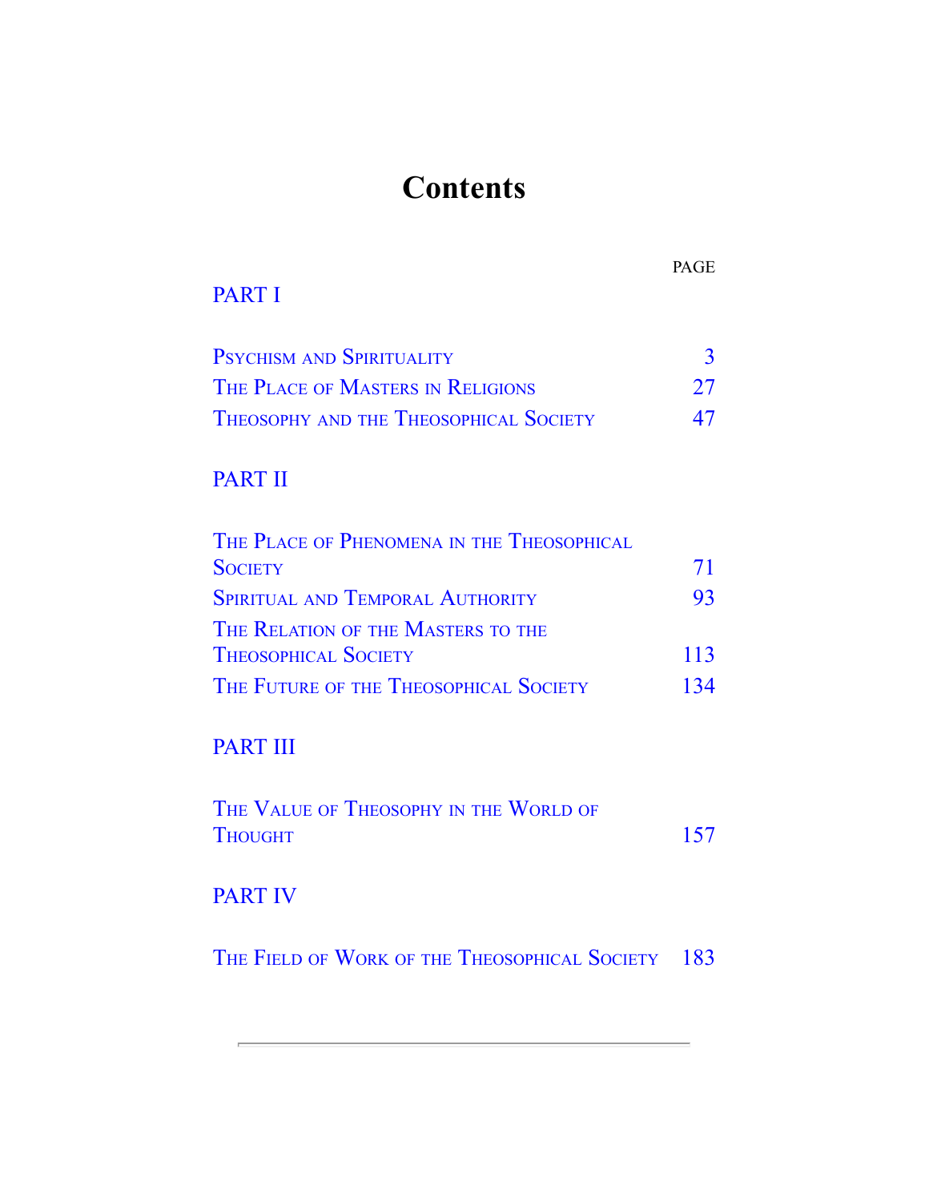# Contents

| | PAGE |
|---|---|
| **PART I** | |
| Psychism and Spirituality | 3 |
| The Place of Masters in Religions | 27 |
| Theosophy and the Theosophical Society | 47 |
| **PART II** | |
| The Place of Phenomena in the Theosophical Society | 71 |
| Spiritual and Temporal Authority | 93 |
| The Relation of the Masters to the Theosophical Society | 113 |
| The Future of the Theosophical Society | 134 |
| **PART III** | |
| The Value of Theosophy in the World of Thought | 157 |
| **PART IV** | |
| The Field of Work of the Theosophical Society | 183 |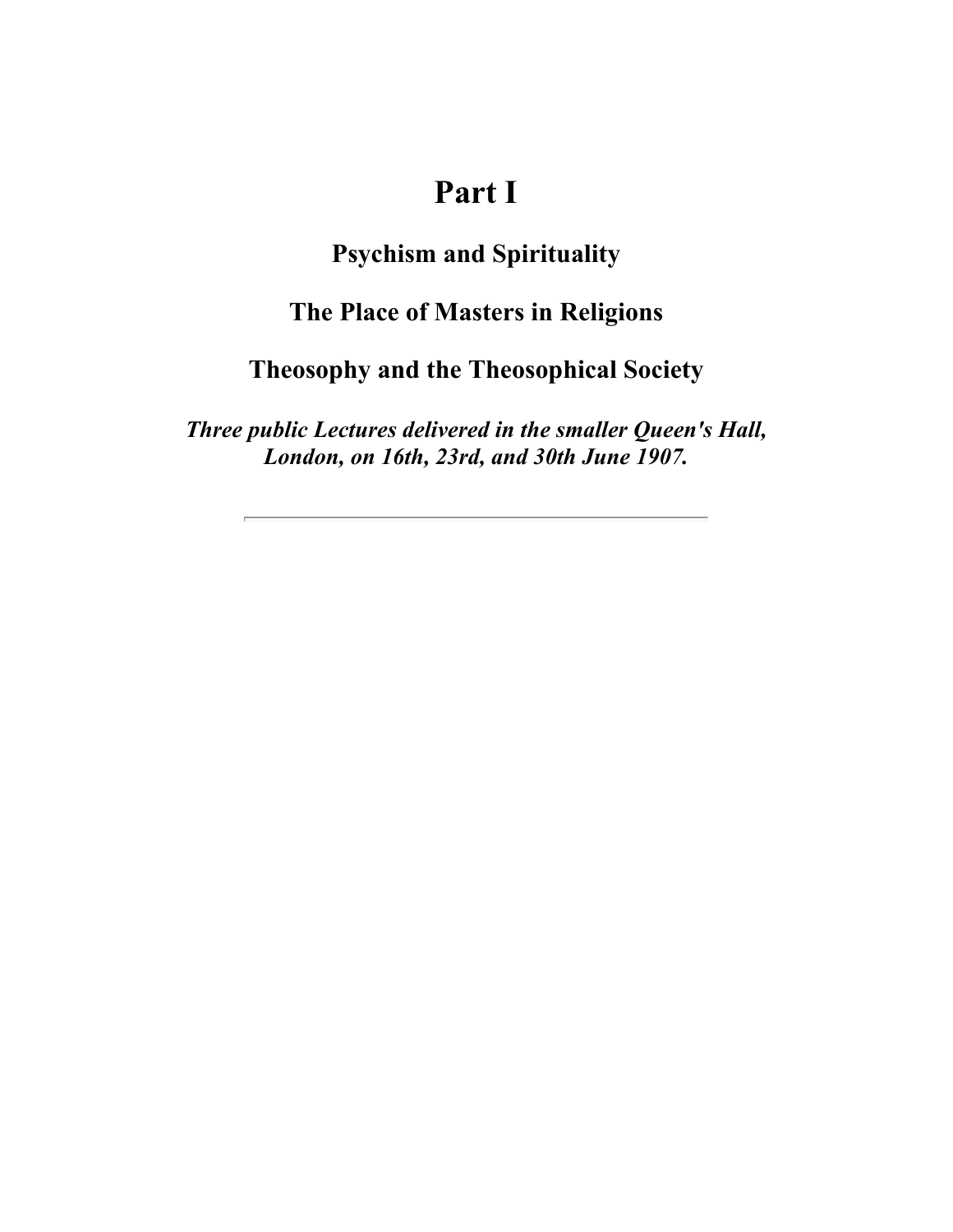# Part I

## Psychism and Spirituality

## The Place of Masters in Religions

## Theosophy and the Theosophical Society

***Three public Lectures delivered in the smaller Queen's Hall, London, on 16th, 23rd, and 30th June 1907.***

---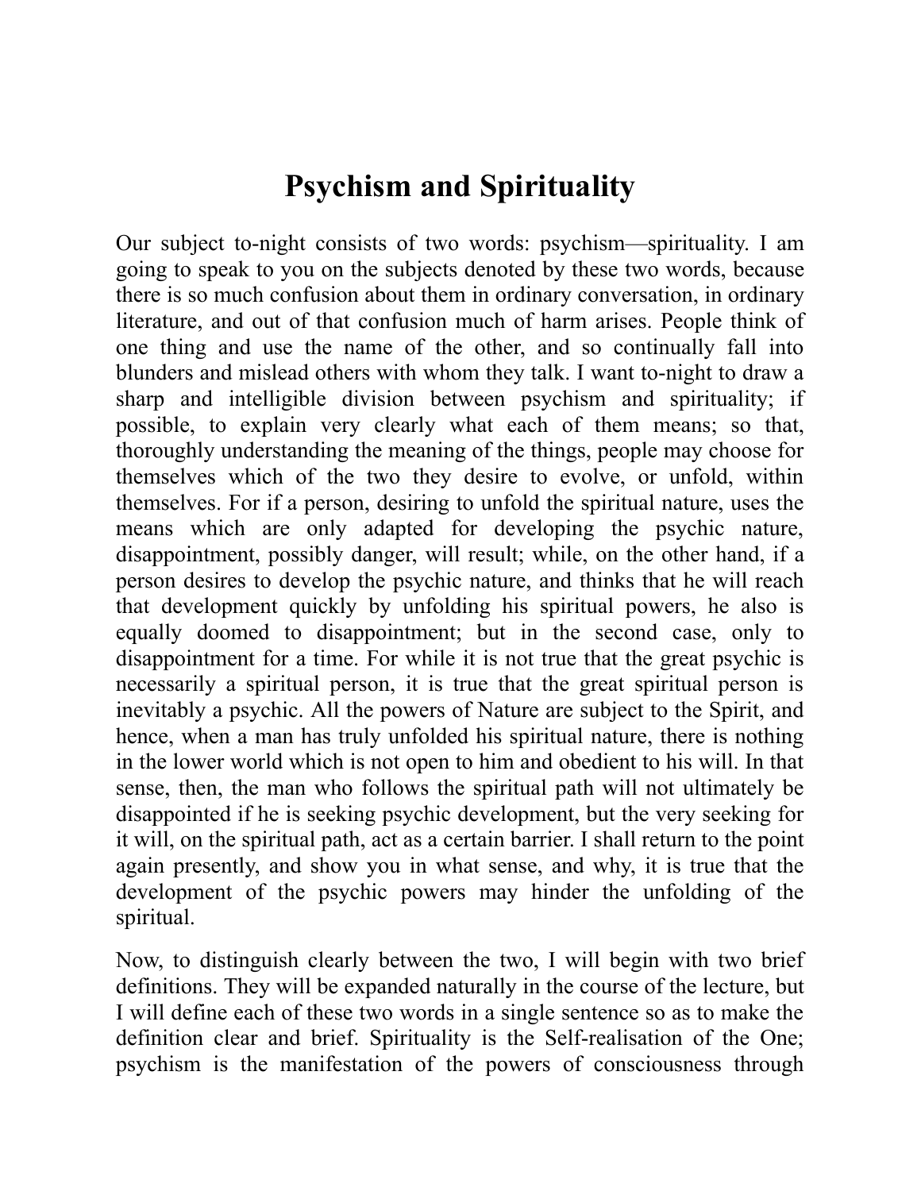# Psychism and Spirituality

Our subject to-night consists of two words: psychism—spirituality. I am going to speak to you on the subjects denoted by these two words, because there is so much confusion about them in ordinary conversation, in ordinary literature, and out of that confusion much of harm arises. People think of one thing and use the name of the other, and so continually fall into blunders and mislead others with whom they talk. I want to-night to draw a sharp and intelligible division between psychism and spirituality; if possible, to explain very clearly what each of them means; so that, thoroughly understanding the meaning of the things, people may choose for themselves which of the two they desire to evolve, or unfold, within themselves. For if a person, desiring to unfold the spiritual nature, uses the means which are only adapted for developing the psychic nature, disappointment, possibly danger, will result; while, on the other hand, if a person desires to develop the psychic nature, and thinks that he will reach that development quickly by unfolding his spiritual powers, he also is equally doomed to disappointment; but in the second case, only to disappointment for a time. For while it is not true that the great psychic is necessarily a spiritual person, it is true that the great spiritual person is inevitably a psychic. All the powers of Nature are subject to the Spirit, and hence, when a man has truly unfolded his spiritual nature, there is nothing in the lower world which is not open to him and obedient to his will. In that sense, then, the man who follows the spiritual path will not ultimately be disappointed if he is seeking psychic development, but the very seeking for it will, on the spiritual path, act as a certain barrier. I shall return to the point again presently, and show you in what sense, and why, it is true that the development of the psychic powers may hinder the unfolding of the spiritual.

Now, to distinguish clearly between the two, I will begin with two brief definitions. They will be expanded naturally in the course of the lecture, but I will define each of these two words in a single sentence so as to make the definition clear and brief. Spirituality is the Self-realisation of the One; psychism is the manifestation of the powers of consciousness through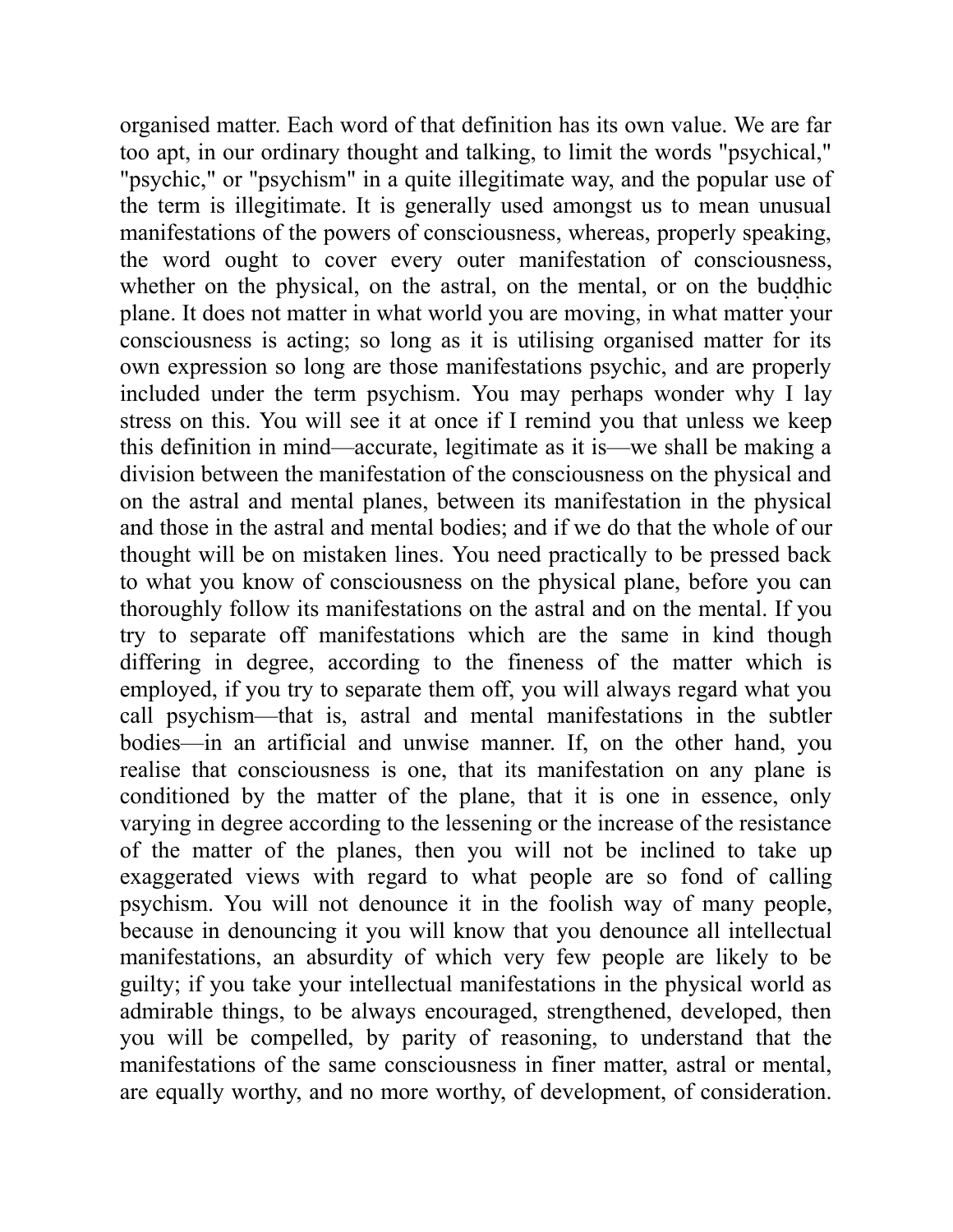organised matter. Each word of that definition has its own value. We are far too apt, in our ordinary thought and talking, to limit the words "psychical," "psychic," or "psychism" in a quite illegitimate way, and the popular use of the term is illegitimate. It is generally used amongst us to mean unusual manifestations of the powers of consciousness, whereas, properly speaking, the word ought to cover every outer manifestation of consciousness, whether on the physical, on the astral, on the mental, or on the buḍḍhic plane. It does not matter in what world you are moving, in what matter your consciousness is acting; so long as it is utilising organised matter for its own expression so long are those manifestations psychic, and are properly included under the term psychism. You may perhaps wonder why I lay stress on this. You will see it at once if I remind you that unless we keep this definition in mind—accurate, legitimate as it is—we shall be making a division between the manifestation of the consciousness on the physical and on the astral and mental planes, between its manifestation in the physical and those in the astral and mental bodies; and if we do that the whole of our thought will be on mistaken lines. You need practically to be pressed back to what you know of consciousness on the physical plane, before you can thoroughly follow its manifestations on the astral and on the mental. If you try to separate off manifestations which are the same in kind though differing in degree, according to the fineness of the matter which is employed, if you try to separate them off, you will always regard what you call psychism—that is, astral and mental manifestations in the subtler bodies—in an artificial and unwise manner. If, on the other hand, you realise that consciousness is one, that its manifestation on any plane is conditioned by the matter of the plane, that it is one in essence, only varying in degree according to the lessening or the increase of the resistance of the matter of the planes, then you will not be inclined to take up exaggerated views with regard to what people are so fond of calling psychism. You will not denounce it in the foolish way of many people, because in denouncing it you will know that you denounce all intellectual manifestations, an absurdity of which very few people are likely to be guilty; if you take your intellectual manifestations in the physical world as admirable things, to be always encouraged, strengthened, developed, then you will be compelled, by parity of reasoning, to understand that the manifestations of the same consciousness in finer matter, astral or mental, are equally worthy, and no more worthy, of development, of consideration.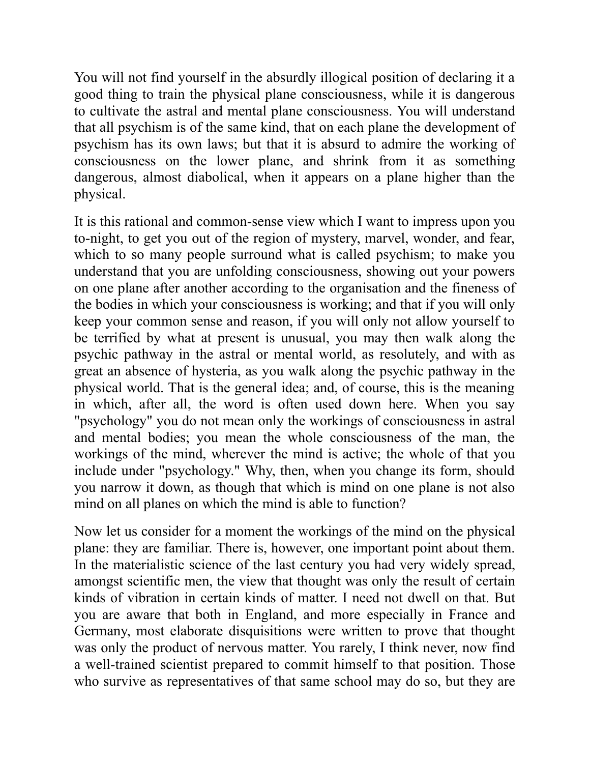You will not find yourself in the absurdly illogical position of declaring it a good thing to train the physical plane consciousness, while it is dangerous to cultivate the astral and mental plane consciousness. You will understand that all psychism is of the same kind, that on each plane the development of psychism has its own laws; but that it is absurd to admire the working of consciousness on the lower plane, and shrink from it as something dangerous, almost diabolical, when it appears on a plane higher than the physical.

It is this rational and common-sense view which I want to impress upon you to-night, to get you out of the region of mystery, marvel, wonder, and fear, which to so many people surround what is called psychism; to make you understand that you are unfolding consciousness, showing out your powers on one plane after another according to the organisation and the fineness of the bodies in which your consciousness is working; and that if you will only keep your common sense and reason, if you will only not allow yourself to be terrified by what at present is unusual, you may then walk along the psychic pathway in the astral or mental world, as resolutely, and with as great an absence of hysteria, as you walk along the psychic pathway in the physical world. That is the general idea; and, of course, this is the meaning in which, after all, the word is often used down here. When you say "psychology" you do not mean only the workings of consciousness in astral and mental bodies; you mean the whole consciousness of the man, the workings of the mind, wherever the mind is active; the whole of that you include under "psychology." Why, then, when you change its form, should you narrow it down, as though that which is mind on one plane is not also mind on all planes on which the mind is able to function?

Now let us consider for a moment the workings of the mind on the physical plane: they are familiar. There is, however, one important point about them. In the materialistic science of the last century you had very widely spread, amongst scientific men, the view that thought was only the result of certain kinds of vibration in certain kinds of matter. I need not dwell on that. But you are aware that both in England, and more especially in France and Germany, most elaborate disquisitions were written to prove that thought was only the product of nervous matter. You rarely, I think never, now find a well-trained scientist prepared to commit himself to that position. Those who survive as representatives of that same school may do so, but they are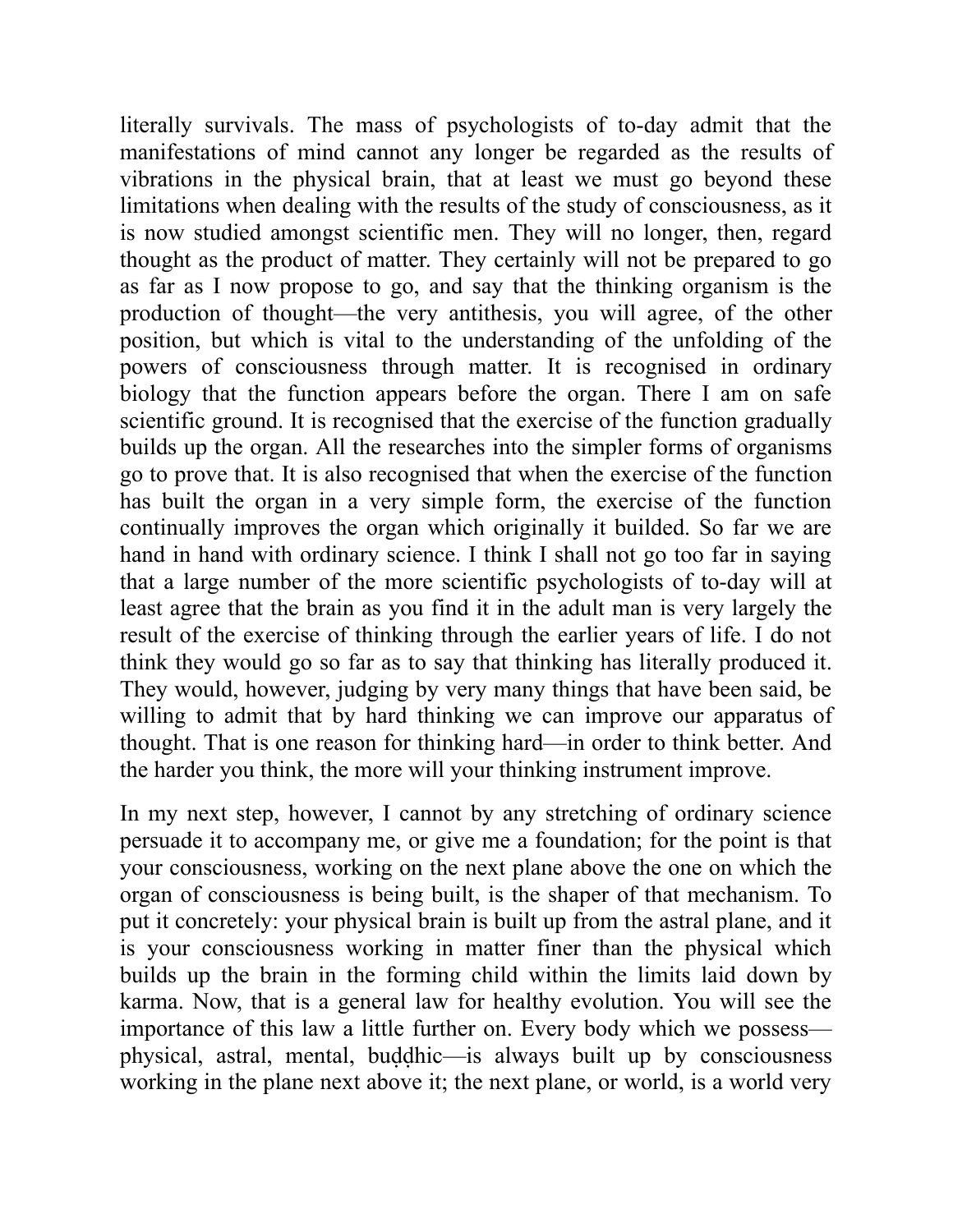literally survivals. The mass of psychologists of to-day admit that the manifestations of mind cannot any longer be regarded as the results of vibrations in the physical brain, that at least we must go beyond these limitations when dealing with the results of the study of consciousness, as it is now studied amongst scientific men. They will no longer, then, regard thought as the product of matter. They certainly will not be prepared to go as far as I now propose to go, and say that the thinking organism is the production of thought—the very antithesis, you will agree, of the other position, but which is vital to the understanding of the unfolding of the powers of consciousness through matter. It is recognised in ordinary biology that the function appears before the organ. There I am on safe scientific ground. It is recognised that the exercise of the function gradually builds up the organ. All the researches into the simpler forms of organisms go to prove that. It is also recognised that when the exercise of the function has built the organ in a very simple form, the exercise of the function continually improves the organ which originally it builded. So far we are hand in hand with ordinary science. I think I shall not go too far in saying that a large number of the more scientific psychologists of to-day will at least agree that the brain as you find it in the adult man is very largely the result of the exercise of thinking through the earlier years of life. I do not think they would go so far as to say that thinking has literally produced it. They would, however, judging by very many things that have been said, be willing to admit that by hard thinking we can improve our apparatus of thought. That is one reason for thinking hard—in order to think better. And the harder you think, the more will your thinking instrument improve.

In my next step, however, I cannot by any stretching of ordinary science persuade it to accompany me, or give me a foundation; for the point is that your consciousness, working on the next plane above the one on which the organ of consciousness is being built, is the shaper of that mechanism. To put it concretely: your physical brain is built up from the astral plane, and it is your consciousness working in matter finer than the physical which builds up the brain in the forming child within the limits laid down by karma. Now, that is a general law for healthy evolution. You will see the importance of this law a little further on. Every body which we possess—physical, astral, mental, buḍḍhic—is always built up by consciousness working in the plane next above it; the next plane, or world, is a world very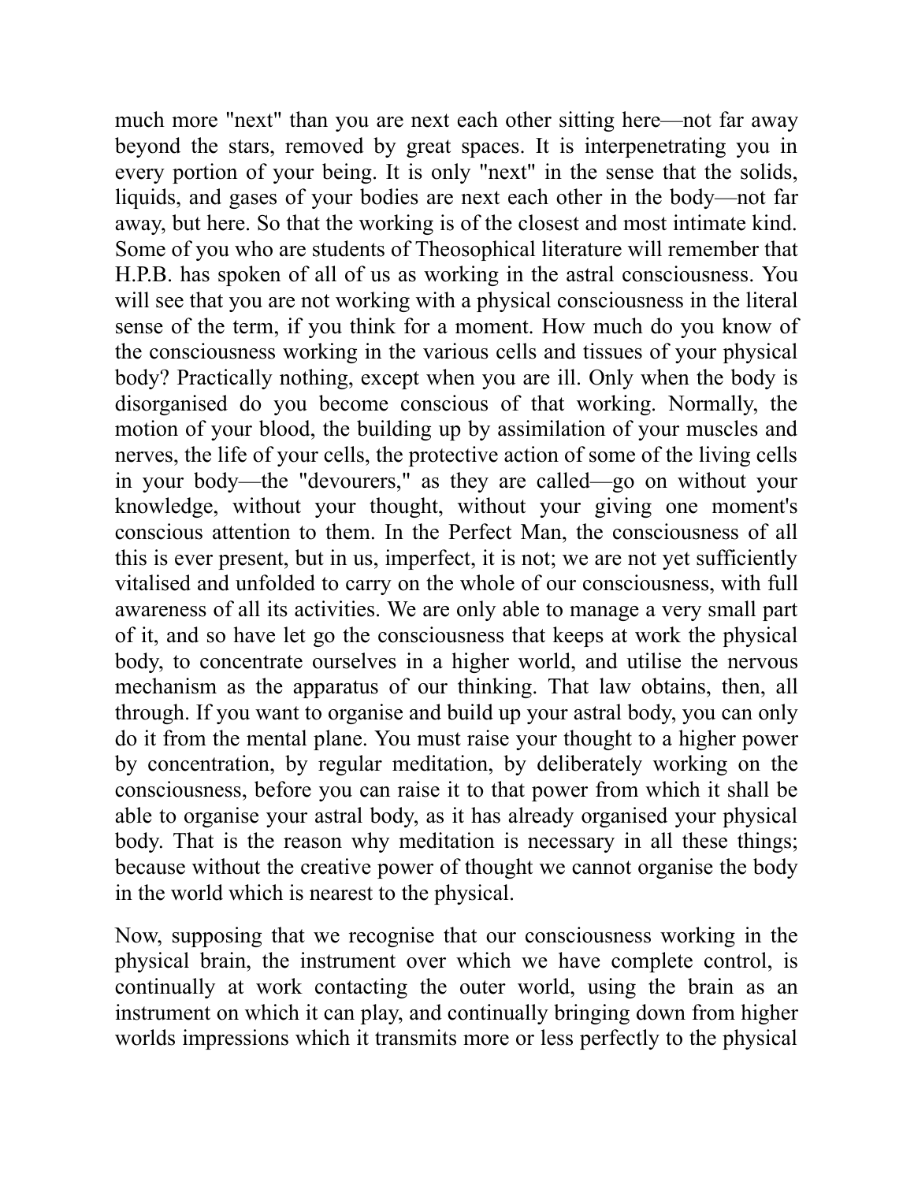much more "next" than you are next each other sitting here—not far away beyond the stars, removed by great spaces. It is interpenetrating you in every portion of your being. It is only "next" in the sense that the solids, liquids, and gases of your bodies are next each other in the body—not far away, but here. So that the working is of the closest and most intimate kind. Some of you who are students of Theosophical literature will remember that H.P.B. has spoken of all of us as working in the astral consciousness. You will see that you are not working with a physical consciousness in the literal sense of the term, if you think for a moment. How much do you know of the consciousness working in the various cells and tissues of your physical body? Practically nothing, except when you are ill. Only when the body is disorganised do you become conscious of that working. Normally, the motion of your blood, the building up by assimilation of your muscles and nerves, the life of your cells, the protective action of some of the living cells in your body—the "devourers," as they are called—go on without your knowledge, without your thought, without your giving one moment's conscious attention to them. In the Perfect Man, the consciousness of all this is ever present, but in us, imperfect, it is not; we are not yet sufficiently vitalised and unfolded to carry on the whole of our consciousness, with full awareness of all its activities. We are only able to manage a very small part of it, and so have let go the consciousness that keeps at work the physical body, to concentrate ourselves in a higher world, and utilise the nervous mechanism as the apparatus of our thinking. That law obtains, then, all through. If you want to organise and build up your astral body, you can only do it from the mental plane. You must raise your thought to a higher power by concentration, by regular meditation, by deliberately working on the consciousness, before you can raise it to that power from which it shall be able to organise your astral body, as it has already organised your physical body. That is the reason why meditation is necessary in all these things; because without the creative power of thought we cannot organise the body in the world which is nearest to the physical.

Now, supposing that we recognise that our consciousness working in the physical brain, the instrument over which we have complete control, is continually at work contacting the outer world, using the brain as an instrument on which it can play, and continually bringing down from higher worlds impressions which it transmits more or less perfectly to the physical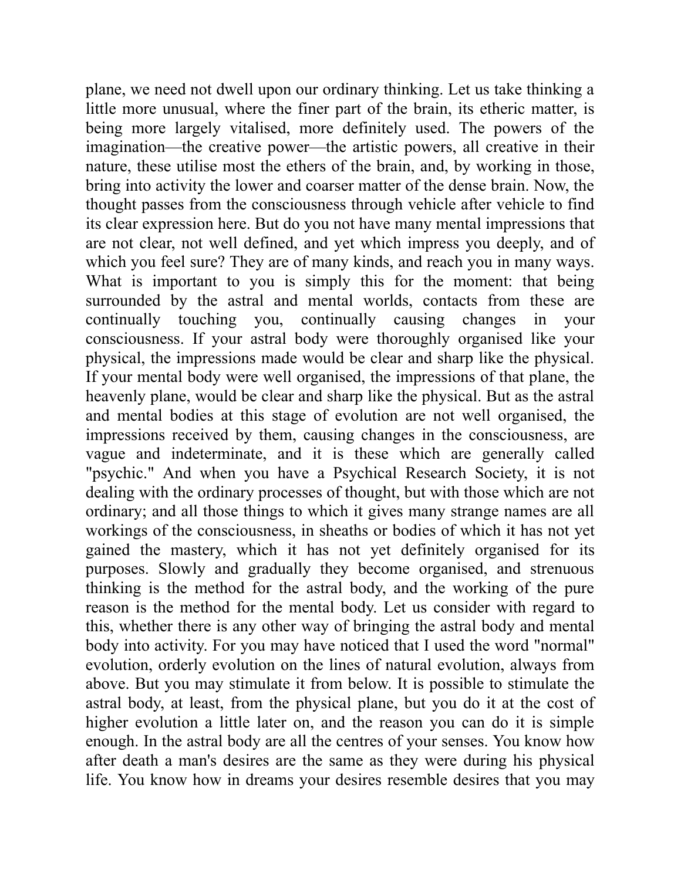plane, we need not dwell upon our ordinary thinking. Let us take thinking a little more unusual, where the finer part of the brain, its etheric matter, is being more largely vitalised, more definitely used. The powers of the imagination—the creative power—the artistic powers, all creative in their nature, these utilise most the ethers of the brain, and, by working in those, bring into activity the lower and coarser matter of the dense brain. Now, the thought passes from the consciousness through vehicle after vehicle to find its clear expression here. But do you not have many mental impressions that are not clear, not well defined, and yet which impress you deeply, and of which you feel sure? They are of many kinds, and reach you in many ways. What is important to you is simply this for the moment: that being surrounded by the astral and mental worlds, contacts from these are continually touching you, continually causing changes in your consciousness. If your astral body were thoroughly organised like your physical, the impressions made would be clear and sharp like the physical. If your mental body were well organised, the impressions of that plane, the heavenly plane, would be clear and sharp like the physical. But as the astral and mental bodies at this stage of evolution are not well organised, the impressions received by them, causing changes in the consciousness, are vague and indeterminate, and it is these which are generally called "psychic." And when you have a Psychical Research Society, it is not dealing with the ordinary processes of thought, but with those which are not ordinary; and all those things to which it gives many strange names are all workings of the consciousness, in sheaths or bodies of which it has not yet gained the mastery, which it has not yet definitely organised for its purposes. Slowly and gradually they become organised, and strenuous thinking is the method for the astral body, and the working of the pure reason is the method for the mental body. Let us consider with regard to this, whether there is any other way of bringing the astral body and mental body into activity. For you may have noticed that I used the word "normal" evolution, orderly evolution on the lines of natural evolution, always from above. But you may stimulate it from below. It is possible to stimulate the astral body, at least, from the physical plane, but you do it at the cost of higher evolution a little later on, and the reason you can do it is simple enough. In the astral body are all the centres of your senses. You know how after death a man's desires are the same as they were during his physical life. You know how in dreams your desires resemble desires that you may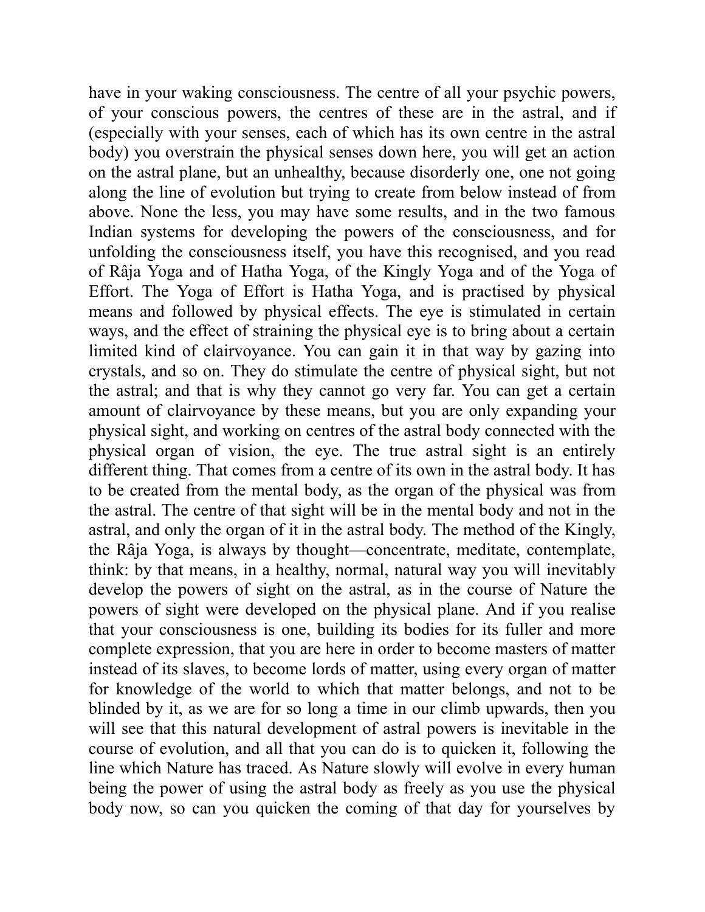have in your waking consciousness. The centre of all your psychic powers, of your conscious powers, the centres of these are in the astral, and if (especially with your senses, each of which has its own centre in the astral body) you overstrain the physical senses down here, you will get an action on the astral plane, but an unhealthy, because disorderly one, one not going along the line of evolution but trying to create from below instead of from above. None the less, you may have some results, and in the two famous Indian systems for developing the powers of the consciousness, and for unfolding the consciousness itself, you have this recognised, and you read of Râja Yoga and of Hatha Yoga, of the Kingly Yoga and of the Yoga of Effort. The Yoga of Effort is Hatha Yoga, and is practised by physical means and followed by physical effects. The eye is stimulated in certain ways, and the effect of straining the physical eye is to bring about a certain limited kind of clairvoyance. You can gain it in that way by gazing into crystals, and so on. They do stimulate the centre of physical sight, but not the astral; and that is why they cannot go very far. You can get a certain amount of clairvoyance by these means, but you are only expanding your physical sight, and working on centres of the astral body connected with the physical organ of vision, the eye. The true astral sight is an entirely different thing. That comes from a centre of its own in the astral body. It has to be created from the mental body, as the organ of the physical was from the astral. The centre of that sight will be in the mental body and not in the astral, and only the organ of it in the astral body. The method of the Kingly, the Râja Yoga, is always by thought—concentrate, meditate, contemplate, think: by that means, in a healthy, normal, natural way you will inevitably develop the powers of sight on the astral, as in the course of Nature the powers of sight were developed on the physical plane. And if you realise that your consciousness is one, building its bodies for its fuller and more complete expression, that you are here in order to become masters of matter instead of its slaves, to become lords of matter, using every organ of matter for knowledge of the world to which that matter belongs, and not to be blinded by it, as we are for so long a time in our climb upwards, then you will see that this natural development of astral powers is inevitable in the course of evolution, and all that you can do is to quicken it, following the line which Nature has traced. As Nature slowly will evolve in every human being the power of using the astral body as freely as you use the physical body now, so can you quicken the coming of that day for yourselves by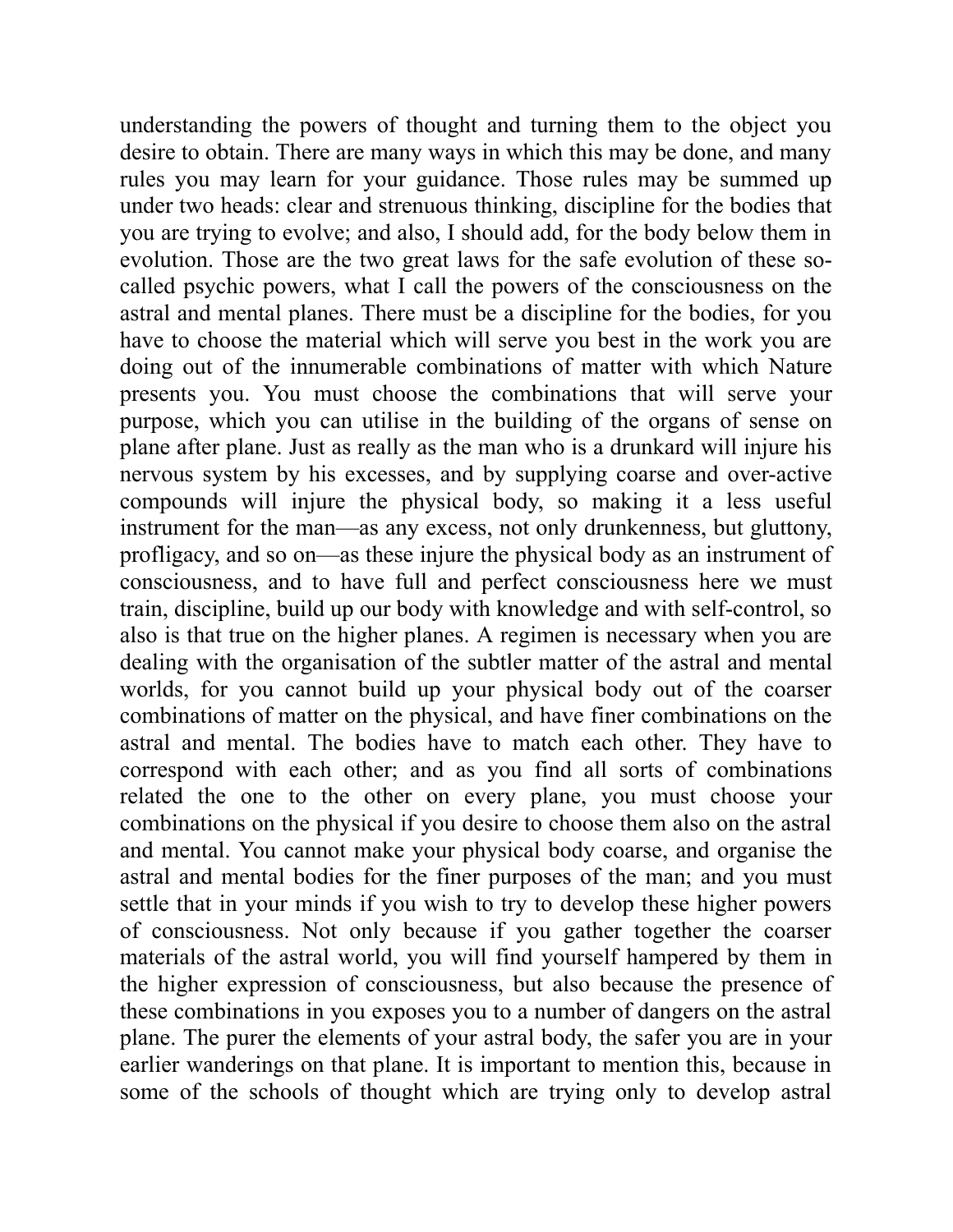understanding the powers of thought and turning them to the object you desire to obtain. There are many ways in which this may be done, and many rules you may learn for your guidance. Those rules may be summed up under two heads: clear and strenuous thinking, discipline for the bodies that you are trying to evolve; and also, I should add, for the body below them in evolution. Those are the two great laws for the safe evolution of these so-called psychic powers, what I call the powers of the consciousness on the astral and mental planes. There must be a discipline for the bodies, for you have to choose the material which will serve you best in the work you are doing out of the innumerable combinations of matter with which Nature presents you. You must choose the combinations that will serve your purpose, which you can utilise in the building of the organs of sense on plane after plane. Just as really as the man who is a drunkard will injure his nervous system by his excesses, and by supplying coarse and over-active compounds will injure the physical body, so making it a less useful instrument for the man—as any excess, not only drunkenness, but gluttony, profligacy, and so on—as these injure the physical body as an instrument of consciousness, and to have full and perfect consciousness here we must train, discipline, build up our body with knowledge and with self-control, so also is that true on the higher planes. A regimen is necessary when you are dealing with the organisation of the subtler matter of the astral and mental worlds, for you cannot build up your physical body out of the coarser combinations of matter on the physical, and have finer combinations on the astral and mental. The bodies have to match each other. They have to correspond with each other; and as you find all sorts of combinations related the one to the other on every plane, you must choose your combinations on the physical if you desire to choose them also on the astral and mental. You cannot make your physical body coarse, and organise the astral and mental bodies for the finer purposes of the man; and you must settle that in your minds if you wish to try to develop these higher powers of consciousness. Not only because if you gather together the coarser materials of the astral world, you will find yourself hampered by them in the higher expression of consciousness, but also because the presence of these combinations in you exposes you to a number of dangers on the astral plane. The purer the elements of your astral body, the safer you are in your earlier wanderings on that plane. It is important to mention this, because in some of the schools of thought which are trying only to develop astral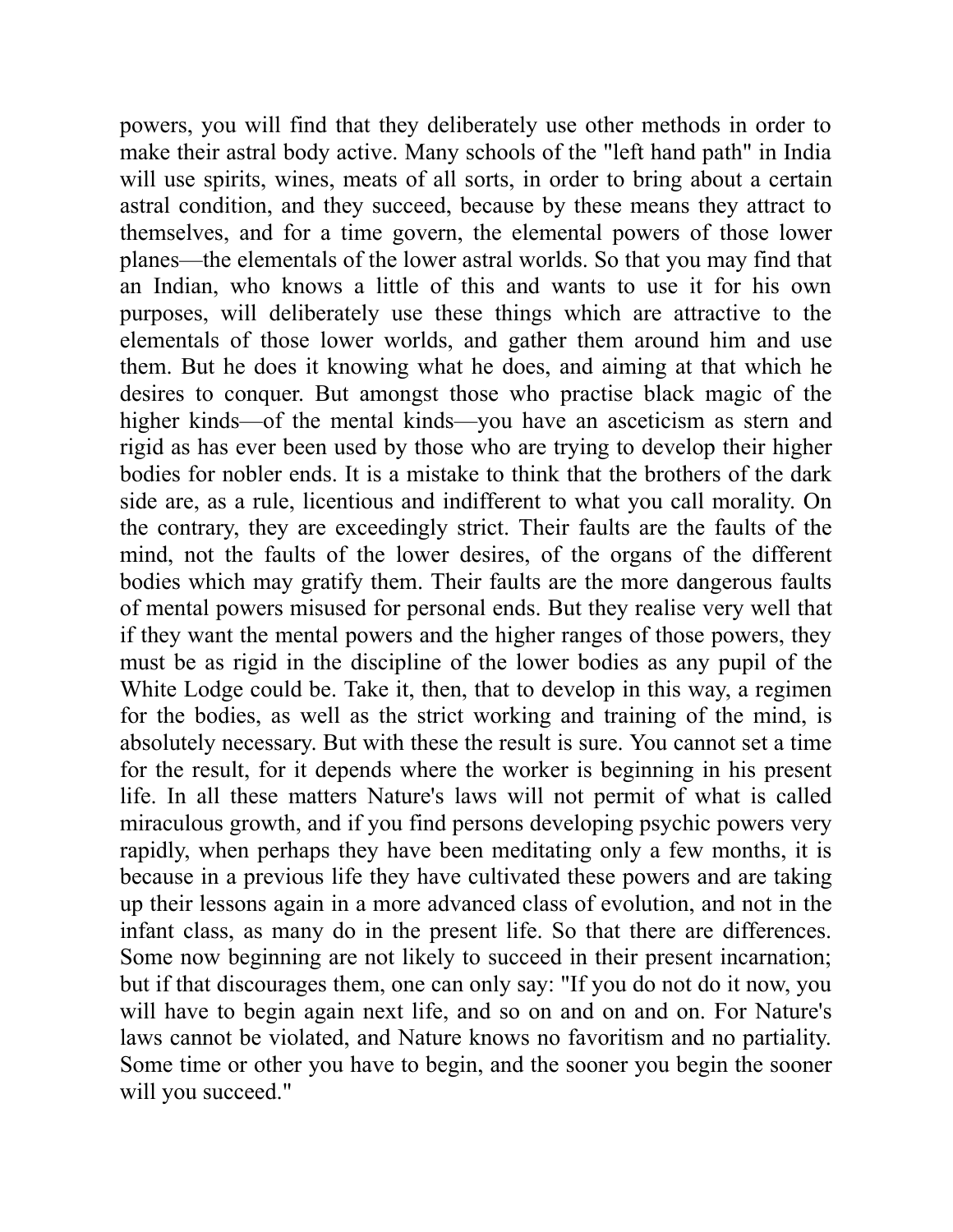powers, you will find that they deliberately use other methods in order to make their astral body active. Many schools of the "left hand path" in India will use spirits, wines, meats of all sorts, in order to bring about a certain astral condition, and they succeed, because by these means they attract to themselves, and for a time govern, the elemental powers of those lower planes—the elementals of the lower astral worlds. So that you may find that an Indian, who knows a little of this and wants to use it for his own purposes, will deliberately use these things which are attractive to the elementals of those lower worlds, and gather them around him and use them. But he does it knowing what he does, and aiming at that which he desires to conquer. But amongst those who practise black magic of the higher kinds—of the mental kinds—you have an asceticism as stern and rigid as has ever been used by those who are trying to develop their higher bodies for nobler ends. It is a mistake to think that the brothers of the dark side are, as a rule, licentious and indifferent to what you call morality. On the contrary, they are exceedingly strict. Their faults are the faults of the mind, not the faults of the lower desires, of the organs of the different bodies which may gratify them. Their faults are the more dangerous faults of mental powers misused for personal ends. But they realise very well that if they want the mental powers and the higher ranges of those powers, they must be as rigid in the discipline of the lower bodies as any pupil of the White Lodge could be. Take it, then, that to develop in this way, a regimen for the bodies, as well as the strict working and training of the mind, is absolutely necessary. But with these the result is sure. You cannot set a time for the result, for it depends where the worker is beginning in his present life. In all these matters Nature's laws will not permit of what is called miraculous growth, and if you find persons developing psychic powers very rapidly, when perhaps they have been meditating only a few months, it is because in a previous life they have cultivated these powers and are taking up their lessons again in a more advanced class of evolution, and not in the infant class, as many do in the present life. So that there are differences. Some now beginning are not likely to succeed in their present incarnation; but if that discourages them, one can only say: "If you do not do it now, you will have to begin again next life, and so on and on and on. For Nature's laws cannot be violated, and Nature knows no favoritism and no partiality. Some time or other you have to begin, and the sooner you begin the sooner will you succeed."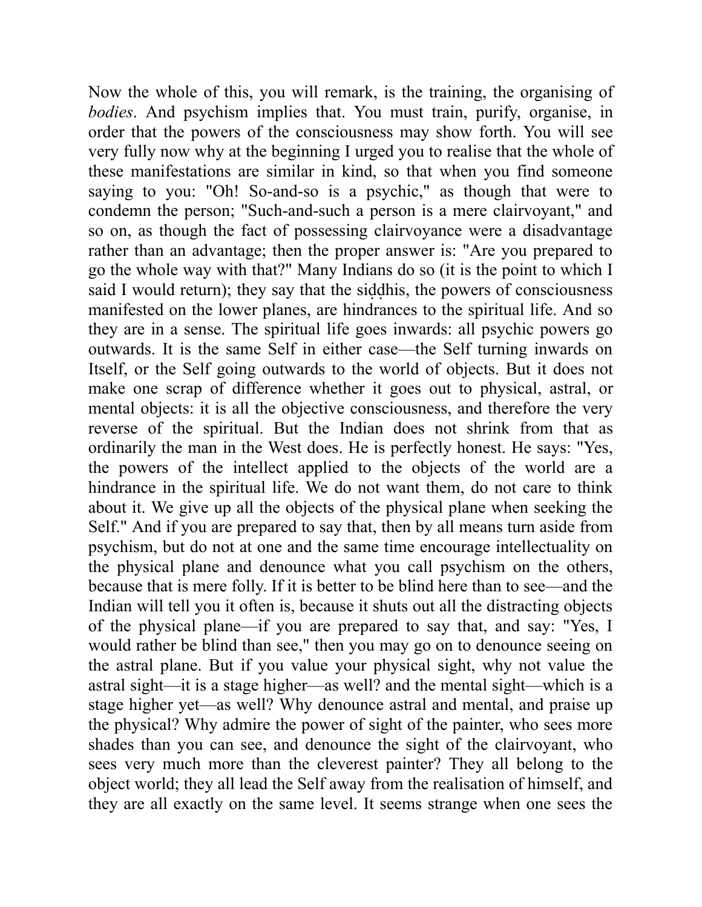Now the whole of this, you will remark, is the training, the organising of *bodies*. And psychism implies that. You must train, purify, organise, in order that the powers of the consciousness may show forth. You will see very fully now why at the beginning I urged you to realise that the whole of these manifestations are similar in kind, so that when you find someone saying to you: "Oh! So-and-so is a psychic," as though that were to condemn the person; "Such-and-such a person is a mere clairvoyant," and so on, as though the fact of possessing clairvoyance were a disadvantage rather than an advantage; then the proper answer is: "Are you prepared to go the whole way with that?" Many Indians do so (it is the point to which I said I would return); they say that the siḍḍhis, the powers of consciousness manifested on the lower planes, are hindrances to the spiritual life. And so they are in a sense. The spiritual life goes inwards: all psychic powers go outwards. It is the same Self in either case—the Self turning inwards on Itself, or the Self going outwards to the world of objects. But it does not make one scrap of difference whether it goes out to physical, astral, or mental objects: it is all the objective consciousness, and therefore the very reverse of the spiritual. But the Indian does not shrink from that as ordinarily the man in the West does. He is perfectly honest. He says: "Yes, the powers of the intellect applied to the objects of the world are a hindrance in the spiritual life. We do not want them, do not care to think about it. We give up all the objects of the physical plane when seeking the Self." And if you are prepared to say that, then by all means turn aside from psychism, but do not at one and the same time encourage intellectuality on the physical plane and denounce what you call psychism on the others, because that is mere folly. If it is better to be blind here than to see—and the Indian will tell you it often is, because it shuts out all the distracting objects of the physical plane—if you are prepared to say that, and say: "Yes, I would rather be blind than see," then you may go on to denounce seeing on the astral plane. But if you value your physical sight, why not value the astral sight—it is a stage higher—as well? and the mental sight—which is a stage higher yet—as well? Why denounce astral and mental, and praise up the physical? Why admire the power of sight of the painter, who sees more shades than you can see, and denounce the sight of the clairvoyant, who sees very much more than the cleverest painter? They all belong to the object world; they all lead the Self away from the realisation of himself, and they are all exactly on the same level. It seems strange when one sees the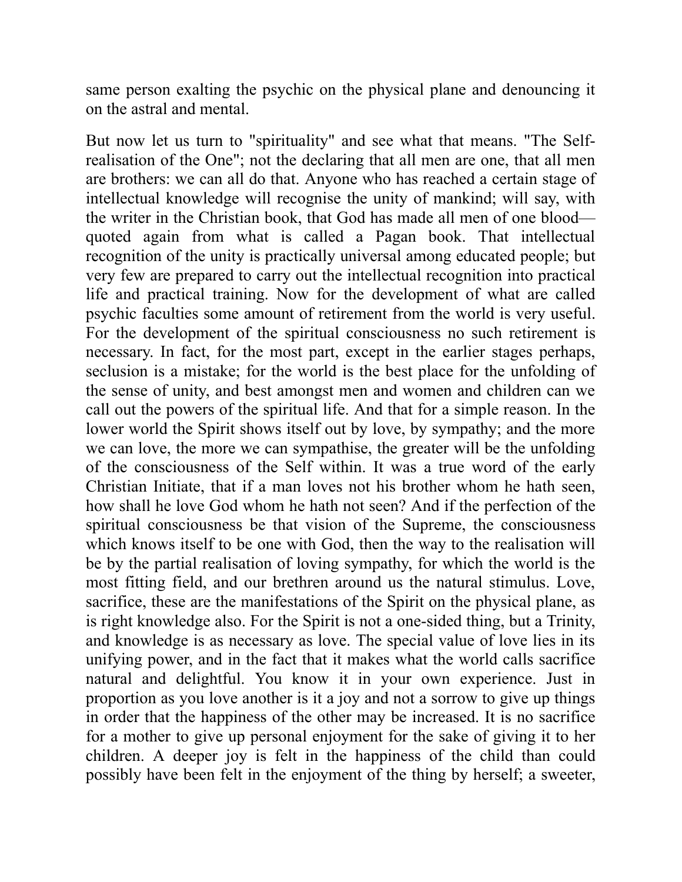same person exalting the psychic on the physical plane and denouncing it on the astral and mental.

But now let us turn to "spirituality" and see what that means. "The Self-realisation of the One"; not the declaring that all men are one, that all men are brothers: we can all do that. Anyone who has reached a certain stage of intellectual knowledge will recognise the unity of mankind; will say, with the writer in the Christian book, that God has made all men of one blood—quoted again from what is called a Pagan book. That intellectual recognition of the unity is practically universal among educated people; but very few are prepared to carry out the intellectual recognition into practical life and practical training. Now for the development of what are called psychic faculties some amount of retirement from the world is very useful. For the development of the spiritual consciousness no such retirement is necessary. In fact, for the most part, except in the earlier stages perhaps, seclusion is a mistake; for the world is the best place for the unfolding of the sense of unity, and best amongst men and women and children can we call out the powers of the spiritual life. And that for a simple reason. In the lower world the Spirit shows itself out by love, by sympathy; and the more we can love, the more we can sympathise, the greater will be the unfolding of the consciousness of the Self within. It was a true word of the early Christian Initiate, that if a man loves not his brother whom he hath seen, how shall he love God whom he hath not seen? And if the perfection of the spiritual consciousness be that vision of the Supreme, the consciousness which knows itself to be one with God, then the way to the realisation will be by the partial realisation of loving sympathy, for which the world is the most fitting field, and our brethren around us the natural stimulus. Love, sacrifice, these are the manifestations of the Spirit on the physical plane, as is right knowledge also. For the Spirit is not a one-sided thing, but a Trinity, and knowledge is as necessary as love. The special value of love lies in its unifying power, and in the fact that it makes what the world calls sacrifice natural and delightful. You know it in your own experience. Just in proportion as you love another is it a joy and not a sorrow to give up things in order that the happiness of the other may be increased. It is no sacrifice for a mother to give up personal enjoyment for the sake of giving it to her children. A deeper joy is felt in the happiness of the child than could possibly have been felt in the enjoyment of the thing by herself; a sweeter,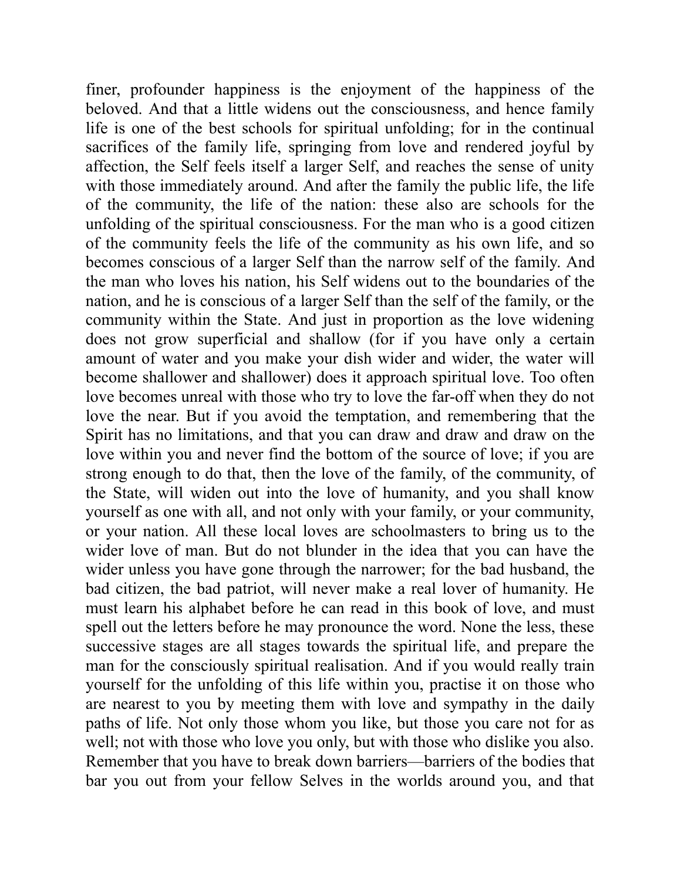finer, profounder happiness is the enjoyment of the happiness of the beloved. And that a little widens out the consciousness, and hence family life is one of the best schools for spiritual unfolding; for in the continual sacrifices of the family life, springing from love and rendered joyful by affection, the Self feels itself a larger Self, and reaches the sense of unity with those immediately around. And after the family the public life, the life of the community, the life of the nation: these also are schools for the unfolding of the spiritual consciousness. For the man who is a good citizen of the community feels the life of the community as his own life, and so becomes conscious of a larger Self than the narrow self of the family. And the man who loves his nation, his Self widens out to the boundaries of the nation, and he is conscious of a larger Self than the self of the family, or the community within the State. And just in proportion as the love widening does not grow superficial and shallow (for if you have only a certain amount of water and you make your dish wider and wider, the water will become shallower and shallower) does it approach spiritual love. Too often love becomes unreal with those who try to love the far-off when they do not love the near. But if you avoid the temptation, and remembering that the Spirit has no limitations, and that you can draw and draw and draw on the love within you and never find the bottom of the source of love; if you are strong enough to do that, then the love of the family, of the community, of the State, will widen out into the love of humanity, and you shall know yourself as one with all, and not only with your family, or your community, or your nation. All these local loves are schoolmasters to bring us to the wider love of man. But do not blunder in the idea that you can have the wider unless you have gone through the narrower; for the bad husband, the bad citizen, the bad patriot, will never make a real lover of humanity. He must learn his alphabet before he can read in this book of love, and must spell out the letters before he may pronounce the word. None the less, these successive stages are all stages towards the spiritual life, and prepare the man for the consciously spiritual realisation. And if you would really train yourself for the unfolding of this life within you, practise it on those who are nearest to you by meeting them with love and sympathy in the daily paths of life. Not only those whom you like, but those you care not for as well; not with those who love you only, but with those who dislike you also. Remember that you have to break down barriers—barriers of the bodies that bar you out from your fellow Selves in the worlds around you, and that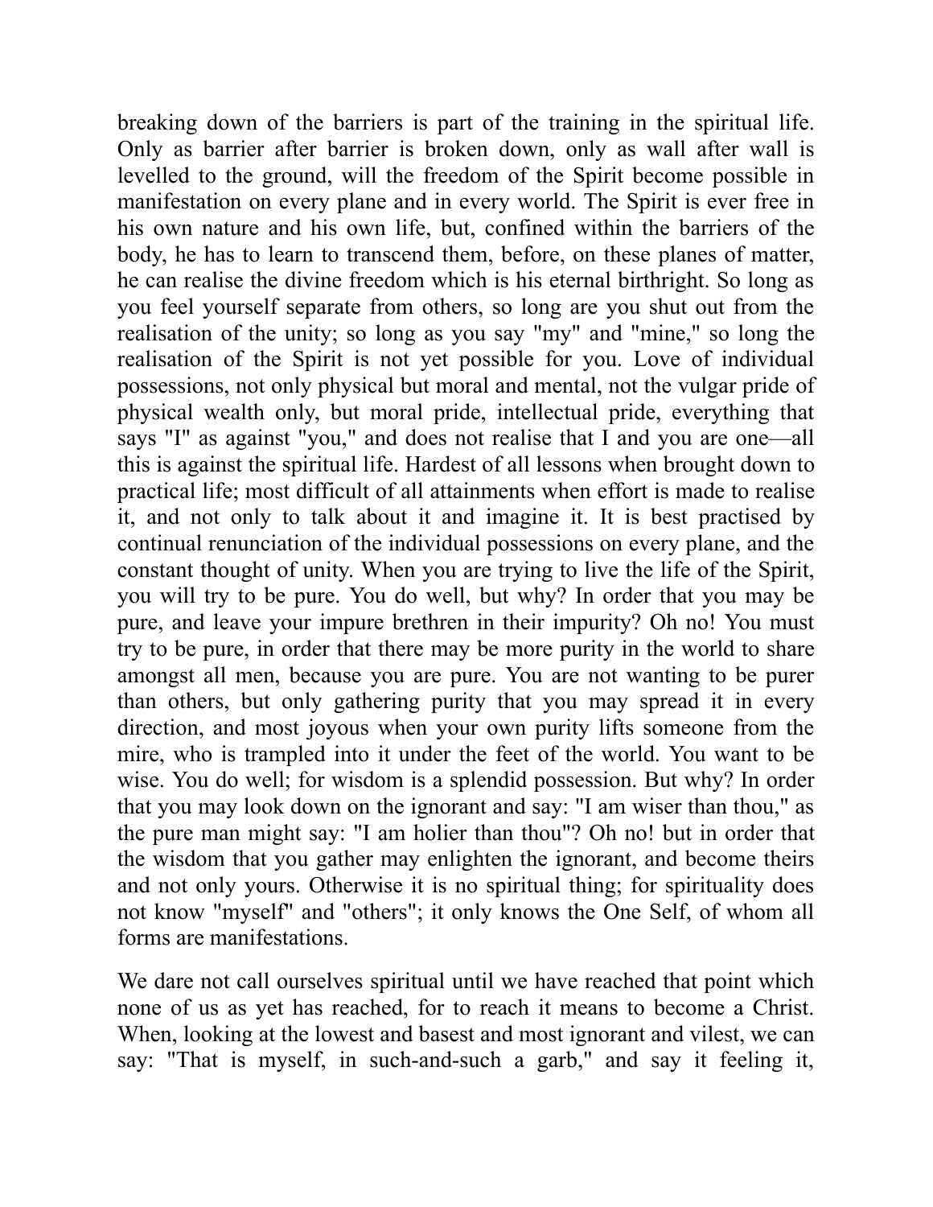breaking down of the barriers is part of the training in the spiritual life. Only as barrier after barrier is broken down, only as wall after wall is levelled to the ground, will the freedom of the Spirit become possible in manifestation on every plane and in every world. The Spirit is ever free in his own nature and his own life, but, confined within the barriers of the body, he has to learn to transcend them, before, on these planes of matter, he can realise the divine freedom which is his eternal birthright. So long as you feel yourself separate from others, so long are you shut out from the realisation of the unity; so long as you say "my" and "mine," so long the realisation of the Spirit is not yet possible for you. Love of individual possessions, not only physical but moral and mental, not the vulgar pride of physical wealth only, but moral pride, intellectual pride, everything that says "I" as against "you," and does not realise that I and you are one—all this is against the spiritual life. Hardest of all lessons when brought down to practical life; most difficult of all attainments when effort is made to realise it, and not only to talk about it and imagine it. It is best practised by continual renunciation of the individual possessions on every plane, and the constant thought of unity. When you are trying to live the life of the Spirit, you will try to be pure. You do well, but why? In order that you may be pure, and leave your impure brethren in their impurity? Oh no! You must try to be pure, in order that there may be more purity in the world to share amongst all men, because you are pure. You are not wanting to be purer than others, but only gathering purity that you may spread it in every direction, and most joyous when your own purity lifts someone from the mire, who is trampled into it under the feet of the world. You want to be wise. You do well; for wisdom is a splendid possession. But why? In order that you may look down on the ignorant and say: "I am wiser than thou," as the pure man might say: "I am holier than thou"? Oh no! but in order that the wisdom that you gather may enlighten the ignorant, and become theirs and not only yours. Otherwise it is no spiritual thing; for spirituality does not know "myself" and "others"; it only knows the One Self, of whom all forms are manifestations.

We dare not call ourselves spiritual until we have reached that point which none of us as yet has reached, for to reach it means to become a Christ. When, looking at the lowest and basest and most ignorant and vilest, we can say: "That is myself, in such-and-such a garb," and say it feeling it,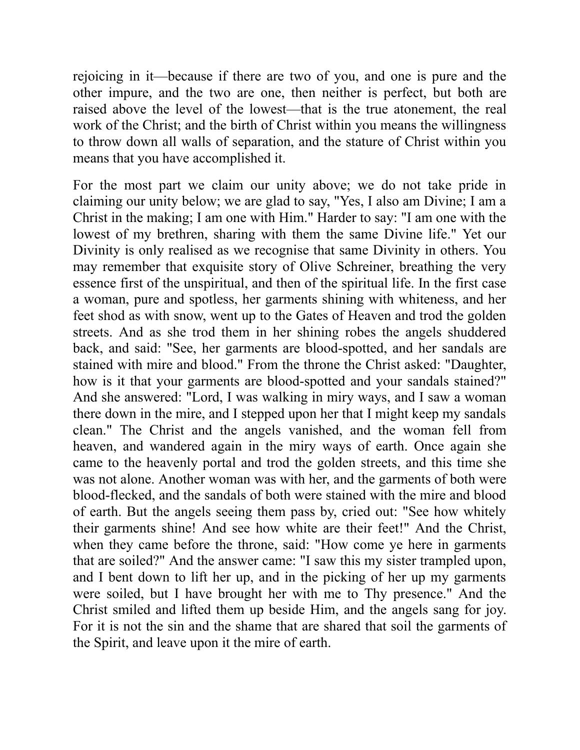rejoicing in it—because if there are two of you, and one is pure and the other impure, and the two are one, then neither is perfect, but both are raised above the level of the lowest—that is the true atonement, the real work of the Christ; and the birth of Christ within you means the willingness to throw down all walls of separation, and the stature of Christ within you means that you have accomplished it.

For the most part we claim our unity above; we do not take pride in claiming our unity below; we are glad to say, "Yes, I also am Divine; I am a Christ in the making; I am one with Him." Harder to say: "I am one with the lowest of my brethren, sharing with them the same Divine life." Yet our Divinity is only realised as we recognise that same Divinity in others. You may remember that exquisite story of Olive Schreiner, breathing the very essence first of the unspiritual, and then of the spiritual life. In the first case a woman, pure and spotless, her garments shining with whiteness, and her feet shod as with snow, went up to the Gates of Heaven and trod the golden streets. And as she trod them in her shining robes the angels shuddered back, and said: "See, her garments are blood-spotted, and her sandals are stained with mire and blood." From the throne the Christ asked: "Daughter, how is it that your garments are blood-spotted and your sandals stained?" And she answered: "Lord, I was walking in miry ways, and I saw a woman there down in the mire, and I stepped upon her that I might keep my sandals clean." The Christ and the angels vanished, and the woman fell from heaven, and wandered again in the miry ways of earth. Once again she came to the heavenly portal and trod the golden streets, and this time she was not alone. Another woman was with her, and the garments of both were blood-flecked, and the sandals of both were stained with the mire and blood of earth. But the angels seeing them pass by, cried out: "See how whitely their garments shine! And see how white are their feet!" And the Christ, when they came before the throne, said: "How come ye here in garments that are soiled?" And the answer came: "I saw this my sister trampled upon, and I bent down to lift her up, and in the picking of her up my garments were soiled, but I have brought her with me to Thy presence." And the Christ smiled and lifted them up beside Him, and the angels sang for joy. For it is not the sin and the shame that are shared that soil the garments of the Spirit, and leave upon it the mire of earth.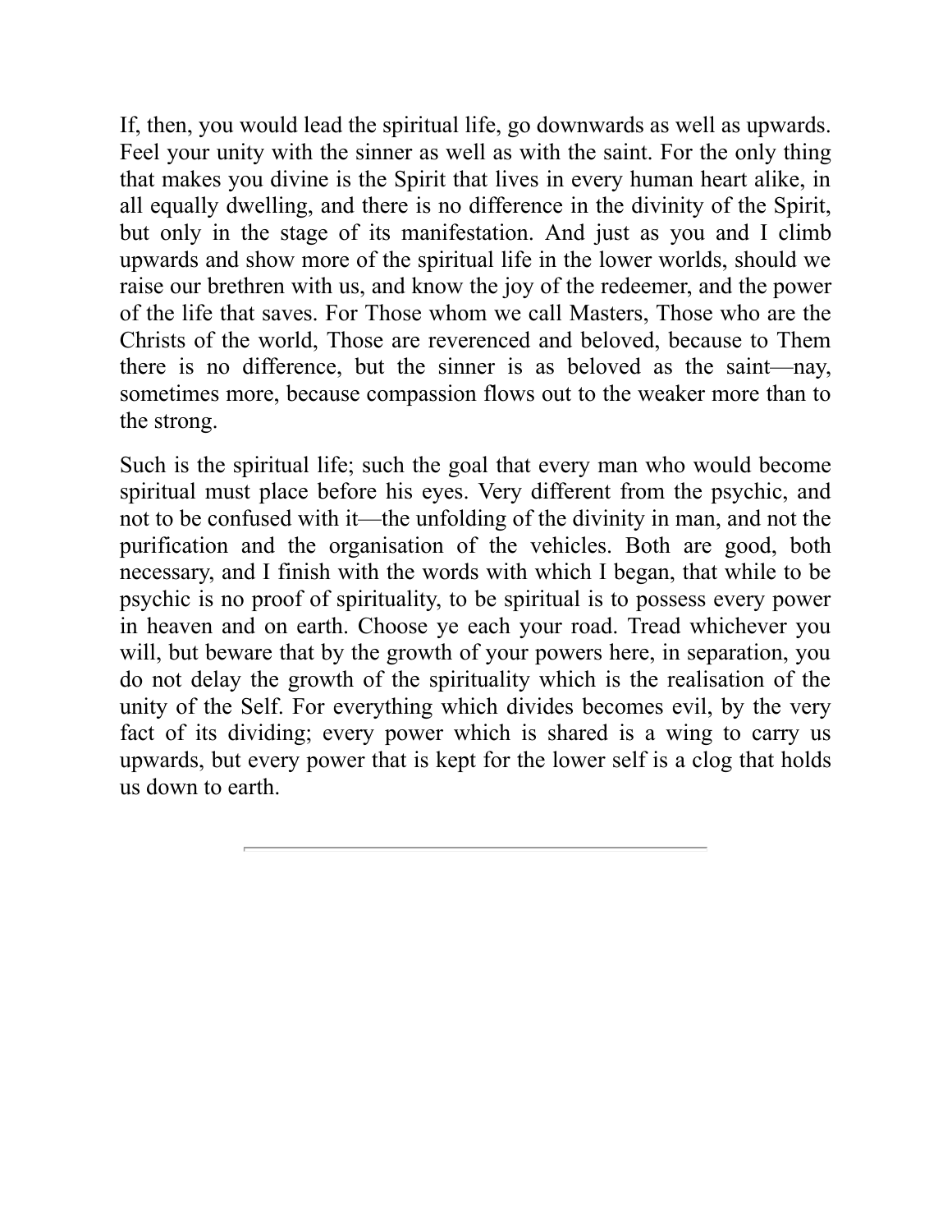If, then, you would lead the spiritual life, go downwards as well as upwards. Feel your unity with the sinner as well as with the saint. For the only thing that makes you divine is the Spirit that lives in every human heart alike, in all equally dwelling, and there is no difference in the divinity of the Spirit, but only in the stage of its manifestation. And just as you and I climb upwards and show more of the spiritual life in the lower worlds, should we raise our brethren with us, and know the joy of the redeemer, and the power of the life that saves. For Those whom we call Masters, Those who are the Christs of the world, Those are reverenced and beloved, because to Them there is no difference, but the sinner is as beloved as the saint—nay, sometimes more, because compassion flows out to the weaker more than to the strong.

Such is the spiritual life; such the goal that every man who would become spiritual must place before his eyes. Very different from the psychic, and not to be confused with it—the unfolding of the divinity in man, and not the purification and the organisation of the vehicles. Both are good, both necessary, and I finish with the words with which I began, that while to be psychic is no proof of spirituality, to be spiritual is to possess every power in heaven and on earth. Choose ye each your road. Tread whichever you will, but beware that by the growth of your powers here, in separation, you do not delay the growth of the spirituality which is the realisation of the unity of the Self. For everything which divides becomes evil, by the very fact of its dividing; every power which is shared is a wing to carry us upwards, but every power that is kept for the lower self is a clog that holds us down to earth.

---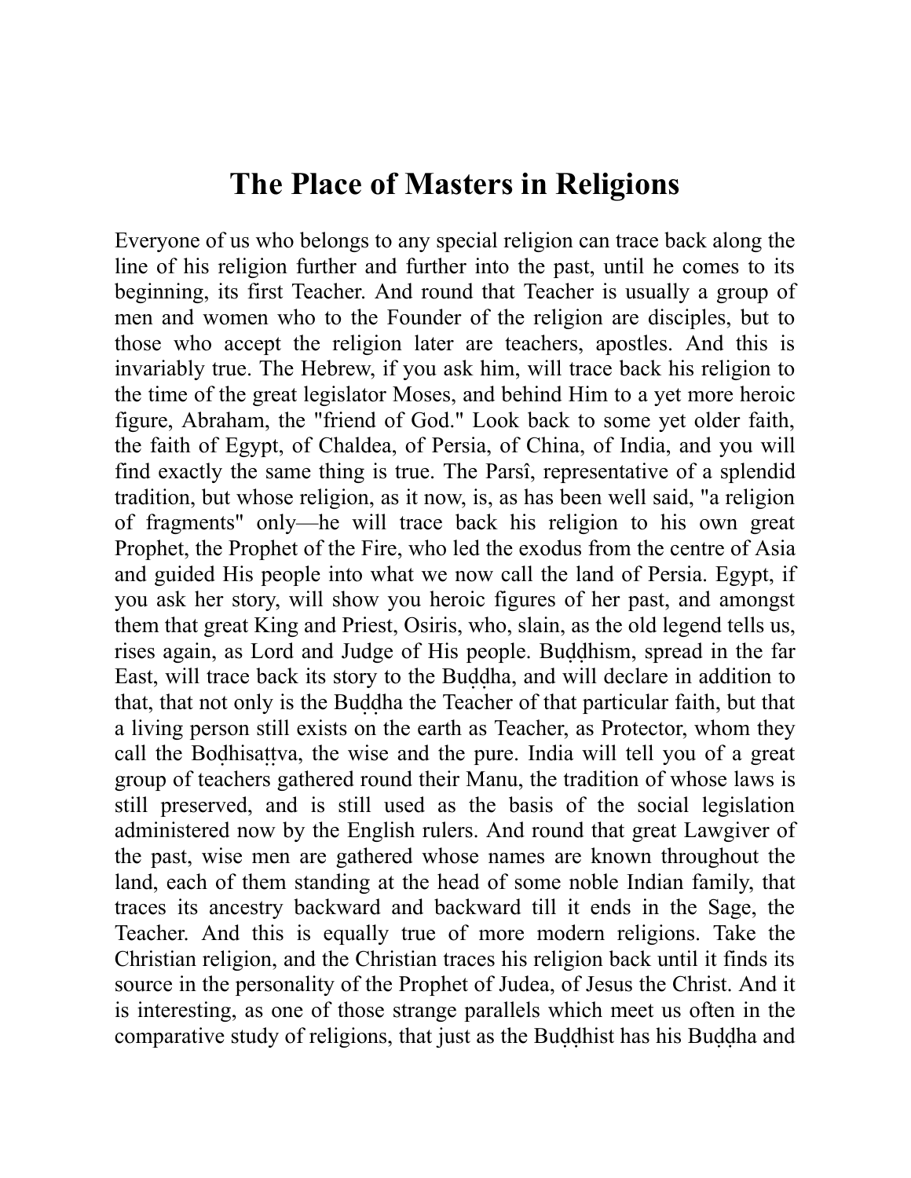# The Place of Masters in Religions

Everyone of us who belongs to any special religion can trace back along the line of his religion further and further into the past, until he comes to its beginning, its first Teacher. And round that Teacher is usually a group of men and women who to the Founder of the religion are disciples, but to those who accept the religion later are teachers, apostles. And this is invariably true. The Hebrew, if you ask him, will trace back his religion to the time of the great legislator Moses, and behind Him to a yet more heroic figure, Abraham, the "friend of God." Look back to some yet older faith, the faith of Egypt, of Chaldea, of Persia, of China, of India, and you will find exactly the same thing is true. The Parsî, representative of a splendid tradition, but whose religion, as it now, is, as has been well said, "a religion of fragments" only—he will trace back his religion to his own great Prophet, the Prophet of the Fire, who led the exodus from the centre of Asia and guided His people into what we now call the land of Persia. Egypt, if you ask her story, will show you heroic figures of her past, and amongst them that great King and Priest, Osiris, who, slain, as the old legend tells us, rises again, as Lord and Judge of His people. Buḍḍhism, spread in the far East, will trace back its story to the Buḍḍha, and will declare in addition to that, that not only is the Buḍḍha the Teacher of that particular faith, but that a living person still exists on the earth as Teacher, as Protector, whom they call the Boḍhisaṭṭva, the wise and the pure. India will tell you of a great group of teachers gathered round their Manu, the tradition of whose laws is still preserved, and is still used as the basis of the social legislation administered now by the English rulers. And round that great Lawgiver of the past, wise men are gathered whose names are known throughout the land, each of them standing at the head of some noble Indian family, that traces its ancestry backward and backward till it ends in the Sage, the Teacher. And this is equally true of more modern religions. Take the Christian religion, and the Christian traces his religion back until it finds its source in the personality of the Prophet of Judea, of Jesus the Christ. And it is interesting, as one of those strange parallels which meet us often in the comparative study of religions, that just as the Buḍḍhist has his Buḍḍha and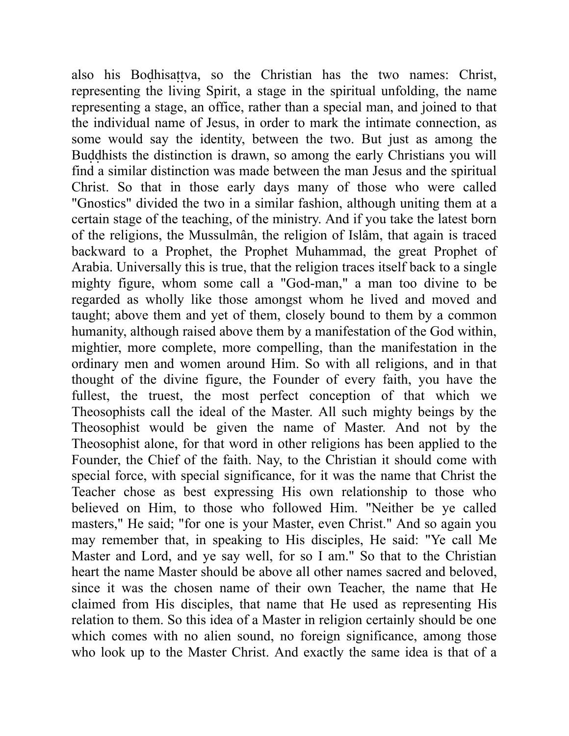also his Boḍhisaṭṭva, so the Christian has the two names: Christ, representing the living Spirit, a stage in the spiritual unfolding, the name representing a stage, an office, rather than a special man, and joined to that the individual name of Jesus, in order to mark the intimate connection, as some would say the identity, between the two. But just as among the Buḍḍhists the distinction is drawn, so among the early Christians you will find a similar distinction was made between the man Jesus and the spiritual Christ. So that in those early days many of those who were called "Gnostics" divided the two in a similar fashion, although uniting them at a certain stage of the teaching, of the ministry. And if you take the latest born of the religions, the Mussulmân, the religion of Islâm, that again is traced backward to a Prophet, the Prophet Muhammad, the great Prophet of Arabia. Universally this is true, that the religion traces itself back to a single mighty figure, whom some call a "God-man," a man too divine to be regarded as wholly like those amongst whom he lived and moved and taught; above them and yet of them, closely bound to them by a common humanity, although raised above them by a manifestation of the God within, mightier, more complete, more compelling, than the manifestation in the ordinary men and women around Him. So with all religions, and in that thought of the divine figure, the Founder of every faith, you have the fullest, the truest, the most perfect conception of that which we Theosophists call the ideal of the Master. All such mighty beings by the Theosophist would be given the name of Master. And not by the Theosophist alone, for that word in other religions has been applied to the Founder, the Chief of the faith. Nay, to the Christian it should come with special force, with special significance, for it was the name that Christ the Teacher chose as best expressing His own relationship to those who believed on Him, to those who followed Him. "Neither be ye called masters," He said; "for one is your Master, even Christ." And so again you may remember that, in speaking to His disciples, He said: "Ye call Me Master and Lord, and ye say well, for so I am." So that to the Christian heart the name Master should be above all other names sacred and beloved, since it was the chosen name of their own Teacher, the name that He claimed from His disciples, that name that He used as representing His relation to them. So this idea of a Master in religion certainly should be one which comes with no alien sound, no foreign significance, among those who look up to the Master Christ. And exactly the same idea is that of a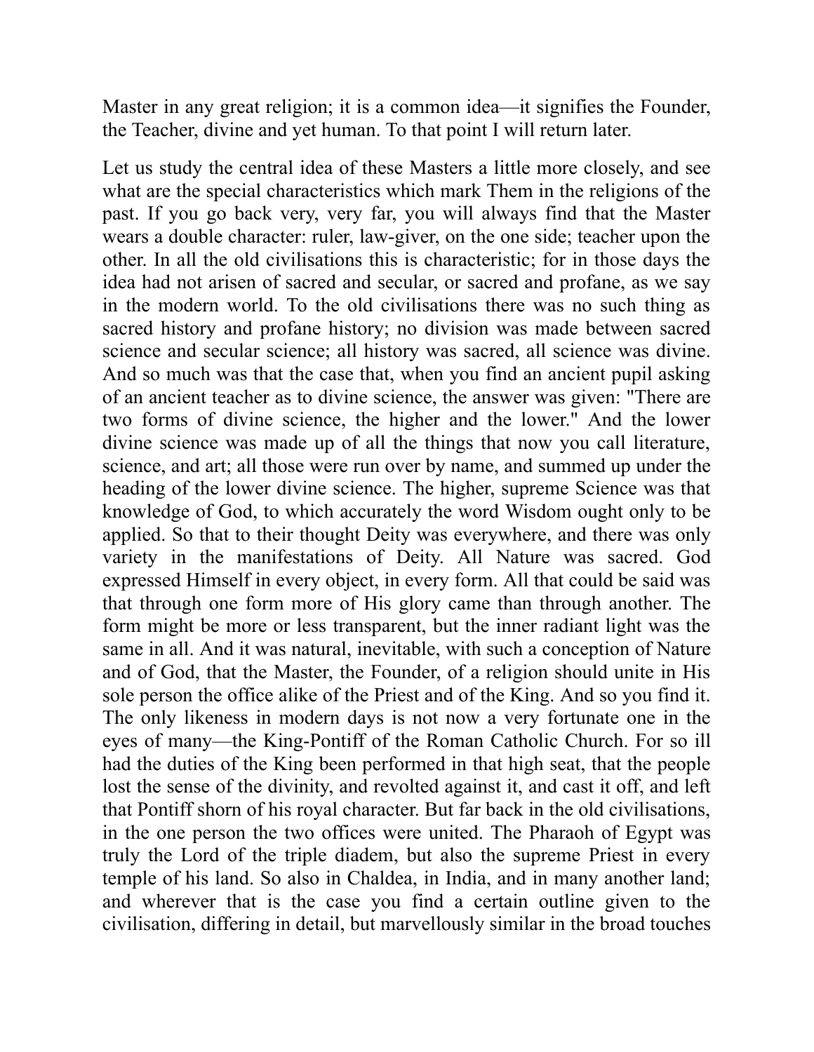Master in any great religion; it is a common idea—it signifies the Founder, the Teacher, divine and yet human. To that point I will return later.

Let us study the central idea of these Masters a little more closely, and see what are the special characteristics which mark Them in the religions of the past. If you go back very, very far, you will always find that the Master wears a double character: ruler, law-giver, on the one side; teacher upon the other. In all the old civilisations this is characteristic; for in those days the idea had not arisen of sacred and secular, or sacred and profane, as we say in the modern world. To the old civilisations there was no such thing as sacred history and profane history; no division was made between sacred science and secular science; all history was sacred, all science was divine. And so much was that the case that, when you find an ancient pupil asking of an ancient teacher as to divine science, the answer was given: "There are two forms of divine science, the higher and the lower." And the lower divine science was made up of all the things that now you call literature, science, and art; all those were run over by name, and summed up under the heading of the lower divine science. The higher, supreme Science was that knowledge of God, to which accurately the word Wisdom ought only to be applied. So that to their thought Deity was everywhere, and there was only variety in the manifestations of Deity. All Nature was sacred. God expressed Himself in every object, in every form. All that could be said was that through one form more of His glory came than through another. The form might be more or less transparent, but the inner radiant light was the same in all. And it was natural, inevitable, with such a conception of Nature and of God, that the Master, the Founder, of a religion should unite in His sole person the office alike of the Priest and of the King. And so you find it. The only likeness in modern days is not now a very fortunate one in the eyes of many—the King-Pontiff of the Roman Catholic Church. For so ill had the duties of the King been performed in that high seat, that the people lost the sense of the divinity, and revolted against it, and cast it off, and left that Pontiff shorn of his royal character. But far back in the old civilisations, in the one person the two offices were united. The Pharaoh of Egypt was truly the Lord of the triple diadem, but also the supreme Priest in every temple of his land. So also in Chaldea, in India, and in many another land; and wherever that is the case you find a certain outline given to the civilisation, differing in detail, but marvellously similar in the broad touches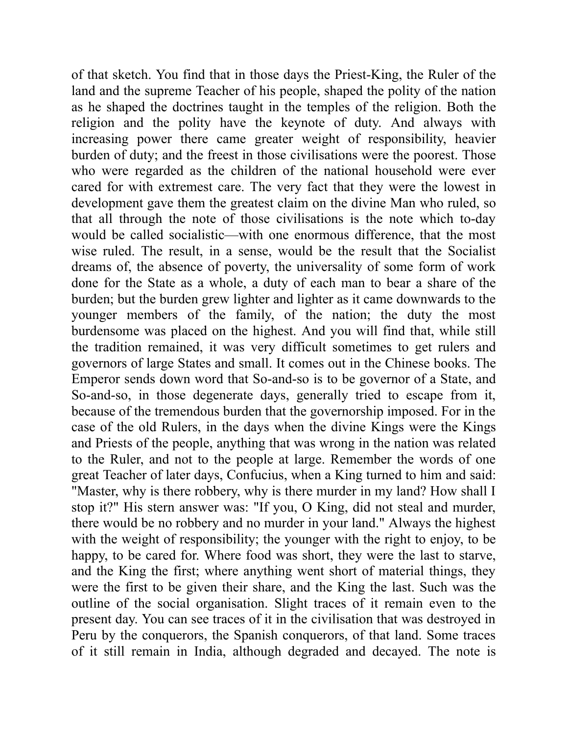of that sketch. You find that in those days the Priest-King, the Ruler of the land and the supreme Teacher of his people, shaped the polity of the nation as he shaped the doctrines taught in the temples of the religion. Both the religion and the polity have the keynote of duty. And always with increasing power there came greater weight of responsibility, heavier burden of duty; and the freest in those civilisations were the poorest. Those who were regarded as the children of the national household were ever cared for with extremest care. The very fact that they were the lowest in development gave them the greatest claim on the divine Man who ruled, so that all through the note of those civilisations is the note which to-day would be called socialistic—with one enormous difference, that the most wise ruled. The result, in a sense, would be the result that the Socialist dreams of, the absence of poverty, the universality of some form of work done for the State as a whole, a duty of each man to bear a share of the burden; but the burden grew lighter and lighter as it came downwards to the younger members of the family, of the nation; the duty the most burdensome was placed on the highest. And you will find that, while still the tradition remained, it was very difficult sometimes to get rulers and governors of large States and small. It comes out in the Chinese books. The Emperor sends down word that So-and-so is to be governor of a State, and So-and-so, in those degenerate days, generally tried to escape from it, because of the tremendous burden that the governorship imposed. For in the case of the old Rulers, in the days when the divine Kings were the Kings and Priests of the people, anything that was wrong in the nation was related to the Ruler, and not to the people at large. Remember the words of one great Teacher of later days, Confucius, when a King turned to him and said: "Master, why is there robbery, why is there murder in my land? How shall I stop it?" His stern answer was: "If you, O King, did not steal and murder, there would be no robbery and no murder in your land." Always the highest with the weight of responsibility; the younger with the right to enjoy, to be happy, to be cared for. Where food was short, they were the last to starve, and the King the first; where anything went short of material things, they were the first to be given their share, and the King the last. Such was the outline of the social organisation. Slight traces of it remain even to the present day. You can see traces of it in the civilisation that was destroyed in Peru by the conquerors, the Spanish conquerors, of that land. Some traces of it still remain in India, although degraded and decayed. The note is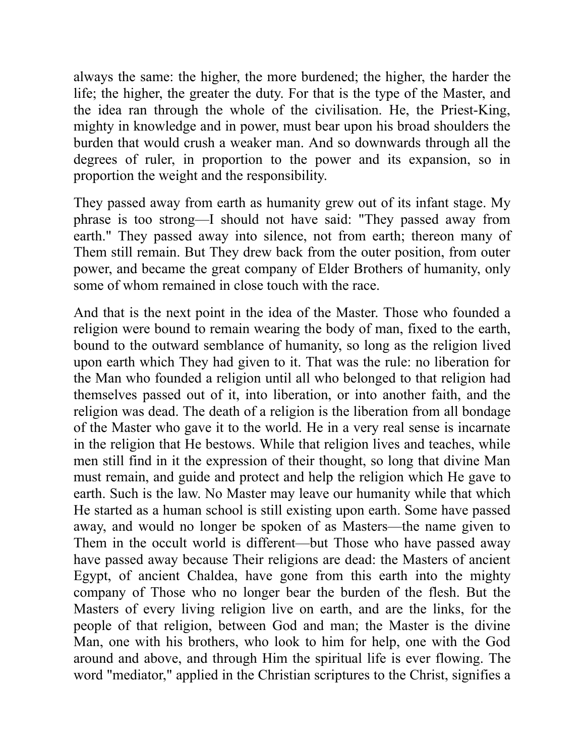always the same: the higher, the more burdened; the higher, the harder the life; the higher, the greater the duty. For that is the type of the Master, and the idea ran through the whole of the civilisation. He, the Priest-King, mighty in knowledge and in power, must bear upon his broad shoulders the burden that would crush a weaker man. And so downwards through all the degrees of ruler, in proportion to the power and its expansion, so in proportion the weight and the responsibility.

They passed away from earth as humanity grew out of its infant stage. My phrase is too strong—I should not have said: "They passed away from earth." They passed away into silence, not from earth; thereon many of Them still remain. But They drew back from the outer position, from outer power, and became the great company of Elder Brothers of humanity, only some of whom remained in close touch with the race.

And that is the next point in the idea of the Master. Those who founded a religion were bound to remain wearing the body of man, fixed to the earth, bound to the outward semblance of humanity, so long as the religion lived upon earth which They had given to it. That was the rule: no liberation for the Man who founded a religion until all who belonged to that religion had themselves passed out of it, into liberation, or into another faith, and the religion was dead. The death of a religion is the liberation from all bondage of the Master who gave it to the world. He in a very real sense is incarnate in the religion that He bestows. While that religion lives and teaches, while men still find in it the expression of their thought, so long that divine Man must remain, and guide and protect and help the religion which He gave to earth. Such is the law. No Master may leave our humanity while that which He started as a human school is still existing upon earth. Some have passed away, and would no longer be spoken of as Masters—the name given to Them in the occult world is different—but Those who have passed away have passed away because Their religions are dead: the Masters of ancient Egypt, of ancient Chaldea, have gone from this earth into the mighty company of Those who no longer bear the burden of the flesh. But the Masters of every living religion live on earth, and are the links, for the people of that religion, between God and man; the Master is the divine Man, one with his brothers, who look to him for help, one with the God around and above, and through Him the spiritual life is ever flowing. The word "mediator," applied in the Christian scriptures to the Christ, signifies a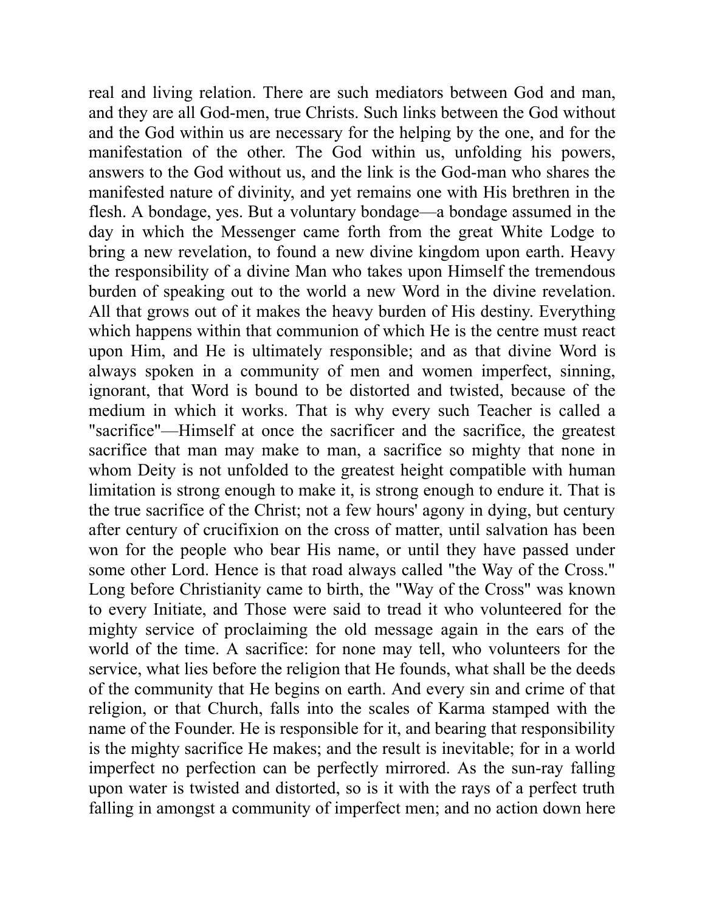real and living relation. There are such mediators between God and man, and they are all God-men, true Christs. Such links between the God without and the God within us are necessary for the helping by the one, and for the manifestation of the other. The God within us, unfolding his powers, answers to the God without us, and the link is the God-man who shares the manifested nature of divinity, and yet remains one with His brethren in the flesh. A bondage, yes. But a voluntary bondage—a bondage assumed in the day in which the Messenger came forth from the great White Lodge to bring a new revelation, to found a new divine kingdom upon earth. Heavy the responsibility of a divine Man who takes upon Himself the tremendous burden of speaking out to the world a new Word in the divine revelation. All that grows out of it makes the heavy burden of His destiny. Everything which happens within that communion of which He is the centre must react upon Him, and He is ultimately responsible; and as that divine Word is always spoken in a community of men and women imperfect, sinning, ignorant, that Word is bound to be distorted and twisted, because of the medium in which it works. That is why every such Teacher is called a "sacrifice"—Himself at once the sacrificer and the sacrifice, the greatest sacrifice that man may make to man, a sacrifice so mighty that none in whom Deity is not unfolded to the greatest height compatible with human limitation is strong enough to make it, is strong enough to endure it. That is the true sacrifice of the Christ; not a few hours' agony in dying, but century after century of crucifixion on the cross of matter, until salvation has been won for the people who bear His name, or until they have passed under some other Lord. Hence is that road always called "the Way of the Cross." Long before Christianity came to birth, the "Way of the Cross" was known to every Initiate, and Those were said to tread it who volunteered for the mighty service of proclaiming the old message again in the ears of the world of the time. A sacrifice: for none may tell, who volunteers for the service, what lies before the religion that He founds, what shall be the deeds of the community that He begins on earth. And every sin and crime of that religion, or that Church, falls into the scales of Karma stamped with the name of the Founder. He is responsible for it, and bearing that responsibility is the mighty sacrifice He makes; and the result is inevitable; for in a world imperfect no perfection can be perfectly mirrored. As the sun-ray falling upon water is twisted and distorted, so is it with the rays of a perfect truth falling in amongst a community of imperfect men; and no action down here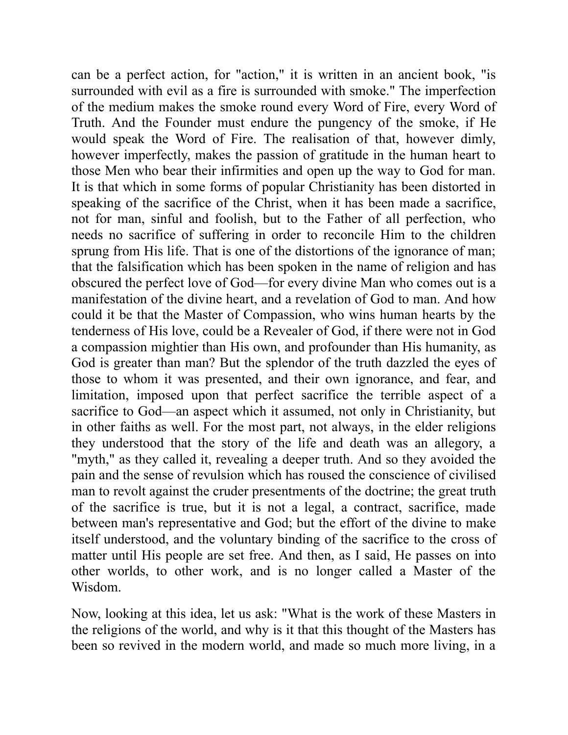can be a perfect action, for "action," it is written in an ancient book, "is surrounded with evil as a fire is surrounded with smoke." The imperfection of the medium makes the smoke round every Word of Fire, every Word of Truth. And the Founder must endure the pungency of the smoke, if He would speak the Word of Fire. The realisation of that, however dimly, however imperfectly, makes the passion of gratitude in the human heart to those Men who bear their infirmities and open up the way to God for man. It is that which in some forms of popular Christianity has been distorted in speaking of the sacrifice of the Christ, when it has been made a sacrifice, not for man, sinful and foolish, but to the Father of all perfection, who needs no sacrifice of suffering in order to reconcile Him to the children sprung from His life. That is one of the distortions of the ignorance of man; that the falsification which has been spoken in the name of religion and has obscured the perfect love of God—for every divine Man who comes out is a manifestation of the divine heart, and a revelation of God to man. And how could it be that the Master of Compassion, who wins human hearts by the tenderness of His love, could be a Revealer of God, if there were not in God a compassion mightier than His own, and profounder than His humanity, as God is greater than man? But the splendor of the truth dazzled the eyes of those to whom it was presented, and their own ignorance, and fear, and limitation, imposed upon that perfect sacrifice the terrible aspect of a sacrifice to God—an aspect which it assumed, not only in Christianity, but in other faiths as well. For the most part, not always, in the elder religions they understood that the story of the life and death was an allegory, a "myth," as they called it, revealing a deeper truth. And so they avoided the pain and the sense of revulsion which has roused the conscience of civilised man to revolt against the cruder presentments of the doctrine; the great truth of the sacrifice is true, but it is not a legal, a contract, sacrifice, made between man's representative and God; but the effort of the divine to make itself understood, and the voluntary binding of the sacrifice to the cross of matter until His people are set free. And then, as I said, He passes on into other worlds, to other work, and is no longer called a Master of the Wisdom.

Now, looking at this idea, let us ask: "What is the work of these Masters in the religions of the world, and why is it that this thought of the Masters has been so revived in the modern world, and made so much more living, in a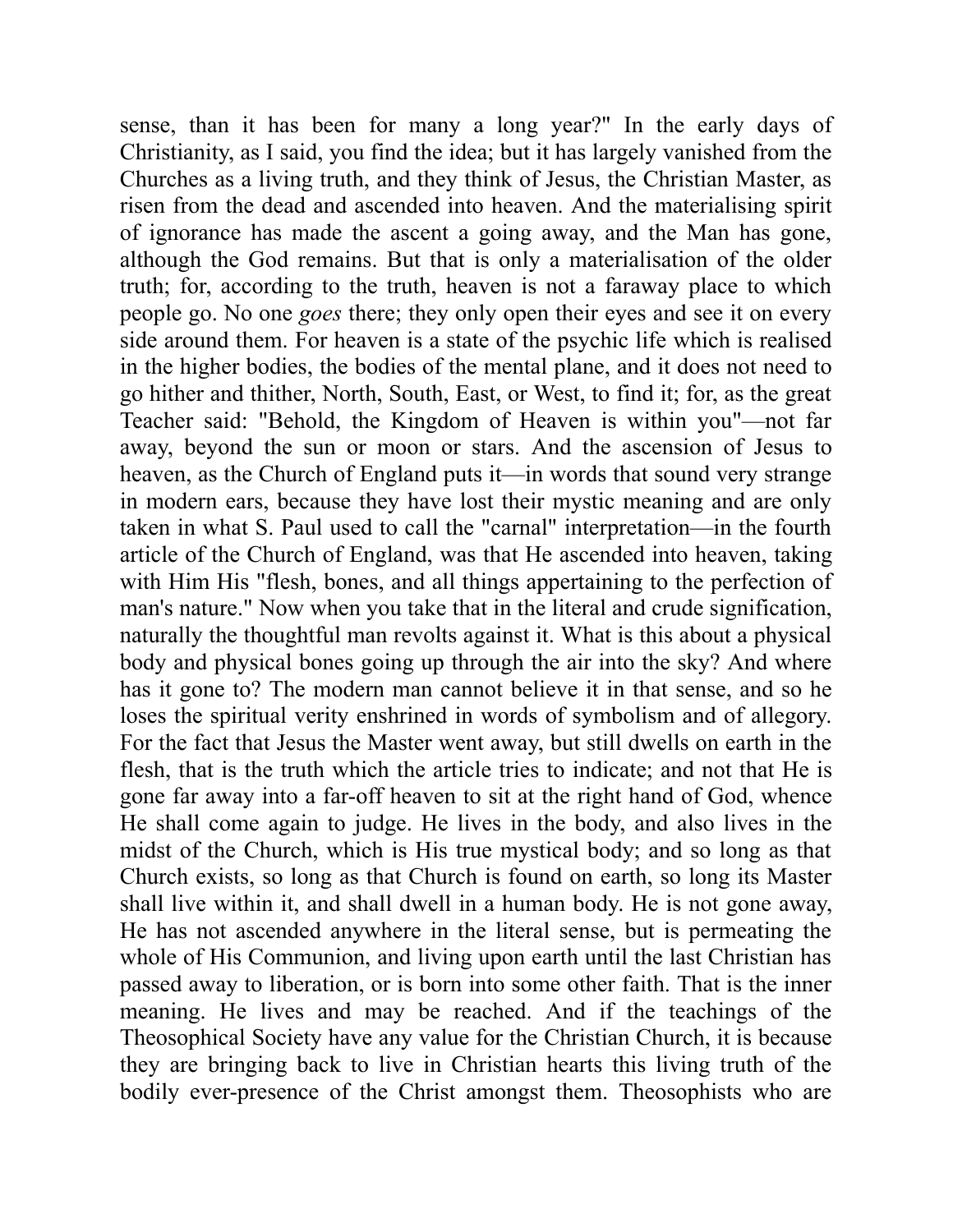sense, than it has been for many a long year?" In the early days of Christianity, as I said, you find the idea; but it has largely vanished from the Churches as a living truth, and they think of Jesus, the Christian Master, as risen from the dead and ascended into heaven. And the materialising spirit of ignorance has made the ascent a going away, and the Man has gone, although the God remains. But that is only a materialisation of the older truth; for, according to the truth, heaven is not a faraway place to which people go. No one *goes* there; they only open their eyes and see it on every side around them. For heaven is a state of the psychic life which is realised in the higher bodies, the bodies of the mental plane, and it does not need to go hither and thither, North, South, East, or West, to find it; for, as the great Teacher said: "Behold, the Kingdom of Heaven is within you"—not far away, beyond the sun or moon or stars. And the ascension of Jesus to heaven, as the Church of England puts it—in words that sound very strange in modern ears, because they have lost their mystic meaning and are only taken in what S. Paul used to call the "carnal" interpretation—in the fourth article of the Church of England, was that He ascended into heaven, taking with Him His "flesh, bones, and all things appertaining to the perfection of man's nature." Now when you take that in the literal and crude signification, naturally the thoughtful man revolts against it. What is this about a physical body and physical bones going up through the air into the sky? And where has it gone to? The modern man cannot believe it in that sense, and so he loses the spiritual verity enshrined in words of symbolism and of allegory. For the fact that Jesus the Master went away, but still dwells on earth in the flesh, that is the truth which the article tries to indicate; and not that He is gone far away into a far-off heaven to sit at the right hand of God, whence He shall come again to judge. He lives in the body, and also lives in the midst of the Church, which is His true mystical body; and so long as that Church exists, so long as that Church is found on earth, so long its Master shall live within it, and shall dwell in a human body. He is not gone away, He has not ascended anywhere in the literal sense, but is permeating the whole of His Communion, and living upon earth until the last Christian has passed away to liberation, or is born into some other faith. That is the inner meaning. He lives and may be reached. And if the teachings of the Theosophical Society have any value for the Christian Church, it is because they are bringing back to live in Christian hearts this living truth of the bodily ever-presence of the Christ amongst them. Theosophists who are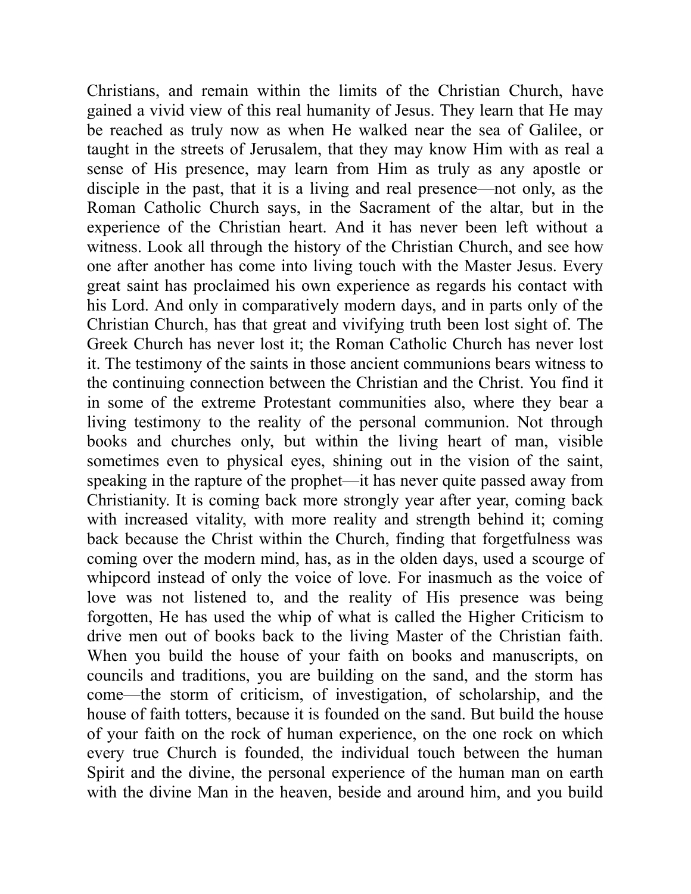Christians, and remain within the limits of the Christian Church, have gained a vivid view of this real humanity of Jesus. They learn that He may be reached as truly now as when He walked near the sea of Galilee, or taught in the streets of Jerusalem, that they may know Him with as real a sense of His presence, may learn from Him as truly as any apostle or disciple in the past, that it is a living and real presence—not only, as the Roman Catholic Church says, in the Sacrament of the altar, but in the experience of the Christian heart. And it has never been left without a witness. Look all through the history of the Christian Church, and see how one after another has come into living touch with the Master Jesus. Every great saint has proclaimed his own experience as regards his contact with his Lord. And only in comparatively modern days, and in parts only of the Christian Church, has that great and vivifying truth been lost sight of. The Greek Church has never lost it; the Roman Catholic Church has never lost it. The testimony of the saints in those ancient communions bears witness to the continuing connection between the Christian and the Christ. You find it in some of the extreme Protestant communities also, where they bear a living testimony to the reality of the personal communion. Not through books and churches only, but within the living heart of man, visible sometimes even to physical eyes, shining out in the vision of the saint, speaking in the rapture of the prophet—it has never quite passed away from Christianity. It is coming back more strongly year after year, coming back with increased vitality, with more reality and strength behind it; coming back because the Christ within the Church, finding that forgetfulness was coming over the modern mind, has, as in the olden days, used a scourge of whipcord instead of only the voice of love. For inasmuch as the voice of love was not listened to, and the reality of His presence was being forgotten, He has used the whip of what is called the Higher Criticism to drive men out of books back to the living Master of the Christian faith. When you build the house of your faith on books and manuscripts, on councils and traditions, you are building on the sand, and the storm has come—the storm of criticism, of investigation, of scholarship, and the house of faith totters, because it is founded on the sand. But build the house of your faith on the rock of human experience, on the one rock on which every true Church is founded, the individual touch between the human Spirit and the divine, the personal experience of the human man on earth with the divine Man in the heaven, beside and around him, and you build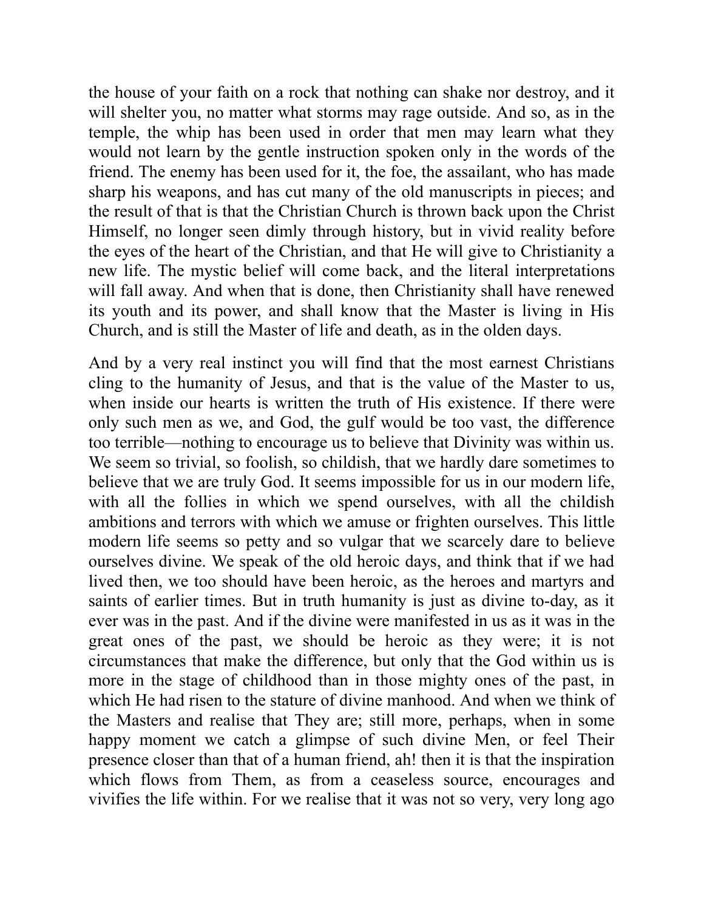the house of your faith on a rock that nothing can shake nor destroy, and it will shelter you, no matter what storms may rage outside. And so, as in the temple, the whip has been used in order that men may learn what they would not learn by the gentle instruction spoken only in the words of the friend. The enemy has been used for it, the foe, the assailant, who has made sharp his weapons, and has cut many of the old manuscripts in pieces; and the result of that is that the Christian Church is thrown back upon the Christ Himself, no longer seen dimly through history, but in vivid reality before the eyes of the heart of the Christian, and that He will give to Christianity a new life. The mystic belief will come back, and the literal interpretations will fall away. And when that is done, then Christianity shall have renewed its youth and its power, and shall know that the Master is living in His Church, and is still the Master of life and death, as in the olden days.

And by a very real instinct you will find that the most earnest Christians cling to the humanity of Jesus, and that is the value of the Master to us, when inside our hearts is written the truth of His existence. If there were only such men as we, and God, the gulf would be too vast, the difference too terrible—nothing to encourage us to believe that Divinity was within us. We seem so trivial, so foolish, so childish, that we hardly dare sometimes to believe that we are truly God. It seems impossible for us in our modern life, with all the follies in which we spend ourselves, with all the childish ambitions and terrors with which we amuse or frighten ourselves. This little modern life seems so petty and so vulgar that we scarcely dare to believe ourselves divine. We speak of the old heroic days, and think that if we had lived then, we too should have been heroic, as the heroes and martyrs and saints of earlier times. But in truth humanity is just as divine to-day, as it ever was in the past. And if the divine were manifested in us as it was in the great ones of the past, we should be heroic as they were; it is not circumstances that make the difference, but only that the God within us is more in the stage of childhood than in those mighty ones of the past, in which He had risen to the stature of divine manhood. And when we think of the Masters and realise that They are; still more, perhaps, when in some happy moment we catch a glimpse of such divine Men, or feel Their presence closer than that of a human friend, ah! then it is that the inspiration which flows from Them, as from a ceaseless source, encourages and vivifies the life within. For we realise that it was not so very, very long ago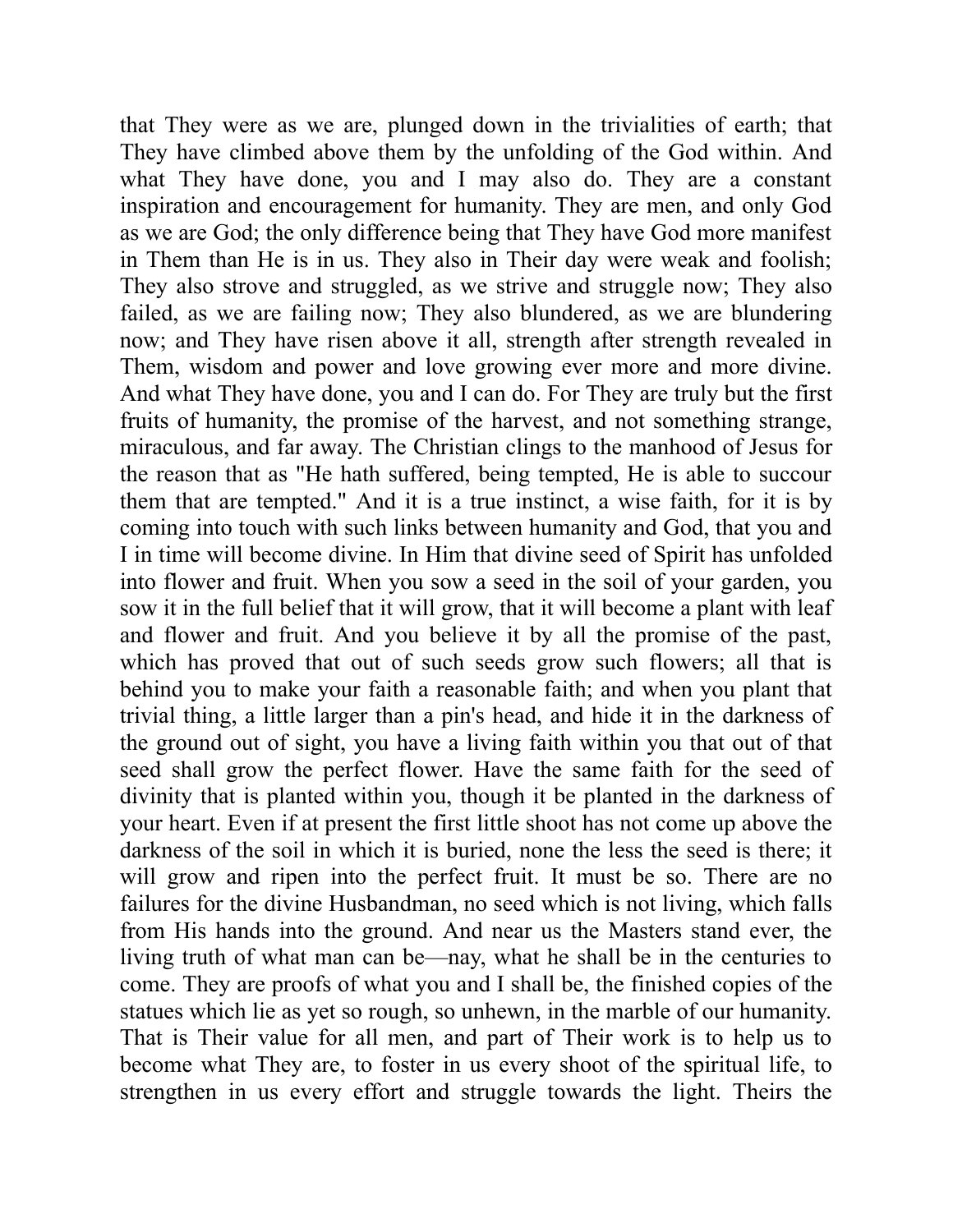that They were as we are, plunged down in the trivialities of earth; that They have climbed above them by the unfolding of the God within. And what They have done, you and I may also do. They are a constant inspiration and encouragement for humanity. They are men, and only God as we are God; the only difference being that They have God more manifest in Them than He is in us. They also in Their day were weak and foolish; They also strove and struggled, as we strive and struggle now; They also failed, as we are failing now; They also blundered, as we are blundering now; and They have risen above it all, strength after strength revealed in Them, wisdom and power and love growing ever more and more divine. And what They have done, you and I can do. For They are truly but the first fruits of humanity, the promise of the harvest, and not something strange, miraculous, and far away. The Christian clings to the manhood of Jesus for the reason that as "He hath suffered, being tempted, He is able to succour them that are tempted." And it is a true instinct, a wise faith, for it is by coming into touch with such links between humanity and God, that you and I in time will become divine. In Him that divine seed of Spirit has unfolded into flower and fruit. When you sow a seed in the soil of your garden, you sow it in the full belief that it will grow, that it will become a plant with leaf and flower and fruit. And you believe it by all the promise of the past, which has proved that out of such seeds grow such flowers; all that is behind you to make your faith a reasonable faith; and when you plant that trivial thing, a little larger than a pin's head, and hide it in the darkness of the ground out of sight, you have a living faith within you that out of that seed shall grow the perfect flower. Have the same faith for the seed of divinity that is planted within you, though it be planted in the darkness of your heart. Even if at present the first little shoot has not come up above the darkness of the soil in which it is buried, none the less the seed is there; it will grow and ripen into the perfect fruit. It must be so. There are no failures for the divine Husbandman, no seed which is not living, which falls from His hands into the ground. And near us the Masters stand ever, the living truth of what man can be—nay, what he shall be in the centuries to come. They are proofs of what you and I shall be, the finished copies of the statues which lie as yet so rough, so unhewn, in the marble of our humanity. That is Their value for all men, and part of Their work is to help us to become what They are, to foster in us every shoot of the spiritual life, to strengthen in us every effort and struggle towards the light. Theirs the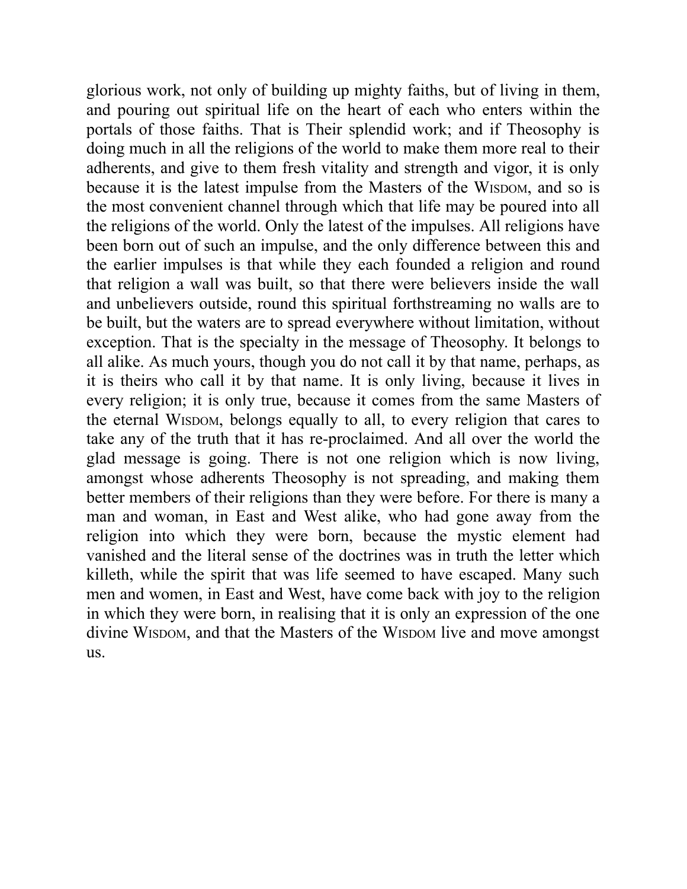glorious work, not only of building up mighty faiths, but of living in them, and pouring out spiritual life on the heart of each who enters within the portals of those faiths. That is Their splendid work; and if Theosophy is doing much in all the religions of the world to make them more real to their adherents, and give to them fresh vitality and strength and vigor, it is only because it is the latest impulse from the Masters of the WISDOM, and so is the most convenient channel through which that life may be poured into all the religions of the world. Only the latest of the impulses. All religions have been born out of such an impulse, and the only difference between this and the earlier impulses is that while they each founded a religion and round that religion a wall was built, so that there were believers inside the wall and unbelievers outside, round this spiritual forthstreaming no walls are to be built, but the waters are to spread everywhere without limitation, without exception. That is the specialty in the message of Theosophy. It belongs to all alike. As much yours, though you do not call it by that name, perhaps, as it is theirs who call it by that name. It is only living, because it lives in every religion; it is only true, because it comes from the same Masters of the eternal WISDOM, belongs equally to all, to every religion that cares to take any of the truth that it has re-proclaimed. And all over the world the glad message is going. There is not one religion which is now living, amongst whose adherents Theosophy is not spreading, and making them better members of their religions than they were before. For there is many a man and woman, in East and West alike, who had gone away from the religion into which they were born, because the mystic element had vanished and the literal sense of the doctrines was in truth the letter which killeth, while the spirit that was life seemed to have escaped. Many such men and women, in East and West, have come back with joy to the religion in which they were born, in realising that it is only an expression of the one divine WISDOM, and that the Masters of the WISDOM live and move amongst us.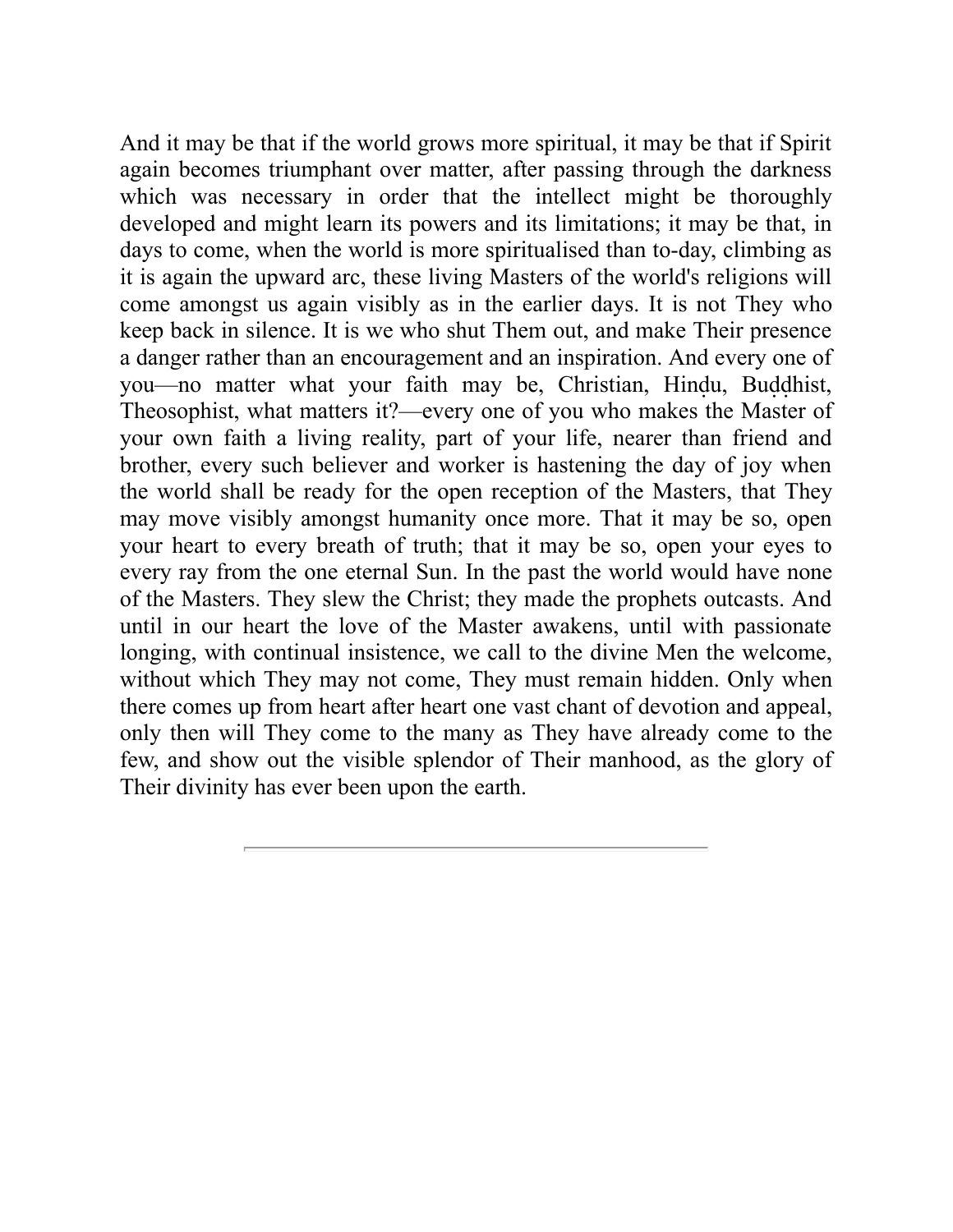And it may be that if the world grows more spiritual, it may be that if Spirit again becomes triumphant over matter, after passing through the darkness which was necessary in order that the intellect might be thoroughly developed and might learn its powers and its limitations; it may be that, in days to come, when the world is more spiritualised than to-day, climbing as it is again the upward arc, these living Masters of the world's religions will come amongst us again visibly as in the earlier days. It is not They who keep back in silence. It is we who shut Them out, and make Their presence a danger rather than an encouragement and an inspiration. And every one of you—no matter what your faith may be, Christian, Hinḍu, Buḍḍhist, Theosophist, what matters it?—every one of you who makes the Master of your own faith a living reality, part of your life, nearer than friend and brother, every such believer and worker is hastening the day of joy when the world shall be ready for the open reception of the Masters, that They may move visibly amongst humanity once more. That it may be so, open your heart to every breath of truth; that it may be so, open your eyes to every ray from the one eternal Sun. In the past the world would have none of the Masters. They slew the Christ; they made the prophets outcasts. And until in our heart the love of the Master awakens, until with passionate longing, with continual insistence, we call to the divine Men the welcome, without which They may not come, They must remain hidden. Only when there comes up from heart after heart one vast chant of devotion and appeal, only then will They come to the many as They have already come to the few, and show out the visible splendor of Their manhood, as the glory of Their divinity has ever been upon the earth.

---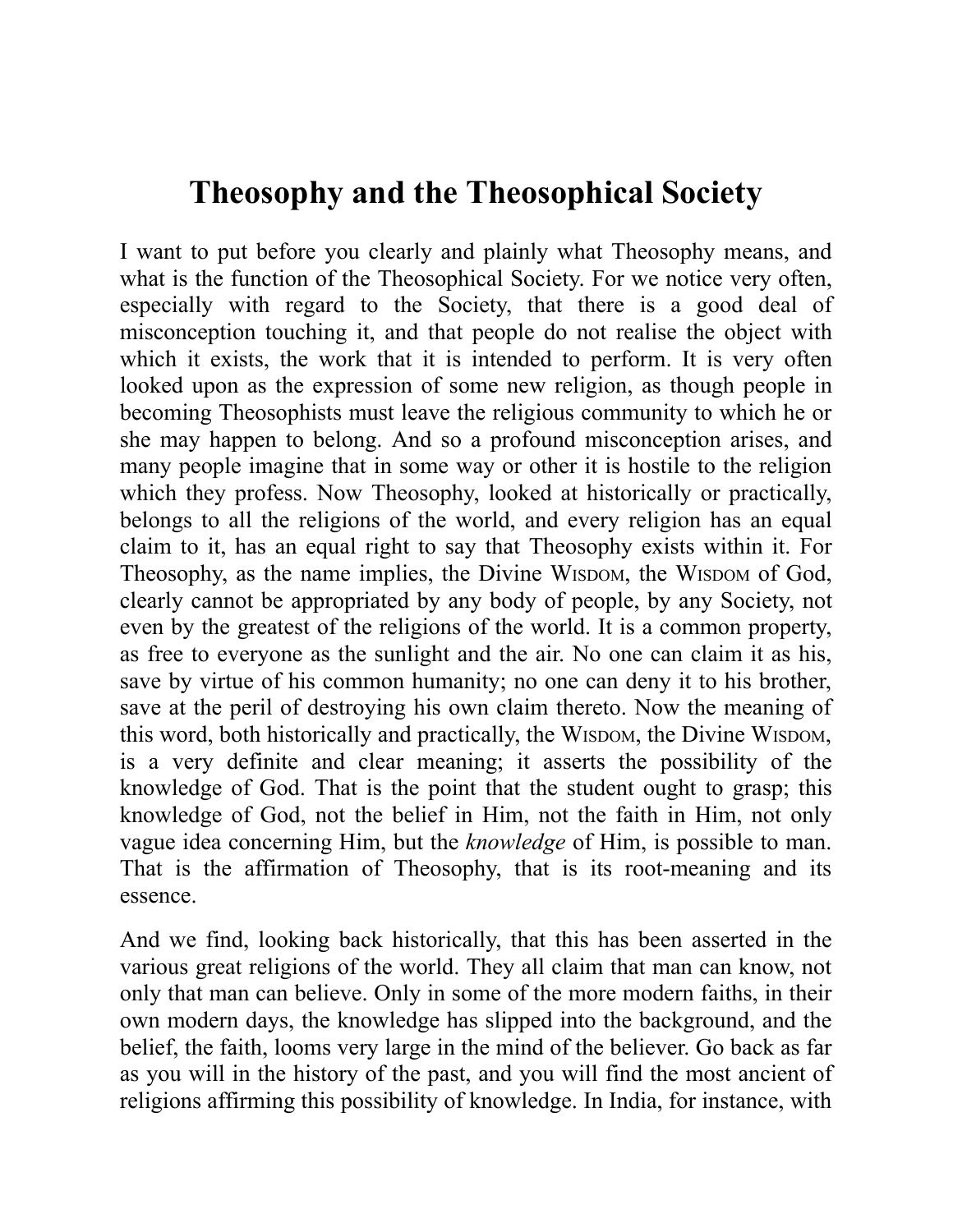# Theosophy and the Theosophical Society

I want to put before you clearly and plainly what Theosophy means, and what is the function of the Theosophical Society. For we notice very often, especially with regard to the Society, that there is a good deal of misconception touching it, and that people do not realise the object with which it exists, the work that it is intended to perform. It is very often looked upon as the expression of some new religion, as though people in becoming Theosophists must leave the religious community to which he or she may happen to belong. And so a profound misconception arises, and many people imagine that in some way or other it is hostile to the religion which they profess. Now Theosophy, looked at historically or practically, belongs to all the religions of the world, and every religion has an equal claim to it, has an equal right to say that Theosophy exists within it. For Theosophy, as the name implies, the Divine WISDOM, the WISDOM of God, clearly cannot be appropriated by any body of people, by any Society, not even by the greatest of the religions of the world. It is a common property, as free to everyone as the sunlight and the air. No one can claim it as his, save by virtue of his common humanity; no one can deny it to his brother, save at the peril of destroying his own claim thereto. Now the meaning of this word, both historically and practically, the WISDOM, the Divine WISDOM, is a very definite and clear meaning; it asserts the possibility of the knowledge of God. That is the point that the student ought to grasp; this knowledge of God, not the belief in Him, not the faith in Him, not only vague idea concerning Him, but the *knowledge* of Him, is possible to man. That is the affirmation of Theosophy, that is its root-meaning and its essence.

And we find, looking back historically, that this has been asserted in the various great religions of the world. They all claim that man can know, not only that man can believe. Only in some of the more modern faiths, in their own modern days, the knowledge has slipped into the background, and the belief, the faith, looms very large in the mind of the believer. Go back as far as you will in the history of the past, and you will find the most ancient of religions affirming this possibility of knowledge. In India, for instance, with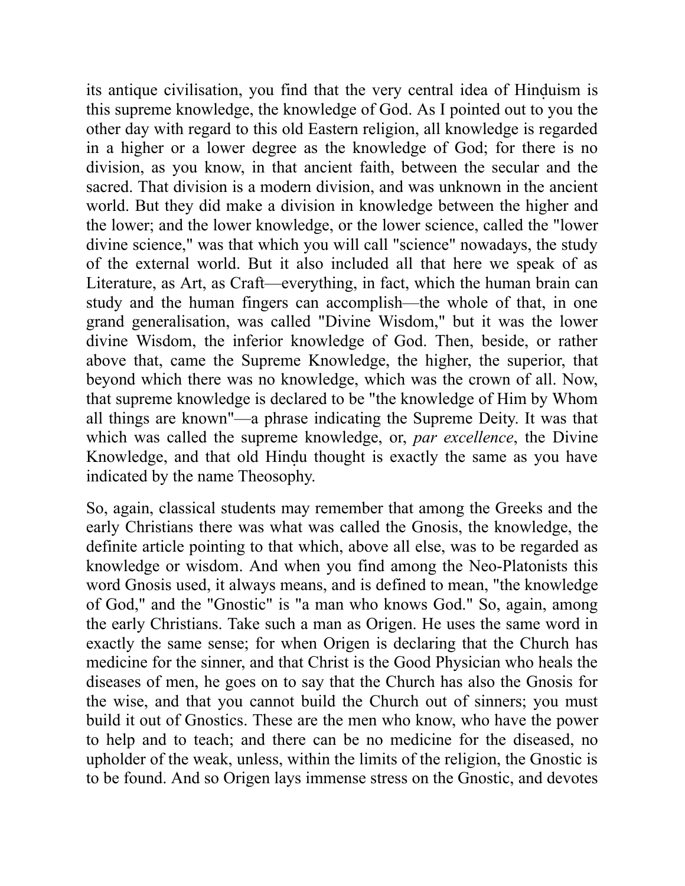its antique civilisation, you find that the very central idea of Hinḍuism is this supreme knowledge, the knowledge of God. As I pointed out to you the other day with regard to this old Eastern religion, all knowledge is regarded in a higher or a lower degree as the knowledge of God; for there is no division, as you know, in that ancient faith, between the secular and the sacred. That division is a modern division, and was unknown in the ancient world. But they did make a division in knowledge between the higher and the lower; and the lower knowledge, or the lower science, called the "lower divine science," was that which you will call "science" nowadays, the study of the external world. But it also included all that here we speak of as Literature, as Art, as Craft—everything, in fact, which the human brain can study and the human fingers can accomplish—the whole of that, in one grand generalisation, was called "Divine Wisdom," but it was the lower divine Wisdom, the inferior knowledge of God. Then, beside, or rather above that, came the Supreme Knowledge, the higher, the superior, that beyond which there was no knowledge, which was the crown of all. Now, that supreme knowledge is declared to be "the knowledge of Him by Whom all things are known"—a phrase indicating the Supreme Deity. It was that which was called the supreme knowledge, or, *par excellence*, the Divine Knowledge, and that old Hinḍu thought is exactly the same as you have indicated by the name Theosophy.

So, again, classical students may remember that among the Greeks and the early Christians there was what was called the Gnosis, the knowledge, the definite article pointing to that which, above all else, was to be regarded as knowledge or wisdom. And when you find among the Neo-Platonists this word Gnosis used, it always means, and is defined to mean, "the knowledge of God," and the "Gnostic" is "a man who knows God." So, again, among the early Christians. Take such a man as Origen. He uses the same word in exactly the same sense; for when Origen is declaring that the Church has medicine for the sinner, and that Christ is the Good Physician who heals the diseases of men, he goes on to say that the Church has also the Gnosis for the wise, and that you cannot build the Church out of sinners; you must build it out of Gnostics. These are the men who know, who have the power to help and to teach; and there can be no medicine for the diseased, no upholder of the weak, unless, within the limits of the religion, the Gnostic is to be found. And so Origen lays immense stress on the Gnostic, and devotes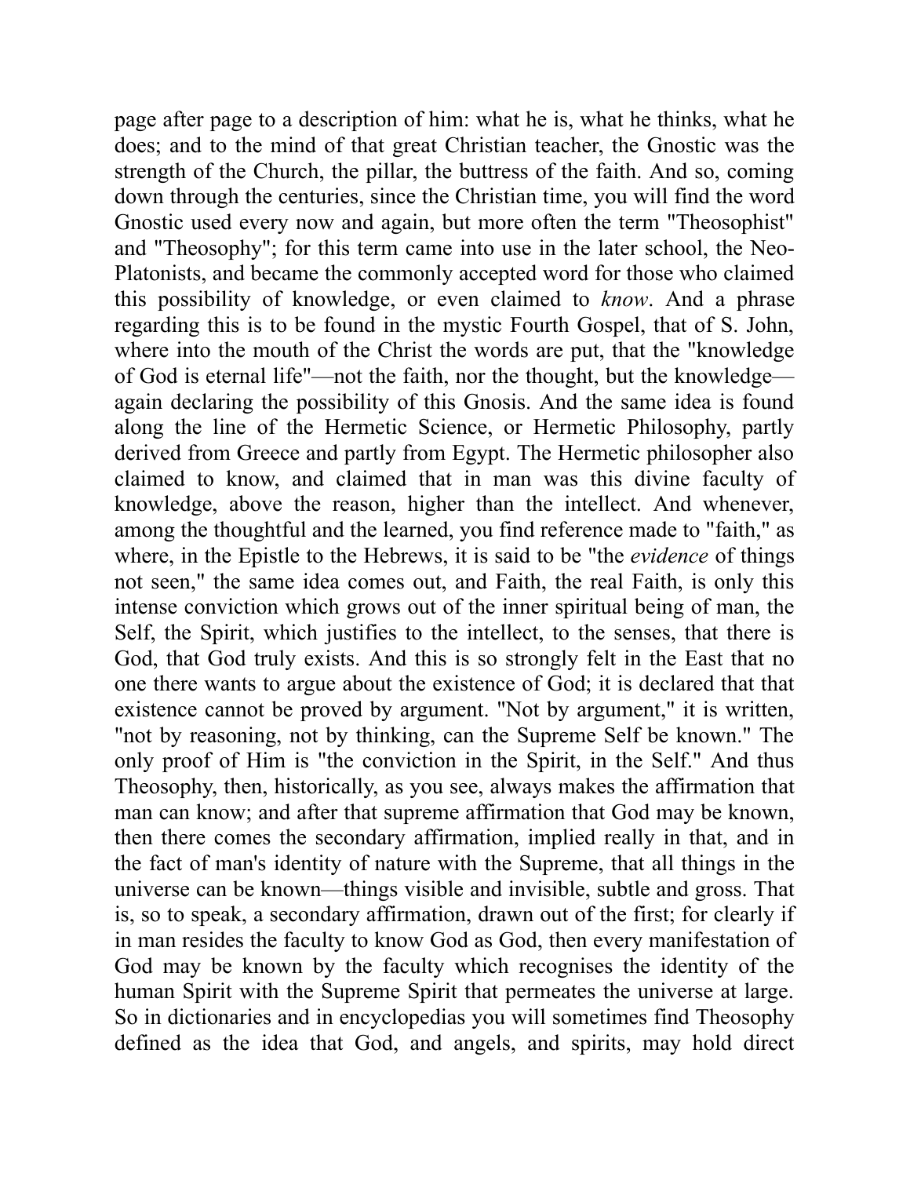page after page to a description of him: what he is, what he thinks, what he does; and to the mind of that great Christian teacher, the Gnostic was the strength of the Church, the pillar, the buttress of the faith. And so, coming down through the centuries, since the Christian time, you will find the word Gnostic used every now and again, but more often the term "Theosophist" and "Theosophy"; for this term came into use in the later school, the Neo-Platonists, and became the commonly accepted word for those who claimed this possibility of knowledge, or even claimed to *know*. And a phrase regarding this is to be found in the mystic Fourth Gospel, that of S. John, where into the mouth of the Christ the words are put, that the "knowledge of God is eternal life"—not the faith, nor the thought, but the knowledge—again declaring the possibility of this Gnosis. And the same idea is found along the line of the Hermetic Science, or Hermetic Philosophy, partly derived from Greece and partly from Egypt. The Hermetic philosopher also claimed to know, and claimed that in man was this divine faculty of knowledge, above the reason, higher than the intellect. And whenever, among the thoughtful and the learned, you find reference made to "faith," as where, in the Epistle to the Hebrews, it is said to be "the *evidence* of things not seen," the same idea comes out, and Faith, the real Faith, is only this intense conviction which grows out of the inner spiritual being of man, the Self, the Spirit, which justifies to the intellect, to the senses, that there is God, that God truly exists. And this is so strongly felt in the East that no one there wants to argue about the existence of God; it is declared that that existence cannot be proved by argument. "Not by argument," it is written, "not by reasoning, not by thinking, can the Supreme Self be known." The only proof of Him is "the conviction in the Spirit, in the Self." And thus Theosophy, then, historically, as you see, always makes the affirmation that man can know; and after that supreme affirmation that God may be known, then there comes the secondary affirmation, implied really in that, and in the fact of man's identity of nature with the Supreme, that all things in the universe can be known—things visible and invisible, subtle and gross. That is, so to speak, a secondary affirmation, drawn out of the first; for clearly if in man resides the faculty to know God as God, then every manifestation of God may be known by the faculty which recognises the identity of the human Spirit with the Supreme Spirit that permeates the universe at large. So in dictionaries and in encyclopedias you will sometimes find Theosophy defined as the idea that God, and angels, and spirits, may hold direct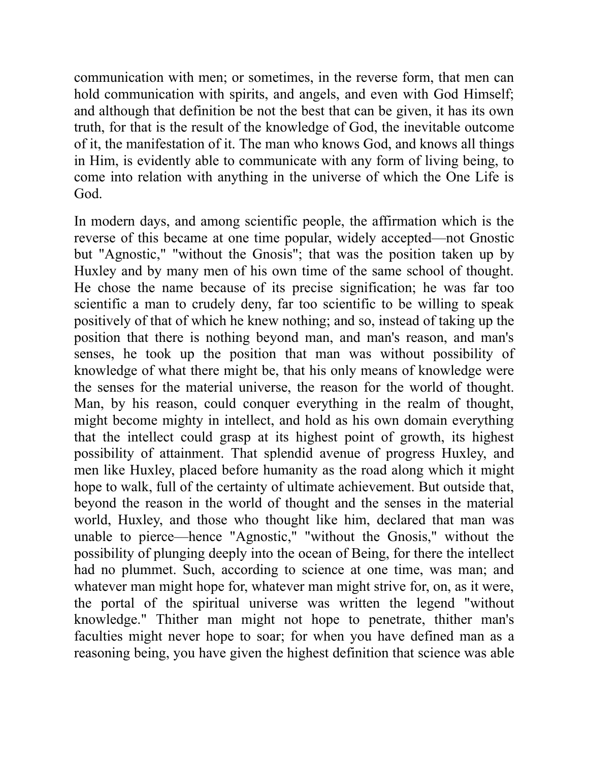communication with men; or sometimes, in the reverse form, that men can hold communication with spirits, and angels, and even with God Himself; and although that definition be not the best that can be given, it has its own truth, for that is the result of the knowledge of God, the inevitable outcome of it, the manifestation of it. The man who knows God, and knows all things in Him, is evidently able to communicate with any form of living being, to come into relation with anything in the universe of which the One Life is God.

In modern days, and among scientific people, the affirmation which is the reverse of this became at one time popular, widely accepted—not Gnostic but "Agnostic," "without the Gnosis"; that was the position taken up by Huxley and by many men of his own time of the same school of thought. He chose the name because of its precise signification; he was far too scientific a man to crudely deny, far too scientific to be willing to speak positively of that of which he knew nothing; and so, instead of taking up the position that there is nothing beyond man, and man's reason, and man's senses, he took up the position that man was without possibility of knowledge of what there might be, that his only means of knowledge were the senses for the material universe, the reason for the world of thought. Man, by his reason, could conquer everything in the realm of thought, might become mighty in intellect, and hold as his own domain everything that the intellect could grasp at its highest point of growth, its highest possibility of attainment. That splendid avenue of progress Huxley, and men like Huxley, placed before humanity as the road along which it might hope to walk, full of the certainty of ultimate achievement. But outside that, beyond the reason in the world of thought and the senses in the material world, Huxley, and those who thought like him, declared that man was unable to pierce—hence "Agnostic," "without the Gnosis," without the possibility of plunging deeply into the ocean of Being, for there the intellect had no plummet. Such, according to science at one time, was man; and whatever man might hope for, whatever man might strive for, on, as it were, the portal of the spiritual universe was written the legend "without knowledge." Thither man might not hope to penetrate, thither man's faculties might never hope to soar; for when you have defined man as a reasoning being, you have given the highest definition that science was able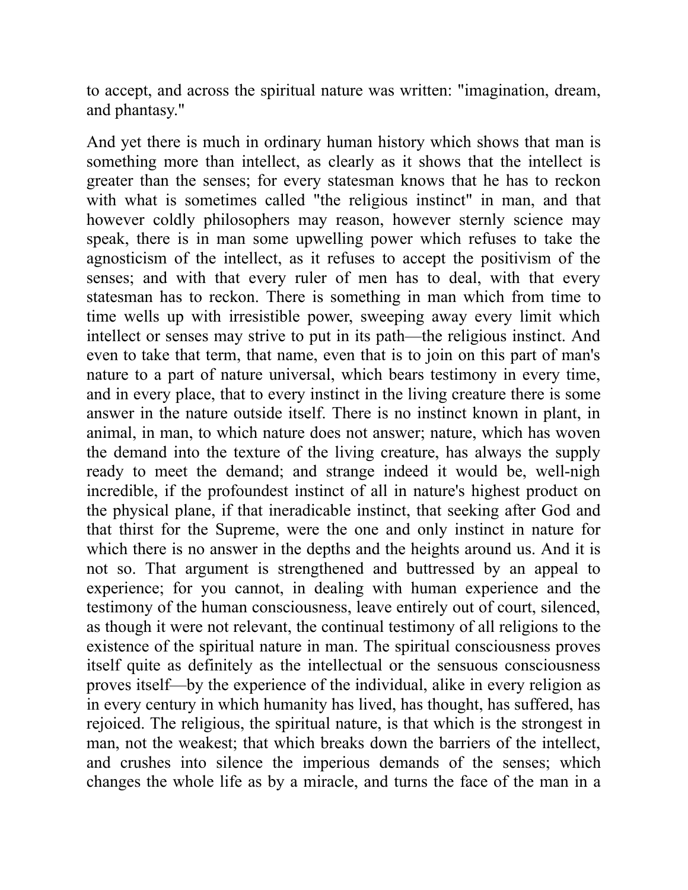to accept, and across the spiritual nature was written: "imagination, dream, and phantasy."

And yet there is much in ordinary human history which shows that man is something more than intellect, as clearly as it shows that the intellect is greater than the senses; for every statesman knows that he has to reckon with what is sometimes called "the religious instinct" in man, and that however coldly philosophers may reason, however sternly science may speak, there is in man some upwelling power which refuses to take the agnosticism of the intellect, as it refuses to accept the positivism of the senses; and with that every ruler of men has to deal, with that every statesman has to reckon. There is something in man which from time to time wells up with irresistible power, sweeping away every limit which intellect or senses may strive to put in its path—the religious instinct. And even to take that term, that name, even that is to join on this part of man's nature to a part of nature universal, which bears testimony in every time, and in every place, that to every instinct in the living creature there is some answer in the nature outside itself. There is no instinct known in plant, in animal, in man, to which nature does not answer; nature, which has woven the demand into the texture of the living creature, has always the supply ready to meet the demand; and strange indeed it would be, well-nigh incredible, if the profoundest instinct of all in nature's highest product on the physical plane, if that ineradicable instinct, that seeking after God and that thirst for the Supreme, were the one and only instinct in nature for which there is no answer in the depths and the heights around us. And it is not so. That argument is strengthened and buttressed by an appeal to experience; for you cannot, in dealing with human experience and the testimony of the human consciousness, leave entirely out of court, silenced, as though it were not relevant, the continual testimony of all religions to the existence of the spiritual nature in man. The spiritual consciousness proves itself quite as definitely as the intellectual or the sensuous consciousness proves itself—by the experience of the individual, alike in every religion as in every century in which humanity has lived, has thought, has suffered, has rejoiced. The religious, the spiritual nature, is that which is the strongest in man, not the weakest; that which breaks down the barriers of the intellect, and crushes into silence the imperious demands of the senses; which changes the whole life as by a miracle, and turns the face of the man in a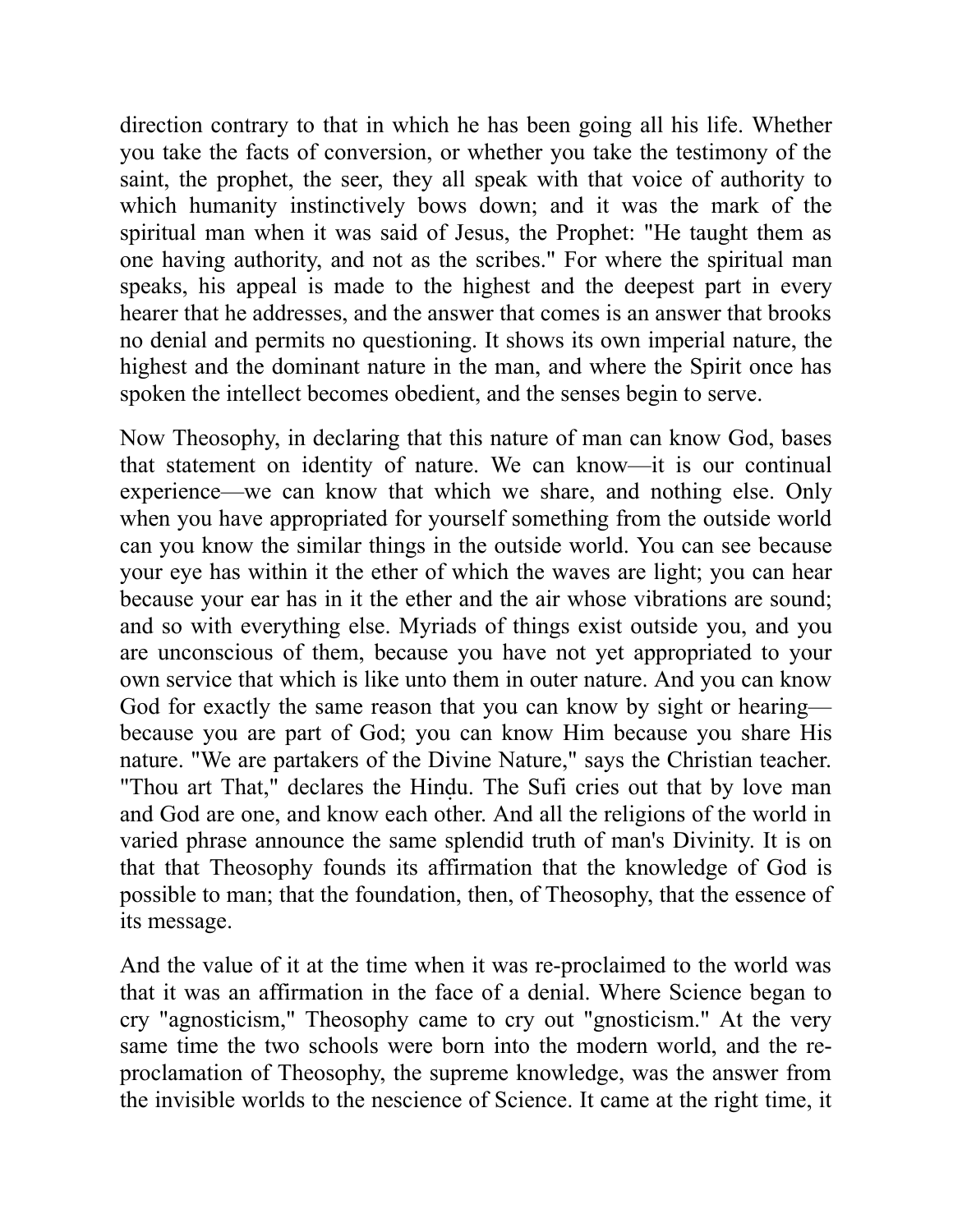direction contrary to that in which he has been going all his life. Whether you take the facts of conversion, or whether you take the testimony of the saint, the prophet, the seer, they all speak with that voice of authority to which humanity instinctively bows down; and it was the mark of the spiritual man when it was said of Jesus, the Prophet: "He taught them as one having authority, and not as the scribes." For where the spiritual man speaks, his appeal is made to the highest and the deepest part in every hearer that he addresses, and the answer that comes is an answer that brooks no denial and permits no questioning. It shows its own imperial nature, the highest and the dominant nature in the man, and where the Spirit once has spoken the intellect becomes obedient, and the senses begin to serve.

Now Theosophy, in declaring that this nature of man can know God, bases that statement on identity of nature. We can know—it is our continual experience—we can know that which we share, and nothing else. Only when you have appropriated for yourself something from the outside world can you know the similar things in the outside world. You can see because your eye has within it the ether of which the waves are light; you can hear because your ear has in it the ether and the air whose vibrations are sound; and so with everything else. Myriads of things exist outside you, and you are unconscious of them, because you have not yet appropriated to your own service that which is like unto them in outer nature. And you can know God for exactly the same reason that you can know by sight or hearing—because you are part of God; you can know Him because you share His nature. "We are partakers of the Divine Nature," says the Christian teacher. "Thou art That," declares the Hinḍu. The Sufi cries out that by love man and God are one, and know each other. And all the religions of the world in varied phrase announce the same splendid truth of man's Divinity. It is on that that Theosophy founds its affirmation that the knowledge of God is possible to man; that the foundation, then, of Theosophy, that the essence of its message.

And the value of it at the time when it was re-proclaimed to the world was that it was an affirmation in the face of a denial. Where Science began to cry "agnosticism," Theosophy came to cry out "gnosticism." At the very same time the two schools were born into the modern world, and the re-proclamation of Theosophy, the supreme knowledge, was the answer from the invisible worlds to the nescience of Science. It came at the right time, it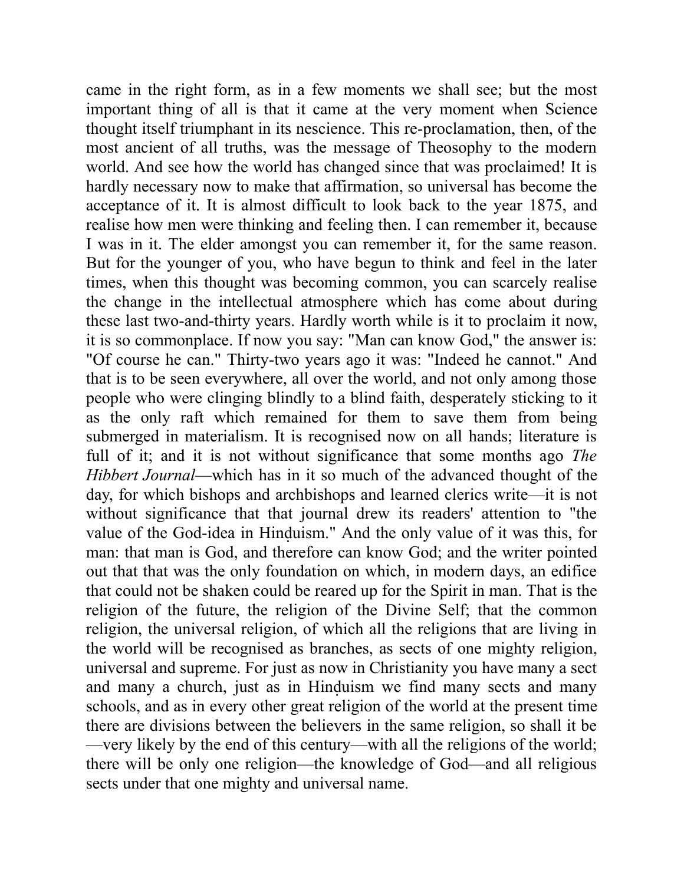came in the right form, as in a few moments we shall see; but the most important thing of all is that it came at the very moment when Science thought itself triumphant in its nescience. This re-proclamation, then, of the most ancient of all truths, was the message of Theosophy to the modern world. And see how the world has changed since that was proclaimed! It is hardly necessary now to make that affirmation, so universal has become the acceptance of it. It is almost difficult to look back to the year 1875, and realise how men were thinking and feeling then. I can remember it, because I was in it. The elder amongst you can remember it, for the same reason. But for the younger of you, who have begun to think and feel in the later times, when this thought was becoming common, you can scarcely realise the change in the intellectual atmosphere which has come about during these last two-and-thirty years. Hardly worth while is it to proclaim it now, it is so commonplace. If now you say: "Man can know God," the answer is: "Of course he can." Thirty-two years ago it was: "Indeed he cannot." And that is to be seen everywhere, all over the world, and not only among those people who were clinging blindly to a blind faith, desperately sticking to it as the only raft which remained for them to save them from being submerged in materialism. It is recognised now on all hands; literature is full of it; and it is not without significance that some months ago *The Hibbert Journal*—which has in it so much of the advanced thought of the day, for which bishops and archbishops and learned clerics write—it is not without significance that that journal drew its readers' attention to "the value of the God-idea in Hinḍuism." And the only value of it was this, for man: that man is God, and therefore can know God; and the writer pointed out that that was the only foundation on which, in modern days, an edifice that could not be shaken could be reared up for the Spirit in man. That is the religion of the future, the religion of the Divine Self; that the common religion, the universal religion, of which all the religions that are living in the world will be recognised as branches, as sects of one mighty religion, universal and supreme. For just as now in Christianity you have many a sect and many a church, just as in Hinḍuism we find many sects and many schools, and as in every other great religion of the world at the present time there are divisions between the believers in the same religion, so shall it be—very likely by the end of this century—with all the religions of the world; there will be only one religion—the knowledge of God—and all religious sects under that one mighty and universal name.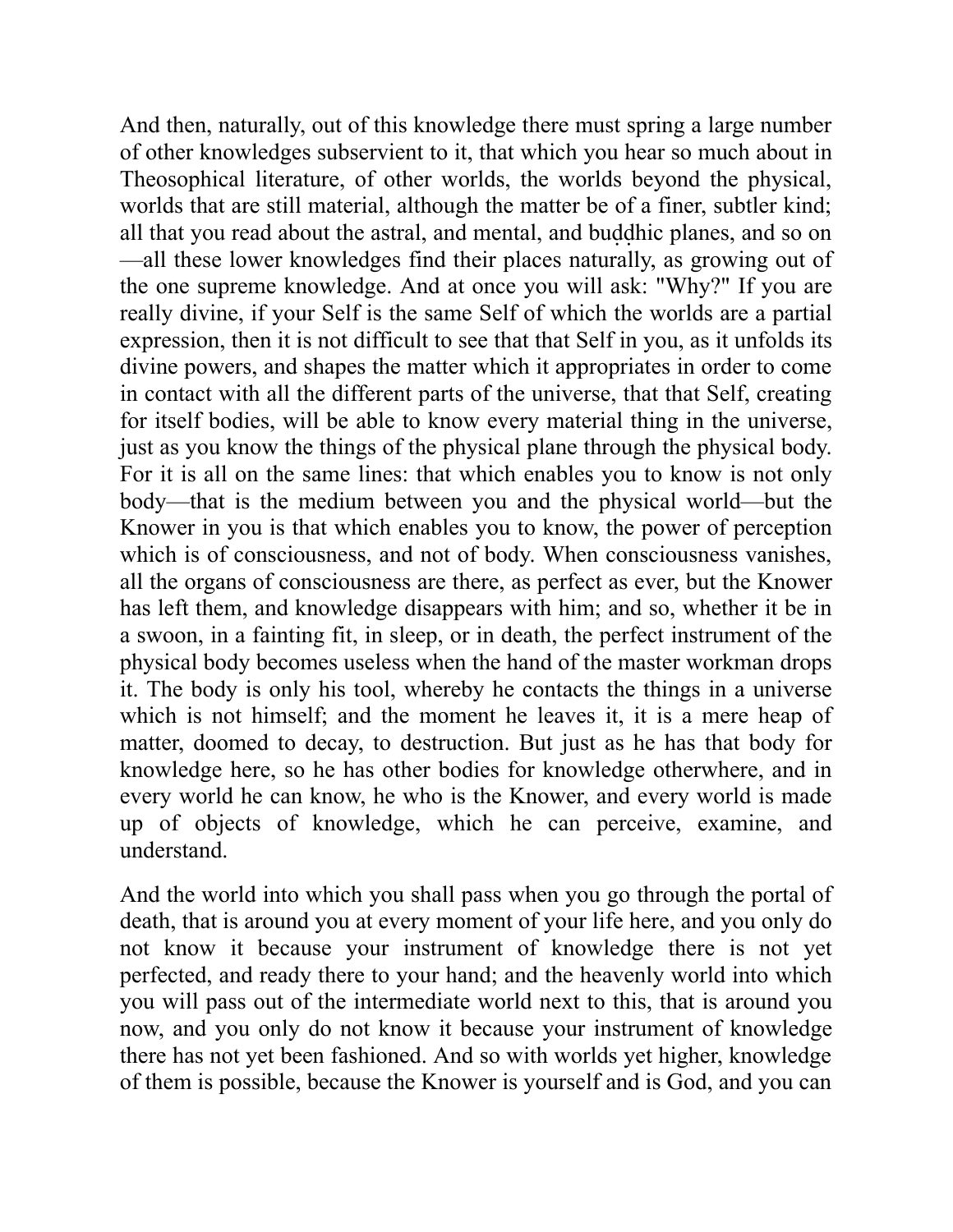And then, naturally, out of this knowledge there must spring a large number of other knowledges subservient to it, that which you hear so much about in Theosophical literature, of other worlds, the worlds beyond the physical, worlds that are still material, although the matter be of a finer, subtler kind; all that you read about the astral, and mental, and buḍḍhic planes, and so on—all these lower knowledges find their places naturally, as growing out of the one supreme knowledge. And at once you will ask: "Why?" If you are really divine, if your Self is the same Self of which the worlds are a partial expression, then it is not difficult to see that that Self in you, as it unfolds its divine powers, and shapes the matter which it appropriates in order to come in contact with all the different parts of the universe, that that Self, creating for itself bodies, will be able to know every material thing in the universe, just as you know the things of the physical plane through the physical body. For it is all on the same lines: that which enables you to know is not only body—that is the medium between you and the physical world—but the Knower in you is that which enables you to know, the power of perception which is of consciousness, and not of body. When consciousness vanishes, all the organs of consciousness are there, as perfect as ever, but the Knower has left them, and knowledge disappears with him; and so, whether it be in a swoon, in a fainting fit, in sleep, or in death, the perfect instrument of the physical body becomes useless when the hand of the master workman drops it. The body is only his tool, whereby he contacts the things in a universe which is not himself; and the moment he leaves it, it is a mere heap of matter, doomed to decay, to destruction. But just as he has that body for knowledge here, so he has other bodies for knowledge otherwhere, and in every world he can know, he who is the Knower, and every world is made up of objects of knowledge, which he can perceive, examine, and understand.

And the world into which you shall pass when you go through the portal of death, that is around you at every moment of your life here, and you only do not know it because your instrument of knowledge there is not yet perfected, and ready there to your hand; and the heavenly world into which you will pass out of the intermediate world next to this, that is around you now, and you only do not know it because your instrument of knowledge there has not yet been fashioned. And so with worlds yet higher, knowledge of them is possible, because the Knower is yourself and is God, and you can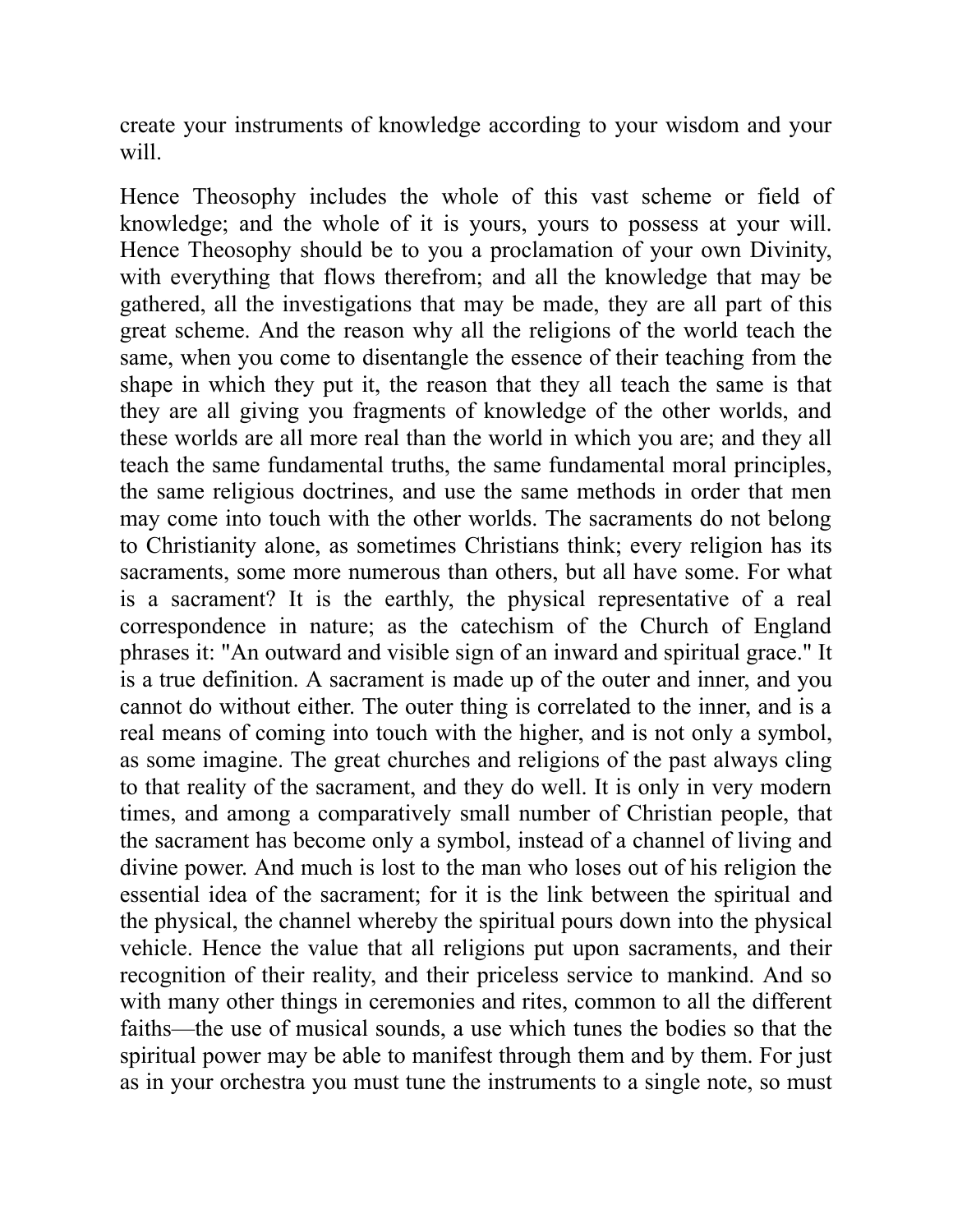create your instruments of knowledge according to your wisdom and your will.

Hence Theosophy includes the whole of this vast scheme or field of knowledge; and the whole of it is yours, yours to possess at your will. Hence Theosophy should be to you a proclamation of your own Divinity, with everything that flows therefrom; and all the knowledge that may be gathered, all the investigations that may be made, they are all part of this great scheme. And the reason why all the religions of the world teach the same, when you come to disentangle the essence of their teaching from the shape in which they put it, the reason that they all teach the same is that they are all giving you fragments of knowledge of the other worlds, and these worlds are all more real than the world in which you are; and they all teach the same fundamental truths, the same fundamental moral principles, the same religious doctrines, and use the same methods in order that men may come into touch with the other worlds. The sacraments do not belong to Christianity alone, as sometimes Christians think; every religion has its sacraments, some more numerous than others, but all have some. For what is a sacrament? It is the earthly, the physical representative of a real correspondence in nature; as the catechism of the Church of England phrases it: "An outward and visible sign of an inward and spiritual grace." It is a true definition. A sacrament is made up of the outer and inner, and you cannot do without either. The outer thing is correlated to the inner, and is a real means of coming into touch with the higher, and is not only a symbol, as some imagine. The great churches and religions of the past always cling to that reality of the sacrament, and they do well. It is only in very modern times, and among a comparatively small number of Christian people, that the sacrament has become only a symbol, instead of a channel of living and divine power. And much is lost to the man who loses out of his religion the essential idea of the sacrament; for it is the link between the spiritual and the physical, the channel whereby the spiritual pours down into the physical vehicle. Hence the value that all religions put upon sacraments, and their recognition of their reality, and their priceless service to mankind. And so with many other things in ceremonies and rites, common to all the different faiths—the use of musical sounds, a use which tunes the bodies so that the spiritual power may be able to manifest through them and by them. For just as in your orchestra you must tune the instruments to a single note, so must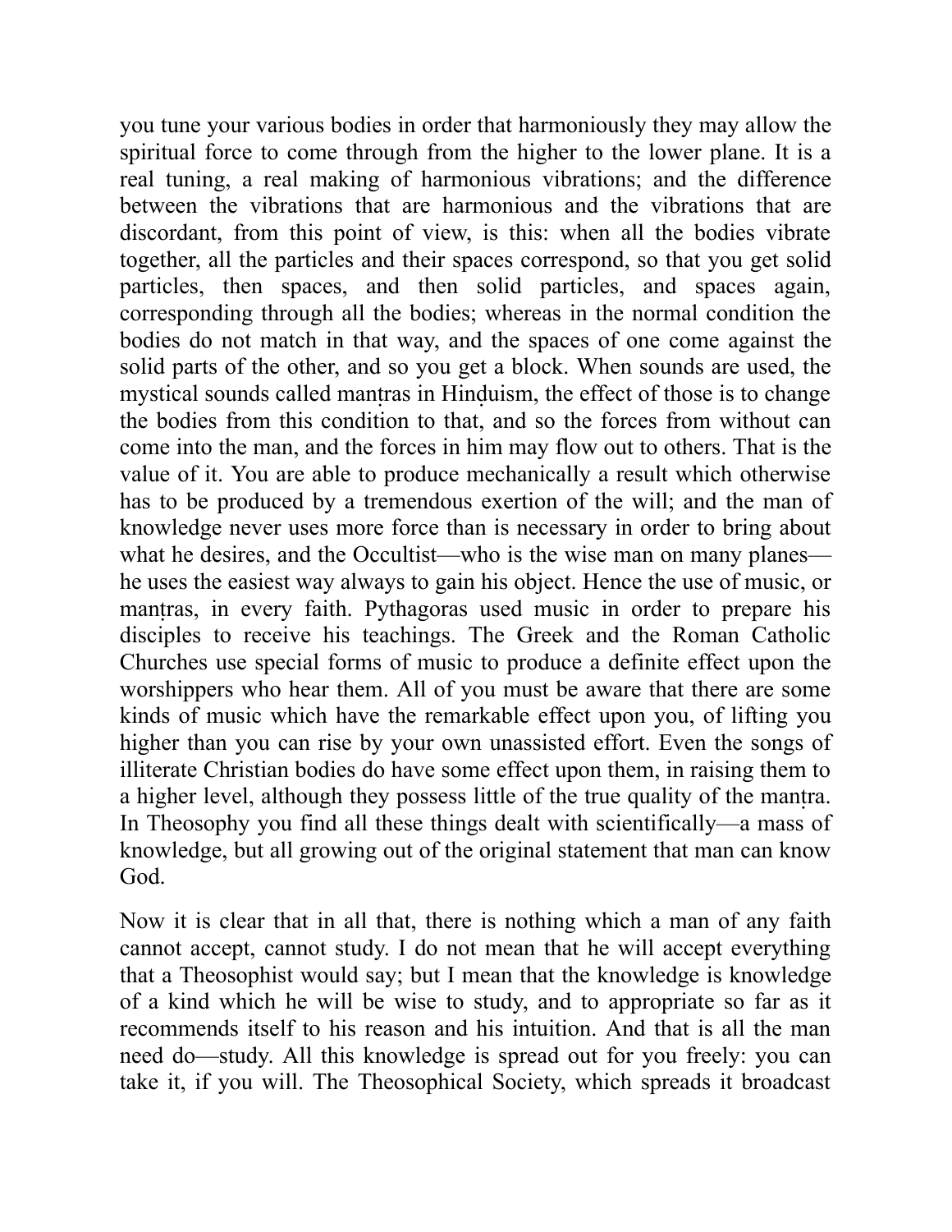you tune your various bodies in order that harmoniously they may allow the spiritual force to come through from the higher to the lower plane. It is a real tuning, a real making of harmonious vibrations; and the difference between the vibrations that are harmonious and the vibrations that are discordant, from this point of view, is this: when all the bodies vibrate together, all the particles and their spaces correspond, so that you get solid particles, then spaces, and then solid particles, and spaces again, corresponding through all the bodies; whereas in the normal condition the bodies do not match in that way, and the spaces of one come against the solid parts of the other, and so you get a block. When sounds are used, the mystical sounds called manṭras in Hinḍuism, the effect of those is to change the bodies from this condition to that, and so the forces from without can come into the man, and the forces in him may flow out to others. That is the value of it. You are able to produce mechanically a result which otherwise has to be produced by a tremendous exertion of the will; and the man of knowledge never uses more force than is necessary in order to bring about what he desires, and the Occultist—who is the wise man on many planes—he uses the easiest way always to gain his object. Hence the use of music, or manṭras, in every faith. Pythagoras used music in order to prepare his disciples to receive his teachings. The Greek and the Roman Catholic Churches use special forms of music to produce a definite effect upon the worshippers who hear them. All of you must be aware that there are some kinds of music which have the remarkable effect upon you, of lifting you higher than you can rise by your own unassisted effort. Even the songs of illiterate Christian bodies do have some effect upon them, in raising them to a higher level, although they possess little of the true quality of the manṭra. In Theosophy you find all these things dealt with scientifically—a mass of knowledge, but all growing out of the original statement that man can know God.

Now it is clear that in all that, there is nothing which a man of any faith cannot accept, cannot study. I do not mean that he will accept everything that a Theosophist would say; but I mean that the knowledge is knowledge of a kind which he will be wise to study, and to appropriate so far as it recommends itself to his reason and his intuition. And that is all the man need do—study. All this knowledge is spread out for you freely: you can take it, if you will. The Theosophical Society, which spreads it broadcast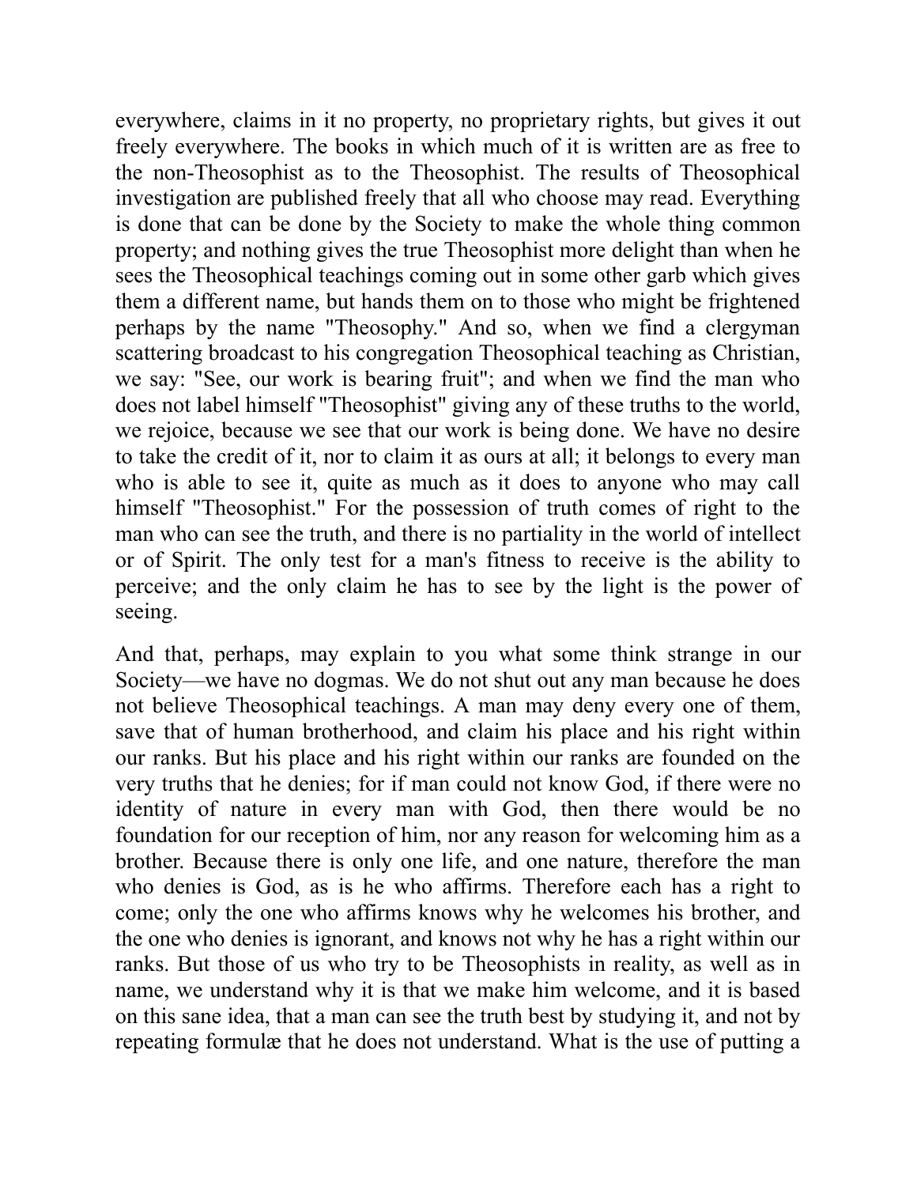everywhere, claims in it no property, no proprietary rights, but gives it out freely everywhere. The books in which much of it is written are as free to the non-Theosophist as to the Theosophist. The results of Theosophical investigation are published freely that all who choose may read. Everything is done that can be done by the Society to make the whole thing common property; and nothing gives the true Theosophist more delight than when he sees the Theosophical teachings coming out in some other garb which gives them a different name, but hands them on to those who might be frightened perhaps by the name "Theosophy." And so, when we find a clergyman scattering broadcast to his congregation Theosophical teaching as Christian, we say: "See, our work is bearing fruit"; and when we find the man who does not label himself "Theosophist" giving any of these truths to the world, we rejoice, because we see that our work is being done. We have no desire to take the credit of it, nor to claim it as ours at all; it belongs to every man who is able to see it, quite as much as it does to anyone who may call himself "Theosophist." For the possession of truth comes of right to the man who can see the truth, and there is no partiality in the world of intellect or of Spirit. The only test for a man's fitness to receive is the ability to perceive; and the only claim he has to see by the light is the power of seeing.

And that, perhaps, may explain to you what some think strange in our Society—we have no dogmas. We do not shut out any man because he does not believe Theosophical teachings. A man may deny every one of them, save that of human brotherhood, and claim his place and his right within our ranks. But his place and his right within our ranks are founded on the very truths that he denies; for if man could not know God, if there were no identity of nature in every man with God, then there would be no foundation for our reception of him, nor any reason for welcoming him as a brother. Because there is only one life, and one nature, therefore the man who denies is God, as is he who affirms. Therefore each has a right to come; only the one who affirms knows why he welcomes his brother, and the one who denies is ignorant, and knows not why he has a right within our ranks. But those of us who try to be Theosophists in reality, as well as in name, we understand why it is that we make him welcome, and it is based on this sane idea, that a man can see the truth best by studying it, and not by repeating formulæ that he does not understand. What is the use of putting a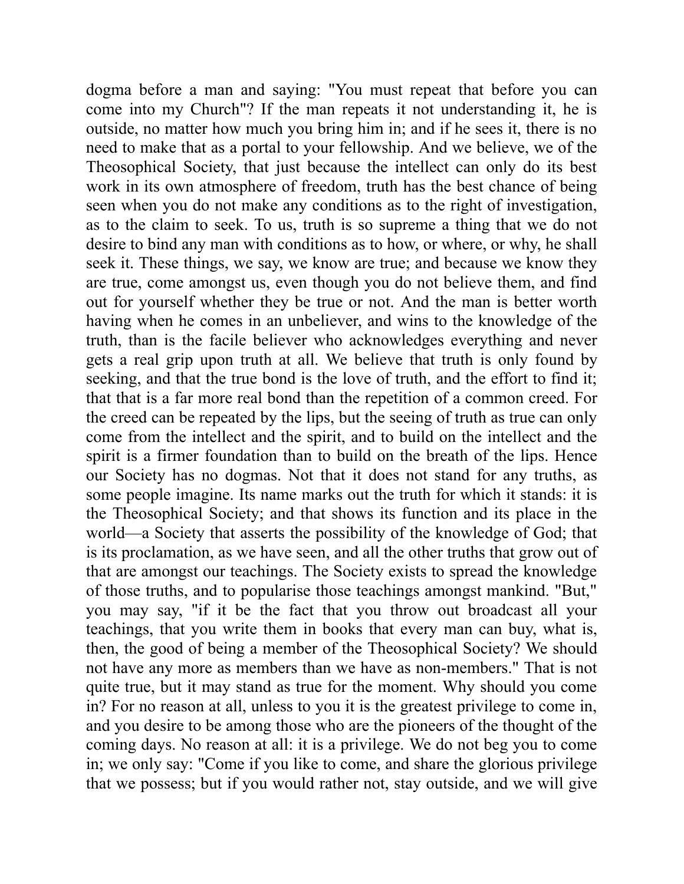dogma before a man and saying: "You must repeat that before you can come into my Church"? If the man repeats it not understanding it, he is outside, no matter how much you bring him in; and if he sees it, there is no need to make that as a portal to your fellowship. And we believe, we of the Theosophical Society, that just because the intellect can only do its best work in its own atmosphere of freedom, truth has the best chance of being seen when you do not make any conditions as to the right of investigation, as to the claim to seek. To us, truth is so supreme a thing that we do not desire to bind any man with conditions as to how, or where, or why, he shall seek it. These things, we say, we know are true; and because we know they are true, come amongst us, even though you do not believe them, and find out for yourself whether they be true or not. And the man is better worth having when he comes in an unbeliever, and wins to the knowledge of the truth, than is the facile believer who acknowledges everything and never gets a real grip upon truth at all. We believe that truth is only found by seeking, and that the true bond is the love of truth, and the effort to find it; that that is a far more real bond than the repetition of a common creed. For the creed can be repeated by the lips, but the seeing of truth as true can only come from the intellect and the spirit, and to build on the intellect and the spirit is a firmer foundation than to build on the breath of the lips. Hence our Society has no dogmas. Not that it does not stand for any truths, as some people imagine. Its name marks out the truth for which it stands: it is the Theosophical Society; and that shows its function and its place in the world—a Society that asserts the possibility of the knowledge of God; that is its proclamation, as we have seen, and all the other truths that grow out of that are amongst our teachings. The Society exists to spread the knowledge of those truths, and to popularise those teachings amongst mankind. "But," you may say, "if it be the fact that you throw out broadcast all your teachings, that you write them in books that every man can buy, what is, then, the good of being a member of the Theosophical Society? We should not have any more as members than we have as non-members." That is not quite true, but it may stand as true for the moment. Why should you come in? For no reason at all, unless to you it is the greatest privilege to come in, and you desire to be among those who are the pioneers of the thought of the coming days. No reason at all: it is a privilege. We do not beg you to come in; we only say: "Come if you like to come, and share the glorious privilege that we possess; but if you would rather not, stay outside, and we will give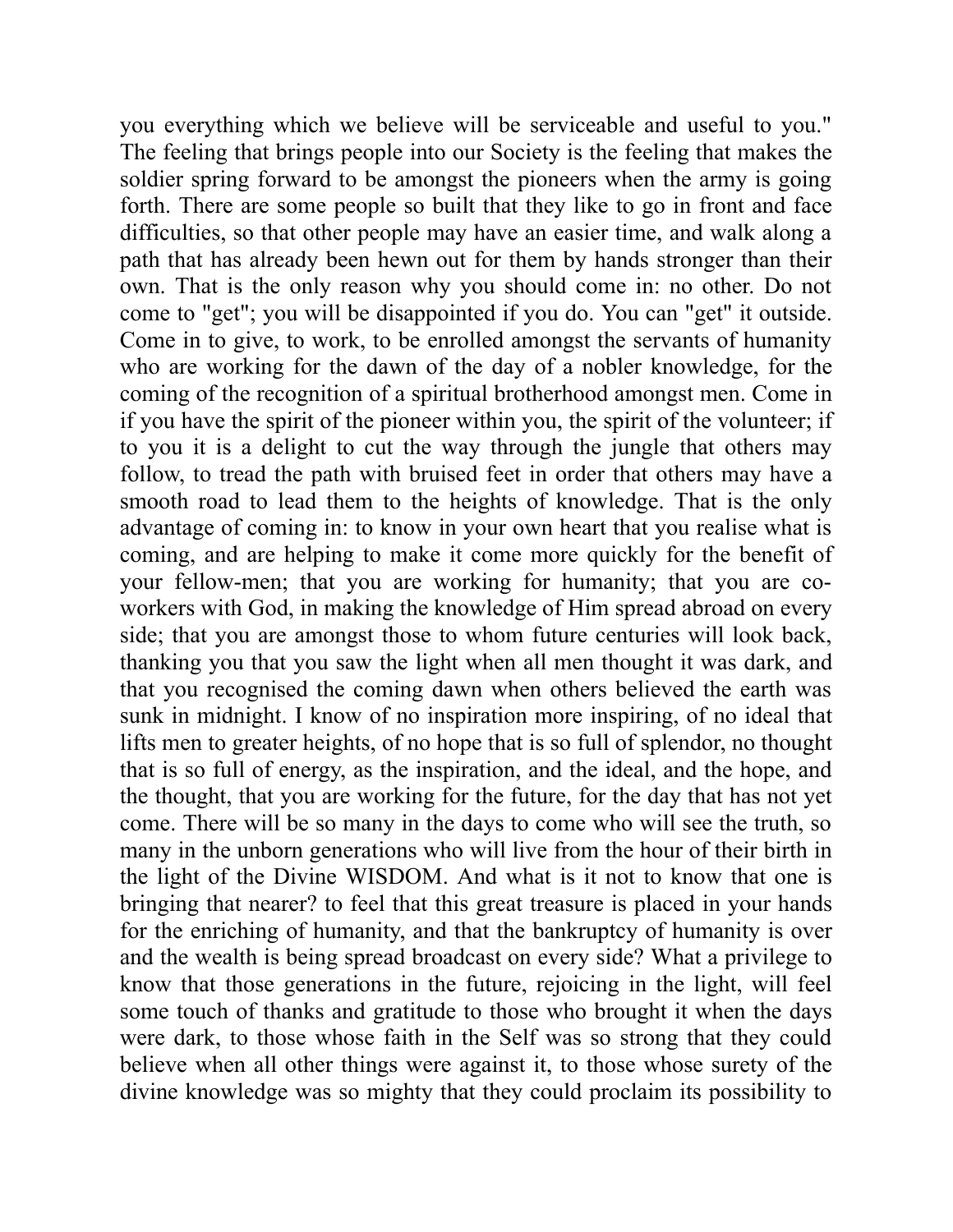you everything which we believe will be serviceable and useful to you." The feeling that brings people into our Society is the feeling that makes the soldier spring forward to be amongst the pioneers when the army is going forth. There are some people so built that they like to go in front and face difficulties, so that other people may have an easier time, and walk along a path that has already been hewn out for them by hands stronger than their own. That is the only reason why you should come in: no other. Do not come to "get"; you will be disappointed if you do. You can "get" it outside. Come in to give, to work, to be enrolled amongst the servants of humanity who are working for the dawn of the day of a nobler knowledge, for the coming of the recognition of a spiritual brotherhood amongst men. Come in if you have the spirit of the pioneer within you, the spirit of the volunteer; if to you it is a delight to cut the way through the jungle that others may follow, to tread the path with bruised feet in order that others may have a smooth road to lead them to the heights of knowledge. That is the only advantage of coming in: to know in your own heart that you realise what is coming, and are helping to make it come more quickly for the benefit of your fellow-men; that you are working for humanity; that you are co-workers with God, in making the knowledge of Him spread abroad on every side; that you are amongst those to whom future centuries will look back, thanking you that you saw the light when all men thought it was dark, and that you recognised the coming dawn when others believed the earth was sunk in midnight. I know of no inspiration more inspiring, of no ideal that lifts men to greater heights, of no hope that is so full of splendor, no thought that is so full of energy, as the inspiration, and the ideal, and the hope, and the thought, that you are working for the future, for the day that has not yet come. There will be so many in the days to come who will see the truth, so many in the unborn generations who will live from the hour of their birth in the light of the Divine WISDOM. And what is it not to know that one is bringing that nearer? to feel that this great treasure is placed in your hands for the enriching of humanity, and that the bankruptcy of humanity is over and the wealth is being spread broadcast on every side? What a privilege to know that those generations in the future, rejoicing in the light, will feel some touch of thanks and gratitude to those who brought it when the days were dark, to those whose faith in the Self was so strong that they could believe when all other things were against it, to those whose surety of the divine knowledge was so mighty that they could proclaim its possibility to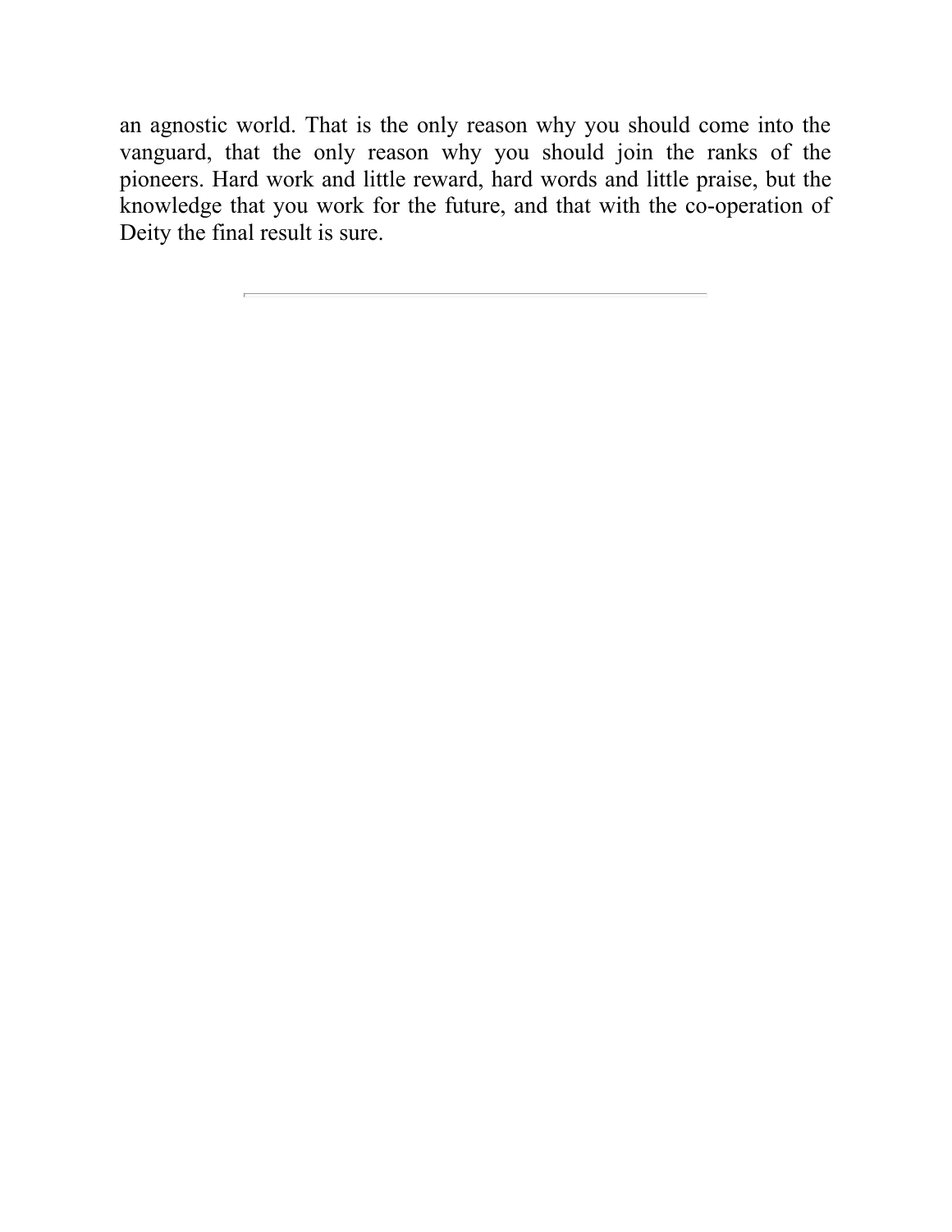an agnostic world. That is the only reason why you should come into the vanguard, that the only reason why you should join the ranks of the pioneers. Hard work and little reward, hard words and little praise, but the knowledge that you work for the future, and that with the co-operation of Deity the final result is sure.

---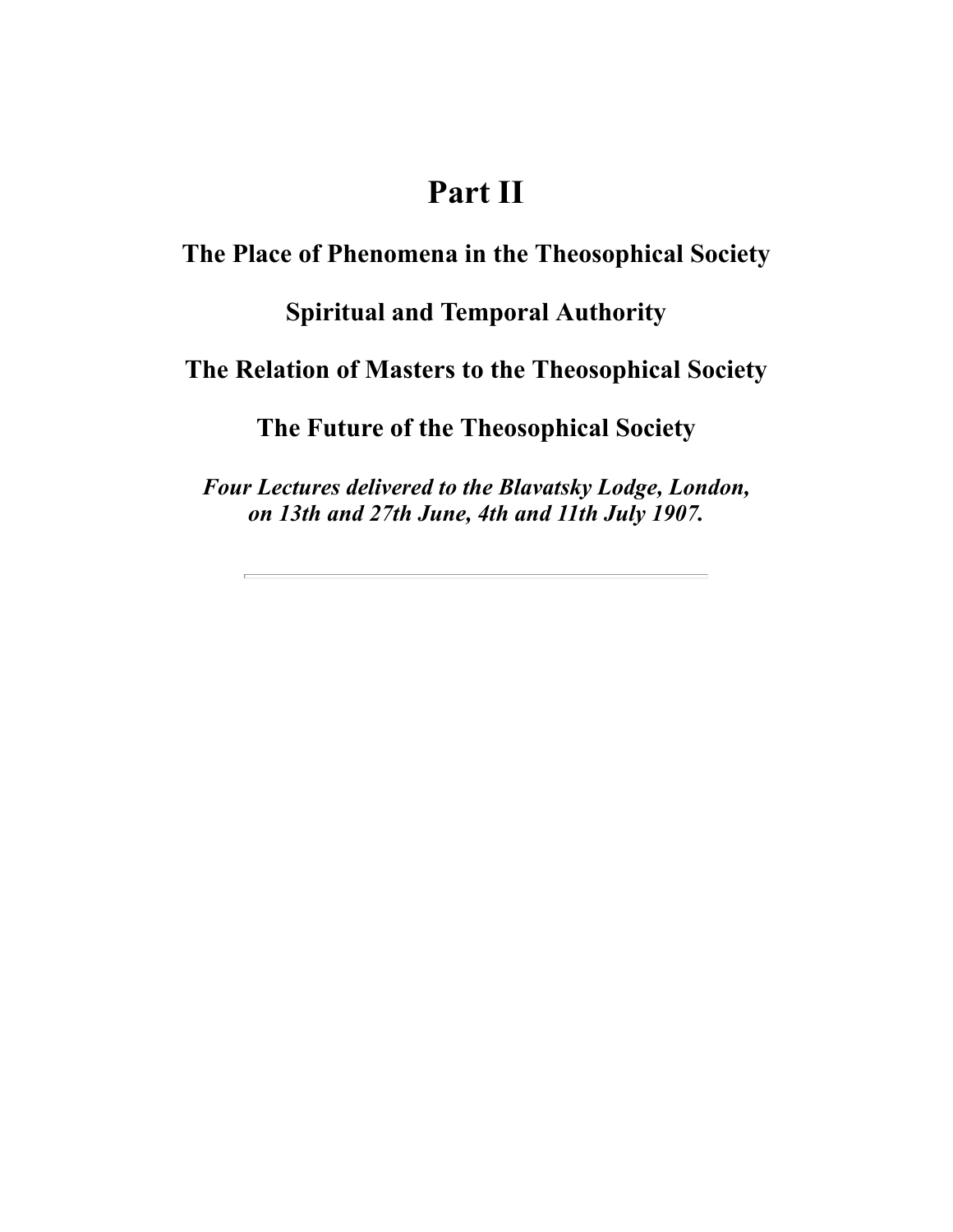# Part II

## The Place of Phenomena in the Theosophical Society

## Spiritual and Temporal Authority

## The Relation of Masters to the Theosophical Society

## The Future of the Theosophical Society

***Four Lectures delivered to the Blavatsky Lodge, London, on 13th and 27th June, 4th and 11th July 1907.***

---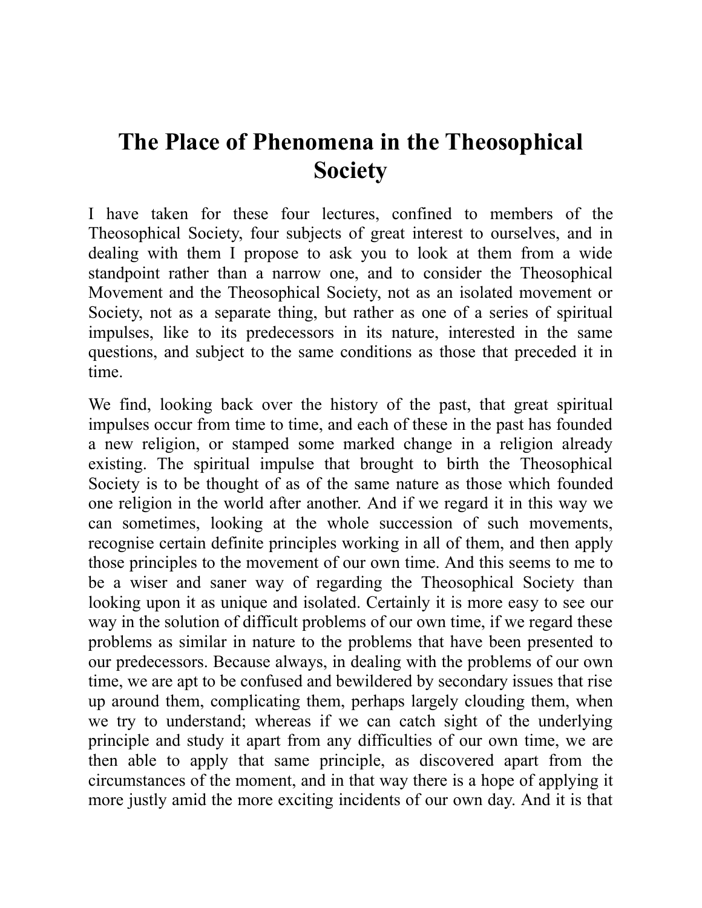# The Place of Phenomena in the Theosophical Society

I have taken for these four lectures, confined to members of the Theosophical Society, four subjects of great interest to ourselves, and in dealing with them I propose to ask you to look at them from a wide standpoint rather than a narrow one, and to consider the Theosophical Movement and the Theosophical Society, not as an isolated movement or Society, not as a separate thing, but rather as one of a series of spiritual impulses, like to its predecessors in its nature, interested in the same questions, and subject to the same conditions as those that preceded it in time.

We find, looking back over the history of the past, that great spiritual impulses occur from time to time, and each of these in the past has founded a new religion, or stamped some marked change in a religion already existing. The spiritual impulse that brought to birth the Theosophical Society is to be thought of as of the same nature as those which founded one religion in the world after another. And if we regard it in this way we can sometimes, looking at the whole succession of such movements, recognise certain definite principles working in all of them, and then apply those principles to the movement of our own time. And this seems to me to be a wiser and saner way of regarding the Theosophical Society than looking upon it as unique and isolated. Certainly it is more easy to see our way in the solution of difficult problems of our own time, if we regard these problems as similar in nature to the problems that have been presented to our predecessors. Because always, in dealing with the problems of our own time, we are apt to be confused and bewildered by secondary issues that rise up around them, complicating them, perhaps largely clouding them, when we try to understand; whereas if we can catch sight of the underlying principle and study it apart from any difficulties of our own time, we are then able to apply that same principle, as discovered apart from the circumstances of the moment, and in that way there is a hope of applying it more justly amid the more exciting incidents of our own day. And it is that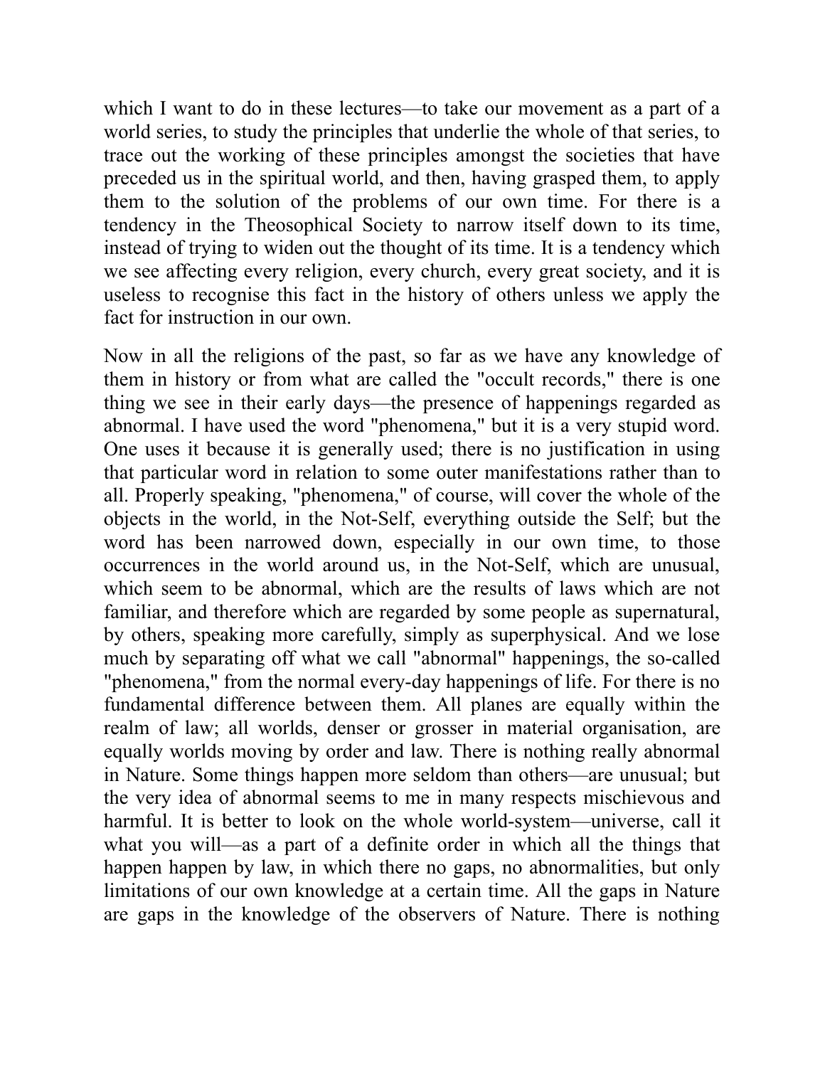which I want to do in these lectures—to take our movement as a part of a world series, to study the principles that underlie the whole of that series, to trace out the working of these principles amongst the societies that have preceded us in the spiritual world, and then, having grasped them, to apply them to the solution of the problems of our own time. For there is a tendency in the Theosophical Society to narrow itself down to its time, instead of trying to widen out the thought of its time. It is a tendency which we see affecting every religion, every church, every great society, and it is useless to recognise this fact in the history of others unless we apply the fact for instruction in our own.

Now in all the religions of the past, so far as we have any knowledge of them in history or from what are called the "occult records," there is one thing we see in their early days—the presence of happenings regarded as abnormal. I have used the word "phenomena," but it is a very stupid word. One uses it because it is generally used; there is no justification in using that particular word in relation to some outer manifestations rather than to all. Properly speaking, "phenomena," of course, will cover the whole of the objects in the world, in the Not-Self, everything outside the Self; but the word has been narrowed down, especially in our own time, to those occurrences in the world around us, in the Not-Self, which are unusual, which seem to be abnormal, which are the results of laws which are not familiar, and therefore which are regarded by some people as supernatural, by others, speaking more carefully, simply as superphysical. And we lose much by separating off what we call "abnormal" happenings, the so-called "phenomena," from the normal every-day happenings of life. For there is no fundamental difference between them. All planes are equally within the realm of law; all worlds, denser or grosser in material organisation, are equally worlds moving by order and law. There is nothing really abnormal in Nature. Some things happen more seldom than others—are unusual; but the very idea of abnormal seems to me in many respects mischievous and harmful. It is better to look on the whole world-system—universe, call it what you will—as a part of a definite order in which all the things that happen happen by law, in which there no gaps, no abnormalities, but only limitations of our own knowledge at a certain time. All the gaps in Nature are gaps in the knowledge of the observers of Nature. There is nothing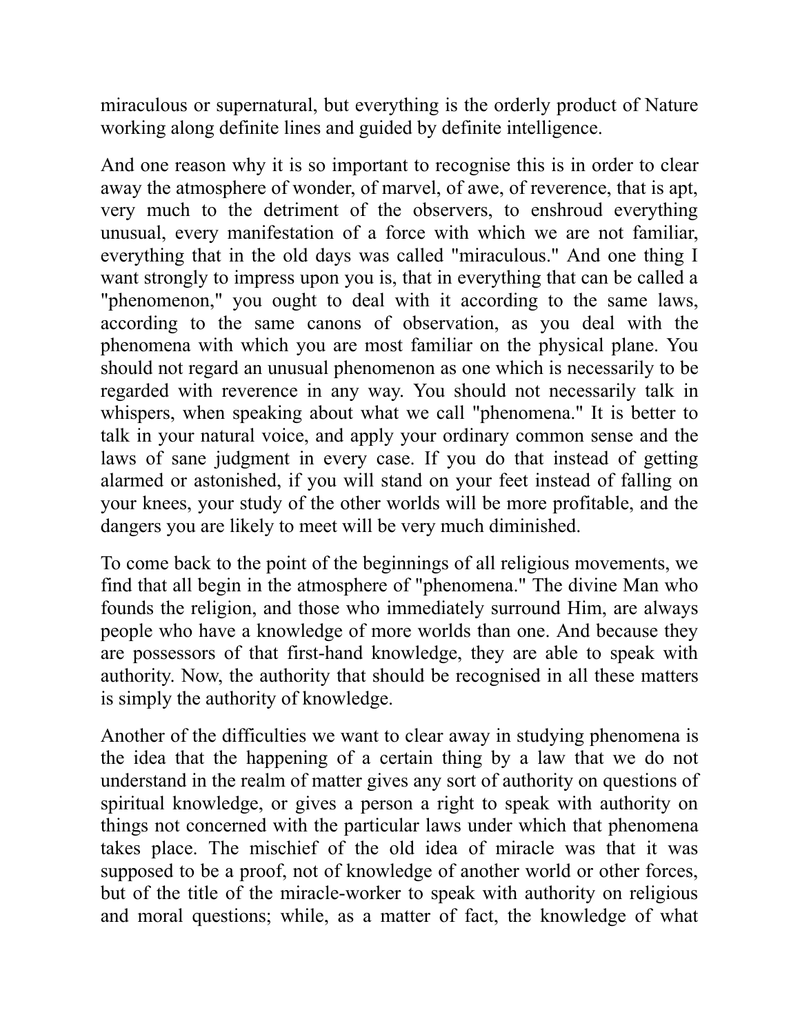miraculous or supernatural, but everything is the orderly product of Nature working along definite lines and guided by definite intelligence.

And one reason why it is so important to recognise this is in order to clear away the atmosphere of wonder, of marvel, of awe, of reverence, that is apt, very much to the detriment of the observers, to enshroud everything unusual, every manifestation of a force with which we are not familiar, everything that in the old days was called "miraculous." And one thing I want strongly to impress upon you is, that in everything that can be called a "phenomenon," you ought to deal with it according to the same laws, according to the same canons of observation, as you deal with the phenomena with which you are most familiar on the physical plane. You should not regard an unusual phenomenon as one which is necessarily to be regarded with reverence in any way. You should not necessarily talk in whispers, when speaking about what we call "phenomena." It is better to talk in your natural voice, and apply your ordinary common sense and the laws of sane judgment in every case. If you do that instead of getting alarmed or astonished, if you will stand on your feet instead of falling on your knees, your study of the other worlds will be more profitable, and the dangers you are likely to meet will be very much diminished.

To come back to the point of the beginnings of all religious movements, we find that all begin in the atmosphere of "phenomena." The divine Man who founds the religion, and those who immediately surround Him, are always people who have a knowledge of more worlds than one. And because they are possessors of that first-hand knowledge, they are able to speak with authority. Now, the authority that should be recognised in all these matters is simply the authority of knowledge.

Another of the difficulties we want to clear away in studying phenomena is the idea that the happening of a certain thing by a law that we do not understand in the realm of matter gives any sort of authority on questions of spiritual knowledge, or gives a person a right to speak with authority on things not concerned with the particular laws under which that phenomena takes place. The mischief of the old idea of miracle was that it was supposed to be a proof, not of knowledge of another world or other forces, but of the title of the miracle-worker to speak with authority on religious and moral questions; while, as a matter of fact, the knowledge of what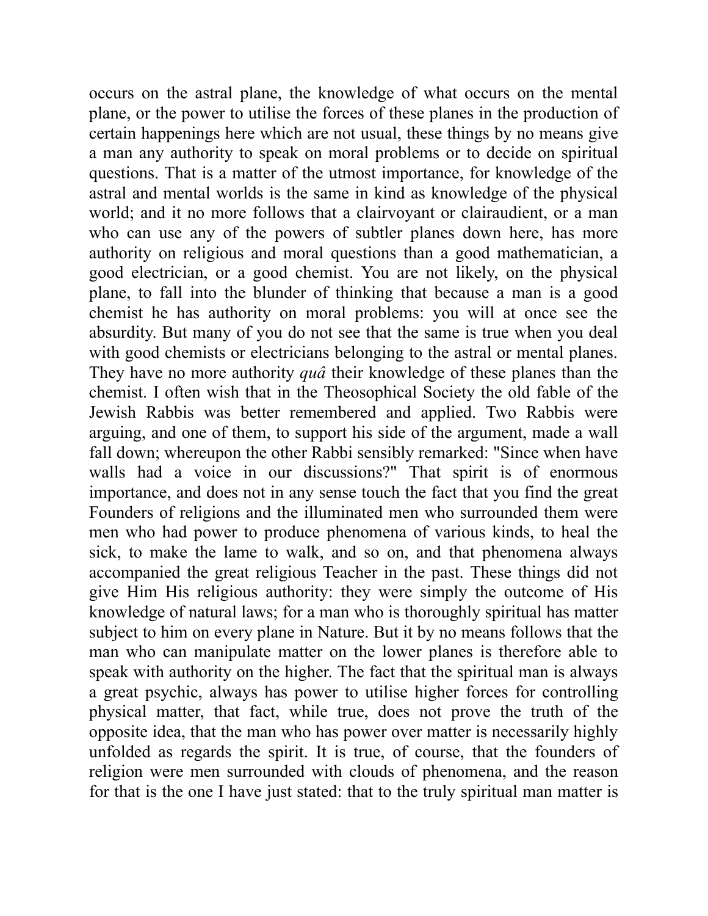occurs on the astral plane, the knowledge of what occurs on the mental plane, or the power to utilise the forces of these planes in the production of certain happenings here which are not usual, these things by no means give a man any authority to speak on moral problems or to decide on spiritual questions. That is a matter of the utmost importance, for knowledge of the astral and mental worlds is the same in kind as knowledge of the physical world; and it no more follows that a clairvoyant or clairaudient, or a man who can use any of the powers of subtler planes down here, has more authority on religious and moral questions than a good mathematician, a good electrician, or a good chemist. You are not likely, on the physical plane, to fall into the blunder of thinking that because a man is a good chemist he has authority on moral problems: you will at once see the absurdity. But many of you do not see that the same is true when you deal with good chemists or electricians belonging to the astral or mental planes. They have no more authority *quâ* their knowledge of these planes than the chemist. I often wish that in the Theosophical Society the old fable of the Jewish Rabbis was better remembered and applied. Two Rabbis were arguing, and one of them, to support his side of the argument, made a wall fall down; whereupon the other Rabbi sensibly remarked: "Since when have walls had a voice in our discussions?" That spirit is of enormous importance, and does not in any sense touch the fact that you find the great Founders of religions and the illuminated men who surrounded them were men who had power to produce phenomena of various kinds, to heal the sick, to make the lame to walk, and so on, and that phenomena always accompanied the great religious Teacher in the past. These things did not give Him His religious authority: they were simply the outcome of His knowledge of natural laws; for a man who is thoroughly spiritual has matter subject to him on every plane in Nature. But it by no means follows that the man who can manipulate matter on the lower planes is therefore able to speak with authority on the higher. The fact that the spiritual man is always a great psychic, always has power to utilise higher forces for controlling physical matter, that fact, while true, does not prove the truth of the opposite idea, that the man who has power over matter is necessarily highly unfolded as regards the spirit. It is true, of course, that the founders of religion were men surrounded with clouds of phenomena, and the reason for that is the one I have just stated: that to the truly spiritual man matter is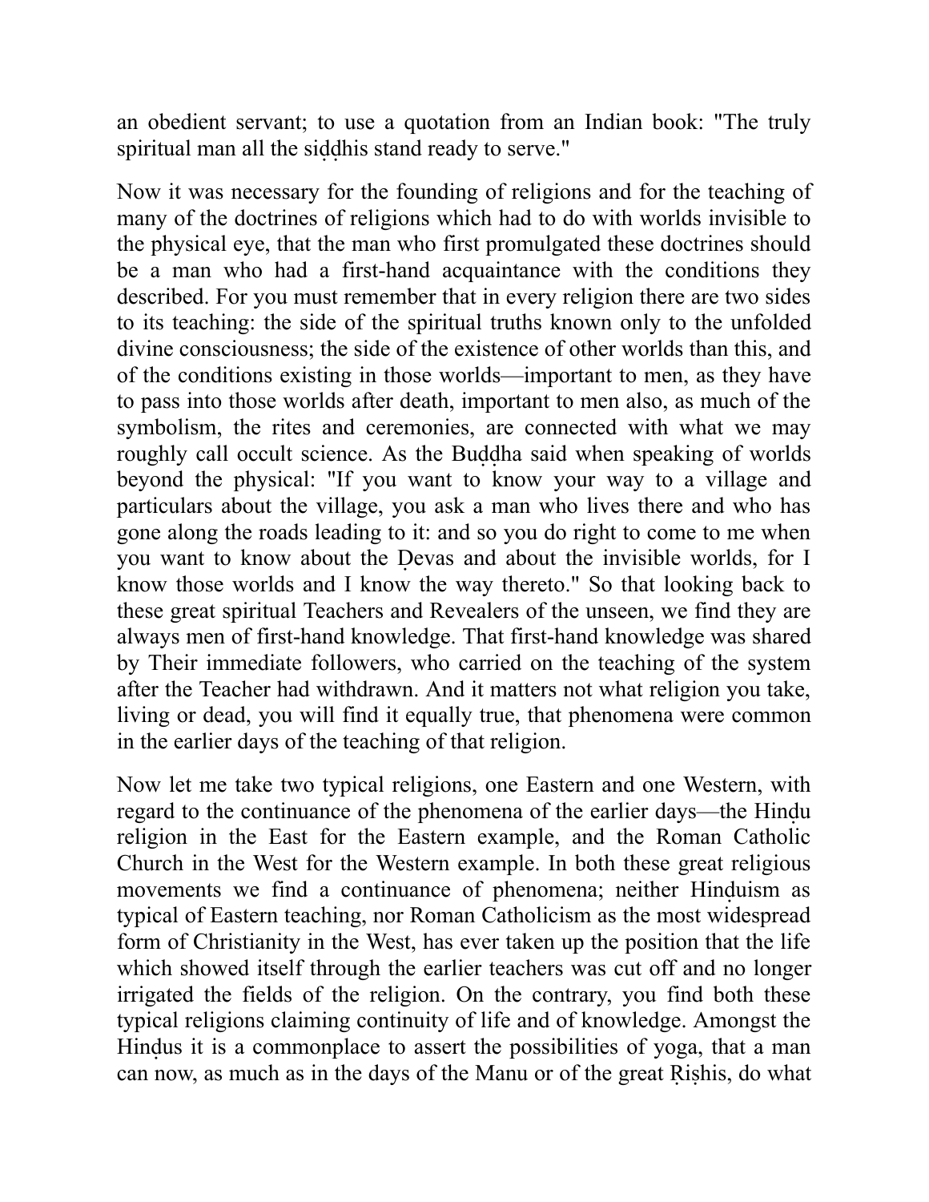an obedient servant; to use a quotation from an Indian book: "The truly spiritual man all the siḍḍhis stand ready to serve."

Now it was necessary for the founding of religions and for the teaching of many of the doctrines of religions which had to do with worlds invisible to the physical eye, that the man who first promulgated these doctrines should be a man who had a first-hand acquaintance with the conditions they described. For you must remember that in every religion there are two sides to its teaching: the side of the spiritual truths known only to the unfolded divine consciousness; the side of the existence of other worlds than this, and of the conditions existing in those worlds—important to men, as they have to pass into those worlds after death, important to men also, as much of the symbolism, the rites and ceremonies, are connected with what we may roughly call occult science. As the Buḍḍha said when speaking of worlds beyond the physical: "If you want to know your way to a village and particulars about the village, you ask a man who lives there and who has gone along the roads leading to it: and so you do right to come to me when you want to know about the Ḍevas and about the invisible worlds, for I know those worlds and I know the way thereto." So that looking back to these great spiritual Teachers and Revealers of the unseen, we find they are always men of first-hand knowledge. That first-hand knowledge was shared by Their immediate followers, who carried on the teaching of the system after the Teacher had withdrawn. And it matters not what religion you take, living or dead, you will find it equally true, that phenomena were common in the earlier days of the teaching of that religion.

Now let me take two typical religions, one Eastern and one Western, with regard to the continuance of the phenomena of the earlier days—the Hinḍu religion in the East for the Eastern example, and the Roman Catholic Church in the West for the Western example. In both these great religious movements we find a continuance of phenomena; neither Hinḍuism as typical of Eastern teaching, nor Roman Catholicism as the most widespread form of Christianity in the West, has ever taken up the position that the life which showed itself through the earlier teachers was cut off and no longer irrigated the fields of the religion. On the contrary, you find both these typical religions claiming continuity of life and of knowledge. Amongst the Hinḍus it is a commonplace to assert the possibilities of yoga, that a man can now, as much as in the days of the Manu or of the great Ṛiṣhis, do what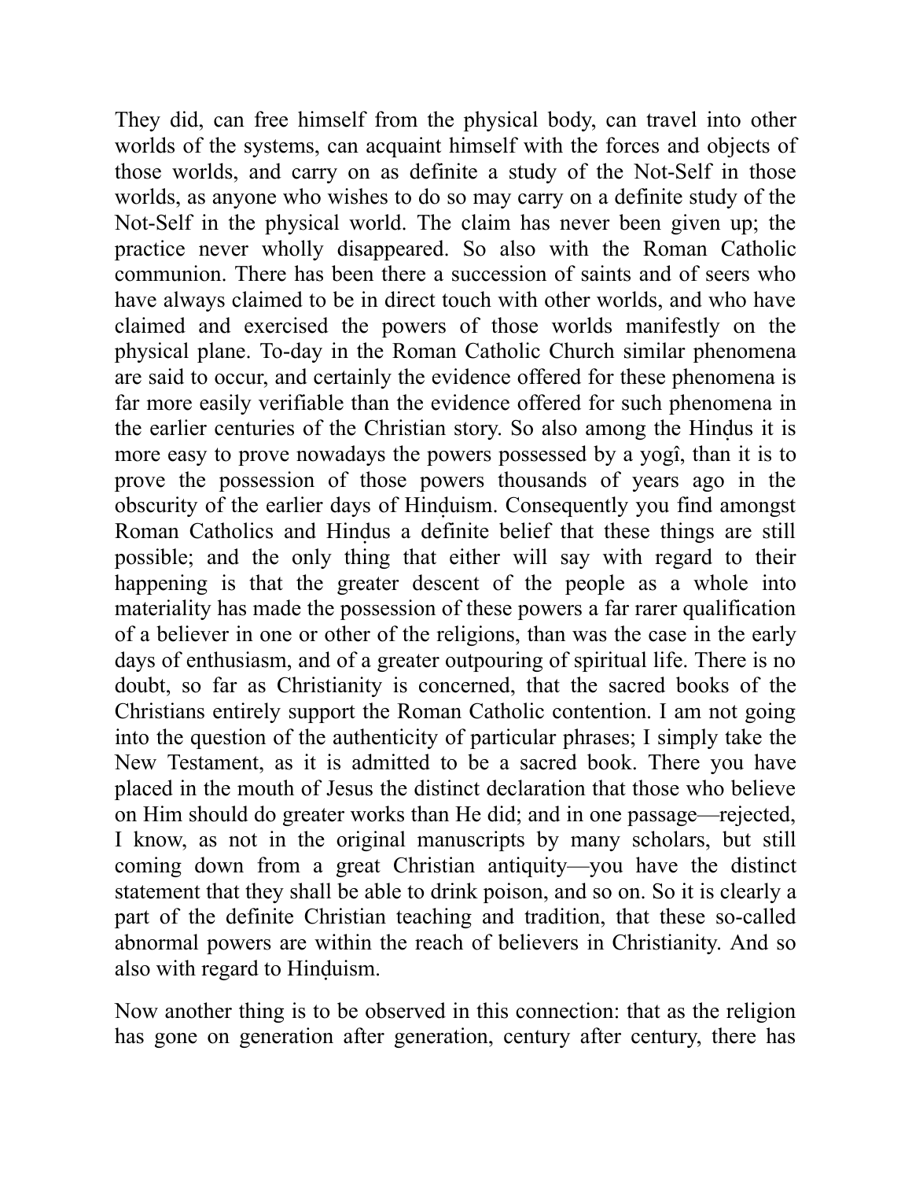They did, can free himself from the physical body, can travel into other worlds of the systems, can acquaint himself with the forces and objects of those worlds, and carry on as definite a study of the Not-Self in those worlds, as anyone who wishes to do so may carry on a definite study of the Not-Self in the physical world. The claim has never been given up; the practice never wholly disappeared. So also with the Roman Catholic communion. There has been there a succession of saints and of seers who have always claimed to be in direct touch with other worlds, and who have claimed and exercised the powers of those worlds manifestly on the physical plane. To-day in the Roman Catholic Church similar phenomena are said to occur, and certainly the evidence offered for these phenomena is far more easily verifiable than the evidence offered for such phenomena in the earlier centuries of the Christian story. So also among the Hinḍus it is more easy to prove nowadays the powers possessed by a yogî, than it is to prove the possession of those powers thousands of years ago in the obscurity of the earlier days of Hinḍuism. Consequently you find amongst Roman Catholics and Hinḍus a definite belief that these things are still possible; and the only thing that either will say with regard to their happening is that the greater descent of the people as a whole into materiality has made the possession of these powers a far rarer qualification of a believer in one or other of the religions, than was the case in the early days of enthusiasm, and of a greater outpouring of spiritual life. There is no doubt, so far as Christianity is concerned, that the sacred books of the Christians entirely support the Roman Catholic contention. I am not going into the question of the authenticity of particular phrases; I simply take the New Testament, as it is admitted to be a sacred book. There you have placed in the mouth of Jesus the distinct declaration that those who believe on Him should do greater works than He did; and in one passage—rejected, I know, as not in the original manuscripts by many scholars, but still coming down from a great Christian antiquity—you have the distinct statement that they shall be able to drink poison, and so on. So it is clearly a part of the definite Christian teaching and tradition, that these so-called abnormal powers are within the reach of believers in Christianity. And so also with regard to Hinḍuism.

Now another thing is to be observed in this connection: that as the religion has gone on generation after generation, century after century, there has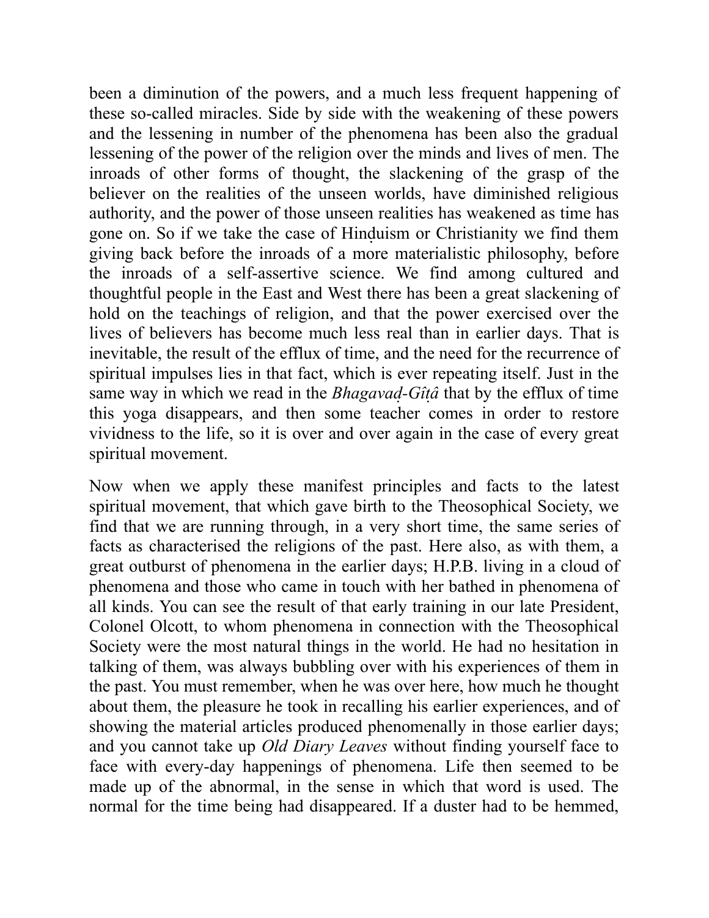been a diminution of the powers, and a much less frequent happening of these so-called miracles. Side by side with the weakening of these powers and the lessening in number of the phenomena has been also the gradual lessening of the power of the religion over the minds and lives of men. The inroads of other forms of thought, the slackening of the grasp of the believer on the realities of the unseen worlds, have diminished religious authority, and the power of those unseen realities has weakened as time has gone on. So if we take the case of Hinḍuism or Christianity we find them giving back before the inroads of a more materialistic philosophy, before the inroads of a self-assertive science. We find among cultured and thoughtful people in the East and West there has been a great slackening of hold on the teachings of religion, and that the power exercised over the lives of believers has become much less real than in earlier days. That is inevitable, the result of the efflux of time, and the need for the recurrence of spiritual impulses lies in that fact, which is ever repeating itself. Just in the same way in which we read in the *Bhagavaḍ-Gîṭâ* that by the efflux of time this yoga disappears, and then some teacher comes in order to restore vividness to the life, so it is over and over again in the case of every great spiritual movement.

Now when we apply these manifest principles and facts to the latest spiritual movement, that which gave birth to the Theosophical Society, we find that we are running through, in a very short time, the same series of facts as characterised the religions of the past. Here also, as with them, a great outburst of phenomena in the earlier days; H.P.B. living in a cloud of phenomena and those who came in touch with her bathed in phenomena of all kinds. You can see the result of that early training in our late President, Colonel Olcott, to whom phenomena in connection with the Theosophical Society were the most natural things in the world. He had no hesitation in talking of them, was always bubbling over with his experiences of them in the past. You must remember, when he was over here, how much he thought about them, the pleasure he took in recalling his earlier experiences, and of showing the material articles produced phenomenally in those earlier days; and you cannot take up *Old Diary Leaves* without finding yourself face to face with every-day happenings of phenomena. Life then seemed to be made up of the abnormal, in the sense in which that word is used. The normal for the time being had disappeared. If a duster had to be hemmed,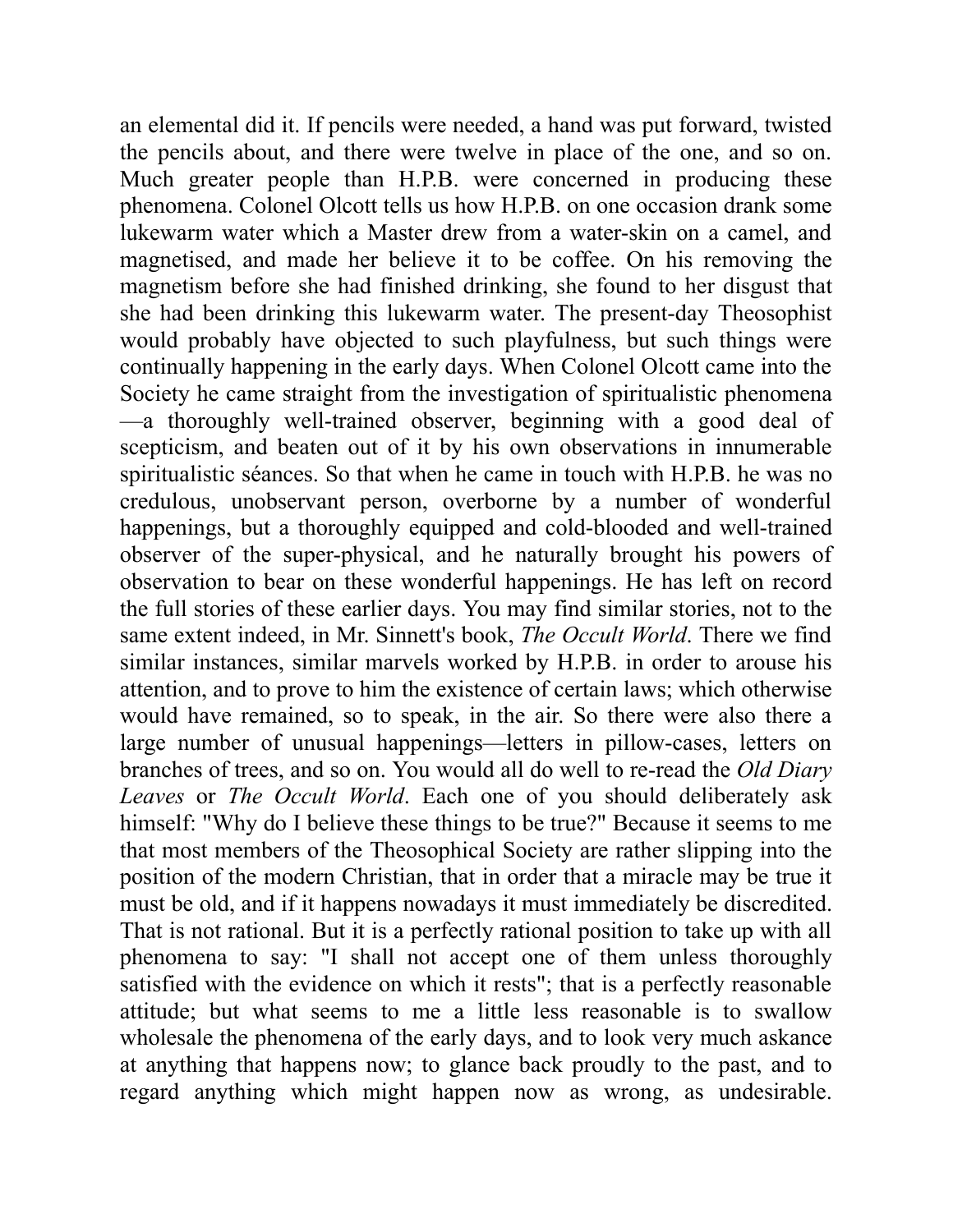an elemental did it. If pencils were needed, a hand was put forward, twisted the pencils about, and there were twelve in place of the one, and so on. Much greater people than H.P.B. were concerned in producing these phenomena. Colonel Olcott tells us how H.P.B. on one occasion drank some lukewarm water which a Master drew from a water-skin on a camel, and magnetised, and made her believe it to be coffee. On his removing the magnetism before she had finished drinking, she found to her disgust that she had been drinking this lukewarm water. The present-day Theosophist would probably have objected to such playfulness, but such things were continually happening in the early days. When Colonel Olcott came into the Society he came straight from the investigation of spiritualistic phenomena—a thoroughly well-trained observer, beginning with a good deal of scepticism, and beaten out of it by his own observations in innumerable spiritualistic séances. So that when he came in touch with H.P.B. he was no credulous, unobservant person, overborne by a number of wonderful happenings, but a thoroughly equipped and cold-blooded and well-trained observer of the super-physical, and he naturally brought his powers of observation to bear on these wonderful happenings. He has left on record the full stories of these earlier days. You may find similar stories, not to the same extent indeed, in Mr. Sinnett's book, *The Occult World*. There we find similar instances, similar marvels worked by H.P.B. in order to arouse his attention, and to prove to him the existence of certain laws; which otherwise would have remained, so to speak, in the air. So there were also there a large number of unusual happenings—letters in pillow-cases, letters on branches of trees, and so on. You would all do well to re-read the *Old Diary Leaves* or *The Occult World*. Each one of you should deliberately ask himself: "Why do I believe these things to be true?" Because it seems to me that most members of the Theosophical Society are rather slipping into the position of the modern Christian, that in order that a miracle may be true it must be old, and if it happens nowadays it must immediately be discredited. That is not rational. But it is a perfectly rational position to take up with all phenomena to say: "I shall not accept one of them unless thoroughly satisfied with the evidence on which it rests"; that is a perfectly reasonable attitude; but what seems to me a little less reasonable is to swallow wholesale the phenomena of the early days, and to look very much askance at anything that happens now; to glance back proudly to the past, and to regard anything which might happen now as wrong, as undesirable.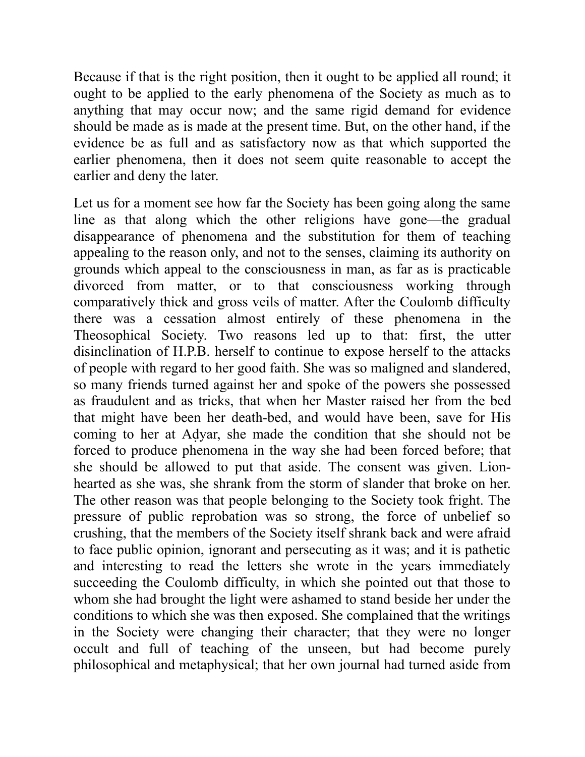Because if that is the right position, then it ought to be applied all round; it ought to be applied to the early phenomena of the Society as much as to anything that may occur now; and the same rigid demand for evidence should be made as is made at the present time. But, on the other hand, if the evidence be as full and as satisfactory now as that which supported the earlier phenomena, then it does not seem quite reasonable to accept the earlier and deny the later.

Let us for a moment see how far the Society has been going along the same line as that along which the other religions have gone—the gradual disappearance of phenomena and the substitution for them of teaching appealing to the reason only, and not to the senses, claiming its authority on grounds which appeal to the consciousness in man, as far as is practicable divorced from matter, or to that consciousness working through comparatively thick and gross veils of matter. After the Coulomb difficulty there was a cessation almost entirely of these phenomena in the Theosophical Society. Two reasons led up to that: first, the utter disinclination of H.P.B. herself to continue to expose herself to the attacks of people with regard to her good faith. She was so maligned and slandered, so many friends turned against her and spoke of the powers she possessed as fraudulent and as tricks, that when her Master raised her from the bed that might have been her death-bed, and would have been, save for His coming to her at Aḍyar, she made the condition that she should not be forced to produce phenomena in the way she had been forced before; that she should be allowed to put that aside. The consent was given. Lion-hearted as she was, she shrank from the storm of slander that broke on her. The other reason was that people belonging to the Society took fright. The pressure of public reprobation was so strong, the force of unbelief so crushing, that the members of the Society itself shrank back and were afraid to face public opinion, ignorant and persecuting as it was; and it is pathetic and interesting to read the letters she wrote in the years immediately succeeding the Coulomb difficulty, in which she pointed out that those to whom she had brought the light were ashamed to stand beside her under the conditions to which she was then exposed. She complained that the writings in the Society were changing their character; that they were no longer occult and full of teaching of the unseen, but had become purely philosophical and metaphysical; that her own journal had turned aside from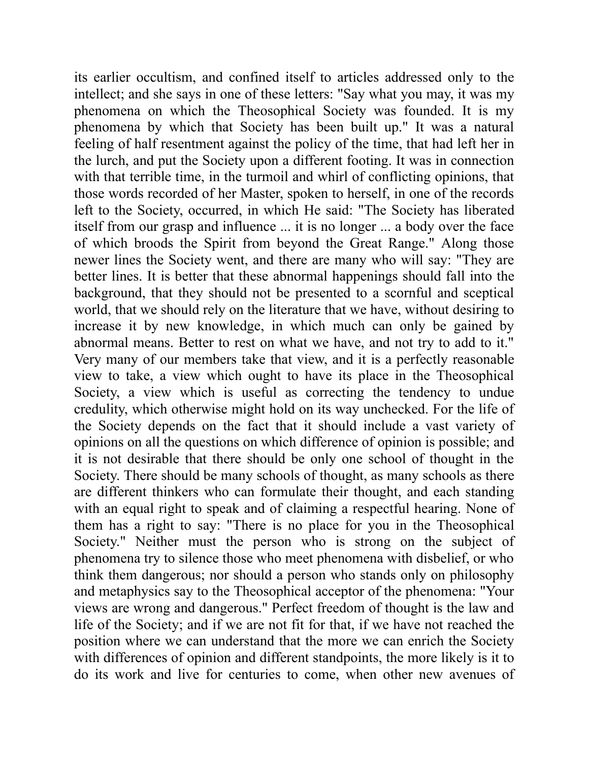its earlier occultism, and confined itself to articles addressed only to the intellect; and she says in one of these letters: "Say what you may, it was my phenomena on which the Theosophical Society was founded. It is my phenomena by which that Society has been built up." It was a natural feeling of half resentment against the policy of the time, that had left her in the lurch, and put the Society upon a different footing. It was in connection with that terrible time, in the turmoil and whirl of conflicting opinions, that those words recorded of her Master, spoken to herself, in one of the records left to the Society, occurred, in which He said: "The Society has liberated itself from our grasp and influence ... it is no longer ... a body over the face of which broods the Spirit from beyond the Great Range." Along those newer lines the Society went, and there are many who will say: "They are better lines. It is better that these abnormal happenings should fall into the background, that they should not be presented to a scornful and sceptical world, that we should rely on the literature that we have, without desiring to increase it by new knowledge, in which much can only be gained by abnormal means. Better to rest on what we have, and not try to add to it." Very many of our members take that view, and it is a perfectly reasonable view to take, a view which ought to have its place in the Theosophical Society, a view which is useful as correcting the tendency to undue credulity, which otherwise might hold on its way unchecked. For the life of the Society depends on the fact that it should include a vast variety of opinions on all the questions on which difference of opinion is possible; and it is not desirable that there should be only one school of thought in the Society. There should be many schools of thought, as many schools as there are different thinkers who can formulate their thought, and each standing with an equal right to speak and of claiming a respectful hearing. None of them has a right to say: "There is no place for you in the Theosophical Society." Neither must the person who is strong on the subject of phenomena try to silence those who meet phenomena with disbelief, or who think them dangerous; nor should a person who stands only on philosophy and metaphysics say to the Theosophical acceptor of the phenomena: "Your views are wrong and dangerous." Perfect freedom of thought is the law and life of the Society; and if we are not fit for that, if we have not reached the position where we can understand that the more we can enrich the Society with differences of opinion and different standpoints, the more likely is it to do its work and live for centuries to come, when other new avenues of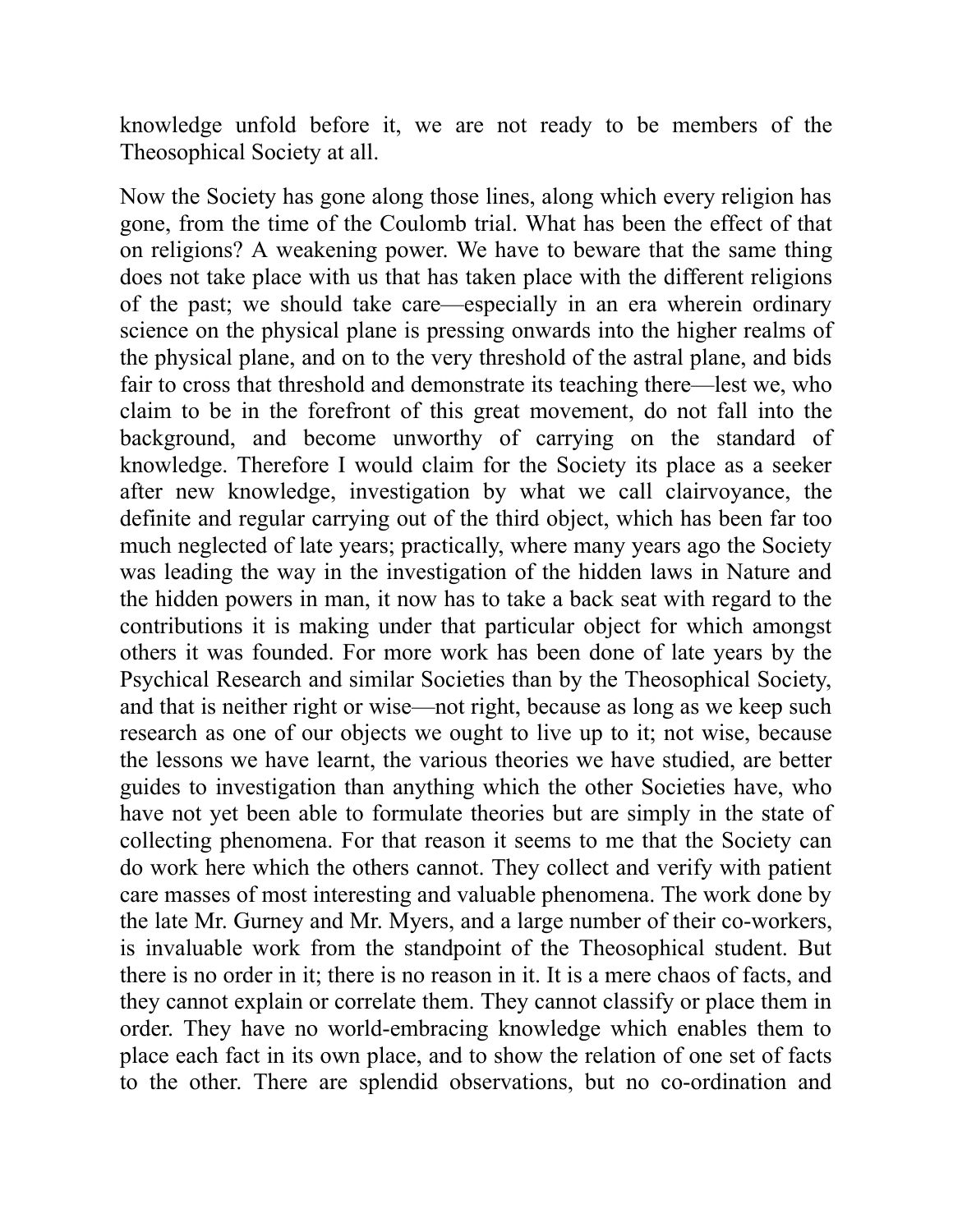knowledge unfold before it, we are not ready to be members of the Theosophical Society at all.

Now the Society has gone along those lines, along which every religion has gone, from the time of the Coulomb trial. What has been the effect of that on religions? A weakening power. We have to beware that the same thing does not take place with us that has taken place with the different religions of the past; we should take care—especially in an era wherein ordinary science on the physical plane is pressing onwards into the higher realms of the physical plane, and on to the very threshold of the astral plane, and bids fair to cross that threshold and demonstrate its teaching there—lest we, who claim to be in the forefront of this great movement, do not fall into the background, and become unworthy of carrying on the standard of knowledge. Therefore I would claim for the Society its place as a seeker after new knowledge, investigation by what we call clairvoyance, the definite and regular carrying out of the third object, which has been far too much neglected of late years; practically, where many years ago the Society was leading the way in the investigation of the hidden laws in Nature and the hidden powers in man, it now has to take a back seat with regard to the contributions it is making under that particular object for which amongst others it was founded. For more work has been done of late years by the Psychical Research and similar Societies than by the Theosophical Society, and that is neither right or wise—not right, because as long as we keep such research as one of our objects we ought to live up to it; not wise, because the lessons we have learnt, the various theories we have studied, are better guides to investigation than anything which the other Societies have, who have not yet been able to formulate theories but are simply in the state of collecting phenomena. For that reason it seems to me that the Society can do work here which the others cannot. They collect and verify with patient care masses of most interesting and valuable phenomena. The work done by the late Mr. Gurney and Mr. Myers, and a large number of their co-workers, is invaluable work from the standpoint of the Theosophical student. But there is no order in it; there is no reason in it. It is a mere chaos of facts, and they cannot explain or correlate them. They cannot classify or place them in order. They have no world-embracing knowledge which enables them to place each fact in its own place, and to show the relation of one set of facts to the other. There are splendid observations, but no co-ordination and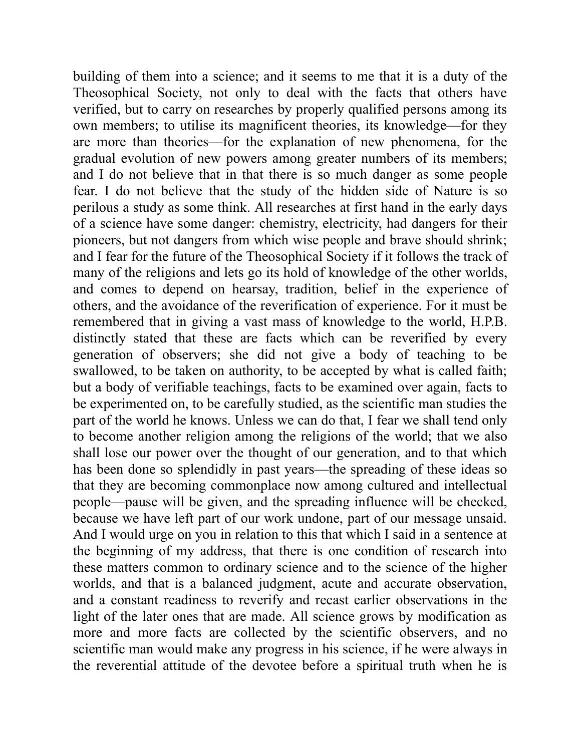building of them into a science; and it seems to me that it is a duty of the Theosophical Society, not only to deal with the facts that others have verified, but to carry on researches by properly qualified persons among its own members; to utilise its magnificent theories, its knowledge—for they are more than theories—for the explanation of new phenomena, for the gradual evolution of new powers among greater numbers of its members; and I do not believe that in that there is so much danger as some people fear. I do not believe that the study of the hidden side of Nature is so perilous a study as some think. All researches at first hand in the early days of a science have some danger: chemistry, electricity, had dangers for their pioneers, but not dangers from which wise people and brave should shrink; and I fear for the future of the Theosophical Society if it follows the track of many of the religions and lets go its hold of knowledge of the other worlds, and comes to depend on hearsay, tradition, belief in the experience of others, and the avoidance of the reverification of experience. For it must be remembered that in giving a vast mass of knowledge to the world, H.P.B. distinctly stated that these are facts which can be reverified by every generation of observers; she did not give a body of teaching to be swallowed, to be taken on authority, to be accepted by what is called faith; but a body of verifiable teachings, facts to be examined over again, facts to be experimented on, to be carefully studied, as the scientific man studies the part of the world he knows. Unless we can do that, I fear we shall tend only to become another religion among the religions of the world; that we also shall lose our power over the thought of our generation, and to that which has been done so splendidly in past years—the spreading of these ideas so that they are becoming commonplace now among cultured and intellectual people—pause will be given, and the spreading influence will be checked, because we have left part of our work undone, part of our message unsaid. And I would urge on you in relation to this that which I said in a sentence at the beginning of my address, that there is one condition of research into these matters common to ordinary science and to the science of the higher worlds, and that is a balanced judgment, acute and accurate observation, and a constant readiness to reverify and recast earlier observations in the light of the later ones that are made. All science grows by modification as more and more facts are collected by the scientific observers, and no scientific man would make any progress in his science, if he were always in the reverential attitude of the devotee before a spiritual truth when he is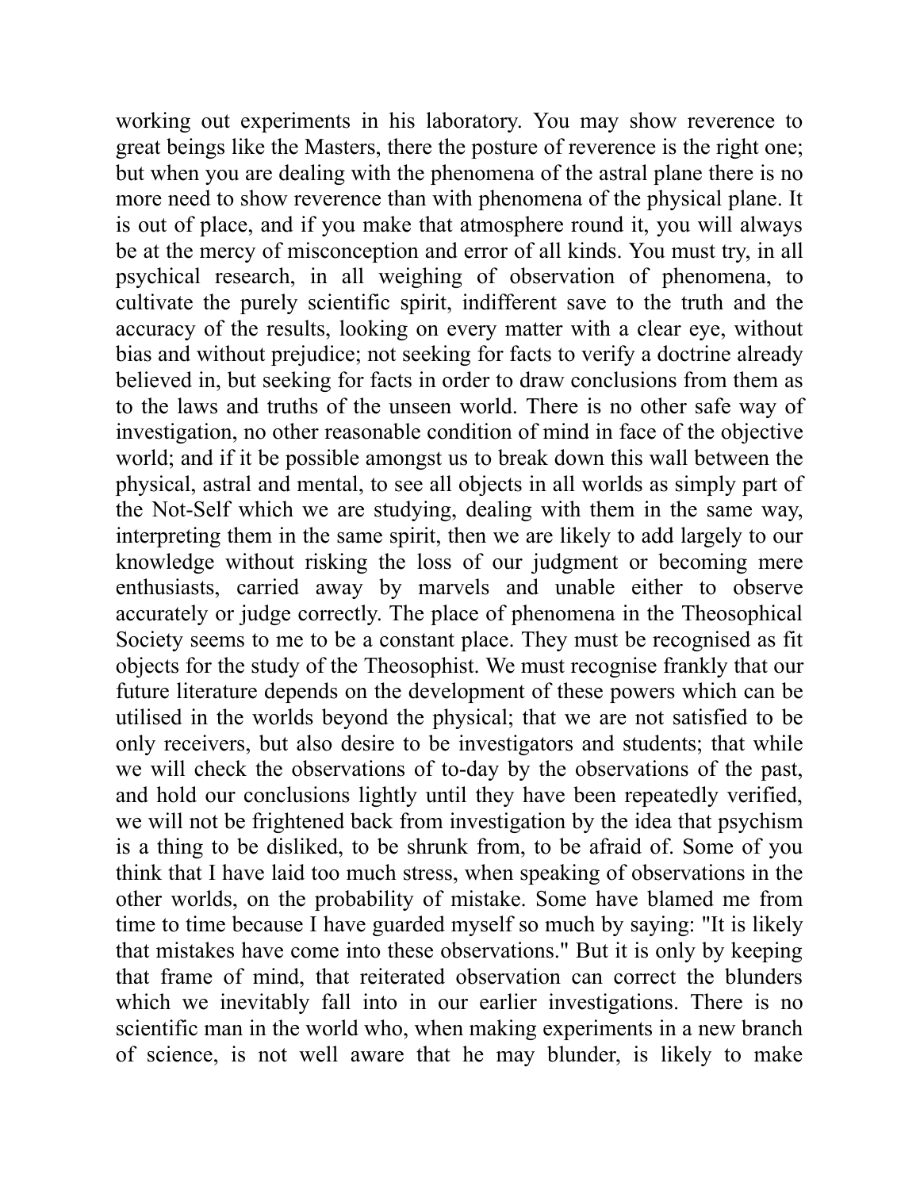working out experiments in his laboratory. You may show reverence to great beings like the Masters, there the posture of reverence is the right one; but when you are dealing with the phenomena of the astral plane there is no more need to show reverence than with phenomena of the physical plane. It is out of place, and if you make that atmosphere round it, you will always be at the mercy of misconception and error of all kinds. You must try, in all psychical research, in all weighing of observation of phenomena, to cultivate the purely scientific spirit, indifferent save to the truth and the accuracy of the results, looking on every matter with a clear eye, without bias and without prejudice; not seeking for facts to verify a doctrine already believed in, but seeking for facts in order to draw conclusions from them as to the laws and truths of the unseen world. There is no other safe way of investigation, no other reasonable condition of mind in face of the objective world; and if it be possible amongst us to break down this wall between the physical, astral and mental, to see all objects in all worlds as simply part of the Not-Self which we are studying, dealing with them in the same way, interpreting them in the same spirit, then we are likely to add largely to our knowledge without risking the loss of our judgment or becoming mere enthusiasts, carried away by marvels and unable either to observe accurately or judge correctly. The place of phenomena in the Theosophical Society seems to me to be a constant place. They must be recognised as fit objects for the study of the Theosophist. We must recognise frankly that our future literature depends on the development of these powers which can be utilised in the worlds beyond the physical; that we are not satisfied to be only receivers, but also desire to be investigators and students; that while we will check the observations of to-day by the observations of the past, and hold our conclusions lightly until they have been repeatedly verified, we will not be frightened back from investigation by the idea that psychism is a thing to be disliked, to be shrunk from, to be afraid of. Some of you think that I have laid too much stress, when speaking of observations in the other worlds, on the probability of mistake. Some have blamed me from time to time because I have guarded myself so much by saying: "It is likely that mistakes have come into these observations." But it is only by keeping that frame of mind, that reiterated observation can correct the blunders which we inevitably fall into in our earlier investigations. There is no scientific man in the world who, when making experiments in a new branch of science, is not well aware that he may blunder, is likely to make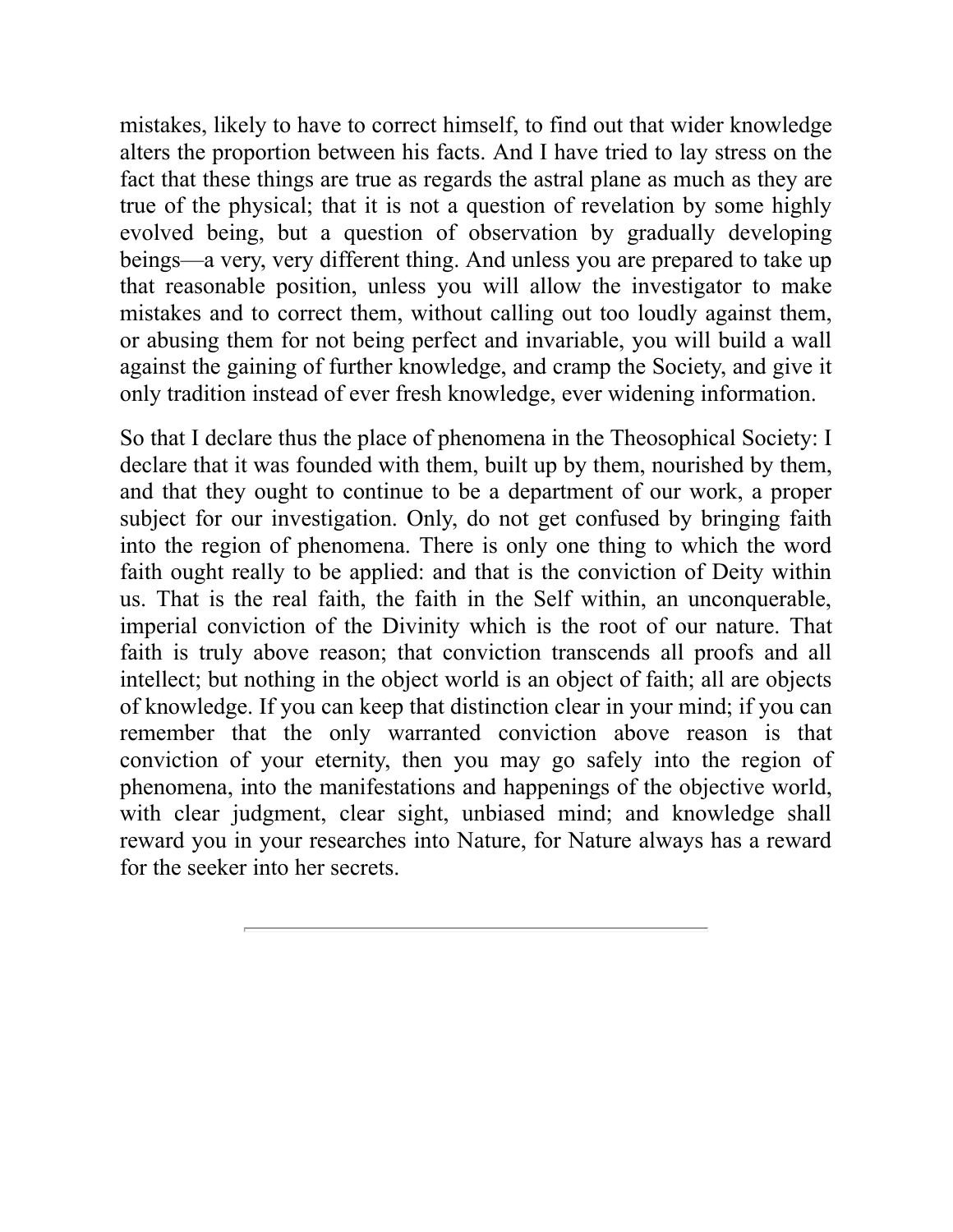mistakes, likely to have to correct himself, to find out that wider knowledge alters the proportion between his facts. And I have tried to lay stress on the fact that these things are true as regards the astral plane as much as they are true of the physical; that it is not a question of revelation by some highly evolved being, but a question of observation by gradually developing beings—a very, very different thing. And unless you are prepared to take up that reasonable position, unless you will allow the investigator to make mistakes and to correct them, without calling out too loudly against them, or abusing them for not being perfect and invariable, you will build a wall against the gaining of further knowledge, and cramp the Society, and give it only tradition instead of ever fresh knowledge, ever widening information.

So that I declare thus the place of phenomena in the Theosophical Society: I declare that it was founded with them, built up by them, nourished by them, and that they ought to continue to be a department of our work, a proper subject for our investigation. Only, do not get confused by bringing faith into the region of phenomena. There is only one thing to which the word faith ought really to be applied: and that is the conviction of Deity within us. That is the real faith, the faith in the Self within, an unconquerable, imperial conviction of the Divinity which is the root of our nature. That faith is truly above reason; that conviction transcends all proofs and all intellect; but nothing in the object world is an object of faith; all are objects of knowledge. If you can keep that distinction clear in your mind; if you can remember that the only warranted conviction above reason is that conviction of your eternity, then you may go safely into the region of phenomena, into the manifestations and happenings of the objective world, with clear judgment, clear sight, unbiased mind; and knowledge shall reward you in your researches into Nature, for Nature always has a reward for the seeker into her secrets.

---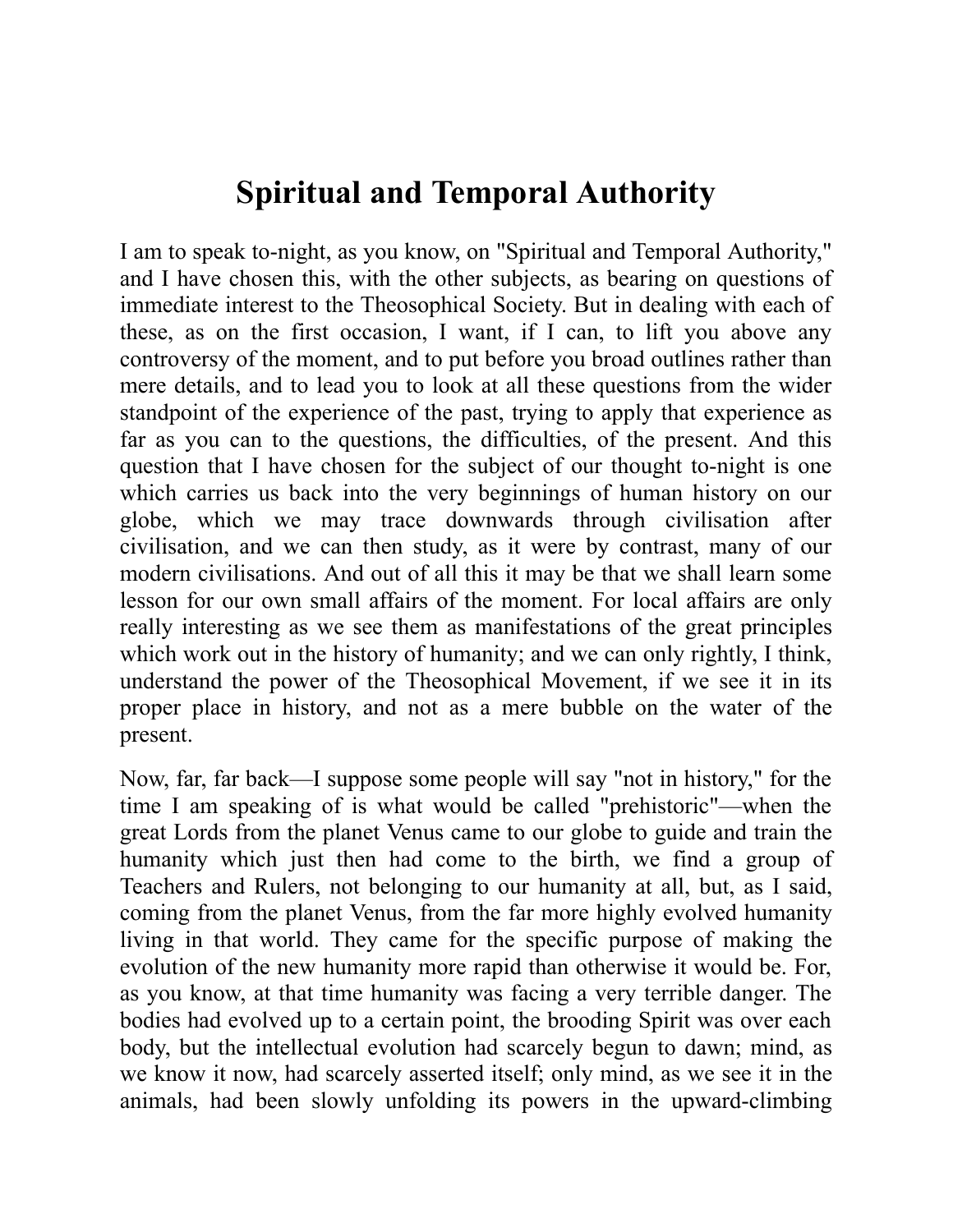# Spiritual and Temporal Authority

I am to speak to-night, as you know, on "Spiritual and Temporal Authority," and I have chosen this, with the other subjects, as bearing on questions of immediate interest to the Theosophical Society. But in dealing with each of these, as on the first occasion, I want, if I can, to lift you above any controversy of the moment, and to put before you broad outlines rather than mere details, and to lead you to look at all these questions from the wider standpoint of the experience of the past, trying to apply that experience as far as you can to the questions, the difficulties, of the present. And this question that I have chosen for the subject of our thought to-night is one which carries us back into the very beginnings of human history on our globe, which we may trace downwards through civilisation after civilisation, and we can then study, as it were by contrast, many of our modern civilisations. And out of all this it may be that we shall learn some lesson for our own small affairs of the moment. For local affairs are only really interesting as we see them as manifestations of the great principles which work out in the history of humanity; and we can only rightly, I think, understand the power of the Theosophical Movement, if we see it in its proper place in history, and not as a mere bubble on the water of the present.

Now, far, far back—I suppose some people will say "not in history," for the time I am speaking of is what would be called "prehistoric"—when the great Lords from the planet Venus came to our globe to guide and train the humanity which just then had come to the birth, we find a group of Teachers and Rulers, not belonging to our humanity at all, but, as I said, coming from the planet Venus, from the far more highly evolved humanity living in that world. They came for the specific purpose of making the evolution of the new humanity more rapid than otherwise it would be. For, as you know, at that time humanity was facing a very terrible danger. The bodies had evolved up to a certain point, the brooding Spirit was over each body, but the intellectual evolution had scarcely begun to dawn; mind, as we know it now, had scarcely asserted itself; only mind, as we see it in the animals, had been slowly unfolding its powers in the upward-climbing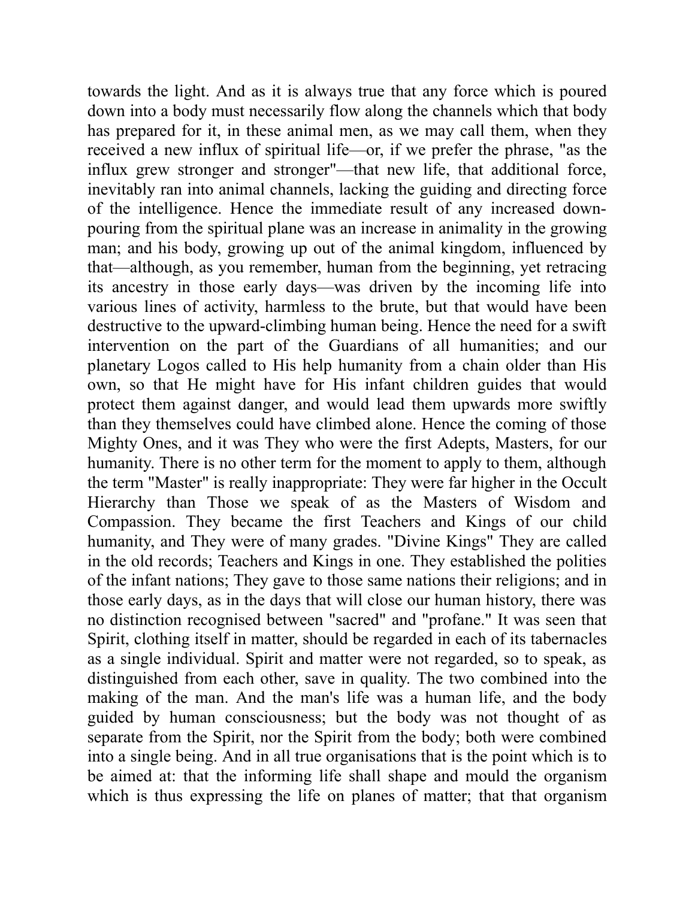towards the light. And as it is always true that any force which is poured down into a body must necessarily flow along the channels which that body has prepared for it, in these animal men, as we may call them, when they received a new influx of spiritual life—or, if we prefer the phrase, "as the influx grew stronger and stronger"—that new life, that additional force, inevitably ran into animal channels, lacking the guiding and directing force of the intelligence. Hence the immediate result of any increased down-pouring from the spiritual plane was an increase in animality in the growing man; and his body, growing up out of the animal kingdom, influenced by that—although, as you remember, human from the beginning, yet retracing its ancestry in those early days—was driven by the incoming life into various lines of activity, harmless to the brute, but that would have been destructive to the upward-climbing human being. Hence the need for a swift intervention on the part of the Guardians of all humanities; and our planetary Logos called to His help humanity from a chain older than His own, so that He might have for His infant children guides that would protect them against danger, and would lead them upwards more swiftly than they themselves could have climbed alone. Hence the coming of those Mighty Ones, and it was They who were the first Adepts, Masters, for our humanity. There is no other term for the moment to apply to them, although the term "Master" is really inappropriate: They were far higher in the Occult Hierarchy than Those we speak of as the Masters of Wisdom and Compassion. They became the first Teachers and Kings of our child humanity, and They were of many grades. "Divine Kings" They are called in the old records; Teachers and Kings in one. They established the polities of the infant nations; They gave to those same nations their religions; and in those early days, as in the days that will close our human history, there was no distinction recognised between "sacred" and "profane." It was seen that Spirit, clothing itself in matter, should be regarded in each of its tabernacles as a single individual. Spirit and matter were not regarded, so to speak, as distinguished from each other, save in quality. The two combined into the making of the man. And the man's life was a human life, and the body guided by human consciousness; but the body was not thought of as separate from the Spirit, nor the Spirit from the body; both were combined into a single being. And in all true organisations that is the point which is to be aimed at: that the informing life shall shape and mould the organism which is thus expressing the life on planes of matter; that that organism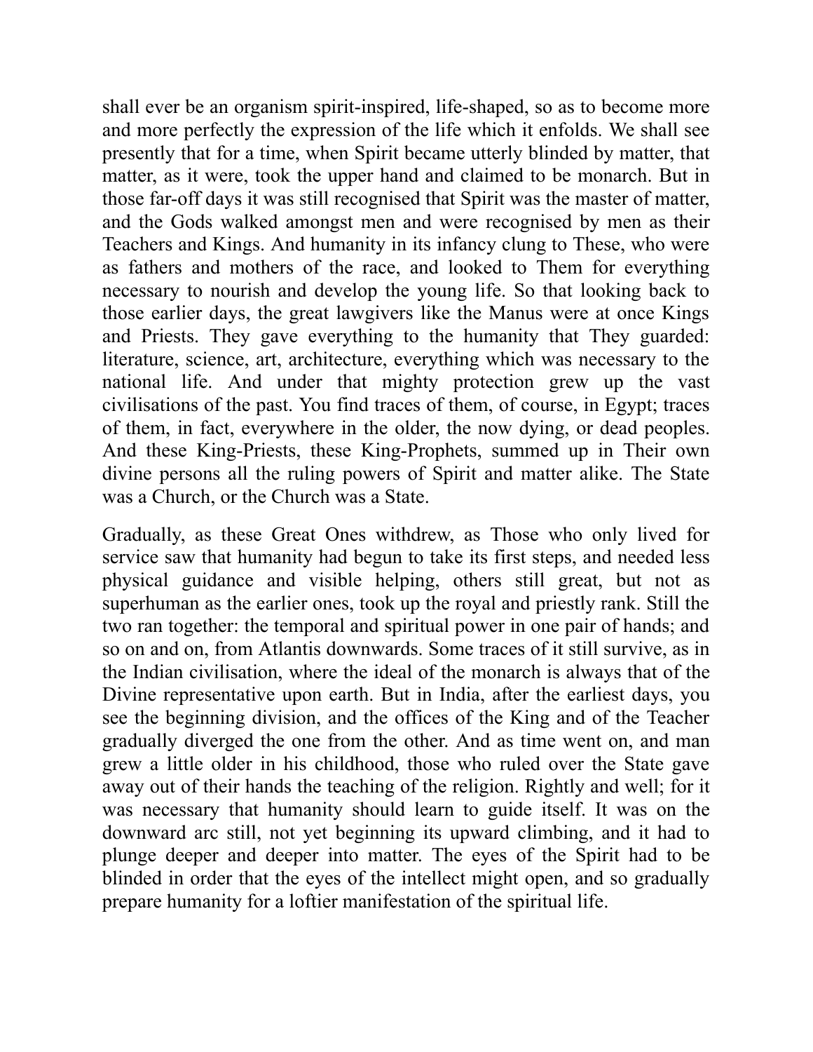shall ever be an organism spirit-inspired, life-shaped, so as to become more and more perfectly the expression of the life which it enfolds. We shall see presently that for a time, when Spirit became utterly blinded by matter, that matter, as it were, took the upper hand and claimed to be monarch. But in those far-off days it was still recognised that Spirit was the master of matter, and the Gods walked amongst men and were recognised by men as their Teachers and Kings. And humanity in its infancy clung to These, who were as fathers and mothers of the race, and looked to Them for everything necessary to nourish and develop the young life. So that looking back to those earlier days, the great lawgivers like the Manus were at once Kings and Priests. They gave everything to the humanity that They guarded: literature, science, art, architecture, everything which was necessary to the national life. And under that mighty protection grew up the vast civilisations of the past. You find traces of them, of course, in Egypt; traces of them, in fact, everywhere in the older, the now dying, or dead peoples. And these King-Priests, these King-Prophets, summed up in Their own divine persons all the ruling powers of Spirit and matter alike. The State was a Church, or the Church was a State.

Gradually, as these Great Ones withdrew, as Those who only lived for service saw that humanity had begun to take its first steps, and needed less physical guidance and visible helping, others still great, but not as superhuman as the earlier ones, took up the royal and priestly rank. Still the two ran together: the temporal and spiritual power in one pair of hands; and so on and on, from Atlantis downwards. Some traces of it still survive, as in the Indian civilisation, where the ideal of the monarch is always that of the Divine representative upon earth. But in India, after the earliest days, you see the beginning division, and the offices of the King and of the Teacher gradually diverged the one from the other. And as time went on, and man grew a little older in his childhood, those who ruled over the State gave away out of their hands the teaching of the religion. Rightly and well; for it was necessary that humanity should learn to guide itself. It was on the downward arc still, not yet beginning its upward climbing, and it had to plunge deeper and deeper into matter. The eyes of the Spirit had to be blinded in order that the eyes of the intellect might open, and so gradually prepare humanity for a loftier manifestation of the spiritual life.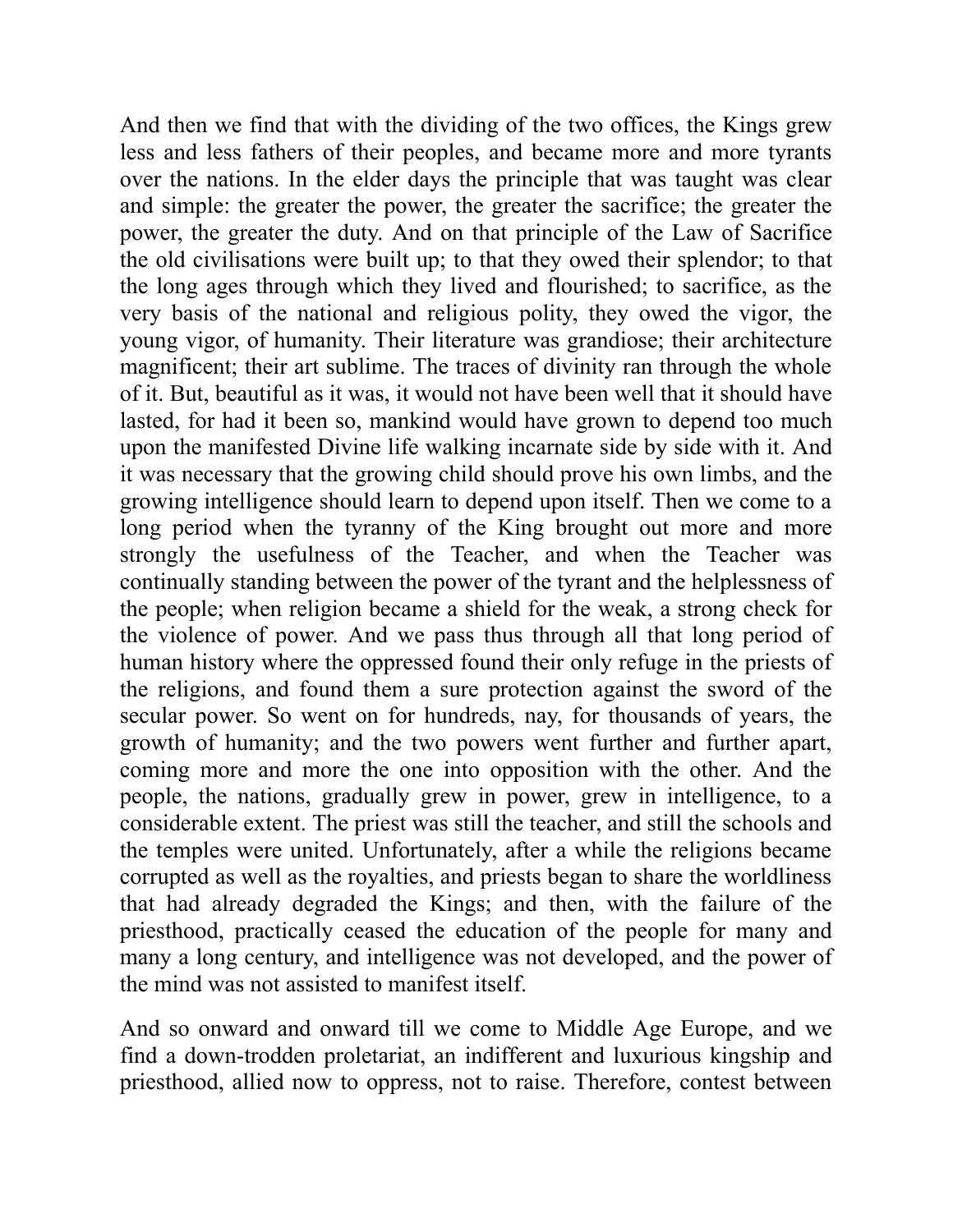And then we find that with the dividing of the two offices, the Kings grew less and less fathers of their peoples, and became more and more tyrants over the nations. In the elder days the principle that was taught was clear and simple: the greater the power, the greater the sacrifice; the greater the power, the greater the duty. And on that principle of the Law of Sacrifice the old civilisations were built up; to that they owed their splendor; to that the long ages through which they lived and flourished; to sacrifice, as the very basis of the national and religious polity, they owed the vigor, the young vigor, of humanity. Their literature was grandiose; their architecture magnificent; their art sublime. The traces of divinity ran through the whole of it. But, beautiful as it was, it would not have been well that it should have lasted, for had it been so, mankind would have grown to depend too much upon the manifested Divine life walking incarnate side by side with it. And it was necessary that the growing child should prove his own limbs, and the growing intelligence should learn to depend upon itself. Then we come to a long period when the tyranny of the King brought out more and more strongly the usefulness of the Teacher, and when the Teacher was continually standing between the power of the tyrant and the helplessness of the people; when religion became a shield for the weak, a strong check for the violence of power. And we pass thus through all that long period of human history where the oppressed found their only refuge in the priests of the religions, and found them a sure protection against the sword of the secular power. So went on for hundreds, nay, for thousands of years, the growth of humanity; and the two powers went further and further apart, coming more and more the one into opposition with the other. And the people, the nations, gradually grew in power, grew in intelligence, to a considerable extent. The priest was still the teacher, and still the schools and the temples were united. Unfortunately, after a while the religions became corrupted as well as the royalties, and priests began to share the worldliness that had already degraded the Kings; and then, with the failure of the priesthood, practically ceased the education of the people for many and many a long century, and intelligence was not developed, and the power of the mind was not assisted to manifest itself.

And so onward and onward till we come to Middle Age Europe, and we find a down-trodden proletariat, an indifferent and luxurious kingship and priesthood, allied now to oppress, not to raise. Therefore, contest between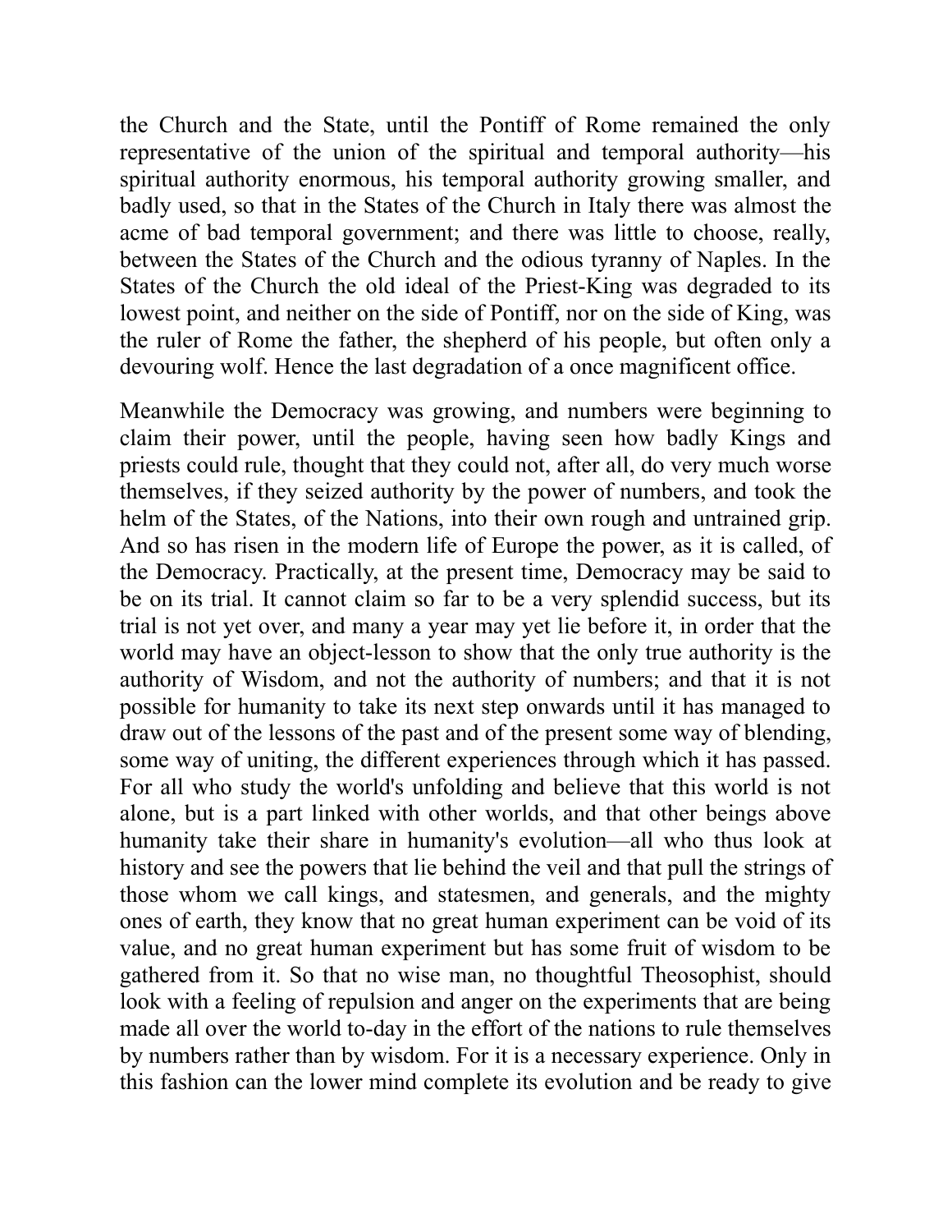the Church and the State, until the Pontiff of Rome remained the only representative of the union of the spiritual and temporal authority—his spiritual authority enormous, his temporal authority growing smaller, and badly used, so that in the States of the Church in Italy there was almost the acme of bad temporal government; and there was little to choose, really, between the States of the Church and the odious tyranny of Naples. In the States of the Church the old ideal of the Priest-King was degraded to its lowest point, and neither on the side of Pontiff, nor on the side of King, was the ruler of Rome the father, the shepherd of his people, but often only a devouring wolf. Hence the last degradation of a once magnificent office.

Meanwhile the Democracy was growing, and numbers were beginning to claim their power, until the people, having seen how badly Kings and priests could rule, thought that they could not, after all, do very much worse themselves, if they seized authority by the power of numbers, and took the helm of the States, of the Nations, into their own rough and untrained grip. And so has risen in the modern life of Europe the power, as it is called, of the Democracy. Practically, at the present time, Democracy may be said to be on its trial. It cannot claim so far to be a very splendid success, but its trial is not yet over, and many a year may yet lie before it, in order that the world may have an object-lesson to show that the only true authority is the authority of Wisdom, and not the authority of numbers; and that it is not possible for humanity to take its next step onwards until it has managed to draw out of the lessons of the past and of the present some way of blending, some way of uniting, the different experiences through which it has passed. For all who study the world's unfolding and believe that this world is not alone, but is a part linked with other worlds, and that other beings above humanity take their share in humanity's evolution—all who thus look at history and see the powers that lie behind the veil and that pull the strings of those whom we call kings, and statesmen, and generals, and the mighty ones of earth, they know that no great human experiment can be void of its value, and no great human experiment but has some fruit of wisdom to be gathered from it. So that no wise man, no thoughtful Theosophist, should look with a feeling of repulsion and anger on the experiments that are being made all over the world to-day in the effort of the nations to rule themselves by numbers rather than by wisdom. For it is a necessary experience. Only in this fashion can the lower mind complete its evolution and be ready to give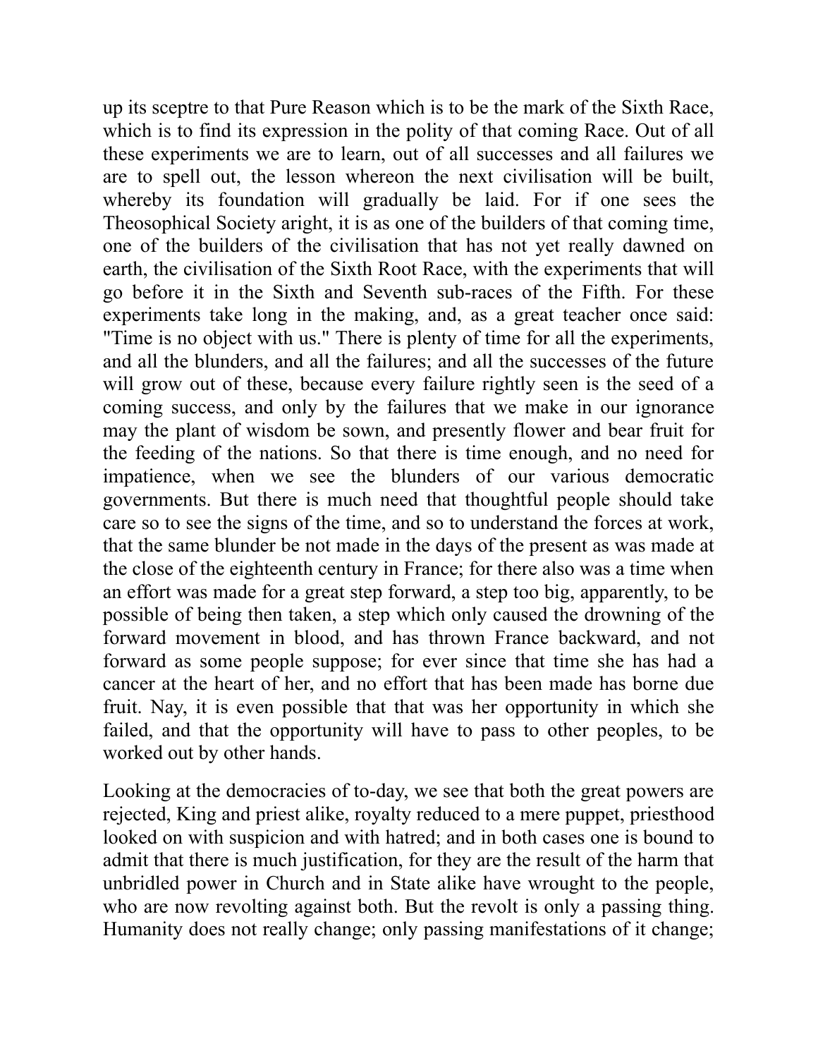up its sceptre to that Pure Reason which is to be the mark of the Sixth Race, which is to find its expression in the polity of that coming Race. Out of all these experiments we are to learn, out of all successes and all failures we are to spell out, the lesson whereon the next civilisation will be built, whereby its foundation will gradually be laid. For if one sees the Theosophical Society aright, it is as one of the builders of that coming time, one of the builders of the civilisation that has not yet really dawned on earth, the civilisation of the Sixth Root Race, with the experiments that will go before it in the Sixth and Seventh sub-races of the Fifth. For these experiments take long in the making, and, as a great teacher once said: "Time is no object with us." There is plenty of time for all the experiments, and all the blunders, and all the failures; and all the successes of the future will grow out of these, because every failure rightly seen is the seed of a coming success, and only by the failures that we make in our ignorance may the plant of wisdom be sown, and presently flower and bear fruit for the feeding of the nations. So that there is time enough, and no need for impatience, when we see the blunders of our various democratic governments. But there is much need that thoughtful people should take care so to see the signs of the time, and so to understand the forces at work, that the same blunder be not made in the days of the present as was made at the close of the eighteenth century in France; for there also was a time when an effort was made for a great step forward, a step too big, apparently, to be possible of being then taken, a step which only caused the drowning of the forward movement in blood, and has thrown France backward, and not forward as some people suppose; for ever since that time she has had a cancer at the heart of her, and no effort that has been made has borne due fruit. Nay, it is even possible that that was her opportunity in which she failed, and that the opportunity will have to pass to other peoples, to be worked out by other hands.

Looking at the democracies of to-day, we see that both the great powers are rejected, King and priest alike, royalty reduced to a mere puppet, priesthood looked on with suspicion and with hatred; and in both cases one is bound to admit that there is much justification, for they are the result of the harm that unbridled power in Church and in State alike have wrought to the people, who are now revolting against both. But the revolt is only a passing thing. Humanity does not really change; only passing manifestations of it change;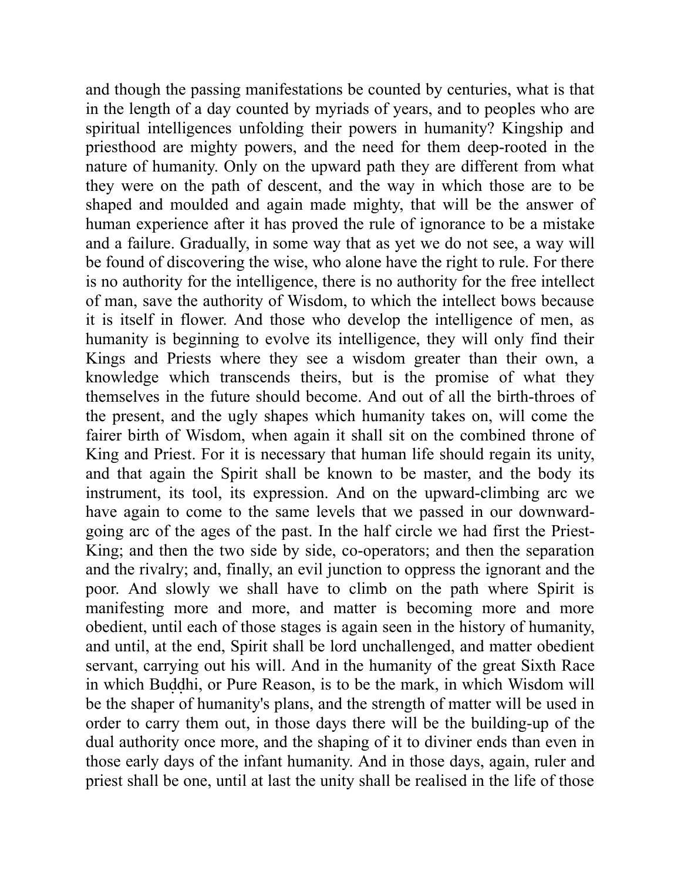and though the passing manifestations be counted by centuries, what is that in the length of a day counted by myriads of years, and to peoples who are spiritual intelligences unfolding their powers in humanity? Kingship and priesthood are mighty powers, and the need for them deep-rooted in the nature of humanity. Only on the upward path they are different from what they were on the path of descent, and the way in which those are to be shaped and moulded and again made mighty, that will be the answer of human experience after it has proved the rule of ignorance to be a mistake and a failure. Gradually, in some way that as yet we do not see, a way will be found of discovering the wise, who alone have the right to rule. For there is no authority for the intelligence, there is no authority for the free intellect of man, save the authority of Wisdom, to which the intellect bows because it is itself in flower. And those who develop the intelligence of men, as humanity is beginning to evolve its intelligence, they will only find their Kings and Priests where they see a wisdom greater than their own, a knowledge which transcends theirs, but is the promise of what they themselves in the future should become. And out of all the birth-throes of the present, and the ugly shapes which humanity takes on, will come the fairer birth of Wisdom, when again it shall sit on the combined throne of King and Priest. For it is necessary that human life should regain its unity, and that again the Spirit shall be known to be master, and the body its instrument, its tool, its expression. And on the upward-climbing arc we have again to come to the same levels that we passed in our downward-going arc of the ages of the past. In the half circle we had first the Priest-King; and then the two side by side, co-operators; and then the separation and the rivalry; and, finally, an evil junction to oppress the ignorant and the poor. And slowly we shall have to climb on the path where Spirit is manifesting more and more, and matter is becoming more and more obedient, until each of those stages is again seen in the history of humanity, and until, at the end, Spirit shall be lord unchallenged, and matter obedient servant, carrying out his will. And in the humanity of the great Sixth Race in which Buḍḍhi, or Pure Reason, is to be the mark, in which Wisdom will be the shaper of humanity's plans, and the strength of matter will be used in order to carry them out, in those days there will be the building-up of the dual authority once more, and the shaping of it to diviner ends than even in those early days of the infant humanity. And in those days, again, ruler and priest shall be one, until at last the unity shall be realised in the life of those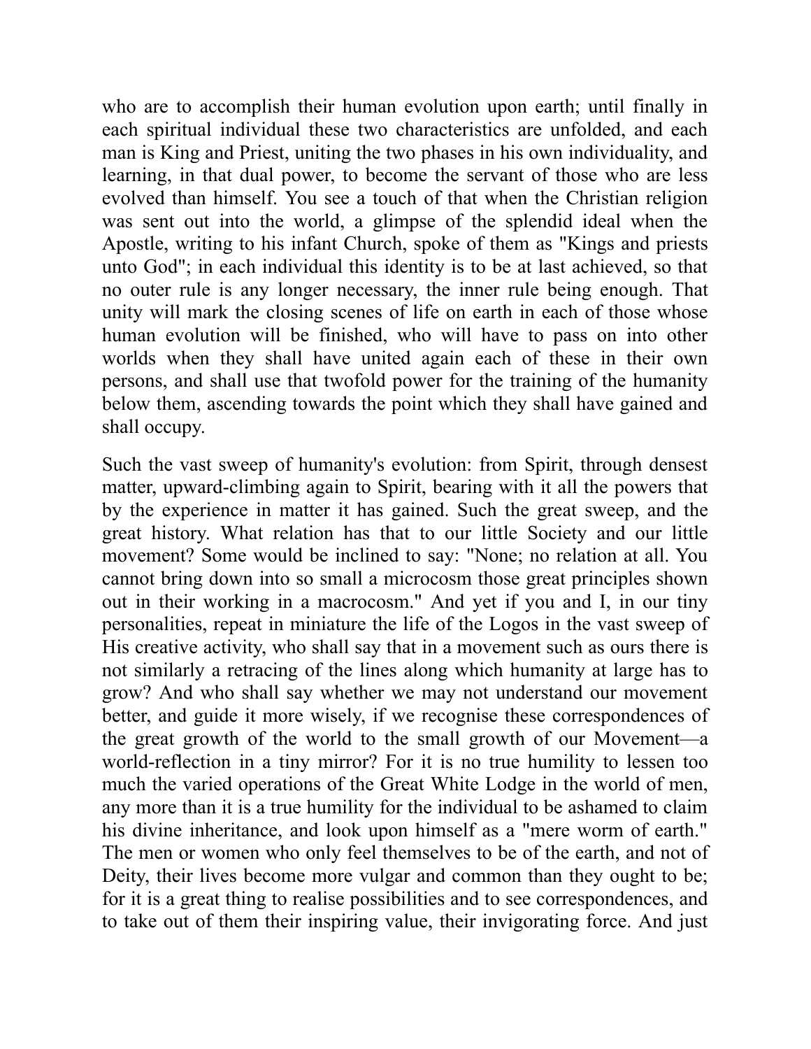who are to accomplish their human evolution upon earth; until finally in each spiritual individual these two characteristics are unfolded, and each man is King and Priest, uniting the two phases in his own individuality, and learning, in that dual power, to become the servant of those who are less evolved than himself. You see a touch of that when the Christian religion was sent out into the world, a glimpse of the splendid ideal when the Apostle, writing to his infant Church, spoke of them as "Kings and priests unto God"; in each individual this identity is to be at last achieved, so that no outer rule is any longer necessary, the inner rule being enough. That unity will mark the closing scenes of life on earth in each of those whose human evolution will be finished, who will have to pass on into other worlds when they shall have united again each of these in their own persons, and shall use that twofold power for the training of the humanity below them, ascending towards the point which they shall have gained and shall occupy.

Such the vast sweep of humanity's evolution: from Spirit, through densest matter, upward-climbing again to Spirit, bearing with it all the powers that by the experience in matter it has gained. Such the great sweep, and the great history. What relation has that to our little Society and our little movement? Some would be inclined to say: "None; no relation at all. You cannot bring down into so small a microcosm those great principles shown out in their working in a macrocosm." And yet if you and I, in our tiny personalities, repeat in miniature the life of the Logos in the vast sweep of His creative activity, who shall say that in a movement such as ours there is not similarly a retracing of the lines along which humanity at large has to grow? And who shall say whether we may not understand our movement better, and guide it more wisely, if we recognise these correspondences of the great growth of the world to the small growth of our Movement—a world-reflection in a tiny mirror? For it is no true humility to lessen too much the varied operations of the Great White Lodge in the world of men, any more than it is a true humility for the individual to be ashamed to claim his divine inheritance, and look upon himself as a "mere worm of earth." The men or women who only feel themselves to be of the earth, and not of Deity, their lives become more vulgar and common than they ought to be; for it is a great thing to realise possibilities and to see correspondences, and to take out of them their inspiring value, their invigorating force. And just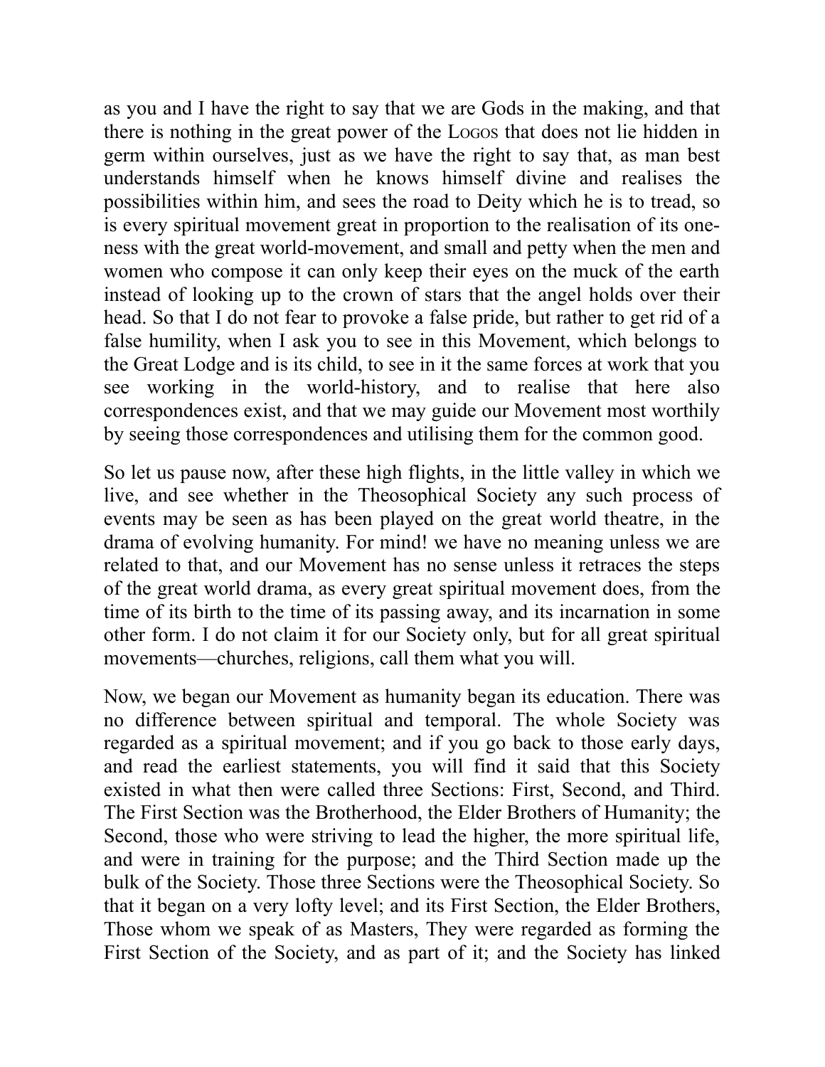as you and I have the right to say that we are Gods in the making, and that there is nothing in the great power of the LOGOS that does not lie hidden in germ within ourselves, just as we have the right to say that, as man best understands himself when he knows himself divine and realises the possibilities within him, and sees the road to Deity which he is to tread, so is every spiritual movement great in proportion to the realisation of its oneness with the great world-movement, and small and petty when the men and women who compose it can only keep their eyes on the muck of the earth instead of looking up to the crown of stars that the angel holds over their head. So that I do not fear to provoke a false pride, but rather to get rid of a false humility, when I ask you to see in this Movement, which belongs to the Great Lodge and is its child, to see in it the same forces at work that you see working in the world-history, and to realise that here also correspondences exist, and that we may guide our Movement most worthily by seeing those correspondences and utilising them for the common good.

So let us pause now, after these high flights, in the little valley in which we live, and see whether in the Theosophical Society any such process of events may be seen as has been played on the great world theatre, in the drama of evolving humanity. For mind! we have no meaning unless we are related to that, and our Movement has no sense unless it retraces the steps of the great world drama, as every great spiritual movement does, from the time of its birth to the time of its passing away, and its incarnation in some other form. I do not claim it for our Society only, but for all great spiritual movements—churches, religions, call them what you will.

Now, we began our Movement as humanity began its education. There was no difference between spiritual and temporal. The whole Society was regarded as a spiritual movement; and if you go back to those early days, and read the earliest statements, you will find it said that this Society existed in what then were called three Sections: First, Second, and Third. The First Section was the Brotherhood, the Elder Brothers of Humanity; the Second, those who were striving to lead the higher, the more spiritual life, and were in training for the purpose; and the Third Section made up the bulk of the Society. Those three Sections were the Theosophical Society. So that it began on a very lofty level; and its First Section, the Elder Brothers, Those whom we speak of as Masters, They were regarded as forming the First Section of the Society, and as part of it; and the Society has linked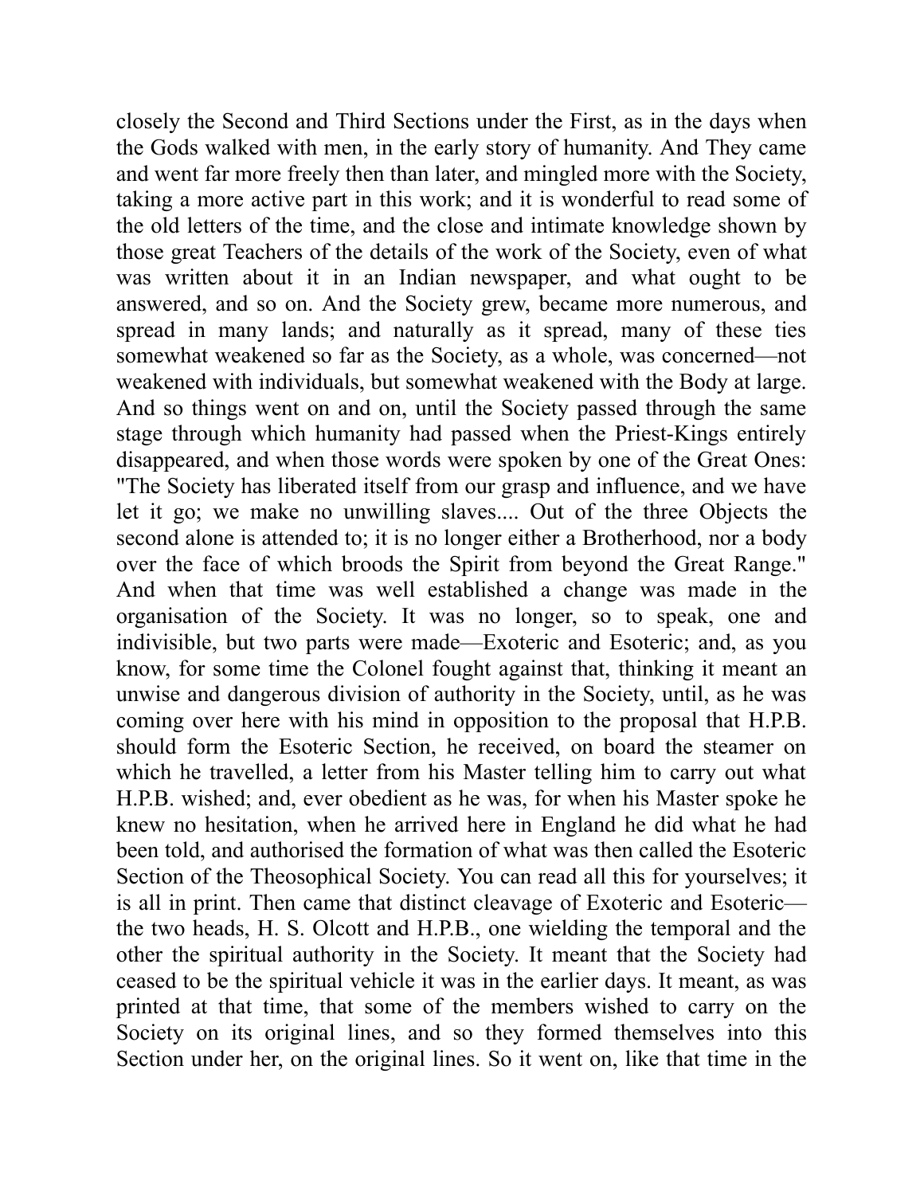closely the Second and Third Sections under the First, as in the days when the Gods walked with men, in the early story of humanity. And They came and went far more freely then than later, and mingled more with the Society, taking a more active part in this work; and it is wonderful to read some of the old letters of the time, and the close and intimate knowledge shown by those great Teachers of the details of the work of the Society, even of what was written about it in an Indian newspaper, and what ought to be answered, and so on. And the Society grew, became more numerous, and spread in many lands; and naturally as it spread, many of these ties somewhat weakened so far as the Society, as a whole, was concerned—not weakened with individuals, but somewhat weakened with the Body at large. And so things went on and on, until the Society passed through the same stage through which humanity had passed when the Priest-Kings entirely disappeared, and when those words were spoken by one of the Great Ones: "The Society has liberated itself from our grasp and influence, and we have let it go; we make no unwilling slaves.... Out of the three Objects the second alone is attended to; it is no longer either a Brotherhood, nor a body over the face of which broods the Spirit from beyond the Great Range." And when that time was well established a change was made in the organisation of the Society. It was no longer, so to speak, one and indivisible, but two parts were made—Exoteric and Esoteric; and, as you know, for some time the Colonel fought against that, thinking it meant an unwise and dangerous division of authority in the Society, until, as he was coming over here with his mind in opposition to the proposal that H.P.B. should form the Esoteric Section, he received, on board the steamer on which he travelled, a letter from his Master telling him to carry out what H.P.B. wished; and, ever obedient as he was, for when his Master spoke he knew no hesitation, when he arrived here in England he did what he had been told, and authorised the formation of what was then called the Esoteric Section of the Theosophical Society. You can read all this for yourselves; it is all in print. Then came that distinct cleavage of Exoteric and Esoteric—the two heads, H. S. Olcott and H.P.B., one wielding the temporal and the other the spiritual authority in the Society. It meant that the Society had ceased to be the spiritual vehicle it was in the earlier days. It meant, as was printed at that time, that some of the members wished to carry on the Society on its original lines, and so they formed themselves into this Section under her, on the original lines. So it went on, like that time in the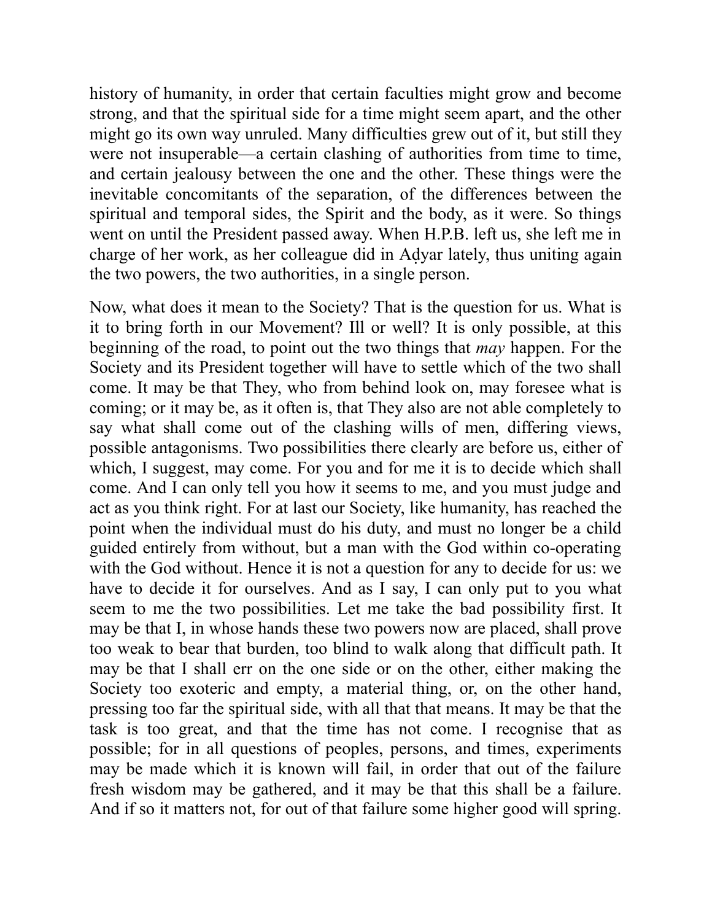history of humanity, in order that certain faculties might grow and become strong, and that the spiritual side for a time might seem apart, and the other might go its own way unruled. Many difficulties grew out of it, but still they were not insuperable—a certain clashing of authorities from time to time, and certain jealousy between the one and the other. These things were the inevitable concomitants of the separation, of the differences between the spiritual and temporal sides, the Spirit and the body, as it were. So things went on until the President passed away. When H.P.B. left us, she left me in charge of her work, as her colleague did in Aḍyar lately, thus uniting again the two powers, the two authorities, in a single person.

Now, what does it mean to the Society? That is the question for us. What is it to bring forth in our Movement? Ill or well? It is only possible, at this beginning of the road, to point out the two things that *may* happen. For the Society and its President together will have to settle which of the two shall come. It may be that They, who from behind look on, may foresee what is coming; or it may be, as it often is, that They also are not able completely to say what shall come out of the clashing wills of men, differing views, possible antagonisms. Two possibilities there clearly are before us, either of which, I suggest, may come. For you and for me it is to decide which shall come. And I can only tell you how it seems to me, and you must judge and act as you think right. For at last our Society, like humanity, has reached the point when the individual must do his duty, and must no longer be a child guided entirely from without, but a man with the God within co-operating with the God without. Hence it is not a question for any to decide for us: we have to decide it for ourselves. And as I say, I can only put to you what seem to me the two possibilities. Let me take the bad possibility first. It may be that I, in whose hands these two powers now are placed, shall prove too weak to bear that burden, too blind to walk along that difficult path. It may be that I shall err on the one side or on the other, either making the Society too exoteric and empty, a material thing, or, on the other hand, pressing too far the spiritual side, with all that that means. It may be that the task is too great, and that the time has not come. I recognise that as possible; for in all questions of peoples, persons, and times, experiments may be made which it is known will fail, in order that out of the failure fresh wisdom may be gathered, and it may be that this shall be a failure. And if so it matters not, for out of that failure some higher good will spring.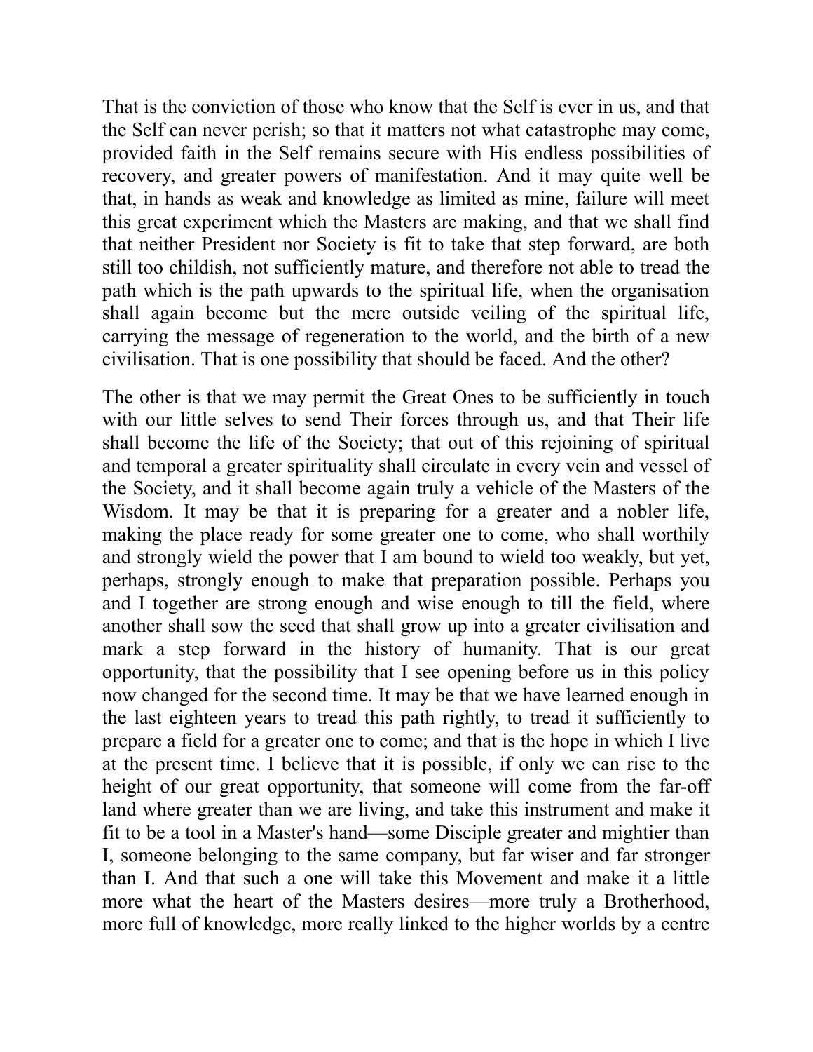That is the conviction of those who know that the Self is ever in us, and that the Self can never perish; so that it matters not what catastrophe may come, provided faith in the Self remains secure with His endless possibilities of recovery, and greater powers of manifestation. And it may quite well be that, in hands as weak and knowledge as limited as mine, failure will meet this great experiment which the Masters are making, and that we shall find that neither President nor Society is fit to take that step forward, are both still too childish, not sufficiently mature, and therefore not able to tread the path which is the path upwards to the spiritual life, when the organisation shall again become but the mere outside veiling of the spiritual life, carrying the message of regeneration to the world, and the birth of a new civilisation. That is one possibility that should be faced. And the other?

The other is that we may permit the Great Ones to be sufficiently in touch with our little selves to send Their forces through us, and that Their life shall become the life of the Society; that out of this rejoining of spiritual and temporal a greater spirituality shall circulate in every vein and vessel of the Society, and it shall become again truly a vehicle of the Masters of the Wisdom. It may be that it is preparing for a greater and a nobler life, making the place ready for some greater one to come, who shall worthily and strongly wield the power that I am bound to wield too weakly, but yet, perhaps, strongly enough to make that preparation possible. Perhaps you and I together are strong enough and wise enough to till the field, where another shall sow the seed that shall grow up into a greater civilisation and mark a step forward in the history of humanity. That is our great opportunity, that the possibility that I see opening before us in this policy now changed for the second time. It may be that we have learned enough in the last eighteen years to tread this path rightly, to tread it sufficiently to prepare a field for a greater one to come; and that is the hope in which I live at the present time. I believe that it is possible, if only we can rise to the height of our great opportunity, that someone will come from the far-off land where greater than we are living, and take this instrument and make it fit to be a tool in a Master's hand—some Disciple greater and mightier than I, someone belonging to the same company, but far wiser and far stronger than I. And that such a one will take this Movement and make it a little more what the heart of the Masters desires—more truly a Brotherhood, more full of knowledge, more really linked to the higher worlds by a centre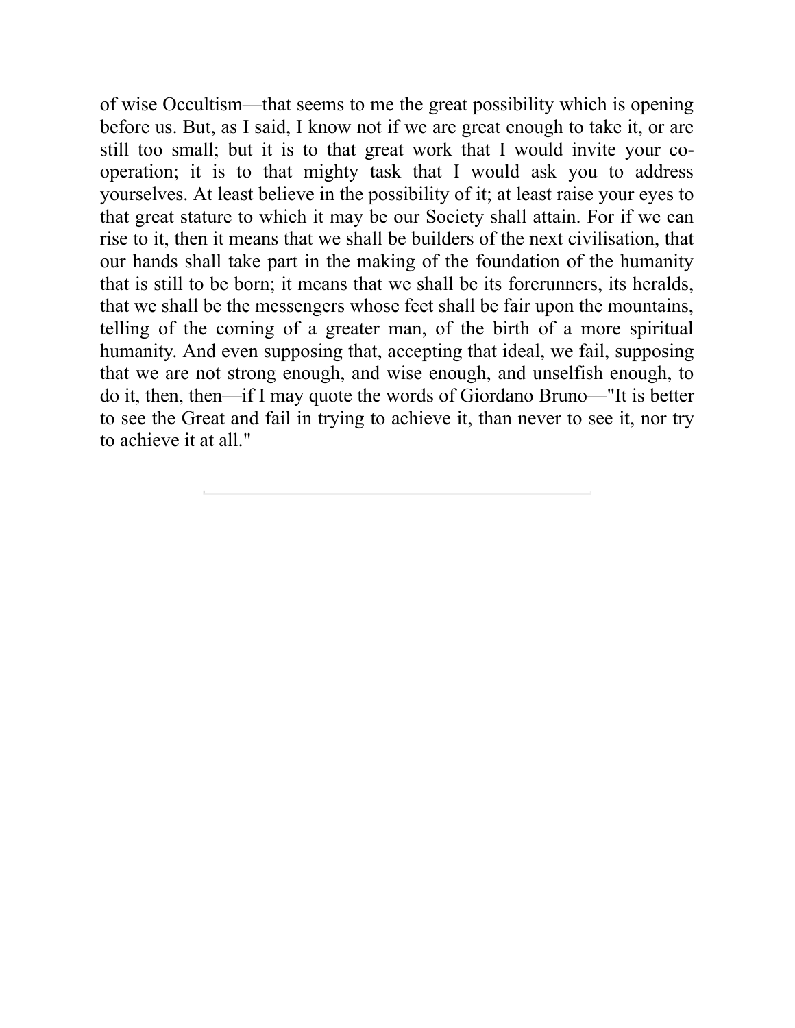of wise Occultism—that seems to me the great possibility which is opening before us. But, as I said, I know not if we are great enough to take it, or are still too small; but it is to that great work that I would invite your co-operation; it is to that mighty task that I would ask you to address yourselves. At least believe in the possibility of it; at least raise your eyes to that great stature to which it may be our Society shall attain. For if we can rise to it, then it means that we shall be builders of the next civilisation, that our hands shall take part in the making of the foundation of the humanity that is still to be born; it means that we shall be its forerunners, its heralds, that we shall be the messengers whose feet shall be fair upon the mountains, telling of the coming of a greater man, of the birth of a more spiritual humanity. And even supposing that, accepting that ideal, we fail, supposing that we are not strong enough, and wise enough, and unselfish enough, to do it, then, then—if I may quote the words of Giordano Bruno—"It is better to see the Great and fail in trying to achieve it, than never to see it, nor try to achieve it at all."

---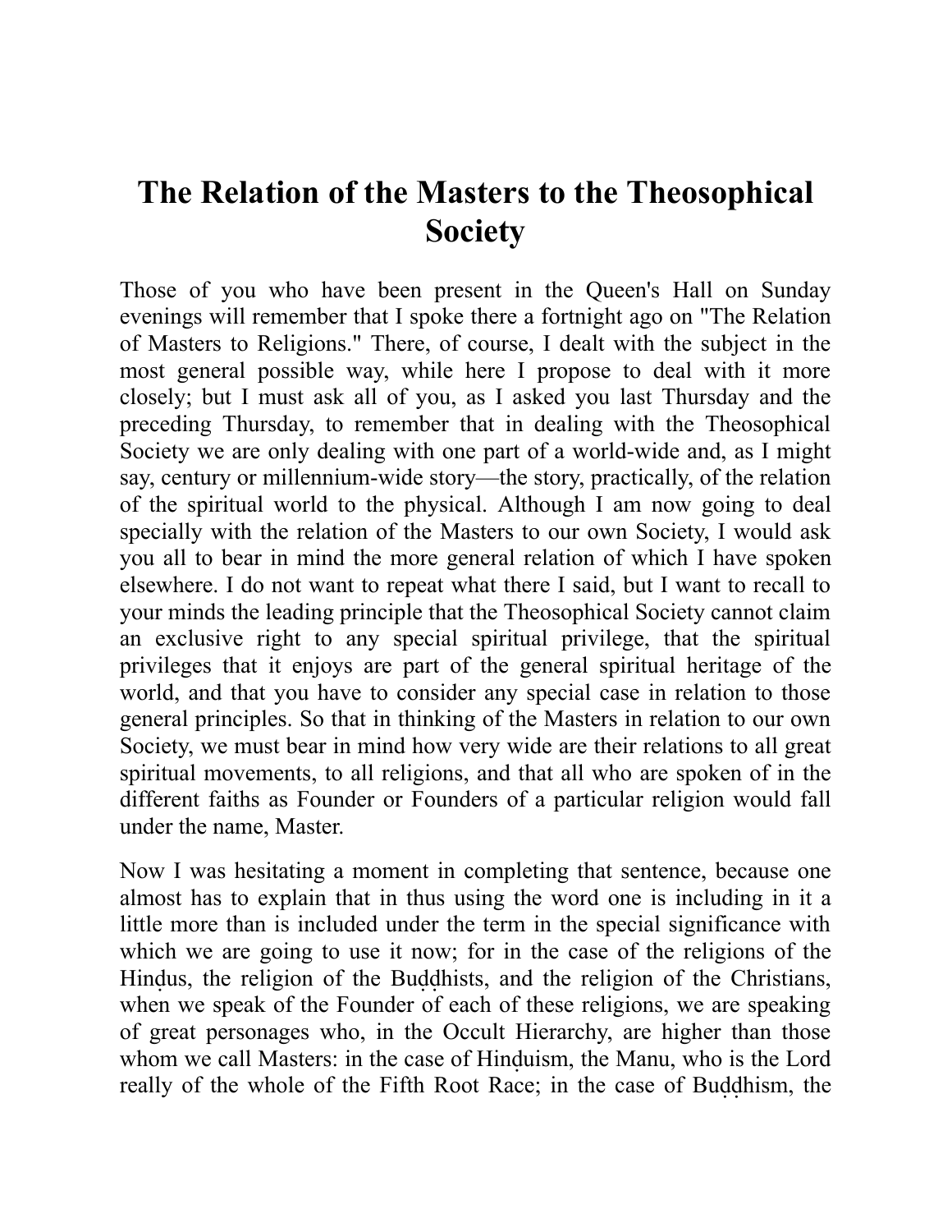# The Relation of the Masters to the Theosophical Society

Those of you who have been present in the Queen's Hall on Sunday evenings will remember that I spoke there a fortnight ago on "The Relation of Masters to Religions." There, of course, I dealt with the subject in the most general possible way, while here I propose to deal with it more closely; but I must ask all of you, as I asked you last Thursday and the preceding Thursday, to remember that in dealing with the Theosophical Society we are only dealing with one part of a world-wide and, as I might say, century or millennium-wide story—the story, practically, of the relation of the spiritual world to the physical. Although I am now going to deal specially with the relation of the Masters to our own Society, I would ask you all to bear in mind the more general relation of which I have spoken elsewhere. I do not want to repeat what there I said, but I want to recall to your minds the leading principle that the Theosophical Society cannot claim an exclusive right to any special spiritual privilege, that the spiritual privileges that it enjoys are part of the general spiritual heritage of the world, and that you have to consider any special case in relation to those general principles. So that in thinking of the Masters in relation to our own Society, we must bear in mind how very wide are their relations to all great spiritual movements, to all religions, and that all who are spoken of in the different faiths as Founder or Founders of a particular religion would fall under the name, Master.

Now I was hesitating a moment in completing that sentence, because one almost has to explain that in thus using the word one is including in it a little more than is included under the term in the special significance with which we are going to use it now; for in the case of the religions of the Hinḍus, the religion of the Buḍḍhists, and the religion of the Christians, when we speak of the Founder of each of these religions, we are speaking of great personages who, in the Occult Hierarchy, are higher than those whom we call Masters: in the case of Hinḍuism, the Manu, who is the Lord really of the whole of the Fifth Root Race; in the case of Buḍḍhism, the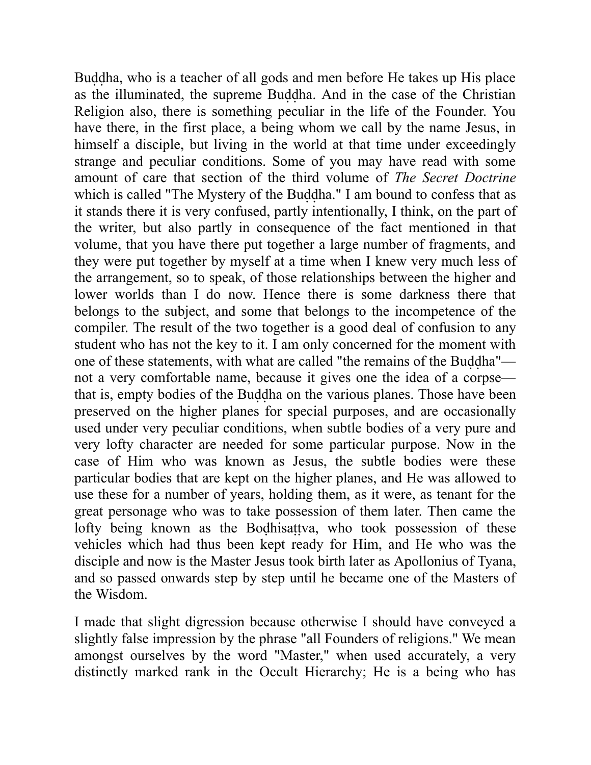Buḍḍha, who is a teacher of all gods and men before He takes up His place as the illuminated, the supreme Buḍḍha. And in the case of the Christian Religion also, there is something peculiar in the life of the Founder. You have there, in the first place, a being whom we call by the name Jesus, in himself a disciple, but living in the world at that time under exceedingly strange and peculiar conditions. Some of you may have read with some amount of care that section of the third volume of *The Secret Doctrine* which is called "The Mystery of the Buḍḍha." I am bound to confess that as it stands there it is very confused, partly intentionally, I think, on the part of the writer, but also partly in consequence of the fact mentioned in that volume, that you have there put together a large number of fragments, and they were put together by myself at a time when I knew very much less of the arrangement, so to speak, of those relationships between the higher and lower worlds than I do now. Hence there is some darkness there that belongs to the subject, and some that belongs to the incompetence of the compiler. The result of the two together is a good deal of confusion to any student who has not the key to it. I am only concerned for the moment with one of these statements, with what are called "the remains of the Buḍḍha"—not a very comfortable name, because it gives one the idea of a corpse—that is, empty bodies of the Buḍḍha on the various planes. Those have been preserved on the higher planes for special purposes, and are occasionally used under very peculiar conditions, when subtle bodies of a very pure and very lofty character are needed for some particular purpose. Now in the case of Him who was known as Jesus, the subtle bodies were these particular bodies that are kept on the higher planes, and He was allowed to use these for a number of years, holding them, as it were, as tenant for the great personage who was to take possession of them later. Then came the lofty being known as the Boḍhisaṭṭva, who took possession of these vehicles which had thus been kept ready for Him, and He who was the disciple and now is the Master Jesus took birth later as Apollonius of Tyana, and so passed onwards step by step until he became one of the Masters of the Wisdom.

I made that slight digression because otherwise I should have conveyed a slightly false impression by the phrase "all Founders of religions." We mean amongst ourselves by the word "Master," when used accurately, a very distinctly marked rank in the Occult Hierarchy; He is a being who has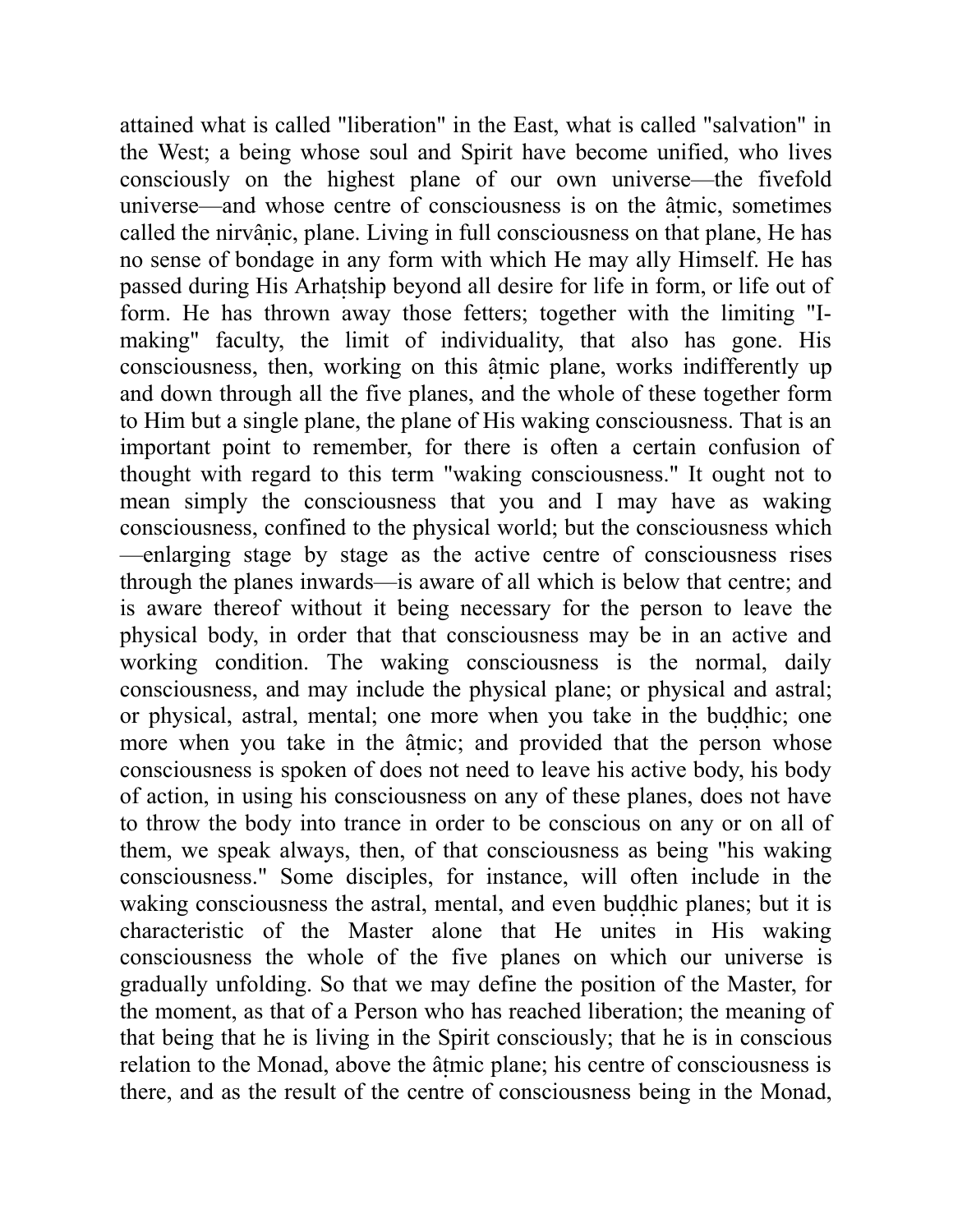attained what is called "liberation" in the East, what is called "salvation" in the West; a being whose soul and Spirit have become unified, who lives consciously on the highest plane of our own universe—the fivefold universe—and whose centre of consciousness is on the âṭmic, sometimes called the nirvâṇic, plane. Living in full consciousness on that plane, He has no sense of bondage in any form with which He may ally Himself. He has passed during His Arhaṭship beyond all desire for life in form, or life out of form. He has thrown away those fetters; together with the limiting "I-making" faculty, the limit of individuality, that also has gone. His consciousness, then, working on this âṭmic plane, works indifferently up and down through all the five planes, and the whole of these together form to Him but a single plane, the plane of His waking consciousness. That is an important point to remember, for there is often a certain confusion of thought with regard to this term "waking consciousness." It ought not to mean simply the consciousness that you and I may have as waking consciousness, confined to the physical world; but the consciousness which—enlarging stage by stage as the active centre of consciousness rises through the planes inwards—is aware of all which is below that centre; and is aware thereof without it being necessary for the person to leave the physical body, in order that that consciousness may be in an active and working condition. The waking consciousness is the normal, daily consciousness, and may include the physical plane; or physical and astral; or physical, astral, mental; one more when you take in the buḍḍhic; one more when you take in the âṭmic; and provided that the person whose consciousness is spoken of does not need to leave his active body, his body of action, in using his consciousness on any of these planes, does not have to throw the body into trance in order to be conscious on any or on all of them, we speak always, then, of that consciousness as being "his waking consciousness." Some disciples, for instance, will often include in the waking consciousness the astral, mental, and even buḍḍhic planes; but it is characteristic of the Master alone that He unites in His waking consciousness the whole of the five planes on which our universe is gradually unfolding. So that we may define the position of the Master, for the moment, as that of a Person who has reached liberation; the meaning of that being that he is living in the Spirit consciously; that he is in conscious relation to the Monad, above the âṭmic plane; his centre of consciousness is there, and as the result of the centre of consciousness being in the Monad,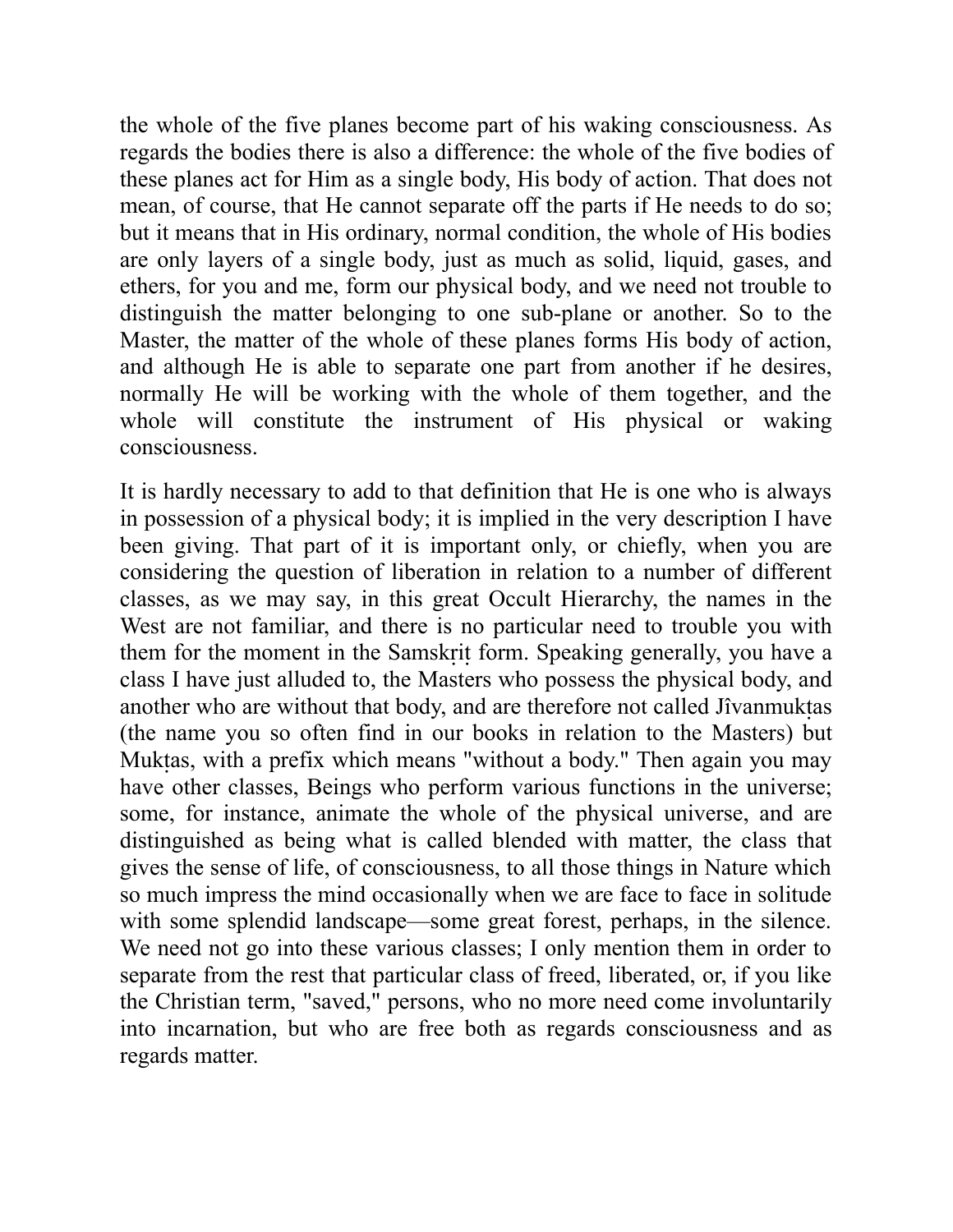the whole of the five planes become part of his waking consciousness. As regards the bodies there is also a difference: the whole of the five bodies of these planes act for Him as a single body, His body of action. That does not mean, of course, that He cannot separate off the parts if He needs to do so; but it means that in His ordinary, normal condition, the whole of His bodies are only layers of a single body, just as much as solid, liquid, gases, and ethers, for you and me, form our physical body, and we need not trouble to distinguish the matter belonging to one sub-plane or another. So to the Master, the matter of the whole of these planes forms His body of action, and although He is able to separate one part from another if he desires, normally He will be working with the whole of them together, and the whole will constitute the instrument of His physical or waking consciousness.

It is hardly necessary to add to that definition that He is one who is always in possession of a physical body; it is implied in the very description I have been giving. That part of it is important only, or chiefly, when you are considering the question of liberation in relation to a number of different classes, as we may say, in this great Occult Hierarchy, the names in the West are not familiar, and there is no particular need to trouble you with them for the moment in the Samskṛiṭ form. Speaking generally, you have a class I have just alluded to, the Masters who possess the physical body, and another who are without that body, and are therefore not called Jîvanmukṭas (the name you so often find in our books in relation to the Masters) but Mukṭas, with a prefix which means "without a body." Then again you may have other classes, Beings who perform various functions in the universe; some, for instance, animate the whole of the physical universe, and are distinguished as being what is called blended with matter, the class that gives the sense of life, of consciousness, to all those things in Nature which so much impress the mind occasionally when we are face to face in solitude with some splendid landscape—some great forest, perhaps, in the silence. We need not go into these various classes; I only mention them in order to separate from the rest that particular class of freed, liberated, or, if you like the Christian term, "saved," persons, who no more need come involuntarily into incarnation, but who are free both as regards consciousness and as regards matter.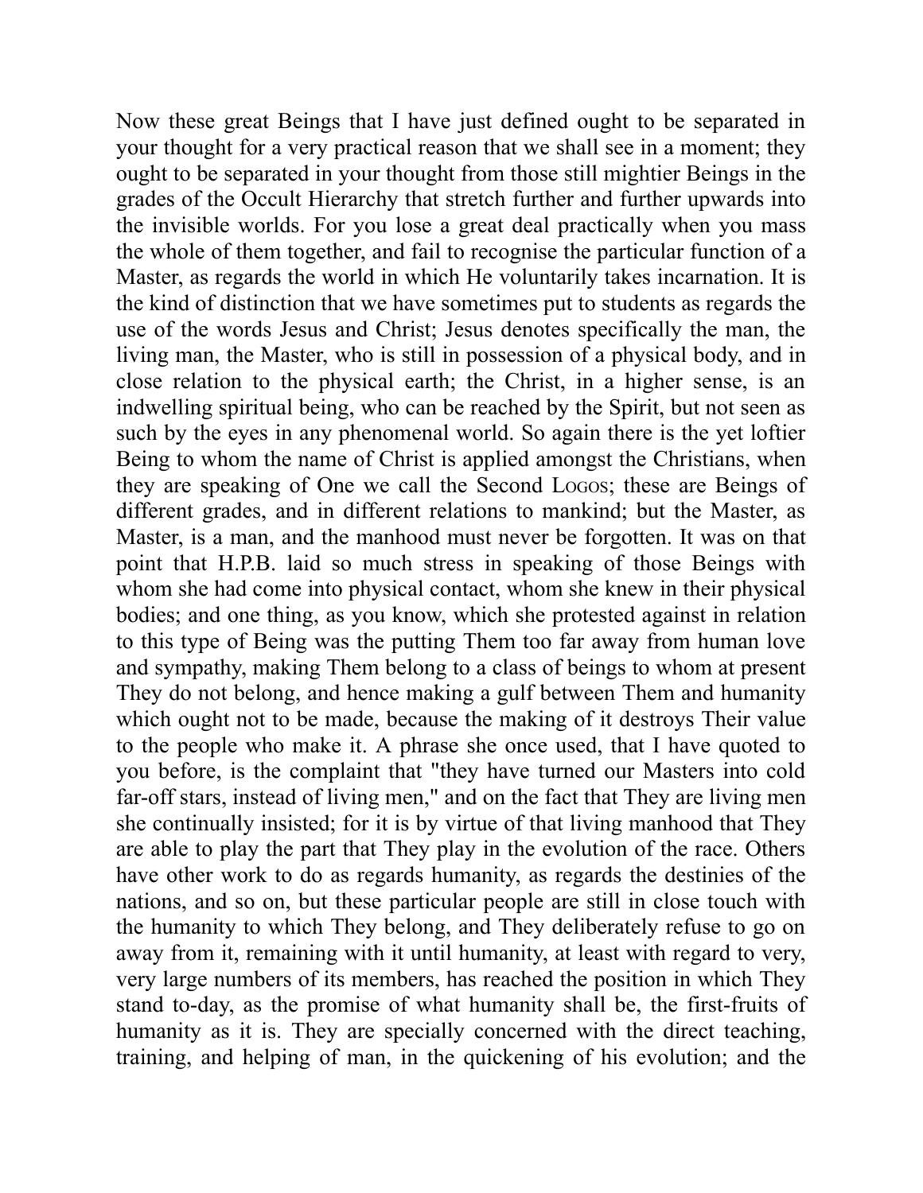Now these great Beings that I have just defined ought to be separated in your thought for a very practical reason that we shall see in a moment; they ought to be separated in your thought from those still mightier Beings in the grades of the Occult Hierarchy that stretch further and further upwards into the invisible worlds. For you lose a great deal practically when you mass the whole of them together, and fail to recognise the particular function of a Master, as regards the world in which He voluntarily takes incarnation. It is the kind of distinction that we have sometimes put to students as regards the use of the words Jesus and Christ; Jesus denotes specifically the man, the living man, the Master, who is still in possession of a physical body, and in close relation to the physical earth; the Christ, in a higher sense, is an indwelling spiritual being, who can be reached by the Spirit, but not seen as such by the eyes in any phenomenal world. So again there is the yet loftier Being to whom the name of Christ is applied amongst the Christians, when they are speaking of One we call the Second LOGOS; these are Beings of different grades, and in different relations to mankind; but the Master, as Master, is a man, and the manhood must never be forgotten. It was on that point that H.P.B. laid so much stress in speaking of those Beings with whom she had come into physical contact, whom she knew in their physical bodies; and one thing, as you know, which she protested against in relation to this type of Being was the putting Them too far away from human love and sympathy, making Them belong to a class of beings to whom at present They do not belong, and hence making a gulf between Them and humanity which ought not to be made, because the making of it destroys Their value to the people who make it. A phrase she once used, that I have quoted to you before, is the complaint that "they have turned our Masters into cold far-off stars, instead of living men," and on the fact that They are living men she continually insisted; for it is by virtue of that living manhood that They are able to play the part that They play in the evolution of the race. Others have other work to do as regards humanity, as regards the destinies of the nations, and so on, but these particular people are still in close touch with the humanity to which They belong, and They deliberately refuse to go on away from it, remaining with it until humanity, at least with regard to very, very large numbers of its members, has reached the position in which They stand to-day, as the promise of what humanity shall be, the first-fruits of humanity as it is. They are specially concerned with the direct teaching, training, and helping of man, in the quickening of his evolution; and the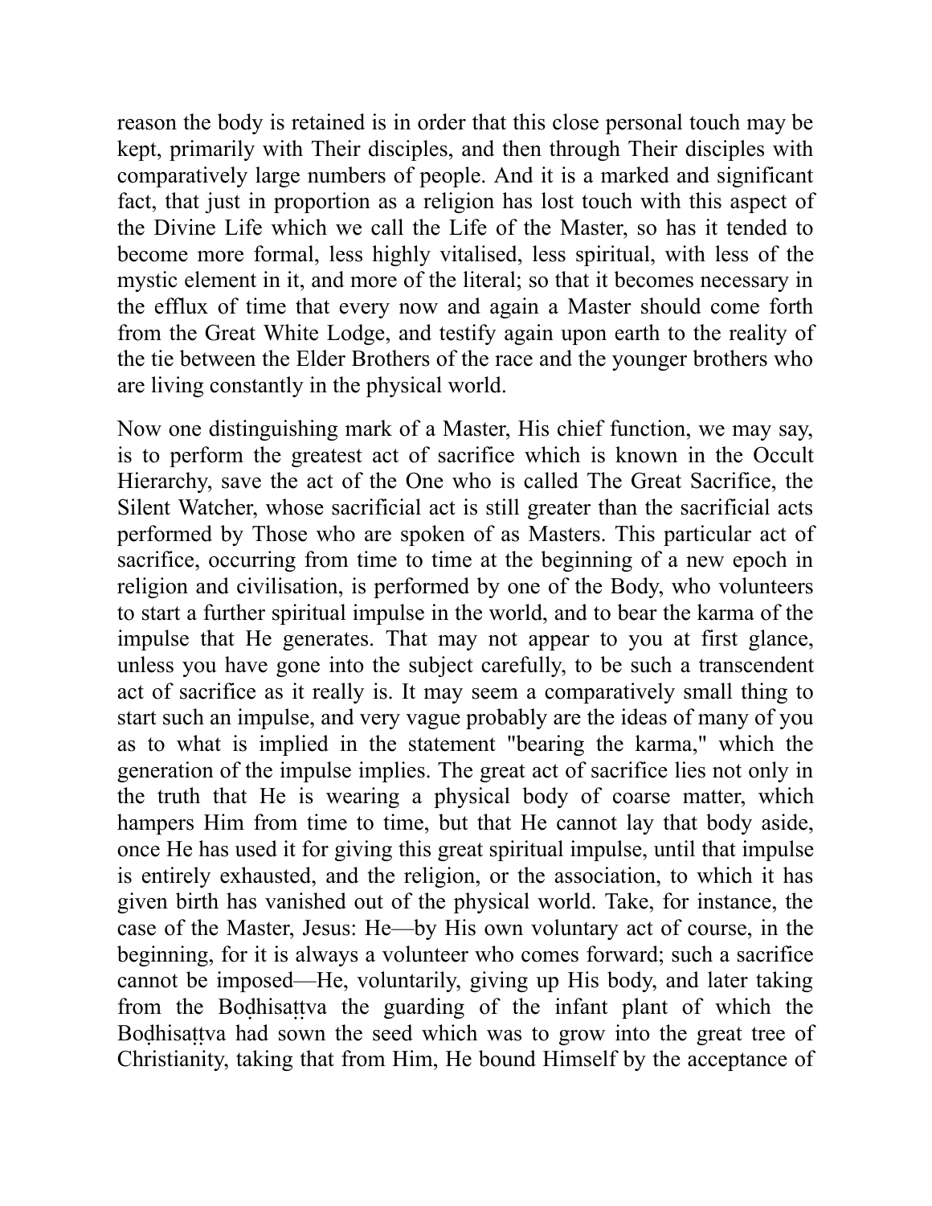reason the body is retained is in order that this close personal touch may be kept, primarily with Their disciples, and then through Their disciples with comparatively large numbers of people. And it is a marked and significant fact, that just in proportion as a religion has lost touch with this aspect of the Divine Life which we call the Life of the Master, so has it tended to become more formal, less highly vitalised, less spiritual, with less of the mystic element in it, and more of the literal; so that it becomes necessary in the efflux of time that every now and again a Master should come forth from the Great White Lodge, and testify again upon earth to the reality of the tie between the Elder Brothers of the race and the younger brothers who are living constantly in the physical world.

Now one distinguishing mark of a Master, His chief function, we may say, is to perform the greatest act of sacrifice which is known in the Occult Hierarchy, save the act of the One who is called The Great Sacrifice, the Silent Watcher, whose sacrificial act is still greater than the sacrificial acts performed by Those who are spoken of as Masters. This particular act of sacrifice, occurring from time to time at the beginning of a new epoch in religion and civilisation, is performed by one of the Body, who volunteers to start a further spiritual impulse in the world, and to bear the karma of the impulse that He generates. That may not appear to you at first glance, unless you have gone into the subject carefully, to be such a transcendent act of sacrifice as it really is. It may seem a comparatively small thing to start such an impulse, and very vague probably are the ideas of many of you as to what is implied in the statement "bearing the karma," which the generation of the impulse implies. The great act of sacrifice lies not only in the truth that He is wearing a physical body of coarse matter, which hampers Him from time to time, but that He cannot lay that body aside, once He has used it for giving this great spiritual impulse, until that impulse is entirely exhausted, and the religion, or the association, to which it has given birth has vanished out of the physical world. Take, for instance, the case of the Master, Jesus: He—by His own voluntary act of course, in the beginning, for it is always a volunteer who comes forward; such a sacrifice cannot be imposed—He, voluntarily, giving up His body, and later taking from the Boḍhisaṭṭva the guarding of the infant plant of which the Boḍhisaṭṭva had sown the seed which was to grow into the great tree of Christianity, taking that from Him, He bound Himself by the acceptance of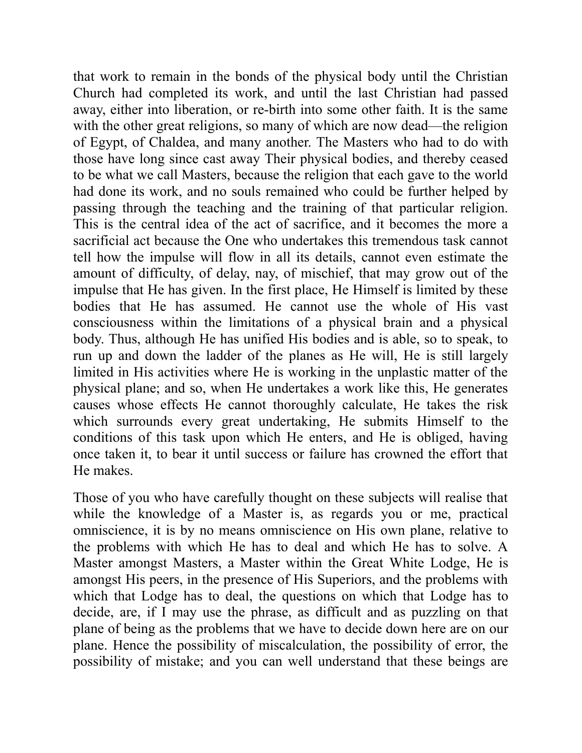that work to remain in the bonds of the physical body until the Christian Church had completed its work, and until the last Christian had passed away, either into liberation, or re-birth into some other faith. It is the same with the other great religions, so many of which are now dead—the religion of Egypt, of Chaldea, and many another. The Masters who had to do with those have long since cast away Their physical bodies, and thereby ceased to be what we call Masters, because the religion that each gave to the world had done its work, and no souls remained who could be further helped by passing through the teaching and the training of that particular religion. This is the central idea of the act of sacrifice, and it becomes the more a sacrificial act because the One who undertakes this tremendous task cannot tell how the impulse will flow in all its details, cannot even estimate the amount of difficulty, of delay, nay, of mischief, that may grow out of the impulse that He has given. In the first place, He Himself is limited by these bodies that He has assumed. He cannot use the whole of His vast consciousness within the limitations of a physical brain and a physical body. Thus, although He has unified His bodies and is able, so to speak, to run up and down the ladder of the planes as He will, He is still largely limited in His activities where He is working in the unplastic matter of the physical plane; and so, when He undertakes a work like this, He generates causes whose effects He cannot thoroughly calculate, He takes the risk which surrounds every great undertaking, He submits Himself to the conditions of this task upon which He enters, and He is obliged, having once taken it, to bear it until success or failure has crowned the effort that He makes.

Those of you who have carefully thought on these subjects will realise that while the knowledge of a Master is, as regards you or me, practical omniscience, it is by no means omniscience on His own plane, relative to the problems with which He has to deal and which He has to solve. A Master amongst Masters, a Master within the Great White Lodge, He is amongst His peers, in the presence of His Superiors, and the problems with which that Lodge has to deal, the questions on which that Lodge has to decide, are, if I may use the phrase, as difficult and as puzzling on that plane of being as the problems that we have to decide down here are on our plane. Hence the possibility of miscalculation, the possibility of error, the possibility of mistake; and you can well understand that these beings are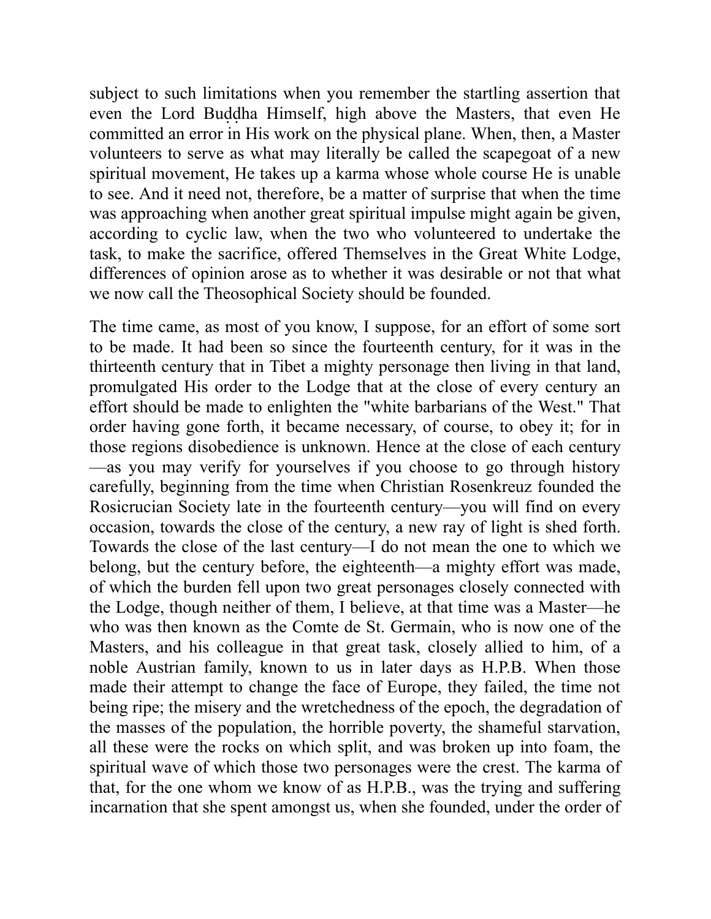subject to such limitations when you remember the startling assertion that even the Lord Buḍḍha Himself, high above the Masters, that even He committed an error in His work on the physical plane. When, then, a Master volunteers to serve as what may literally be called the scapegoat of a new spiritual movement, He takes up a karma whose whole course He is unable to see. And it need not, therefore, be a matter of surprise that when the time was approaching when another great spiritual impulse might again be given, according to cyclic law, when the two who volunteered to undertake the task, to make the sacrifice, offered Themselves in the Great White Lodge, differences of opinion arose as to whether it was desirable or not that what we now call the Theosophical Society should be founded.

The time came, as most of you know, I suppose, for an effort of some sort to be made. It had been so since the fourteenth century, for it was in the thirteenth century that in Tibet a mighty personage then living in that land, promulgated His order to the Lodge that at the close of every century an effort should be made to enlighten the "white barbarians of the West." That order having gone forth, it became necessary, of course, to obey it; for in those regions disobedience is unknown. Hence at the close of each century —as you may verify for yourselves if you choose to go through history carefully, beginning from the time when Christian Rosenkreuz founded the Rosicrucian Society late in the fourteenth century—you will find on every occasion, towards the close of the century, a new ray of light is shed forth. Towards the close of the last century—I do not mean the one to which we belong, but the century before, the eighteenth—a mighty effort was made, of which the burden fell upon two great personages closely connected with the Lodge, though neither of them, I believe, at that time was a Master—he who was then known as the Comte de St. Germain, who is now one of the Masters, and his colleague in that great task, closely allied to him, of a noble Austrian family, known to us in later days as H.P.B. When those made their attempt to change the face of Europe, they failed, the time not being ripe; the misery and the wretchedness of the epoch, the degradation of the masses of the population, the horrible poverty, the shameful starvation, all these were the rocks on which split, and was broken up into foam, the spiritual wave of which those two personages were the crest. The karma of that, for the one whom we know of as H.P.B., was the trying and suffering incarnation that she spent amongst us, when she founded, under the order of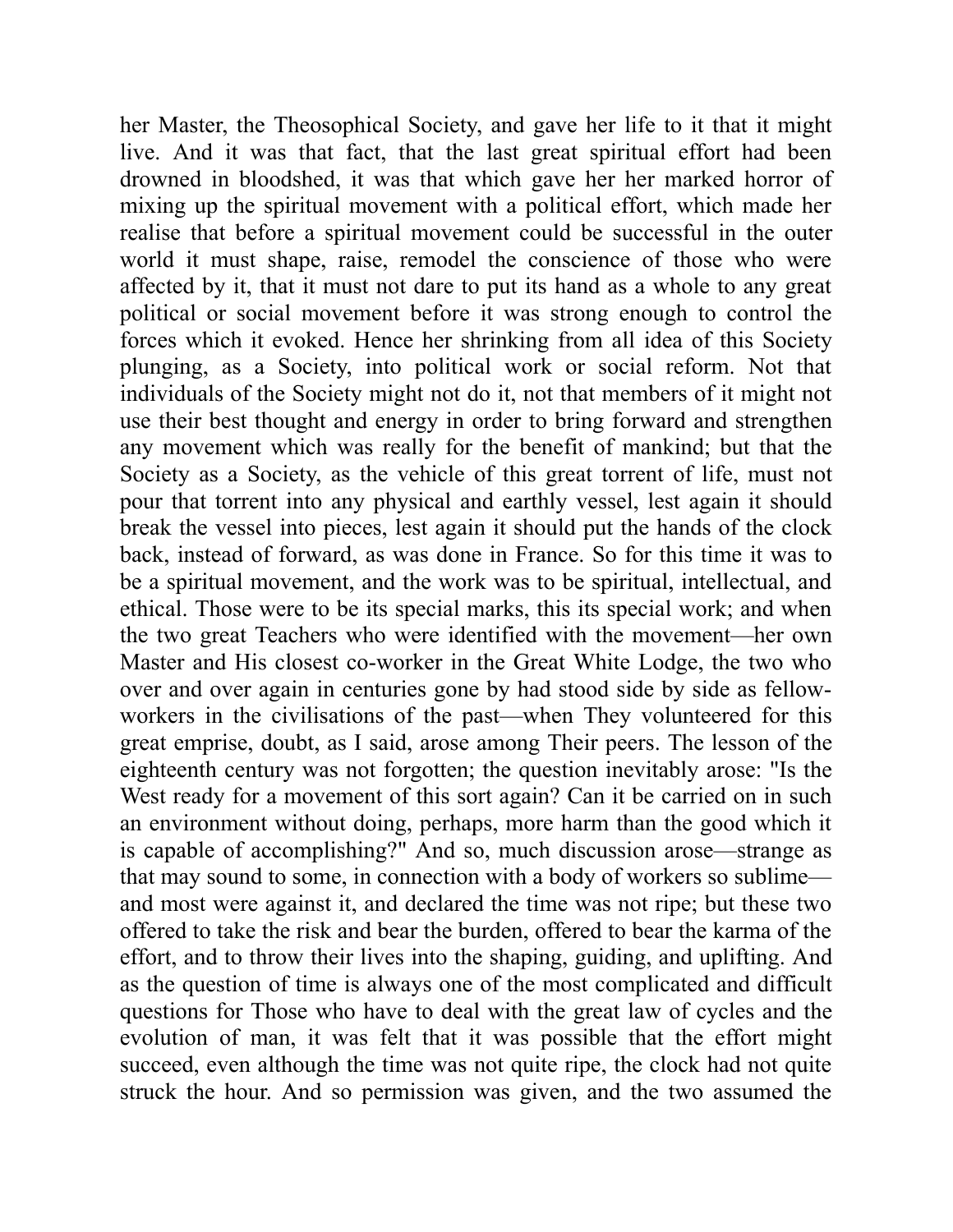her Master, the Theosophical Society, and gave her life to it that it might live. And it was that fact, that the last great spiritual effort had been drowned in bloodshed, it was that which gave her her marked horror of mixing up the spiritual movement with a political effort, which made her realise that before a spiritual movement could be successful in the outer world it must shape, raise, remodel the conscience of those who were affected by it, that it must not dare to put its hand as a whole to any great political or social movement before it was strong enough to control the forces which it evoked. Hence her shrinking from all idea of this Society plunging, as a Society, into political work or social reform. Not that individuals of the Society might not do it, not that members of it might not use their best thought and energy in order to bring forward and strengthen any movement which was really for the benefit of mankind; but that the Society as a Society, as the vehicle of this great torrent of life, must not pour that torrent into any physical and earthly vessel, lest again it should break the vessel into pieces, lest again it should put the hands of the clock back, instead of forward, as was done in France. So for this time it was to be a spiritual movement, and the work was to be spiritual, intellectual, and ethical. Those were to be its special marks, this its special work; and when the two great Teachers who were identified with the movement—her own Master and His closest co-worker in the Great White Lodge, the two who over and over again in centuries gone by had stood side by side as fellow-workers in the civilisations of the past—when They volunteered for this great emprise, doubt, as I said, arose among Their peers. The lesson of the eighteenth century was not forgotten; the question inevitably arose: "Is the West ready for a movement of this sort again? Can it be carried on in such an environment without doing, perhaps, more harm than the good which it is capable of accomplishing?" And so, much discussion arose—strange as that may sound to some, in connection with a body of workers so sublime—and most were against it, and declared the time was not ripe; but these two offered to take the risk and bear the burden, offered to bear the karma of the effort, and to throw their lives into the shaping, guiding, and uplifting. And as the question of time is always one of the most complicated and difficult questions for Those who have to deal with the great law of cycles and the evolution of man, it was felt that it was possible that the effort might succeed, even although the time was not quite ripe, the clock had not quite struck the hour. And so permission was given, and the two assumed the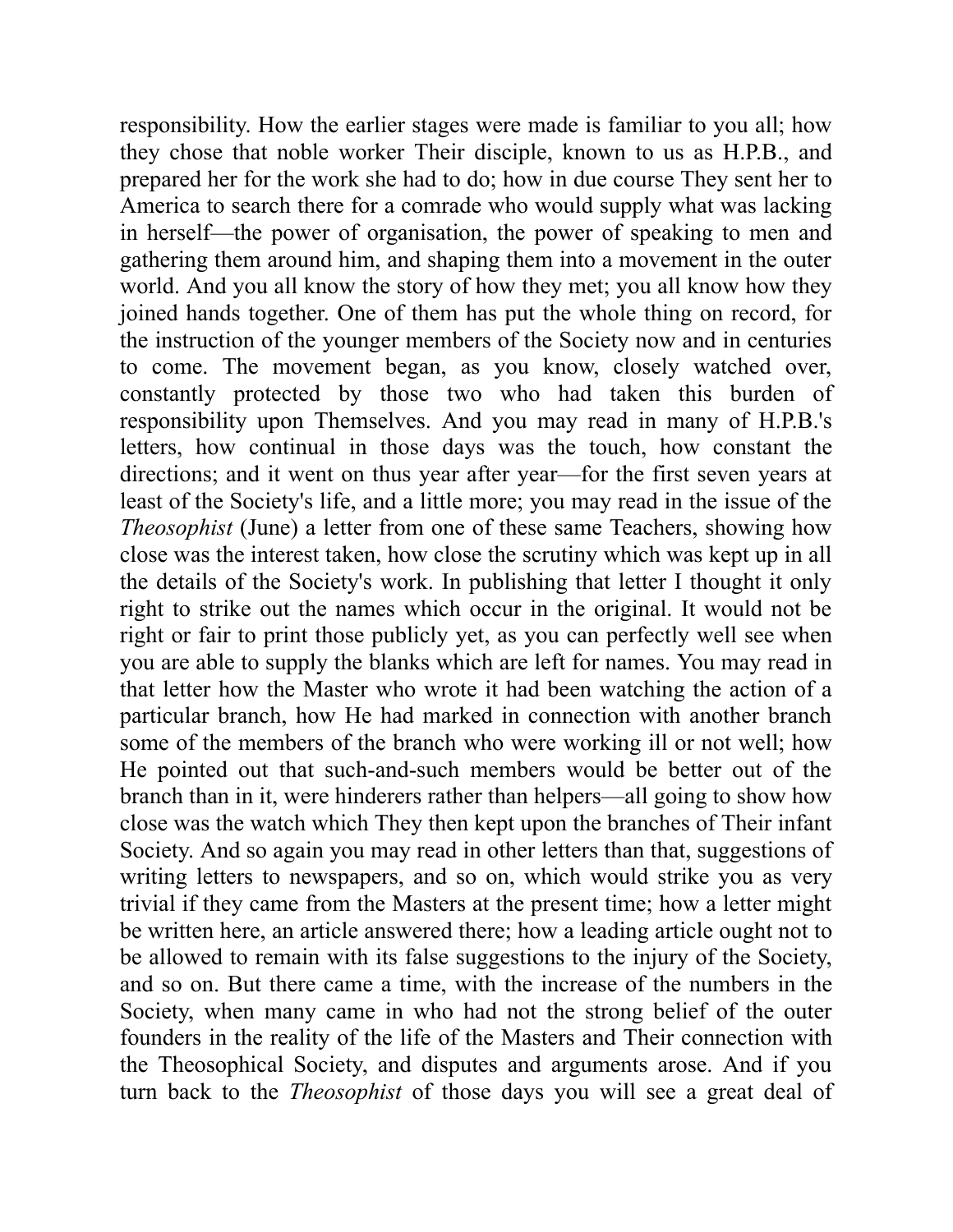responsibility. How the earlier stages were made is familiar to you all; how they chose that noble worker Their disciple, known to us as H.P.B., and prepared her for the work she had to do; how in due course They sent her to America to search there for a comrade who would supply what was lacking in herself—the power of organisation, the power of speaking to men and gathering them around him, and shaping them into a movement in the outer world. And you all know the story of how they met; you all know how they joined hands together. One of them has put the whole thing on record, for the instruction of the younger members of the Society now and in centuries to come. The movement began, as you know, closely watched over, constantly protected by those two who had taken this burden of responsibility upon Themselves. And you may read in many of H.P.B.'s letters, how continual in those days was the touch, how constant the directions; and it went on thus year after year—for the first seven years at least of the Society's life, and a little more; you may read in the issue of the *Theosophist* (June) a letter from one of these same Teachers, showing how close was the interest taken, how close the scrutiny which was kept up in all the details of the Society's work. In publishing that letter I thought it only right to strike out the names which occur in the original. It would not be right or fair to print those publicly yet, as you can perfectly well see when you are able to supply the blanks which are left for names. You may read in that letter how the Master who wrote it had been watching the action of a particular branch, how He had marked in connection with another branch some of the members of the branch who were working ill or not well; how He pointed out that such-and-such members would be better out of the branch than in it, were hinderers rather than helpers—all going to show how close was the watch which They then kept upon the branches of Their infant Society. And so again you may read in other letters than that, suggestions of writing letters to newspapers, and so on, which would strike you as very trivial if they came from the Masters at the present time; how a letter might be written here, an article answered there; how a leading article ought not to be allowed to remain with its false suggestions to the injury of the Society, and so on. But there came a time, with the increase of the numbers in the Society, when many came in who had not the strong belief of the outer founders in the reality of the life of the Masters and Their connection with the Theosophical Society, and disputes and arguments arose. And if you turn back to the *Theosophist* of those days you will see a great deal of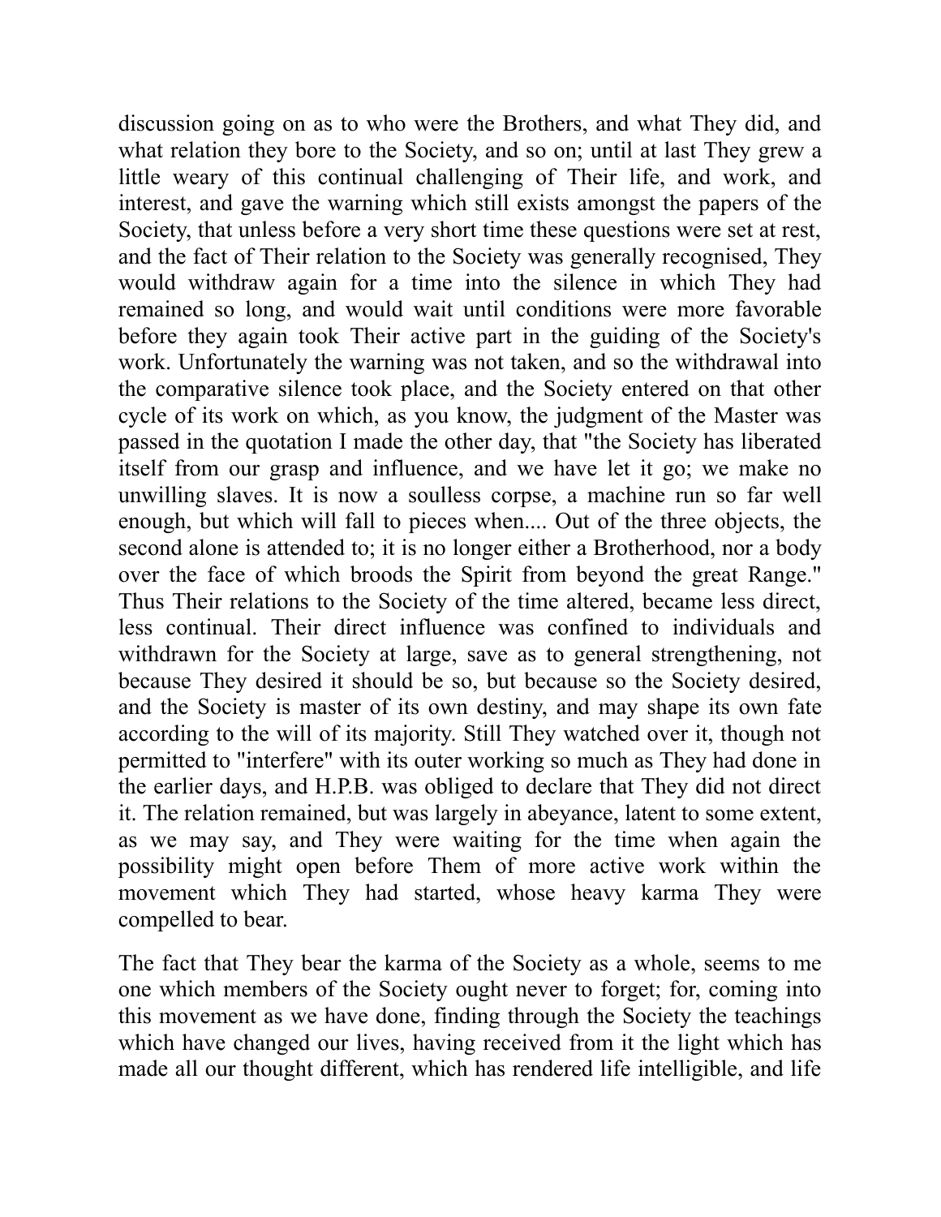discussion going on as to who were the Brothers, and what They did, and what relation they bore to the Society, and so on; until at last They grew a little weary of this continual challenging of Their life, and work, and interest, and gave the warning which still exists amongst the papers of the Society, that unless before a very short time these questions were set at rest, and the fact of Their relation to the Society was generally recognised, They would withdraw again for a time into the silence in which They had remained so long, and would wait until conditions were more favorable before they again took Their active part in the guiding of the Society's work. Unfortunately the warning was not taken, and so the withdrawal into the comparative silence took place, and the Society entered on that other cycle of its work on which, as you know, the judgment of the Master was passed in the quotation I made the other day, that "the Society has liberated itself from our grasp and influence, and we have let it go; we make no unwilling slaves. It is now a soulless corpse, a machine run so far well enough, but which will fall to pieces when.... Out of the three objects, the second alone is attended to; it is no longer either a Brotherhood, nor a body over the face of which broods the Spirit from beyond the great Range." Thus Their relations to the Society of the time altered, became less direct, less continual. Their direct influence was confined to individuals and withdrawn for the Society at large, save as to general strengthening, not because They desired it should be so, but because so the Society desired, and the Society is master of its own destiny, and may shape its own fate according to the will of its majority. Still They watched over it, though not permitted to "interfere" with its outer working so much as They had done in the earlier days, and H.P.B. was obliged to declare that They did not direct it. The relation remained, but was largely in abeyance, latent to some extent, as we may say, and They were waiting for the time when again the possibility might open before Them of more active work within the movement which They had started, whose heavy karma They were compelled to bear.

The fact that They bear the karma of the Society as a whole, seems to me one which members of the Society ought never to forget; for, coming into this movement as we have done, finding through the Society the teachings which have changed our lives, having received from it the light which has made all our thought different, which has rendered life intelligible, and life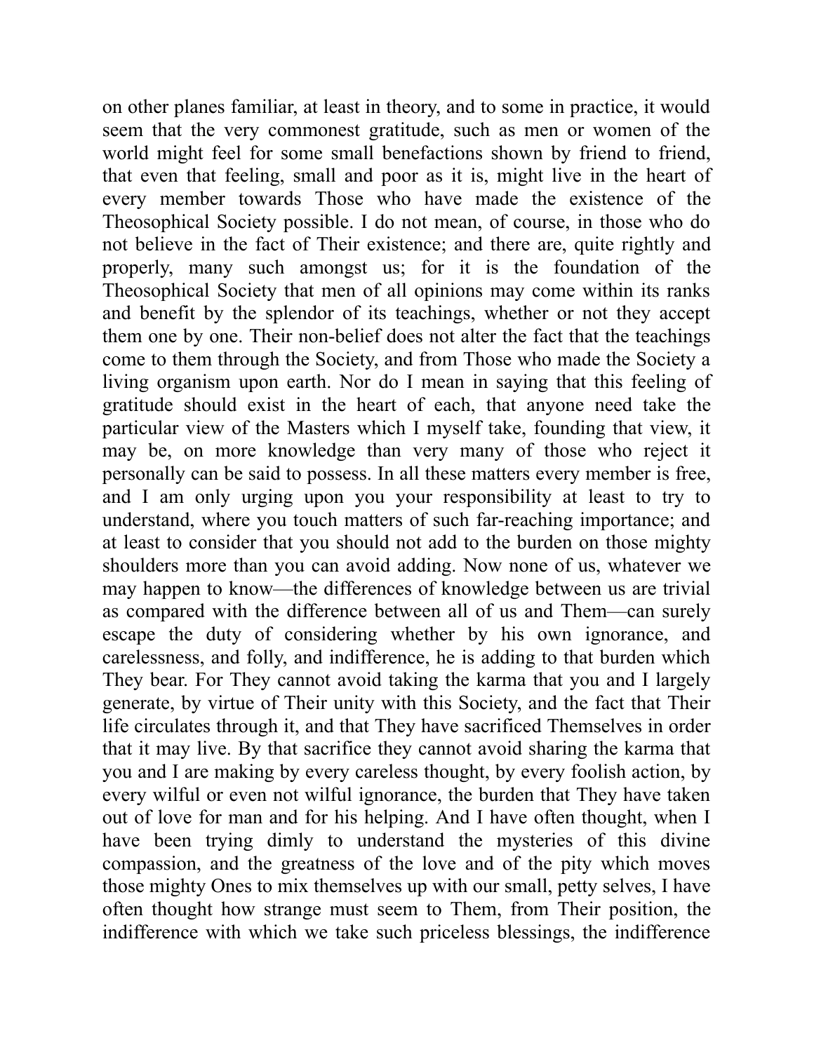on other planes familiar, at least in theory, and to some in practice, it would seem that the very commonest gratitude, such as men or women of the world might feel for some small benefactions shown by friend to friend, that even that feeling, small and poor as it is, might live in the heart of every member towards Those who have made the existence of the Theosophical Society possible. I do not mean, of course, in those who do not believe in the fact of Their existence; and there are, quite rightly and properly, many such amongst us; for it is the foundation of the Theosophical Society that men of all opinions may come within its ranks and benefit by the splendor of its teachings, whether or not they accept them one by one. Their non-belief does not alter the fact that the teachings come to them through the Society, and from Those who made the Society a living organism upon earth. Nor do I mean in saying that this feeling of gratitude should exist in the heart of each, that anyone need take the particular view of the Masters which I myself take, founding that view, it may be, on more knowledge than very many of those who reject it personally can be said to possess. In all these matters every member is free, and I am only urging upon you your responsibility at least to try to understand, where you touch matters of such far-reaching importance; and at least to consider that you should not add to the burden on those mighty shoulders more than you can avoid adding. Now none of us, whatever we may happen to know—the differences of knowledge between us are trivial as compared with the difference between all of us and Them—can surely escape the duty of considering whether by his own ignorance, and carelessness, and folly, and indifference, he is adding to that burden which They bear. For They cannot avoid taking the karma that you and I largely generate, by virtue of Their unity with this Society, and the fact that Their life circulates through it, and that They have sacrificed Themselves in order that it may live. By that sacrifice they cannot avoid sharing the karma that you and I are making by every careless thought, by every foolish action, by every wilful or even not wilful ignorance, the burden that They have taken out of love for man and for his helping. And I have often thought, when I have been trying dimly to understand the mysteries of this divine compassion, and the greatness of the love and of the pity which moves those mighty Ones to mix themselves up with our small, petty selves, I have often thought how strange must seem to Them, from Their position, the indifference with which we take such priceless blessings, the indifference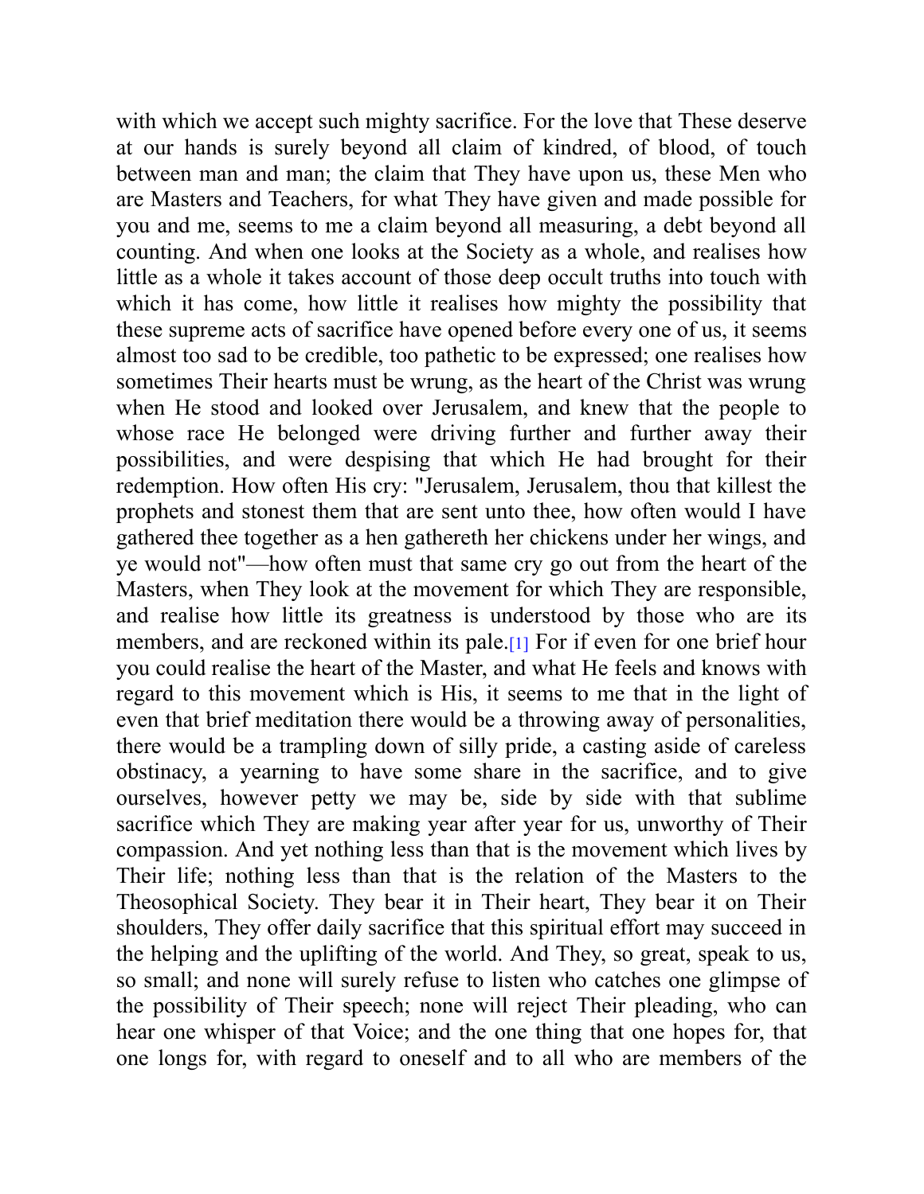with which we accept such mighty sacrifice. For the love that These deserve at our hands is surely beyond all claim of kindred, of blood, of touch between man and man; the claim that They have upon us, these Men who are Masters and Teachers, for what They have given and made possible for you and me, seems to me a claim beyond all measuring, a debt beyond all counting. And when one looks at the Society as a whole, and realises how little as a whole it takes account of those deep occult truths into touch with which it has come, how little it realises how mighty the possibility that these supreme acts of sacrifice have opened before every one of us, it seems almost too sad to be credible, too pathetic to be expressed; one realises how sometimes Their hearts must be wrung, as the heart of the Christ was wrung when He stood and looked over Jerusalem, and knew that the people to whose race He belonged were driving further and further away their possibilities, and were despising that which He had brought for their redemption. How often His cry: "Jerusalem, Jerusalem, thou that killest the prophets and stonest them that are sent unto thee, how often would I have gathered thee together as a hen gathereth her chickens under her wings, and ye would not"—how often must that same cry go out from the heart of the Masters, when They look at the movement for which They are responsible, and realise how little its greatness is understood by those who are its members, and are reckoned within its pale.[1] For if even for one brief hour you could realise the heart of the Master, and what He feels and knows with regard to this movement which is His, it seems to me that in the light of even that brief meditation there would be a throwing away of personalities, there would be a trampling down of silly pride, a casting aside of careless obstinacy, a yearning to have some share in the sacrifice, and to give ourselves, however petty we may be, side by side with that sublime sacrifice which They are making year after year for us, unworthy of Their compassion. And yet nothing less than that is the movement which lives by Their life; nothing less than that is the relation of the Masters to the Theosophical Society. They bear it in Their heart, They bear it on Their shoulders, They offer daily sacrifice that this spiritual effort may succeed in the helping and the uplifting of the world. And They, so great, speak to us, so small; and none will surely refuse to listen who catches one glimpse of the possibility of Their speech; none will reject Their pleading, who can hear one whisper of that Voice; and the one thing that one hopes for, that one longs for, with regard to oneself and to all who are members of the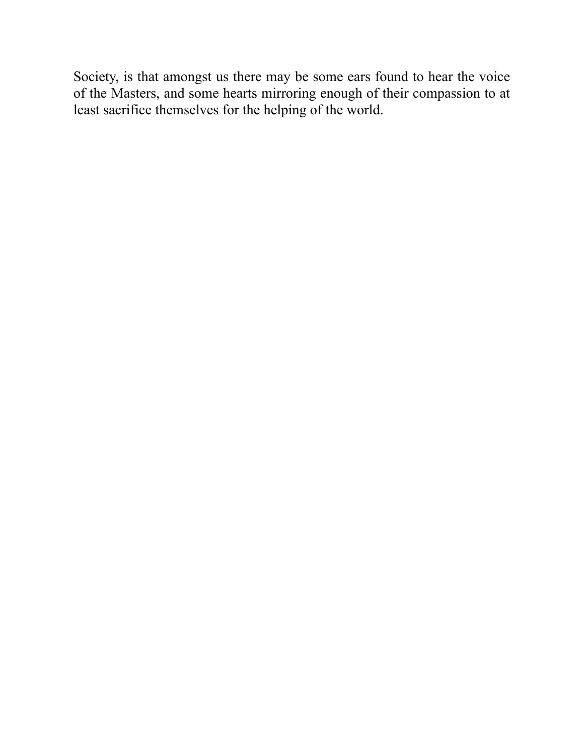Society, is that amongst us there may be some ears found to hear the voice of the Masters, and some hearts mirroring enough of their compassion to at least sacrifice themselves for the helping of the world.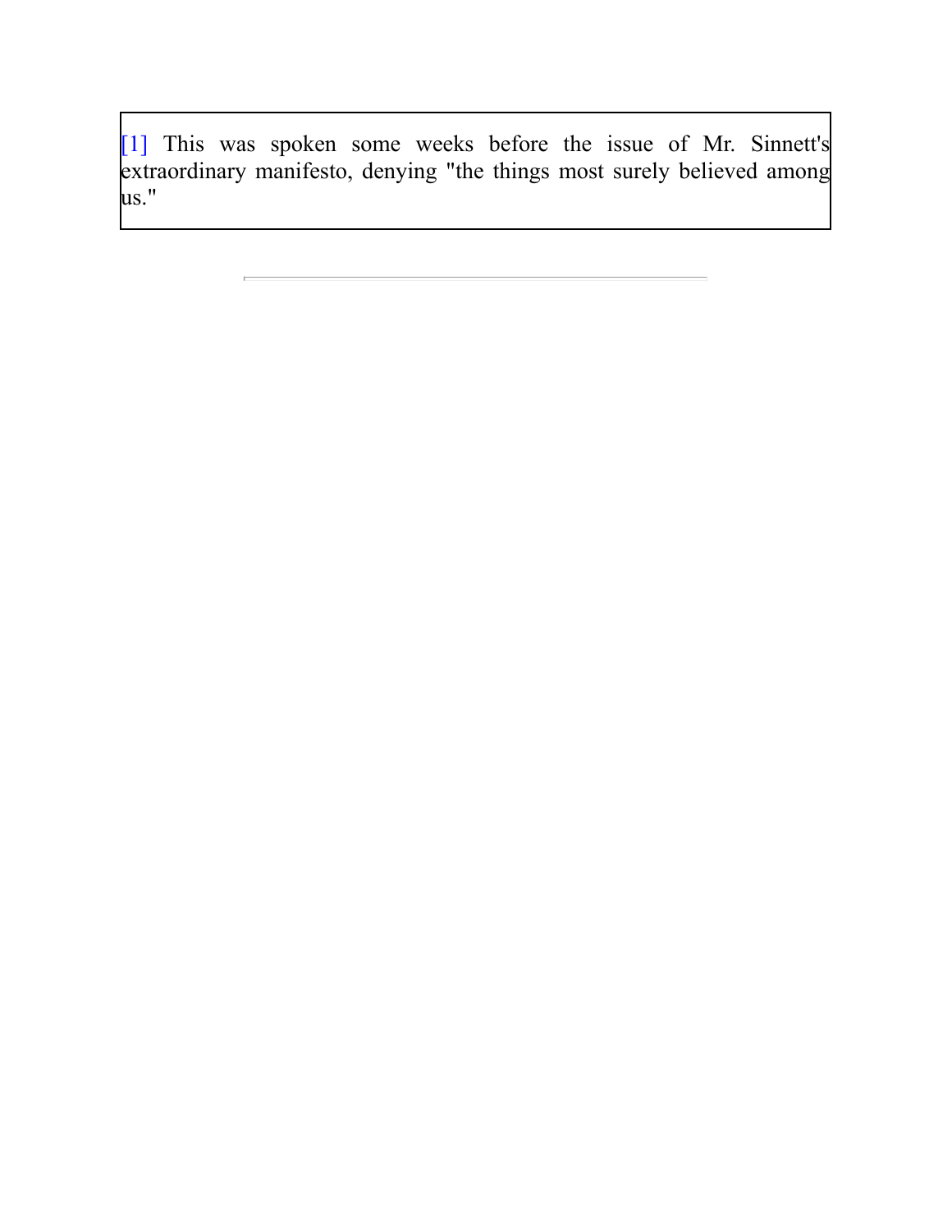[1] This was spoken some weeks before the issue of Mr. Sinnett's extraordinary manifesto, denying "the things most surely believed among us."

---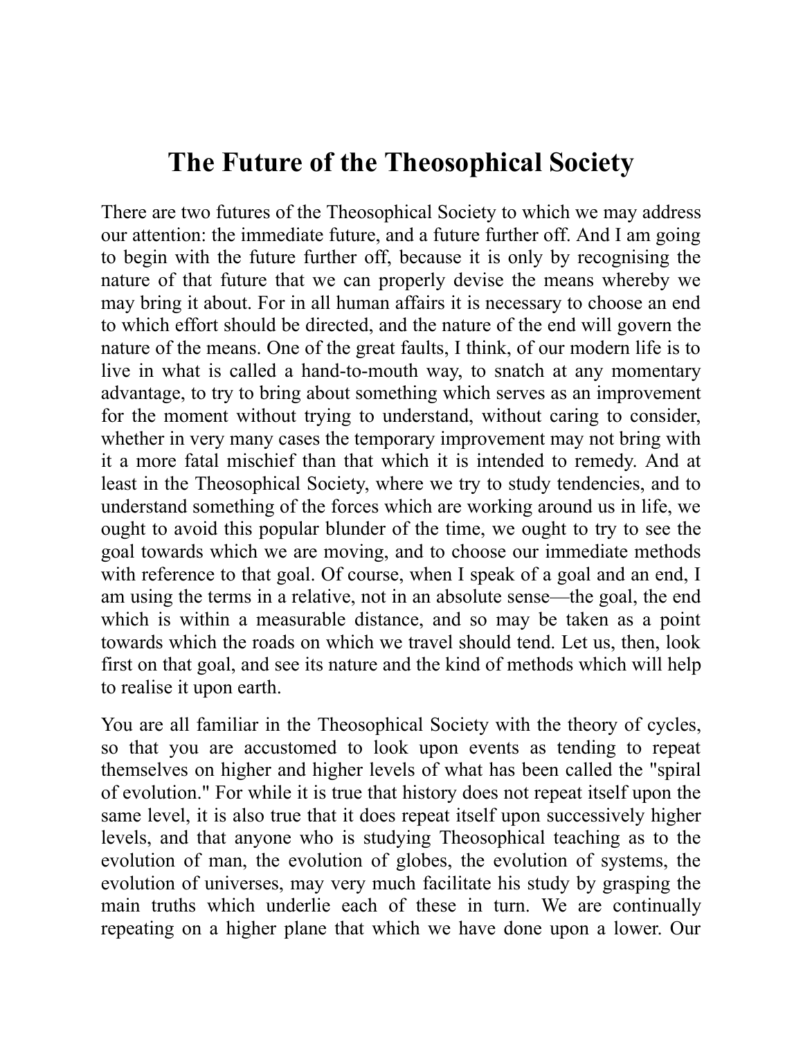# The Future of the Theosophical Society

There are two futures of the Theosophical Society to which we may address our attention: the immediate future, and a future further off. And I am going to begin with the future further off, because it is only by recognising the nature of that future that we can properly devise the means whereby we may bring it about. For in all human affairs it is necessary to choose an end to which effort should be directed, and the nature of the end will govern the nature of the means. One of the great faults, I think, of our modern life is to live in what is called a hand-to-mouth way, to snatch at any momentary advantage, to try to bring about something which serves as an improvement for the moment without trying to understand, without caring to consider, whether in very many cases the temporary improvement may not bring with it a more fatal mischief than that which it is intended to remedy. And at least in the Theosophical Society, where we try to study tendencies, and to understand something of the forces which are working around us in life, we ought to avoid this popular blunder of the time, we ought to try to see the goal towards which we are moving, and to choose our immediate methods with reference to that goal. Of course, when I speak of a goal and an end, I am using the terms in a relative, not in an absolute sense—the goal, the end which is within a measurable distance, and so may be taken as a point towards which the roads on which we travel should tend. Let us, then, look first on that goal, and see its nature and the kind of methods which will help to realise it upon earth.

You are all familiar in the Theosophical Society with the theory of cycles, so that you are accustomed to look upon events as tending to repeat themselves on higher and higher levels of what has been called the "spiral of evolution." For while it is true that history does not repeat itself upon the same level, it is also true that it does repeat itself upon successively higher levels, and that anyone who is studying Theosophical teaching as to the evolution of man, the evolution of globes, the evolution of systems, the evolution of universes, may very much facilitate his study by grasping the main truths which underlie each of these in turn. We are continually repeating on a higher plane that which we have done upon a lower. Our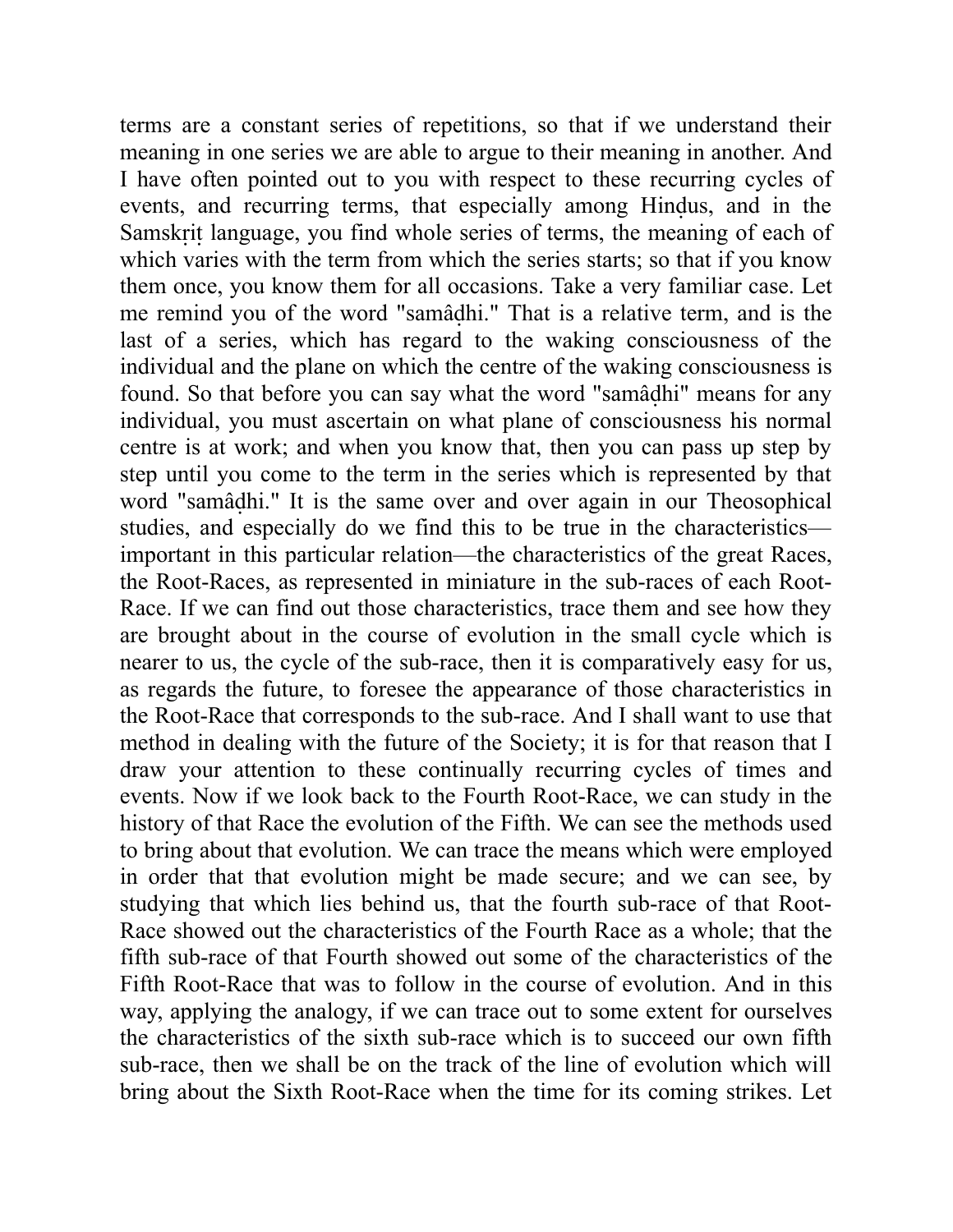terms are a constant series of repetitions, so that if we understand their meaning in one series we are able to argue to their meaning in another. And I have often pointed out to you with respect to these recurring cycles of events, and recurring terms, that especially among Hinḍus, and in the Samskṛiṭ language, you find whole series of terms, the meaning of each of which varies with the term from which the series starts; so that if you know them once, you know them for all occasions. Take a very familiar case. Let me remind you of the word "samâḍhi." That is a relative term, and is the last of a series, which has regard to the waking consciousness of the individual and the plane on which the centre of the waking consciousness is found. So that before you can say what the word "samâḍhi" means for any individual, you must ascertain on what plane of consciousness his normal centre is at work; and when you know that, then you can pass up step by step until you come to the term in the series which is represented by that word "samâḍhi." It is the same over and over again in our Theosophical studies, and especially do we find this to be true in the characteristics—important in this particular relation—the characteristics of the great Races, the Root-Races, as represented in miniature in the sub-races of each Root-Race. If we can find out those characteristics, trace them and see how they are brought about in the course of evolution in the small cycle which is nearer to us, the cycle of the sub-race, then it is comparatively easy for us, as regards the future, to foresee the appearance of those characteristics in the Root-Race that corresponds to the sub-race. And I shall want to use that method in dealing with the future of the Society; it is for that reason that I draw your attention to these continually recurring cycles of times and events. Now if we look back to the Fourth Root-Race, we can study in the history of that Race the evolution of the Fifth. We can see the methods used to bring about that evolution. We can trace the means which were employed in order that that evolution might be made secure; and we can see, by studying that which lies behind us, that the fourth sub-race of that Root-Race showed out the characteristics of the Fourth Race as a whole; that the fifth sub-race of that Fourth showed out some of the characteristics of the Fifth Root-Race that was to follow in the course of evolution. And in this way, applying the analogy, if we can trace out to some extent for ourselves the characteristics of the sixth sub-race which is to succeed our own fifth sub-race, then we shall be on the track of the line of evolution which will bring about the Sixth Root-Race when the time for its coming strikes. Let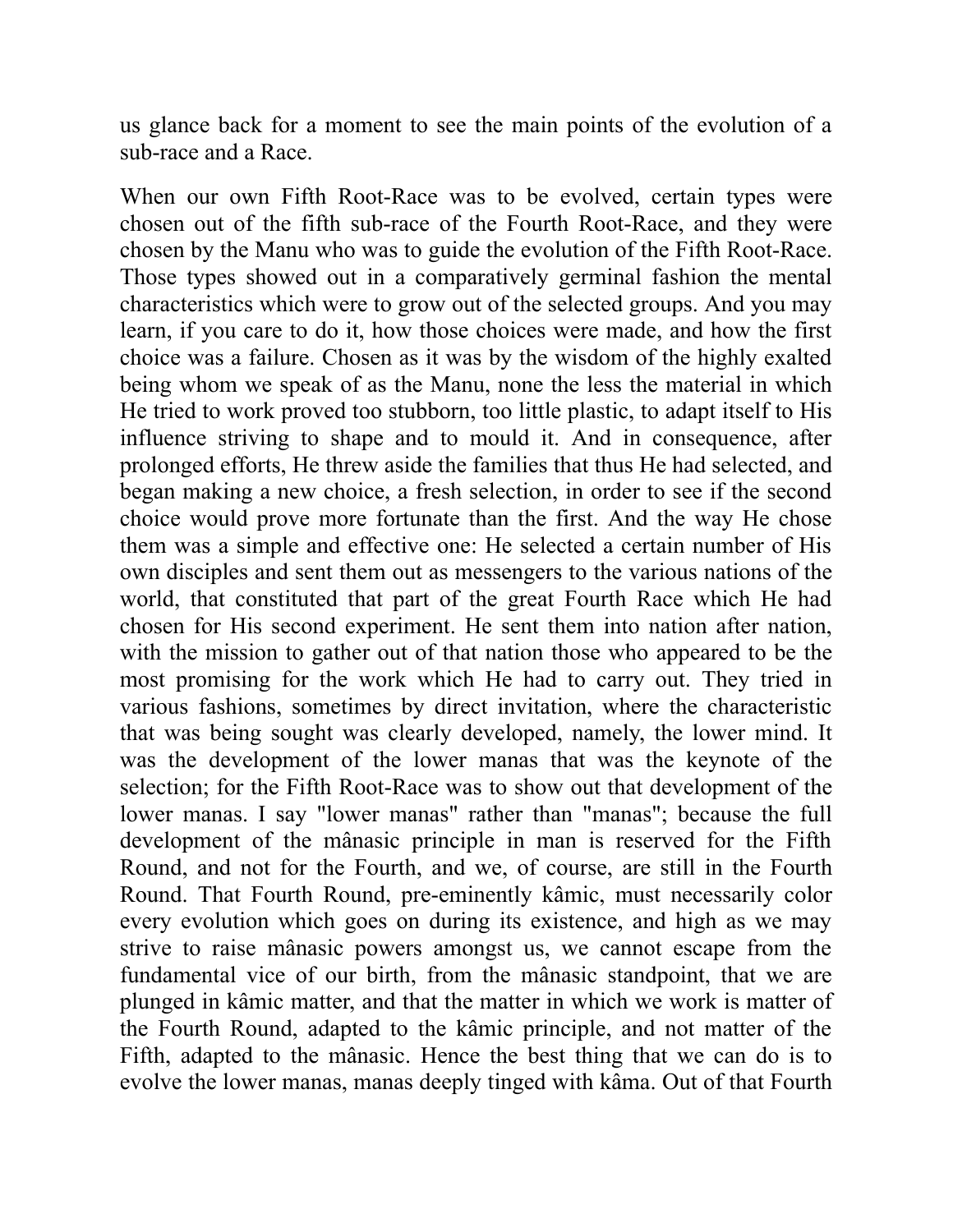us glance back for a moment to see the main points of the evolution of a sub-race and a Race.

When our own Fifth Root-Race was to be evolved, certain types were chosen out of the fifth sub-race of the Fourth Root-Race, and they were chosen by the Manu who was to guide the evolution of the Fifth Root-Race. Those types showed out in a comparatively germinal fashion the mental characteristics which were to grow out of the selected groups. And you may learn, if you care to do it, how those choices were made, and how the first choice was a failure. Chosen as it was by the wisdom of the highly exalted being whom we speak of as the Manu, none the less the material in which He tried to work proved too stubborn, too little plastic, to adapt itself to His influence striving to shape and to mould it. And in consequence, after prolonged efforts, He threw aside the families that thus He had selected, and began making a new choice, a fresh selection, in order to see if the second choice would prove more fortunate than the first. And the way He chose them was a simple and effective one: He selected a certain number of His own disciples and sent them out as messengers to the various nations of the world, that constituted that part of the great Fourth Race which He had chosen for His second experiment. He sent them into nation after nation, with the mission to gather out of that nation those who appeared to be the most promising for the work which He had to carry out. They tried in various fashions, sometimes by direct invitation, where the characteristic that was being sought was clearly developed, namely, the lower mind. It was the development of the lower manas that was the keynote of the selection; for the Fifth Root-Race was to show out that development of the lower manas. I say "lower manas" rather than "manas"; because the full development of the mânasic principle in man is reserved for the Fifth Round, and not for the Fourth, and we, of course, are still in the Fourth Round. That Fourth Round, pre-eminently kâmic, must necessarily color every evolution which goes on during its existence, and high as we may strive to raise mânasic powers amongst us, we cannot escape from the fundamental vice of our birth, from the mânasic standpoint, that we are plunged in kâmic matter, and that the matter in which we work is matter of the Fourth Round, adapted to the kâmic principle, and not matter of the Fifth, adapted to the mânasic. Hence the best thing that we can do is to evolve the lower manas, manas deeply tinged with kâma. Out of that Fourth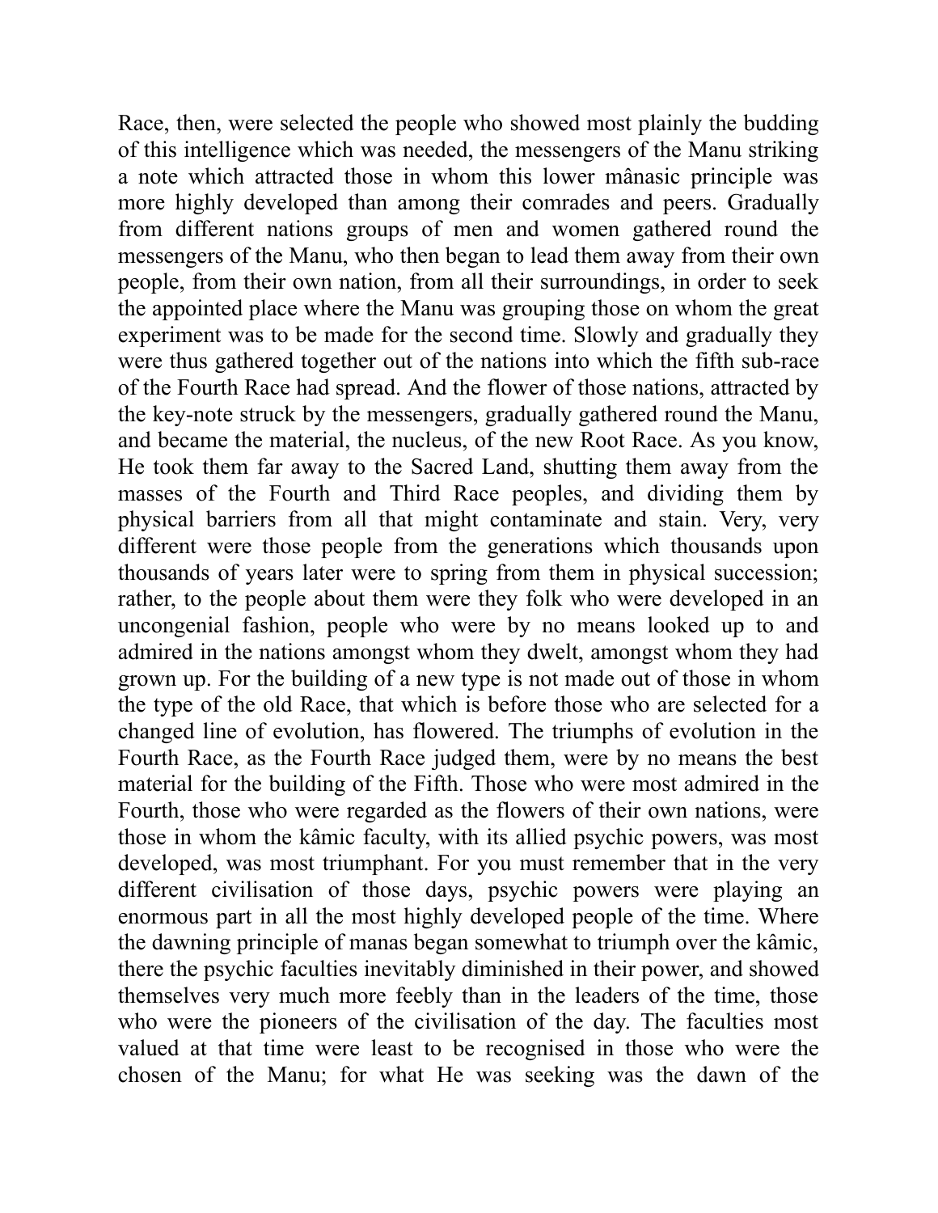Race, then, were selected the people who showed most plainly the budding of this intelligence which was needed, the messengers of the Manu striking a note which attracted those in whom this lower mânasic principle was more highly developed than among their comrades and peers. Gradually from different nations groups of men and women gathered round the messengers of the Manu, who then began to lead them away from their own people, from their own nation, from all their surroundings, in order to seek the appointed place where the Manu was grouping those on whom the great experiment was to be made for the second time. Slowly and gradually they were thus gathered together out of the nations into which the fifth sub-race of the Fourth Race had spread. And the flower of those nations, attracted by the key-note struck by the messengers, gradually gathered round the Manu, and became the material, the nucleus, of the new Root Race. As you know, He took them far away to the Sacred Land, shutting them away from the masses of the Fourth and Third Race peoples, and dividing them by physical barriers from all that might contaminate and stain. Very, very different were those people from the generations which thousands upon thousands of years later were to spring from them in physical succession; rather, to the people about them were they folk who were developed in an uncongenial fashion, people who were by no means looked up to and admired in the nations amongst whom they dwelt, amongst whom they had grown up. For the building of a new type is not made out of those in whom the type of the old Race, that which is before those who are selected for a changed line of evolution, has flowered. The triumphs of evolution in the Fourth Race, as the Fourth Race judged them, were by no means the best material for the building of the Fifth. Those who were most admired in the Fourth, those who were regarded as the flowers of their own nations, were those in whom the kâmic faculty, with its allied psychic powers, was most developed, was most triumphant. For you must remember that in the very different civilisation of those days, psychic powers were playing an enormous part in all the most highly developed people of the time. Where the dawning principle of manas began somewhat to triumph over the kâmic, there the psychic faculties inevitably diminished in their power, and showed themselves very much more feebly than in the leaders of the time, those who were the pioneers of the civilisation of the day. The faculties most valued at that time were least to be recognised in those who were the chosen of the Manu; for what He was seeking was the dawn of the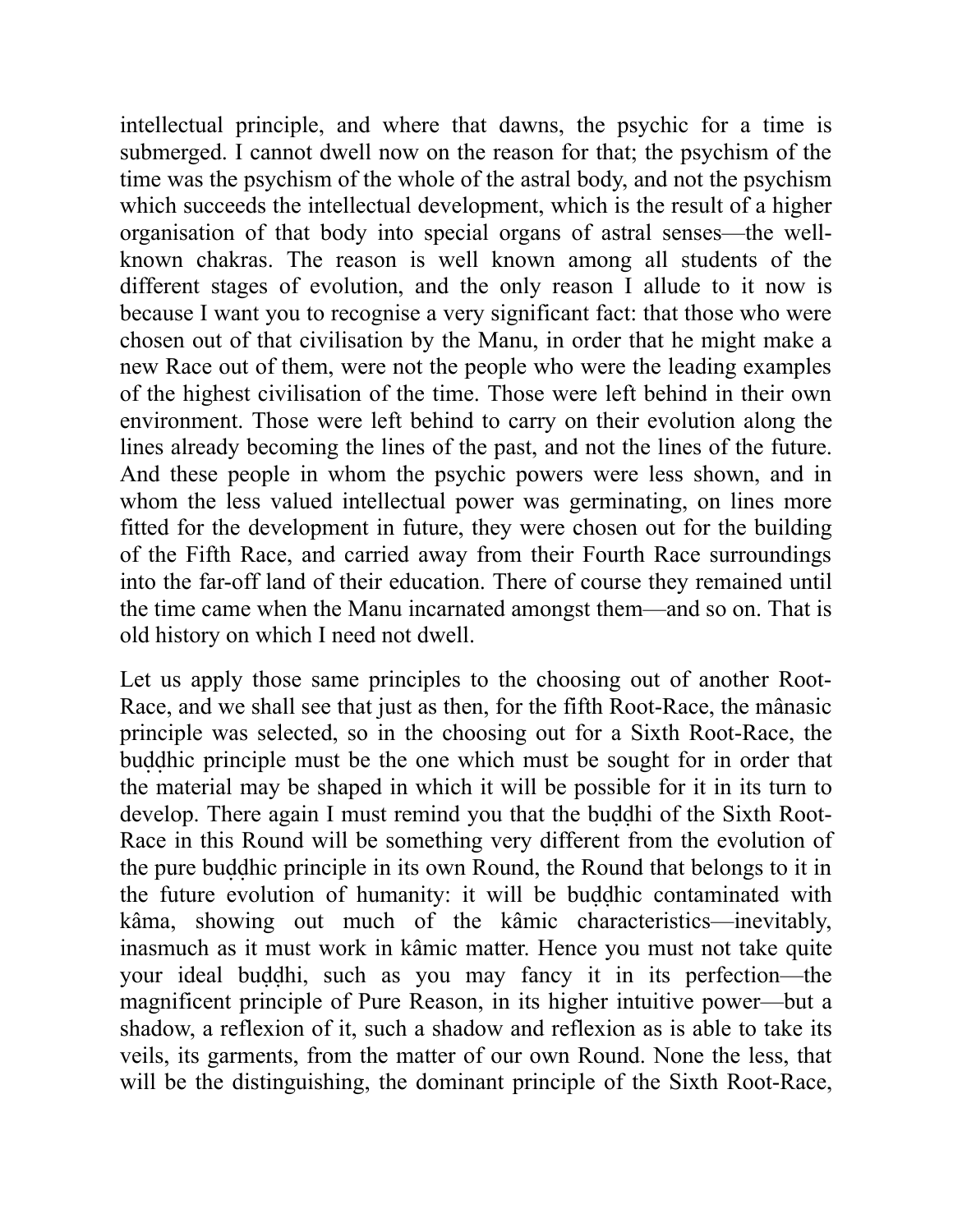intellectual principle, and where that dawns, the psychic for a time is submerged. I cannot dwell now on the reason for that; the psychism of the time was the psychism of the whole of the astral body, and not the psychism which succeeds the intellectual development, which is the result of a higher organisation of that body into special organs of astral senses—the well-known chakras. The reason is well known among all students of the different stages of evolution, and the only reason I allude to it now is because I want you to recognise a very significant fact: that those who were chosen out of that civilisation by the Manu, in order that he might make a new Race out of them, were not the people who were the leading examples of the highest civilisation of the time. Those were left behind in their own environment. Those were left behind to carry on their evolution along the lines already becoming the lines of the past, and not the lines of the future. And these people in whom the psychic powers were less shown, and in whom the less valued intellectual power was germinating, on lines more fitted for the development in future, they were chosen out for the building of the Fifth Race, and carried away from their Fourth Race surroundings into the far-off land of their education. There of course they remained until the time came when the Manu incarnated amongst them—and so on. That is old history on which I need not dwell.

Let us apply those same principles to the choosing out of another Root-Race, and we shall see that just as then, for the fifth Root-Race, the mânasic principle was selected, so in the choosing out for a Sixth Root-Race, the buḍḍhic principle must be the one which must be sought for in order that the material may be shaped in which it will be possible for it in its turn to develop. There again I must remind you that the buḍḍhi of the Sixth Root-Race in this Round will be something very different from the evolution of the pure buḍḍhic principle in its own Round, the Round that belongs to it in the future evolution of humanity: it will be buḍḍhic contaminated with kâma, showing out much of the kâmic characteristics—inevitably, inasmuch as it must work in kâmic matter. Hence you must not take quite your ideal buḍḍhi, such as you may fancy it in its perfection—the magnificent principle of Pure Reason, in its higher intuitive power—but a shadow, a reflexion of it, such a shadow and reflexion as is able to take its veils, its garments, from the matter of our own Round. None the less, that will be the distinguishing, the dominant principle of the Sixth Root-Race,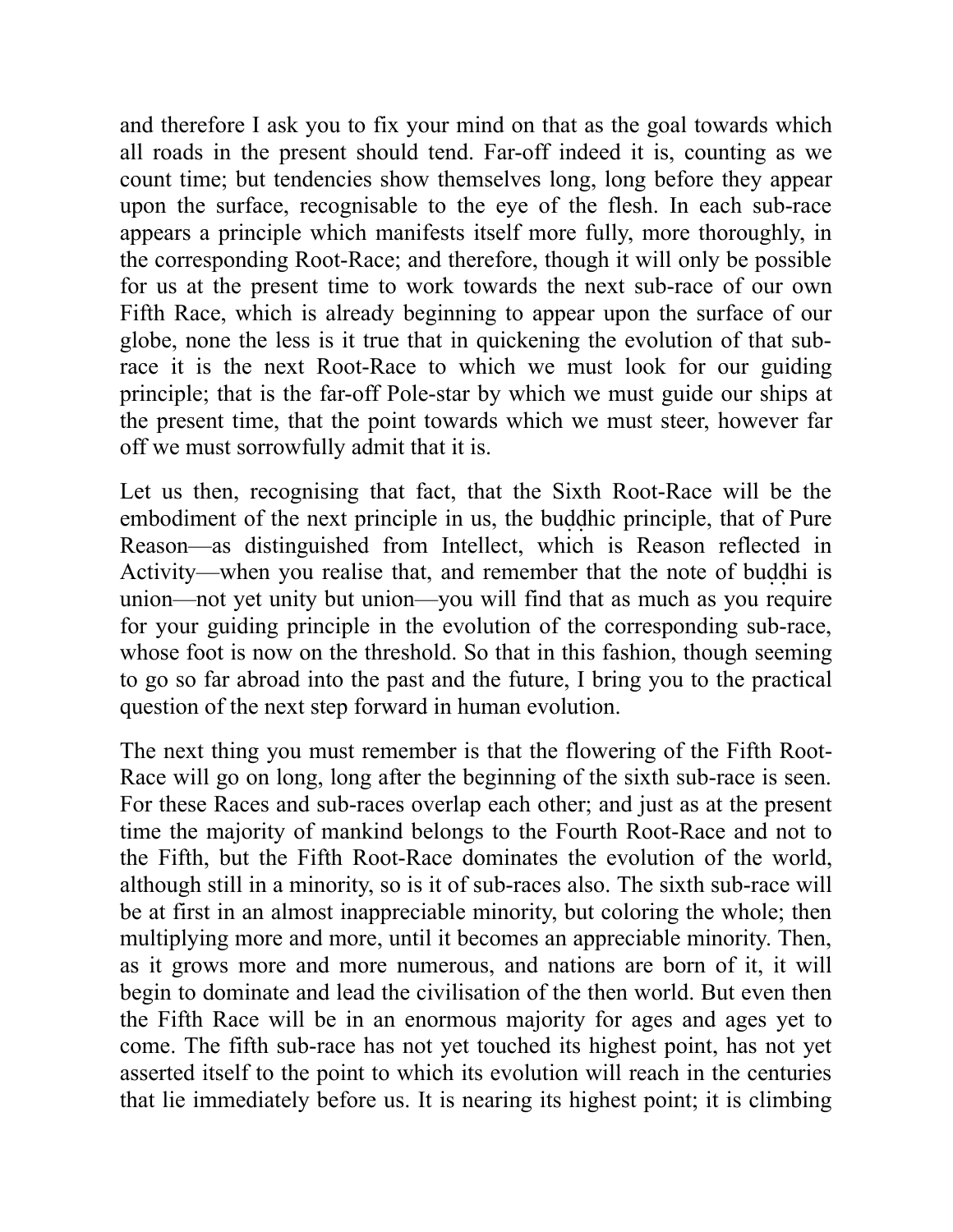and therefore I ask you to fix your mind on that as the goal towards which all roads in the present should tend. Far-off indeed it is, counting as we count time; but tendencies show themselves long, long before they appear upon the surface, recognisable to the eye of the flesh. In each sub-race appears a principle which manifests itself more fully, more thoroughly, in the corresponding Root-Race; and therefore, though it will only be possible for us at the present time to work towards the next sub-race of our own Fifth Race, which is already beginning to appear upon the surface of our globe, none the less is it true that in quickening the evolution of that sub-race it is the next Root-Race to which we must look for our guiding principle; that is the far-off Pole-star by which we must guide our ships at the present time, that the point towards which we must steer, however far off we must sorrowfully admit that it is.

Let us then, recognising that fact, that the Sixth Root-Race will be the embodiment of the next principle in us, the buḍḍhic principle, that of Pure Reason—as distinguished from Intellect, which is Reason reflected in Activity—when you realise that, and remember that the note of buḍḍhi is union—not yet unity but union—you will find that as much as you require for your guiding principle in the evolution of the corresponding sub-race, whose foot is now on the threshold. So that in this fashion, though seeming to go so far abroad into the past and the future, I bring you to the practical question of the next step forward in human evolution.

The next thing you must remember is that the flowering of the Fifth Root-Race will go on long, long after the beginning of the sixth sub-race is seen. For these Races and sub-races overlap each other; and just as at the present time the majority of mankind belongs to the Fourth Root-Race and not to the Fifth, but the Fifth Root-Race dominates the evolution of the world, although still in a minority, so is it of sub-races also. The sixth sub-race will be at first in an almost inappreciable minority, but coloring the whole; then multiplying more and more, until it becomes an appreciable minority. Then, as it grows more and more numerous, and nations are born of it, it will begin to dominate and lead the civilisation of the then world. But even then the Fifth Race will be in an enormous majority for ages and ages yet to come. The fifth sub-race has not yet touched its highest point, has not yet asserted itself to the point to which its evolution will reach in the centuries that lie immediately before us. It is nearing its highest point; it is climbing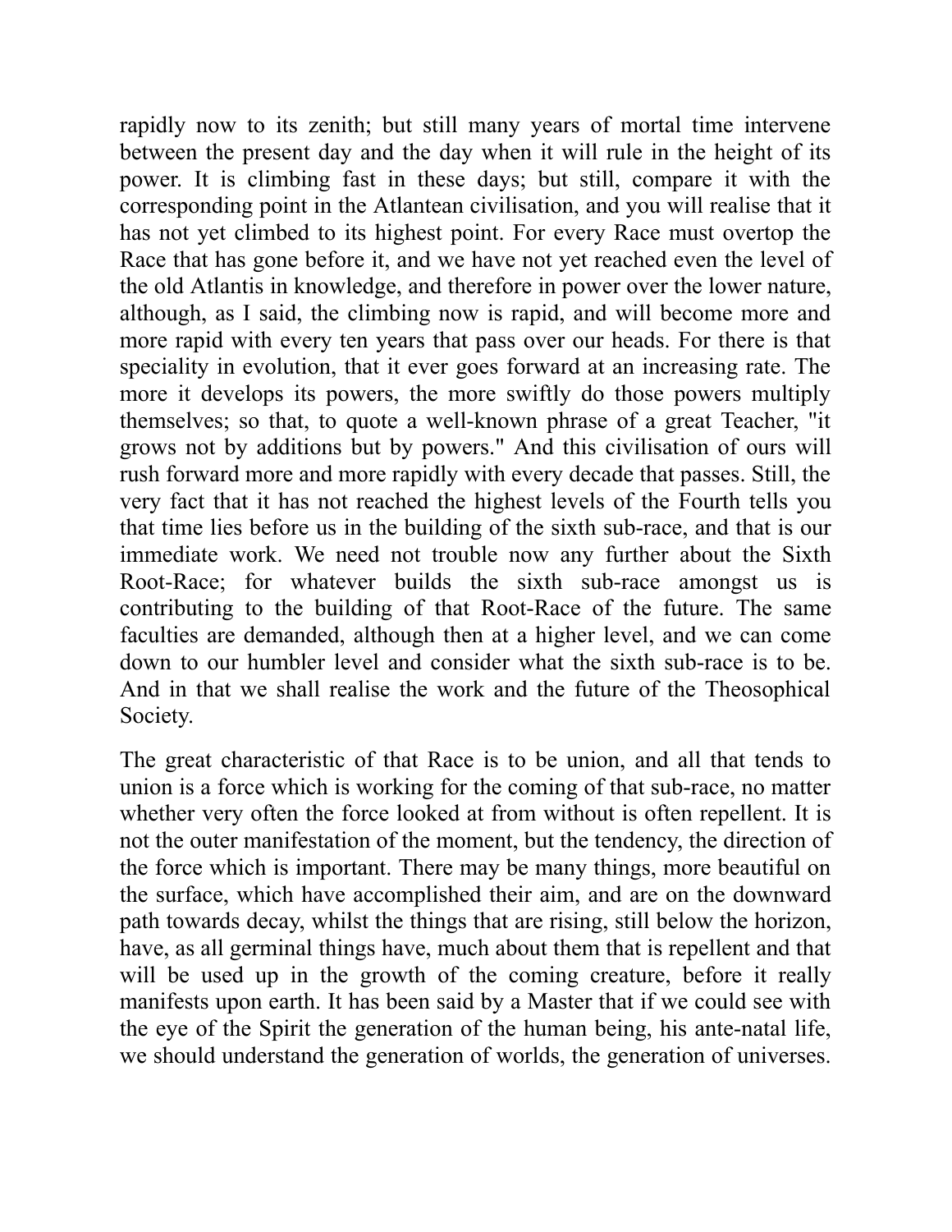rapidly now to its zenith; but still many years of mortal time intervene between the present day and the day when it will rule in the height of its power. It is climbing fast in these days; but still, compare it with the corresponding point in the Atlantean civilisation, and you will realise that it has not yet climbed to its highest point. For every Race must overtop the Race that has gone before it, and we have not yet reached even the level of the old Atlantis in knowledge, and therefore in power over the lower nature, although, as I said, the climbing now is rapid, and will become more and more rapid with every ten years that pass over our heads. For there is that speciality in evolution, that it ever goes forward at an increasing rate. The more it develops its powers, the more swiftly do those powers multiply themselves; so that, to quote a well-known phrase of a great Teacher, "it grows not by additions but by powers." And this civilisation of ours will rush forward more and more rapidly with every decade that passes. Still, the very fact that it has not reached the highest levels of the Fourth tells you that time lies before us in the building of the sixth sub-race, and that is our immediate work. We need not trouble now any further about the Sixth Root-Race; for whatever builds the sixth sub-race amongst us is contributing to the building of that Root-Race of the future. The same faculties are demanded, although then at a higher level, and we can come down to our humbler level and consider what the sixth sub-race is to be. And in that we shall realise the work and the future of the Theosophical Society.

The great characteristic of that Race is to be union, and all that tends to union is a force which is working for the coming of that sub-race, no matter whether very often the force looked at from without is often repellent. It is not the outer manifestation of the moment, but the tendency, the direction of the force which is important. There may be many things, more beautiful on the surface, which have accomplished their aim, and are on the downward path towards decay, whilst the things that are rising, still below the horizon, have, as all germinal things have, much about them that is repellent and that will be used up in the growth of the coming creature, before it really manifests upon earth. It has been said by a Master that if we could see with the eye of the Spirit the generation of the human being, his ante-natal life, we should understand the generation of worlds, the generation of universes.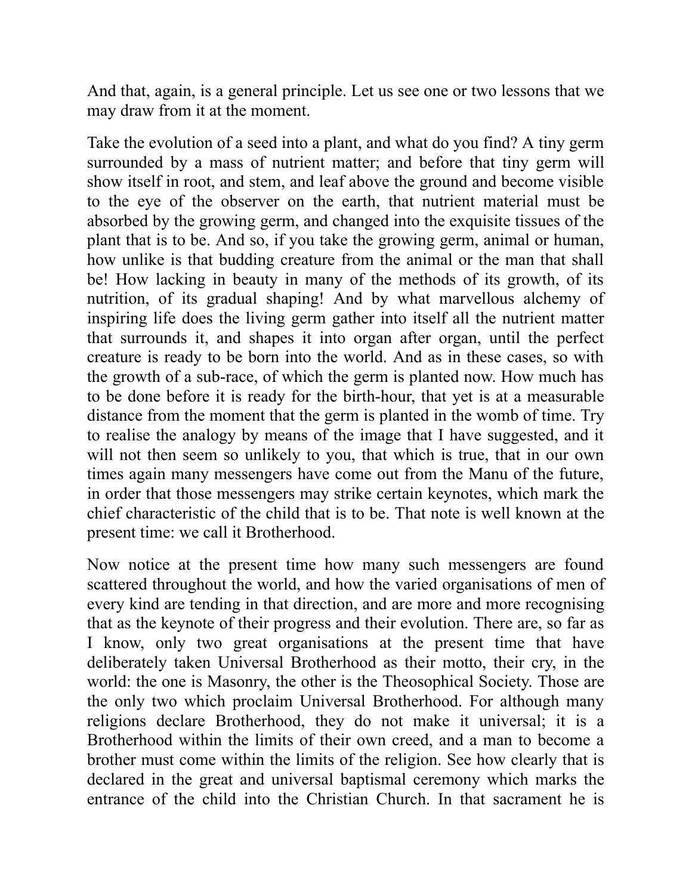And that, again, is a general principle. Let us see one or two lessons that we may draw from it at the moment.

Take the evolution of a seed into a plant, and what do you find? A tiny germ surrounded by a mass of nutrient matter; and before that tiny germ will show itself in root, and stem, and leaf above the ground and become visible to the eye of the observer on the earth, that nutrient material must be absorbed by the growing germ, and changed into the exquisite tissues of the plant that is to be. And so, if you take the growing germ, animal or human, how unlike is that budding creature from the animal or the man that shall be! How lacking in beauty in many of the methods of its growth, of its nutrition, of its gradual shaping! And by what marvellous alchemy of inspiring life does the living germ gather into itself all the nutrient matter that surrounds it, and shapes it into organ after organ, until the perfect creature is ready to be born into the world. And as in these cases, so with the growth of a sub-race, of which the germ is planted now. How much has to be done before it is ready for the birth-hour, that yet is at a measurable distance from the moment that the germ is planted in the womb of time. Try to realise the analogy by means of the image that I have suggested, and it will not then seem so unlikely to you, that which is true, that in our own times again many messengers have come out from the Manu of the future, in order that those messengers may strike certain keynotes, which mark the chief characteristic of the child that is to be. That note is well known at the present time: we call it Brotherhood.

Now notice at the present time how many such messengers are found scattered throughout the world, and how the varied organisations of men of every kind are tending in that direction, and are more and more recognising that as the keynote of their progress and their evolution. There are, so far as I know, only two great organisations at the present time that have deliberately taken Universal Brotherhood as their motto, their cry, in the world: the one is Masonry, the other is the Theosophical Society. Those are the only two which proclaim Universal Brotherhood. For although many religions declare Brotherhood, they do not make it universal; it is a Brotherhood within the limits of their own creed, and a man to become a brother must come within the limits of the religion. See how clearly that is declared in the great and universal baptismal ceremony which marks the entrance of the child into the Christian Church. In that sacrament he is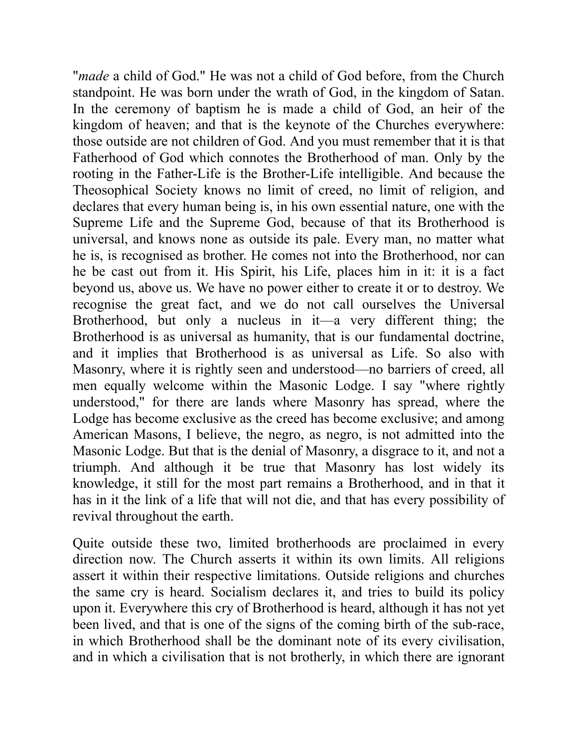"*made* a child of God." He was not a child of God before, from the Church standpoint. He was born under the wrath of God, in the kingdom of Satan. In the ceremony of baptism he is made a child of God, an heir of the kingdom of heaven; and that is the keynote of the Churches everywhere: those outside are not children of God. And you must remember that it is that Fatherhood of God which connotes the Brotherhood of man. Only by the rooting in the Father-Life is the Brother-Life intelligible. And because the Theosophical Society knows no limit of creed, no limit of religion, and declares that every human being is, in his own essential nature, one with the Supreme Life and the Supreme God, because of that its Brotherhood is universal, and knows none as outside its pale. Every man, no matter what he is, is recognised as brother. He comes not into the Brotherhood, nor can he be cast out from it. His Spirit, his Life, places him in it: it is a fact beyond us, above us. We have no power either to create it or to destroy. We recognise the great fact, and we do not call ourselves the Universal Brotherhood, but only a nucleus in it—a very different thing; the Brotherhood is as universal as humanity, that is our fundamental doctrine, and it implies that Brotherhood is as universal as Life. So also with Masonry, where it is rightly seen and understood—no barriers of creed, all men equally welcome within the Masonic Lodge. I say "where rightly understood," for there are lands where Masonry has spread, where the Lodge has become exclusive as the creed has become exclusive; and among American Masons, I believe, the negro, as negro, is not admitted into the Masonic Lodge. But that is the denial of Masonry, a disgrace to it, and not a triumph. And although it be true that Masonry has lost widely its knowledge, it still for the most part remains a Brotherhood, and in that it has in it the link of a life that will not die, and that has every possibility of revival throughout the earth.

Quite outside these two, limited brotherhoods are proclaimed in every direction now. The Church asserts it within its own limits. All religions assert it within their respective limitations. Outside religions and churches the same cry is heard. Socialism declares it, and tries to build its policy upon it. Everywhere this cry of Brotherhood is heard, although it has not yet been lived, and that is one of the signs of the coming birth of the sub-race, in which Brotherhood shall be the dominant note of its every civilisation, and in which a civilisation that is not brotherly, in which there are ignorant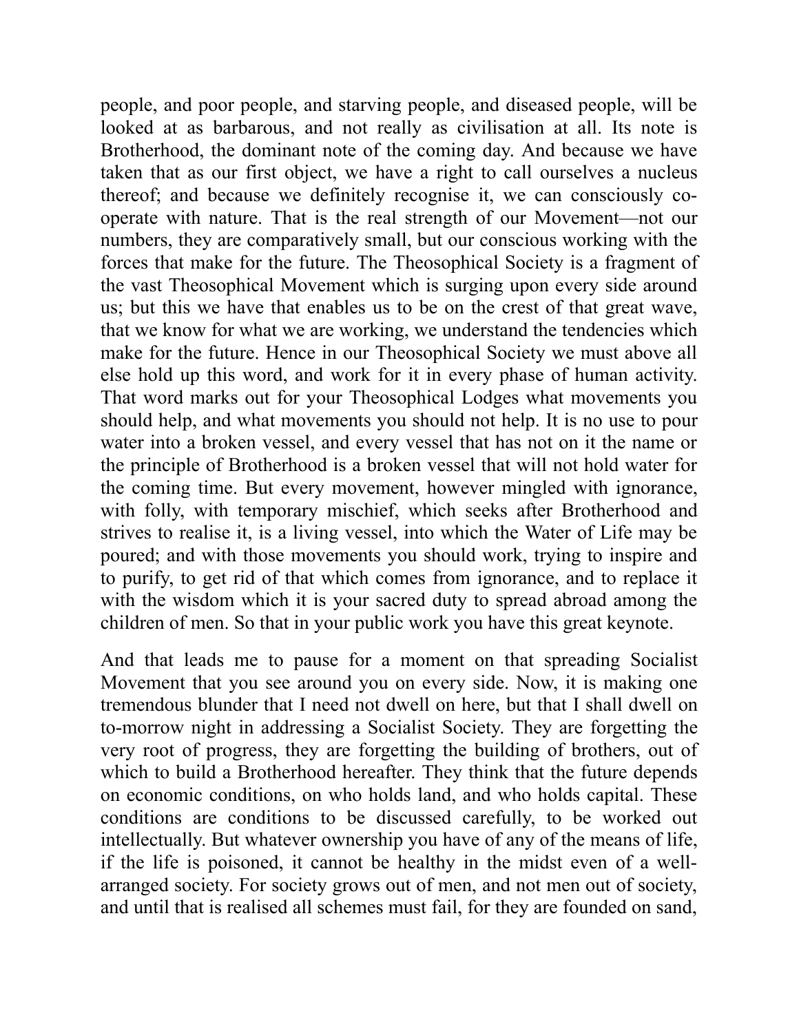people, and poor people, and starving people, and diseased people, will be looked at as barbarous, and not really as civilisation at all. Its note is Brotherhood, the dominant note of the coming day. And because we have taken that as our first object, we have a right to call ourselves a nucleus thereof; and because we definitely recognise it, we can consciously co-operate with nature. That is the real strength of our Movement—not our numbers, they are comparatively small, but our conscious working with the forces that make for the future. The Theosophical Society is a fragment of the vast Theosophical Movement which is surging upon every side around us; but this we have that enables us to be on the crest of that great wave, that we know for what we are working, we understand the tendencies which make for the future. Hence in our Theosophical Society we must above all else hold up this word, and work for it in every phase of human activity. That word marks out for your Theosophical Lodges what movements you should help, and what movements you should not help. It is no use to pour water into a broken vessel, and every vessel that has not on it the name or the principle of Brotherhood is a broken vessel that will not hold water for the coming time. But every movement, however mingled with ignorance, with folly, with temporary mischief, which seeks after Brotherhood and strives to realise it, is a living vessel, into which the Water of Life may be poured; and with those movements you should work, trying to inspire and to purify, to get rid of that which comes from ignorance, and to replace it with the wisdom which it is your sacred duty to spread abroad among the children of men. So that in your public work you have this great keynote.

And that leads me to pause for a moment on that spreading Socialist Movement that you see around you on every side. Now, it is making one tremendous blunder that I need not dwell on here, but that I shall dwell on to-morrow night in addressing a Socialist Society. They are forgetting the very root of progress, they are forgetting the building of brothers, out of which to build a Brotherhood hereafter. They think that the future depends on economic conditions, on who holds land, and who holds capital. These conditions are conditions to be discussed carefully, to be worked out intellectually. But whatever ownership you have of any of the means of life, if the life is poisoned, it cannot be healthy in the midst even of a well-arranged society. For society grows out of men, and not men out of society, and until that is realised all schemes must fail, for they are founded on sand,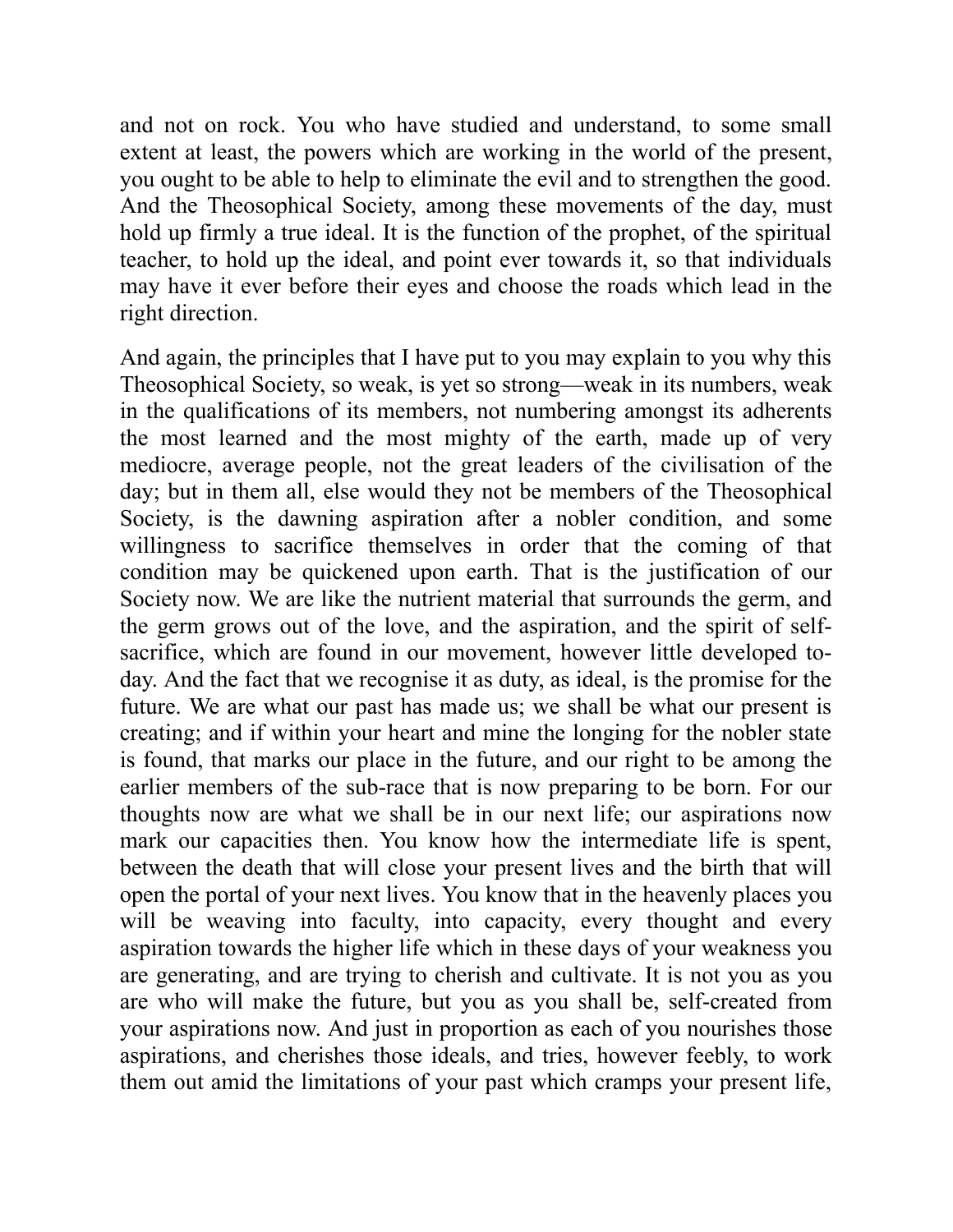and not on rock. You who have studied and understand, to some small extent at least, the powers which are working in the world of the present, you ought to be able to help to eliminate the evil and to strengthen the good. And the Theosophical Society, among these movements of the day, must hold up firmly a true ideal. It is the function of the prophet, of the spiritual teacher, to hold up the ideal, and point ever towards it, so that individuals may have it ever before their eyes and choose the roads which lead in the right direction.

And again, the principles that I have put to you may explain to you why this Theosophical Society, so weak, is yet so strong—weak in its numbers, weak in the qualifications of its members, not numbering amongst its adherents the most learned and the most mighty of the earth, made up of very mediocre, average people, not the great leaders of the civilisation of the day; but in them all, else would they not be members of the Theosophical Society, is the dawning aspiration after a nobler condition, and some willingness to sacrifice themselves in order that the coming of that condition may be quickened upon earth. That is the justification of our Society now. We are like the nutrient material that surrounds the germ, and the germ grows out of the love, and the aspiration, and the spirit of self-sacrifice, which are found in our movement, however little developed to-day. And the fact that we recognise it as duty, as ideal, is the promise for the future. We are what our past has made us; we shall be what our present is creating; and if within your heart and mine the longing for the nobler state is found, that marks our place in the future, and our right to be among the earlier members of the sub-race that is now preparing to be born. For our thoughts now are what we shall be in our next life; our aspirations now mark our capacities then. You know how the intermediate life is spent, between the death that will close your present lives and the birth that will open the portal of your next lives. You know that in the heavenly places you will be weaving into faculty, into capacity, every thought and every aspiration towards the higher life which in these days of your weakness you are generating, and are trying to cherish and cultivate. It is not you as you are who will make the future, but you as you shall be, self-created from your aspirations now. And just in proportion as each of you nourishes those aspirations, and cherishes those ideals, and tries, however feebly, to work them out amid the limitations of your past which cramps your present life,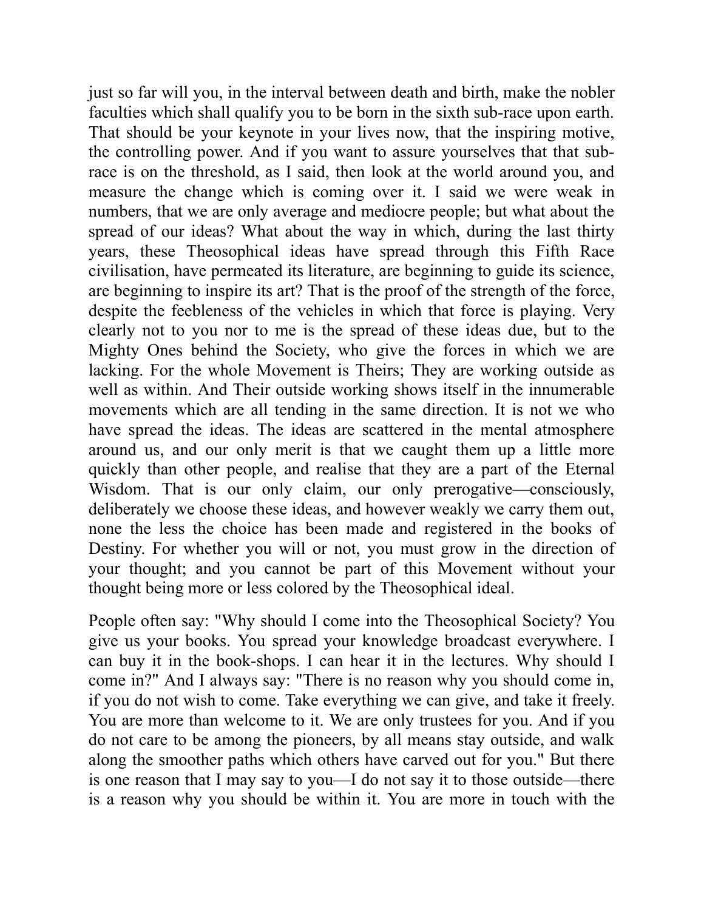just so far will you, in the interval between death and birth, make the nobler faculties which shall qualify you to be born in the sixth sub-race upon earth. That should be your keynote in your lives now, that the inspiring motive, the controlling power. And if you want to assure yourselves that that sub-race is on the threshold, as I said, then look at the world around you, and measure the change which is coming over it. I said we were weak in numbers, that we are only average and mediocre people; but what about the spread of our ideas? What about the way in which, during the last thirty years, these Theosophical ideas have spread through this Fifth Race civilisation, have permeated its literature, are beginning to guide its science, are beginning to inspire its art? That is the proof of the strength of the force, despite the feebleness of the vehicles in which that force is playing. Very clearly not to you nor to me is the spread of these ideas due, but to the Mighty Ones behind the Society, who give the forces in which we are lacking. For the whole Movement is Theirs; They are working outside as well as within. And Their outside working shows itself in the innumerable movements which are all tending in the same direction. It is not we who have spread the ideas. The ideas are scattered in the mental atmosphere around us, and our only merit is that we caught them up a little more quickly than other people, and realise that they are a part of the Eternal Wisdom. That is our only claim, our only prerogative—consciously, deliberately we choose these ideas, and however weakly we carry them out, none the less the choice has been made and registered in the books of Destiny. For whether you will or not, you must grow in the direction of your thought; and you cannot be part of this Movement without your thought being more or less colored by the Theosophical ideal.

People often say: "Why should I come into the Theosophical Society? You give us your books. You spread your knowledge broadcast everywhere. I can buy it in the book-shops. I can hear it in the lectures. Why should I come in?" And I always say: "There is no reason why you should come in, if you do not wish to come. Take everything we can give, and take it freely. You are more than welcome to it. We are only trustees for you. And if you do not care to be among the pioneers, by all means stay outside, and walk along the smoother paths which others have carved out for you." But there is one reason that I may say to you—I do not say it to those outside—there is a reason why you should be within it. You are more in touch with the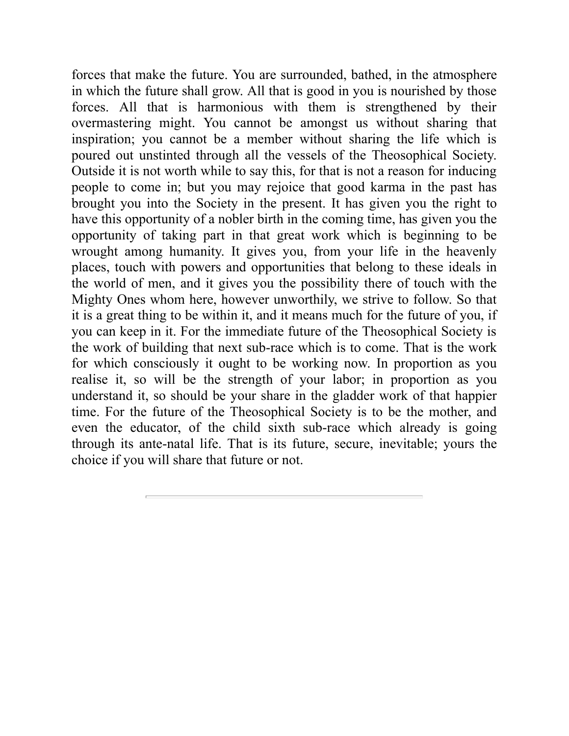forces that make the future. You are surrounded, bathed, in the atmosphere in which the future shall grow. All that is good in you is nourished by those forces. All that is harmonious with them is strengthened by their overmastering might. You cannot be amongst us without sharing that inspiration; you cannot be a member without sharing the life which is poured out unstinted through all the vessels of the Theosophical Society. Outside it is not worth while to say this, for that is not a reason for inducing people to come in; but you may rejoice that good karma in the past has brought you into the Society in the present. It has given you the right to have this opportunity of a nobler birth in the coming time, has given you the opportunity of taking part in that great work which is beginning to be wrought among humanity. It gives you, from your life in the heavenly places, touch with powers and opportunities that belong to these ideals in the world of men, and it gives you the possibility there of touch with the Mighty Ones whom here, however unworthily, we strive to follow. So that it is a great thing to be within it, and it means much for the future of you, if you can keep in it. For the immediate future of the Theosophical Society is the work of building that next sub-race which is to come. That is the work for which consciously it ought to be working now. In proportion as you realise it, so will be the strength of your labor; in proportion as you understand it, so should be your share in the gladder work of that happier time. For the future of the Theosophical Society is to be the mother, and even the educator, of the child sixth sub-race which already is going through its ante-natal life. That is its future, secure, inevitable; yours the choice if you will share that future or not.

---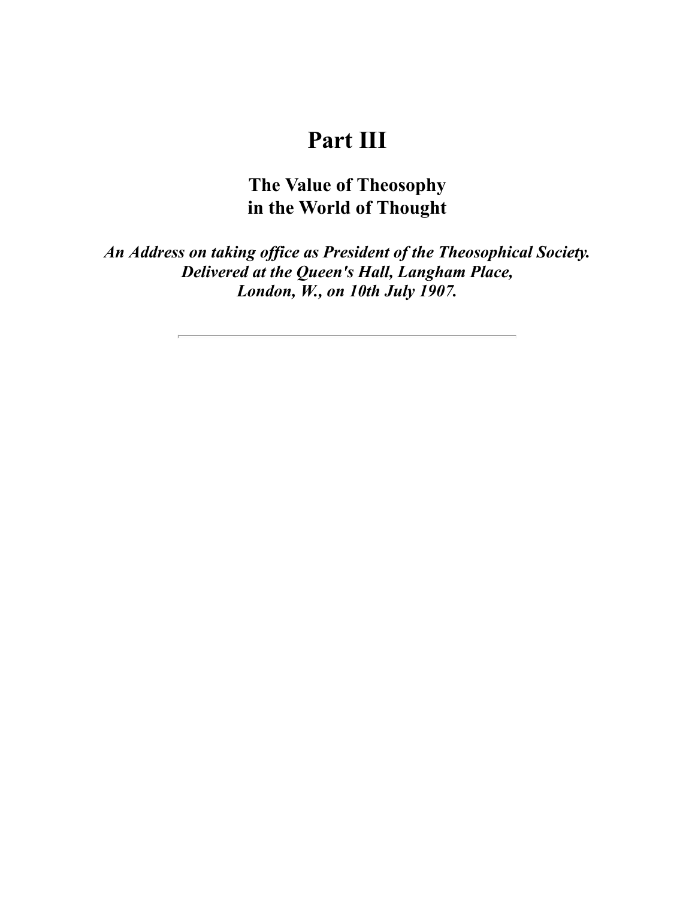# Part III

## The Value of Theosophy in the World of Thought

***An Address on taking office as President of the Theosophical Society. Delivered at the Queen's Hall, Langham Place, London, W., on 10th July 1907.***

---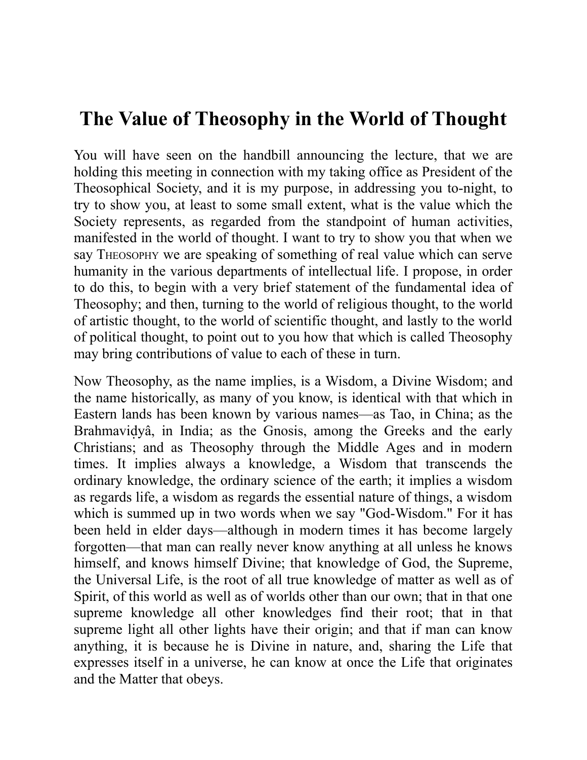# The Value of Theosophy in the World of Thought

You will have seen on the handbill announcing the lecture, that we are holding this meeting in connection with my taking office as President of the Theosophical Society, and it is my purpose, in addressing you to-night, to try to show you, at least to some small extent, what is the value which the Society represents, as regarded from the standpoint of human activities, manifested in the world of thought. I want to try to show you that when we say THEOSOPHY we are speaking of something of real value which can serve humanity in the various departments of intellectual life. I propose, in order to do this, to begin with a very brief statement of the fundamental idea of Theosophy; and then, turning to the world of religious thought, to the world of artistic thought, to the world of scientific thought, and lastly to the world of political thought, to point out to you how that which is called Theosophy may bring contributions of value to each of these in turn.

Now Theosophy, as the name implies, is a Wisdom, a Divine Wisdom; and the name historically, as many of you know, is identical with that which in Eastern lands has been known by various names—as Tao, in China; as the Brahmaviḍyâ, in India; as the Gnosis, among the Greeks and the early Christians; and as Theosophy through the Middle Ages and in modern times. It implies always a knowledge, a Wisdom that transcends the ordinary knowledge, the ordinary science of the earth; it implies a wisdom as regards life, a wisdom as regards the essential nature of things, a wisdom which is summed up in two words when we say "God-Wisdom." For it has been held in elder days—although in modern times it has become largely forgotten—that man can really never know anything at all unless he knows himself, and knows himself Divine; that knowledge of God, the Supreme, the Universal Life, is the root of all true knowledge of matter as well as of Spirit, of this world as well as of worlds other than our own; that in that one supreme knowledge all other knowledges find their root; that in that supreme light all other lights have their origin; and that if man can know anything, it is because he is Divine in nature, and, sharing the Life that expresses itself in a universe, he can know at once the Life that originates and the Matter that obeys.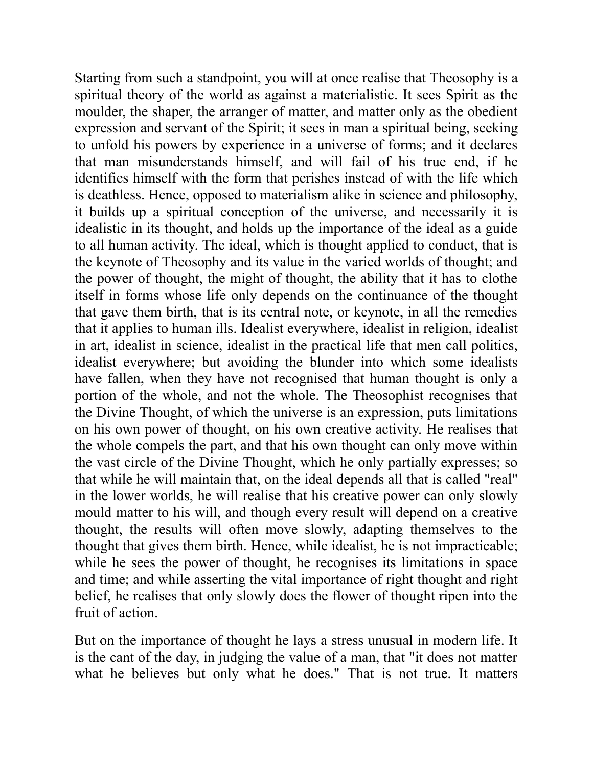Starting from such a standpoint, you will at once realise that Theosophy is a spiritual theory of the world as against a materialistic. It sees Spirit as the moulder, the shaper, the arranger of matter, and matter only as the obedient expression and servant of the Spirit; it sees in man a spiritual being, seeking to unfold his powers by experience in a universe of forms; and it declares that man misunderstands himself, and will fail of his true end, if he identifies himself with the form that perishes instead of with the life which is deathless. Hence, opposed to materialism alike in science and philosophy, it builds up a spiritual conception of the universe, and necessarily it is idealistic in its thought, and holds up the importance of the ideal as a guide to all human activity. The ideal, which is thought applied to conduct, that is the keynote of Theosophy and its value in the varied worlds of thought; and the power of thought, the might of thought, the ability that it has to clothe itself in forms whose life only depends on the continuance of the thought that gave them birth, that is its central note, or keynote, in all the remedies that it applies to human ills. Idealist everywhere, idealist in religion, idealist in art, idealist in science, idealist in the practical life that men call politics, idealist everywhere; but avoiding the blunder into which some idealists have fallen, when they have not recognised that human thought is only a portion of the whole, and not the whole. The Theosophist recognises that the Divine Thought, of which the universe is an expression, puts limitations on his own power of thought, on his own creative activity. He realises that the whole compels the part, and that his own thought can only move within the vast circle of the Divine Thought, which he only partially expresses; so that while he will maintain that, on the ideal depends all that is called "real" in the lower worlds, he will realise that his creative power can only slowly mould matter to his will, and though every result will depend on a creative thought, the results will often move slowly, adapting themselves to the thought that gives them birth. Hence, while idealist, he is not impracticable; while he sees the power of thought, he recognises its limitations in space and time; and while asserting the vital importance of right thought and right belief, he realises that only slowly does the flower of thought ripen into the fruit of action.

But on the importance of thought he lays a stress unusual in modern life. It is the cant of the day, in judging the value of a man, that "it does not matter what he believes but only what he does." That is not true. It matters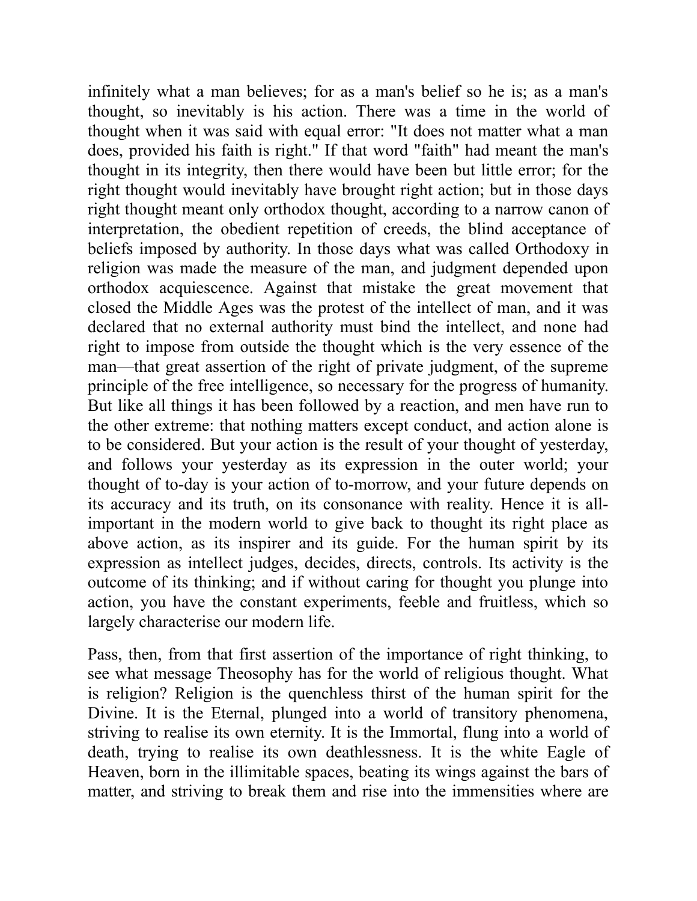infinitely what a man believes; for as a man's belief so he is; as a man's thought, so inevitably is his action. There was a time in the world of thought when it was said with equal error: "It does not matter what a man does, provided his faith is right." If that word "faith" had meant the man's thought in its integrity, then there would have been but little error; for the right thought would inevitably have brought right action; but in those days right thought meant only orthodox thought, according to a narrow canon of interpretation, the obedient repetition of creeds, the blind acceptance of beliefs imposed by authority. In those days what was called Orthodoxy in religion was made the measure of the man, and judgment depended upon orthodox acquiescence. Against that mistake the great movement that closed the Middle Ages was the protest of the intellect of man, and it was declared that no external authority must bind the intellect, and none had right to impose from outside the thought which is the very essence of the man—that great assertion of the right of private judgment, of the supreme principle of the free intelligence, so necessary for the progress of humanity. But like all things it has been followed by a reaction, and men have run to the other extreme: that nothing matters except conduct, and action alone is to be considered. But your action is the result of your thought of yesterday, and follows your yesterday as its expression in the outer world; your thought of to-day is your action of to-morrow, and your future depends on its accuracy and its truth, on its consonance with reality. Hence it is all-important in the modern world to give back to thought its right place as above action, as its inspirer and its guide. For the human spirit by its expression as intellect judges, decides, directs, controls. Its activity is the outcome of its thinking; and if without caring for thought you plunge into action, you have the constant experiments, feeble and fruitless, which so largely characterise our modern life.

Pass, then, from that first assertion of the importance of right thinking, to see what message Theosophy has for the world of religious thought. What is religion? Religion is the quenchless thirst of the human spirit for the Divine. It is the Eternal, plunged into a world of transitory phenomena, striving to realise its own eternity. It is the Immortal, flung into a world of death, trying to realise its own deathlessness. It is the white Eagle of Heaven, born in the illimitable spaces, beating its wings against the bars of matter, and striving to break them and rise into the immensities where are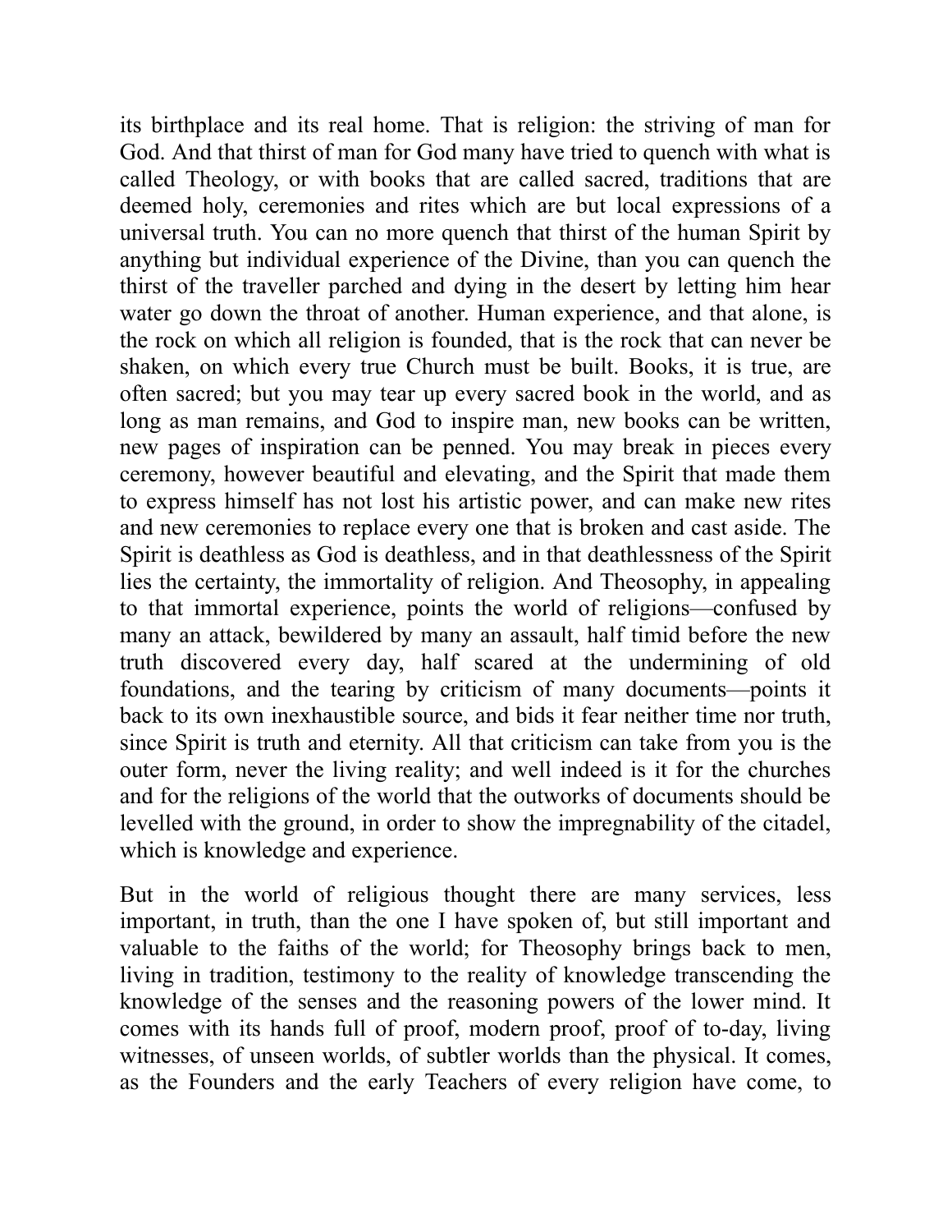its birthplace and its real home. That is religion: the striving of man for God. And that thirst of man for God many have tried to quench with what is called Theology, or with books that are called sacred, traditions that are deemed holy, ceremonies and rites which are but local expressions of a universal truth. You can no more quench that thirst of the human Spirit by anything but individual experience of the Divine, than you can quench the thirst of the traveller parched and dying in the desert by letting him hear water go down the throat of another. Human experience, and that alone, is the rock on which all religion is founded, that is the rock that can never be shaken, on which every true Church must be built. Books, it is true, are often sacred; but you may tear up every sacred book in the world, and as long as man remains, and God to inspire man, new books can be written, new pages of inspiration can be penned. You may break in pieces every ceremony, however beautiful and elevating, and the Spirit that made them to express himself has not lost his artistic power, and can make new rites and new ceremonies to replace every one that is broken and cast aside. The Spirit is deathless as God is deathless, and in that deathlessness of the Spirit lies the certainty, the immortality of religion. And Theosophy, in appealing to that immortal experience, points the world of religions—confused by many an attack, bewildered by many an assault, half timid before the new truth discovered every day, half scared at the undermining of old foundations, and the tearing by criticism of many documents—points it back to its own inexhaustible source, and bids it fear neither time nor truth, since Spirit is truth and eternity. All that criticism can take from you is the outer form, never the living reality; and well indeed is it for the churches and for the religions of the world that the outworks of documents should be levelled with the ground, in order to show the impregnability of the citadel, which is knowledge and experience.

But in the world of religious thought there are many services, less important, in truth, than the one I have spoken of, but still important and valuable to the faiths of the world; for Theosophy brings back to men, living in tradition, testimony to the reality of knowledge transcending the knowledge of the senses and the reasoning powers of the lower mind. It comes with its hands full of proof, modern proof, proof of to-day, living witnesses, of unseen worlds, of subtler worlds than the physical. It comes, as the Founders and the early Teachers of every religion have come, to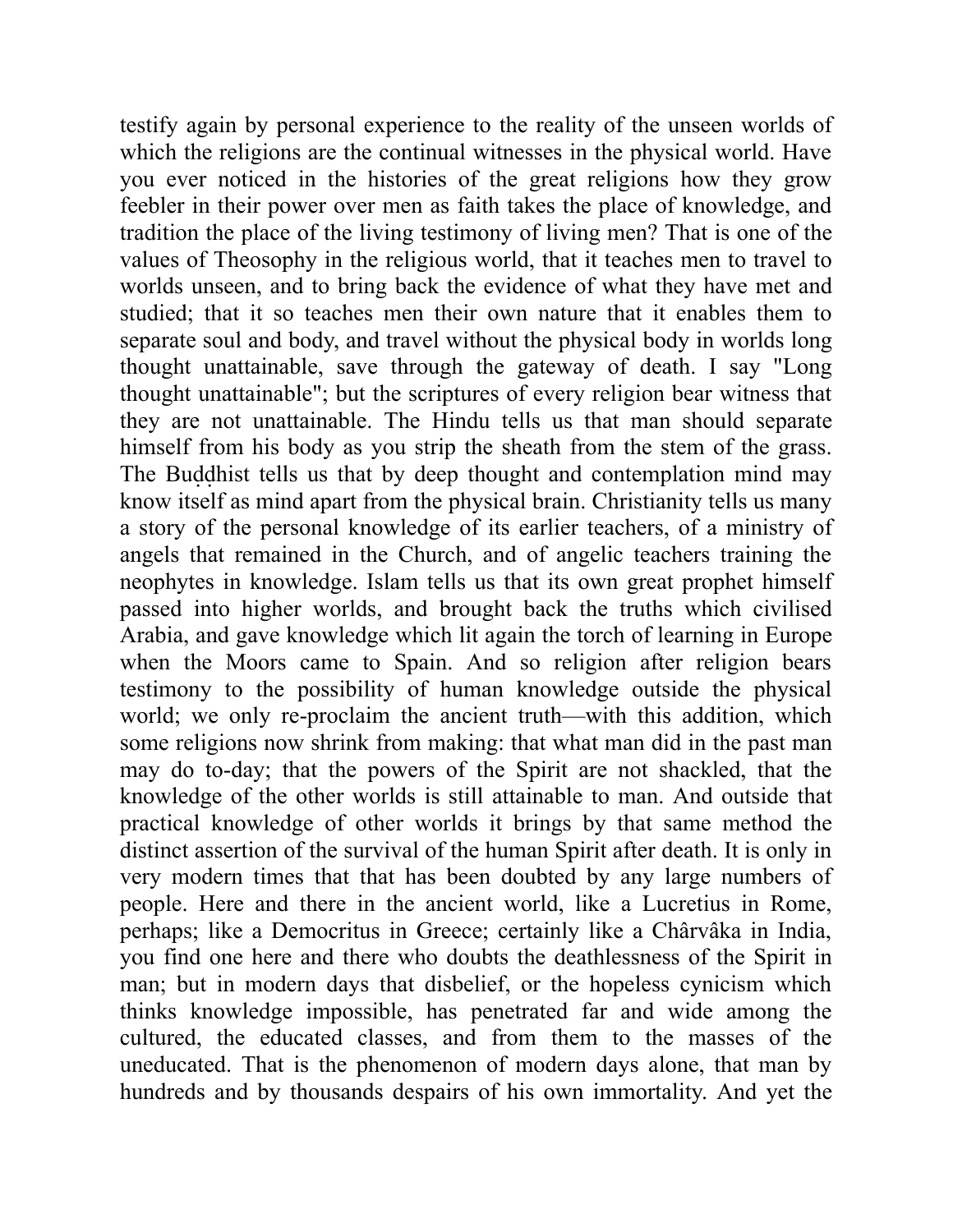testify again by personal experience to the reality of the unseen worlds of which the religions are the continual witnesses in the physical world. Have you ever noticed in the histories of the great religions how they grow feebler in their power over men as faith takes the place of knowledge, and tradition the place of the living testimony of living men? That is one of the values of Theosophy in the religious world, that it teaches men to travel to worlds unseen, and to bring back the evidence of what they have met and studied; that it so teaches men their own nature that it enables them to separate soul and body, and travel without the physical body in worlds long thought unattainable, save through the gateway of death. I say "Long thought unattainable"; but the scriptures of every religion bear witness that they are not unattainable. The Hindu tells us that man should separate himself from his body as you strip the sheath from the stem of the grass. The Buḍḍhist tells us that by deep thought and contemplation mind may know itself as mind apart from the physical brain. Christianity tells us many a story of the personal knowledge of its earlier teachers, of a ministry of angels that remained in the Church, and of angelic teachers training the neophytes in knowledge. Islam tells us that its own great prophet himself passed into higher worlds, and brought back the truths which civilised Arabia, and gave knowledge which lit again the torch of learning in Europe when the Moors came to Spain. And so religion after religion bears testimony to the possibility of human knowledge outside the physical world; we only re-proclaim the ancient truth—with this addition, which some religions now shrink from making: that what man did in the past man may do to-day; that the powers of the Spirit are not shackled, that the knowledge of the other worlds is still attainable to man. And outside that practical knowledge of other worlds it brings by that same method the distinct assertion of the survival of the human Spirit after death. It is only in very modern times that that has been doubted by any large numbers of people. Here and there in the ancient world, like a Lucretius in Rome, perhaps; like a Democritus in Greece; certainly like a Chârvâka in India, you find one here and there who doubts the deathlessness of the Spirit in man; but in modern days that disbelief, or the hopeless cynicism which thinks knowledge impossible, has penetrated far and wide among the cultured, the educated classes, and from them to the masses of the uneducated. That is the phenomenon of modern days alone, that man by hundreds and by thousands despairs of his own immortality. And yet the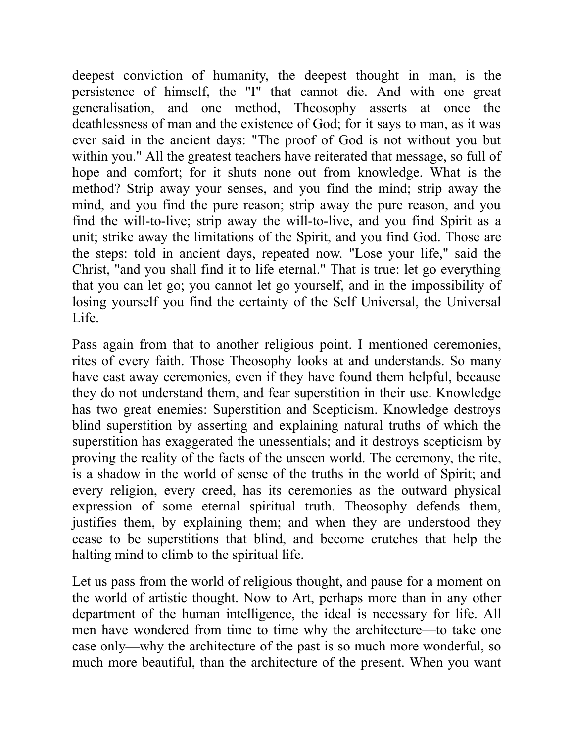deepest conviction of humanity, the deepest thought in man, is the persistence of himself, the "I" that cannot die. And with one great generalisation, and one method, Theosophy asserts at once the deathlessness of man and the existence of God; for it says to man, as it was ever said in the ancient days: "The proof of God is not without you but within you." All the greatest teachers have reiterated that message, so full of hope and comfort; for it shuts none out from knowledge. What is the method? Strip away your senses, and you find the mind; strip away the mind, and you find the pure reason; strip away the pure reason, and you find the will-to-live; strip away the will-to-live, and you find Spirit as a unit; strike away the limitations of the Spirit, and you find God. Those are the steps: told in ancient days, repeated now. "Lose your life," said the Christ, "and you shall find it to life eternal." That is true: let go everything that you can let go; you cannot let go yourself, and in the impossibility of losing yourself you find the certainty of the Self Universal, the Universal Life.

Pass again from that to another religious point. I mentioned ceremonies, rites of every faith. Those Theosophy looks at and understands. So many have cast away ceremonies, even if they have found them helpful, because they do not understand them, and fear superstition in their use. Knowledge has two great enemies: Superstition and Scepticism. Knowledge destroys blind superstition by asserting and explaining natural truths of which the superstition has exaggerated the unessentials; and it destroys scepticism by proving the reality of the facts of the unseen world. The ceremony, the rite, is a shadow in the world of sense of the truths in the world of Spirit; and every religion, every creed, has its ceremonies as the outward physical expression of some eternal spiritual truth. Theosophy defends them, justifies them, by explaining them; and when they are understood they cease to be superstitions that blind, and become crutches that help the halting mind to climb to the spiritual life.

Let us pass from the world of religious thought, and pause for a moment on the world of artistic thought. Now to Art, perhaps more than in any other department of the human intelligence, the ideal is necessary for life. All men have wondered from time to time why the architecture—to take one case only—why the architecture of the past is so much more wonderful, so much more beautiful, than the architecture of the present. When you want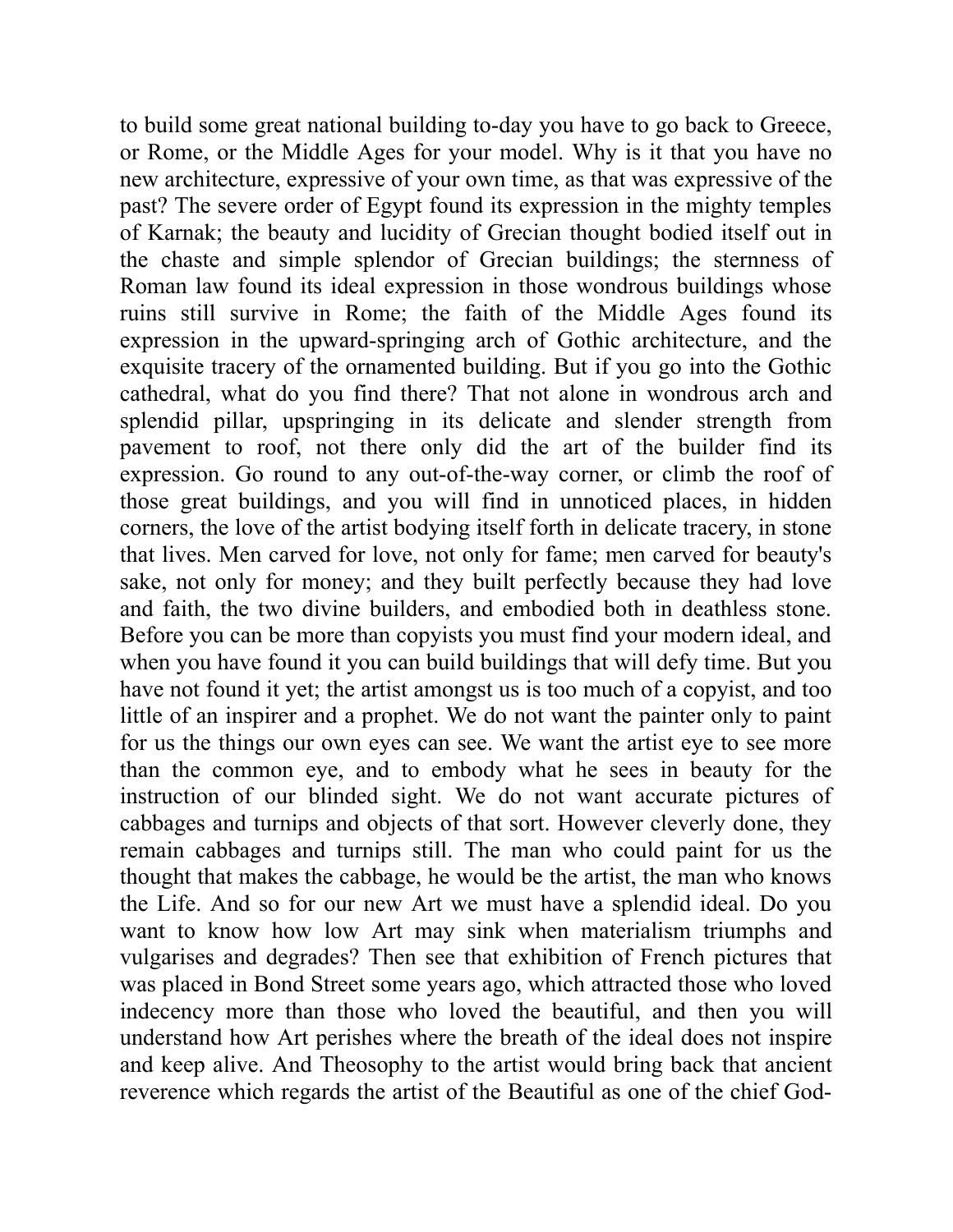to build some great national building to-day you have to go back to Greece, or Rome, or the Middle Ages for your model. Why is it that you have no new architecture, expressive of your own time, as that was expressive of the past? The severe order of Egypt found its expression in the mighty temples of Karnak; the beauty and lucidity of Grecian thought bodied itself out in the chaste and simple splendor of Grecian buildings; the sternness of Roman law found its ideal expression in those wondrous buildings whose ruins still survive in Rome; the faith of the Middle Ages found its expression in the upward-springing arch of Gothic architecture, and the exquisite tracery of the ornamented building. But if you go into the Gothic cathedral, what do you find there? That not alone in wondrous arch and splendid pillar, upspringing in its delicate and slender strength from pavement to roof, not there only did the art of the builder find its expression. Go round to any out-of-the-way corner, or climb the roof of those great buildings, and you will find in unnoticed places, in hidden corners, the love of the artist bodying itself forth in delicate tracery, in stone that lives. Men carved for love, not only for fame; men carved for beauty's sake, not only for money; and they built perfectly because they had love and faith, the two divine builders, and embodied both in deathless stone. Before you can be more than copyists you must find your modern ideal, and when you have found it you can build buildings that will defy time. But you have not found it yet; the artist amongst us is too much of a copyist, and too little of an inspirer and a prophet. We do not want the painter only to paint for us the things our own eyes can see. We want the artist eye to see more than the common eye, and to embody what he sees in beauty for the instruction of our blinded sight. We do not want accurate pictures of cabbages and turnips and objects of that sort. However cleverly done, they remain cabbages and turnips still. The man who could paint for us the thought that makes the cabbage, he would be the artist, the man who knows the Life. And so for our new Art we must have a splendid ideal. Do you want to know how low Art may sink when materialism triumphs and vulgarises and degrades? Then see that exhibition of French pictures that was placed in Bond Street some years ago, which attracted those who loved indecency more than those who loved the beautiful, and then you will understand how Art perishes where the breath of the ideal does not inspire and keep alive. And Theosophy to the artist would bring back that ancient reverence which regards the artist of the Beautiful as one of the chief God-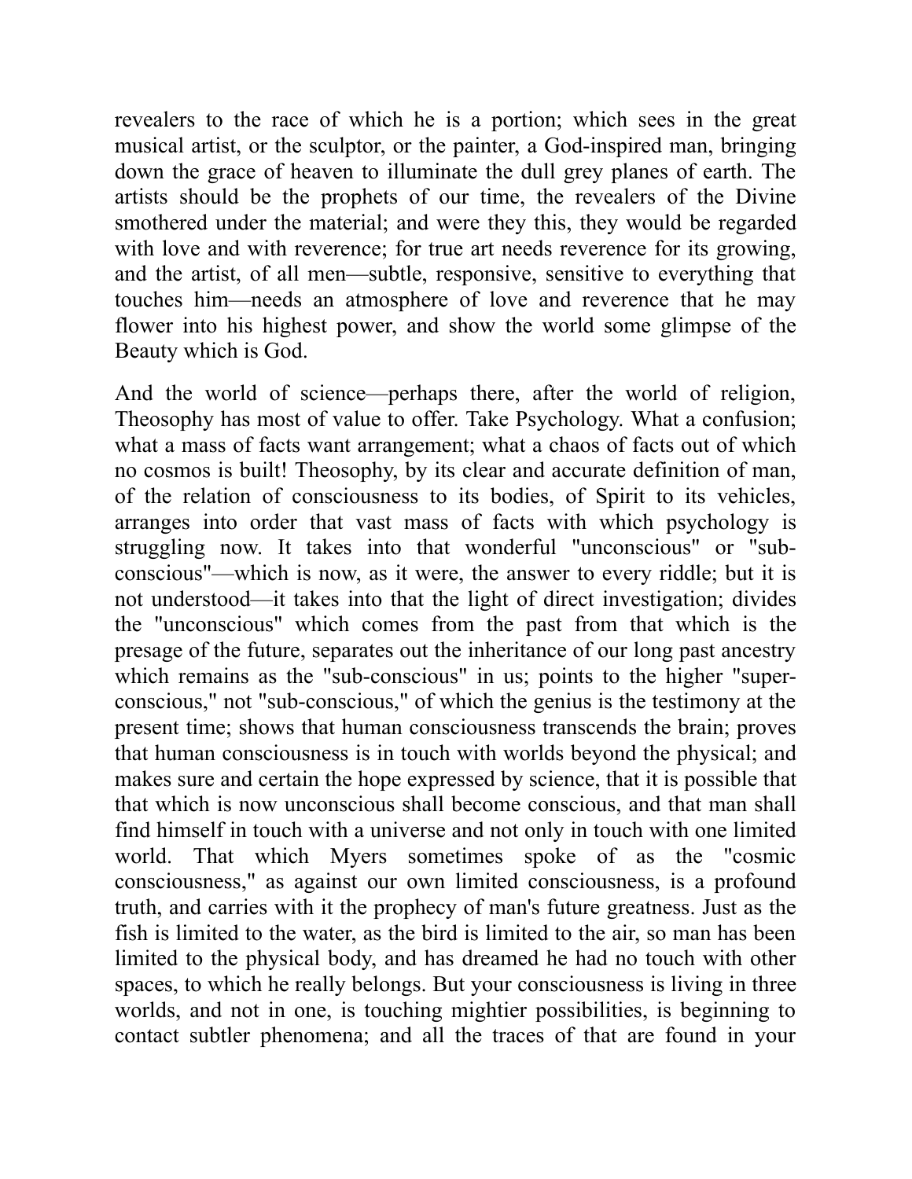revealers to the race of which he is a portion; which sees in the great musical artist, or the sculptor, or the painter, a God-inspired man, bringing down the grace of heaven to illuminate the dull grey planes of earth. The artists should be the prophets of our time, the revealers of the Divine smothered under the material; and were they this, they would be regarded with love and with reverence; for true art needs reverence for its growing, and the artist, of all men—subtle, responsive, sensitive to everything that touches him—needs an atmosphere of love and reverence that he may flower into his highest power, and show the world some glimpse of the Beauty which is God.

And the world of science—perhaps there, after the world of religion, Theosophy has most of value to offer. Take Psychology. What a confusion; what a mass of facts want arrangement; what a chaos of facts out of which no cosmos is built! Theosophy, by its clear and accurate definition of man, of the relation of consciousness to its bodies, of Spirit to its vehicles, arranges into order that vast mass of facts with which psychology is struggling now. It takes into that wonderful "unconscious" or "sub-conscious"—which is now, as it were, the answer to every riddle; but it is not understood—it takes into that the light of direct investigation; divides the "unconscious" which comes from the past from that which is the presage of the future, separates out the inheritance of our long past ancestry which remains as the "sub-conscious" in us; points to the higher "super-conscious," not "sub-conscious," of which the genius is the testimony at the present time; shows that human consciousness transcends the brain; proves that human consciousness is in touch with worlds beyond the physical; and makes sure and certain the hope expressed by science, that it is possible that that which is now unconscious shall become conscious, and that man shall find himself in touch with a universe and not only in touch with one limited world. That which Myers sometimes spoke of as the "cosmic consciousness," as against our own limited consciousness, is a profound truth, and carries with it the prophecy of man's future greatness. Just as the fish is limited to the water, as the bird is limited to the air, so man has been limited to the physical body, and has dreamed he had no touch with other spaces, to which he really belongs. But your consciousness is living in three worlds, and not in one, is touching mightier possibilities, is beginning to contact subtler phenomena; and all the traces of that are found in your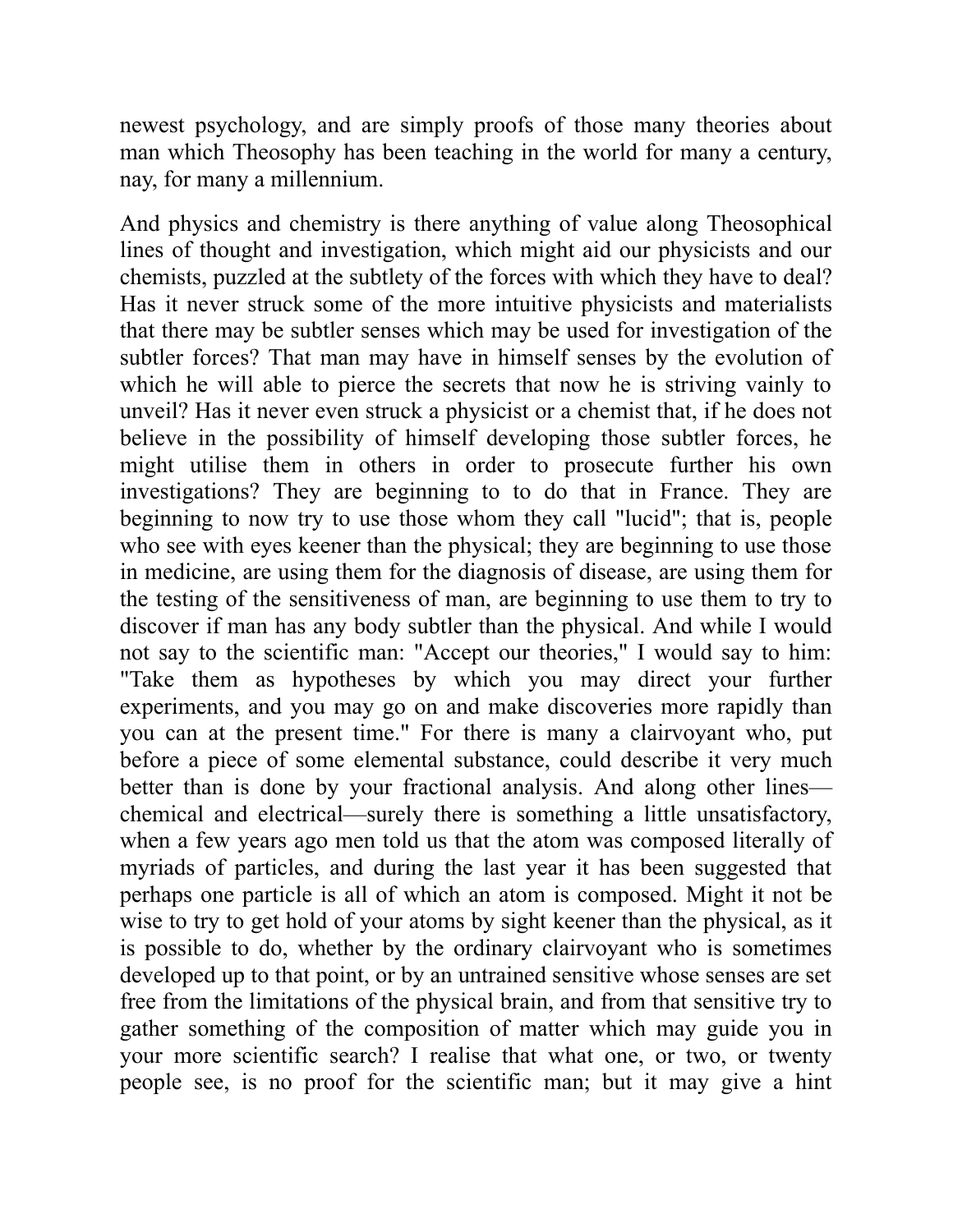newest psychology, and are simply proofs of those many theories about man which Theosophy has been teaching in the world for many a century, nay, for many a millennium.

And physics and chemistry is there anything of value along Theosophical lines of thought and investigation, which might aid our physicists and our chemists, puzzled at the subtlety of the forces with which they have to deal? Has it never struck some of the more intuitive physicists and materialists that there may be subtler senses which may be used for investigation of the subtler forces? That man may have in himself senses by the evolution of which he will able to pierce the secrets that now he is striving vainly to unveil? Has it never even struck a physicist or a chemist that, if he does not believe in the possibility of himself developing those subtler forces, he might utilise them in others in order to prosecute further his own investigations? They are beginning to to do that in France. They are beginning to now try to use those whom they call "lucid"; that is, people who see with eyes keener than the physical; they are beginning to use those in medicine, are using them for the diagnosis of disease, are using them for the testing of the sensitiveness of man, are beginning to use them to try to discover if man has any body subtler than the physical. And while I would not say to the scientific man: "Accept our theories," I would say to him: "Take them as hypotheses by which you may direct your further experiments, and you may go on and make discoveries more rapidly than you can at the present time." For there is many a clairvoyant who, put before a piece of some elemental substance, could describe it very much better than is done by your fractional analysis. And along other lines—chemical and electrical—surely there is something a little unsatisfactory, when a few years ago men told us that the atom was composed literally of myriads of particles, and during the last year it has been suggested that perhaps one particle is all of which an atom is composed. Might it not be wise to try to get hold of your atoms by sight keener than the physical, as it is possible to do, whether by the ordinary clairvoyant who is sometimes developed up to that point, or by an untrained sensitive whose senses are set free from the limitations of the physical brain, and from that sensitive try to gather something of the composition of matter which may guide you in your more scientific search? I realise that what one, or two, or twenty people see, is no proof for the scientific man; but it may give a hint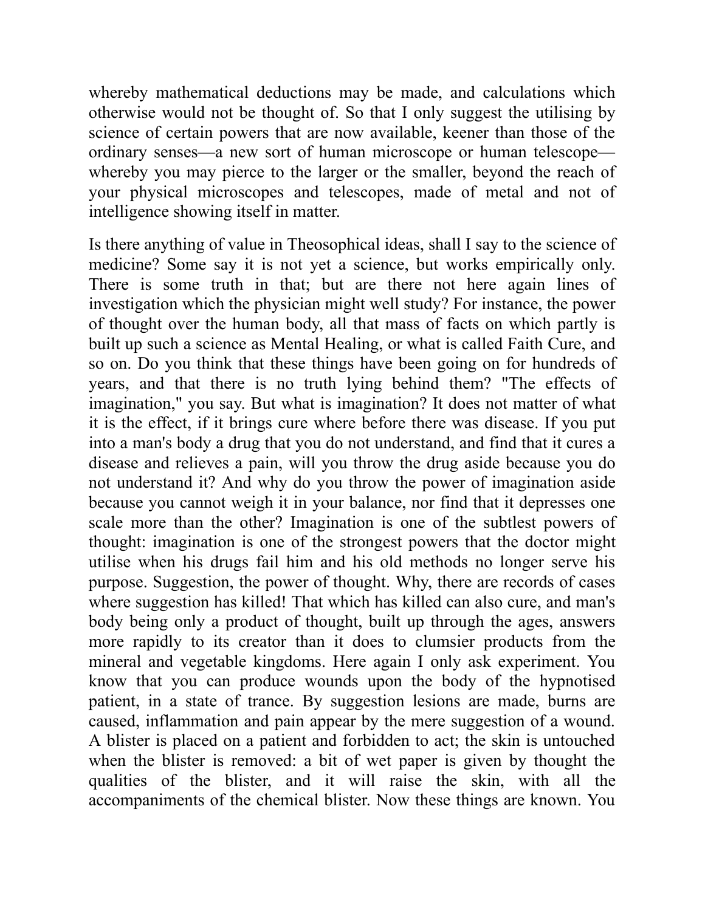whereby mathematical deductions may be made, and calculations which otherwise would not be thought of. So that I only suggest the utilising by science of certain powers that are now available, keener than those of the ordinary senses—a new sort of human microscope or human telescope—whereby you may pierce to the larger or the smaller, beyond the reach of your physical microscopes and telescopes, made of metal and not of intelligence showing itself in matter.

Is there anything of value in Theosophical ideas, shall I say to the science of medicine? Some say it is not yet a science, but works empirically only. There is some truth in that; but are there not here again lines of investigation which the physician might well study? For instance, the power of thought over the human body, all that mass of facts on which partly is built up such a science as Mental Healing, or what is called Faith Cure, and so on. Do you think that these things have been going on for hundreds of years, and that there is no truth lying behind them? "The effects of imagination," you say. But what is imagination? It does not matter of what it is the effect, if it brings cure where before there was disease. If you put into a man's body a drug that you do not understand, and find that it cures a disease and relieves a pain, will you throw the drug aside because you do not understand it? And why do you throw the power of imagination aside because you cannot weigh it in your balance, nor find that it depresses one scale more than the other? Imagination is one of the subtlest powers of thought: imagination is one of the strongest powers that the doctor might utilise when his drugs fail him and his old methods no longer serve his purpose. Suggestion, the power of thought. Why, there are records of cases where suggestion has killed! That which has killed can also cure, and man's body being only a product of thought, built up through the ages, answers more rapidly to its creator than it does to clumsier products from the mineral and vegetable kingdoms. Here again I only ask experiment. You know that you can produce wounds upon the body of the hypnotised patient, in a state of trance. By suggestion lesions are made, burns are caused, inflammation and pain appear by the mere suggestion of a wound. A blister is placed on a patient and forbidden to act; the skin is untouched when the blister is removed: a bit of wet paper is given by thought the qualities of the blister, and it will raise the skin, with all the accompaniments of the chemical blister. Now these things are known. You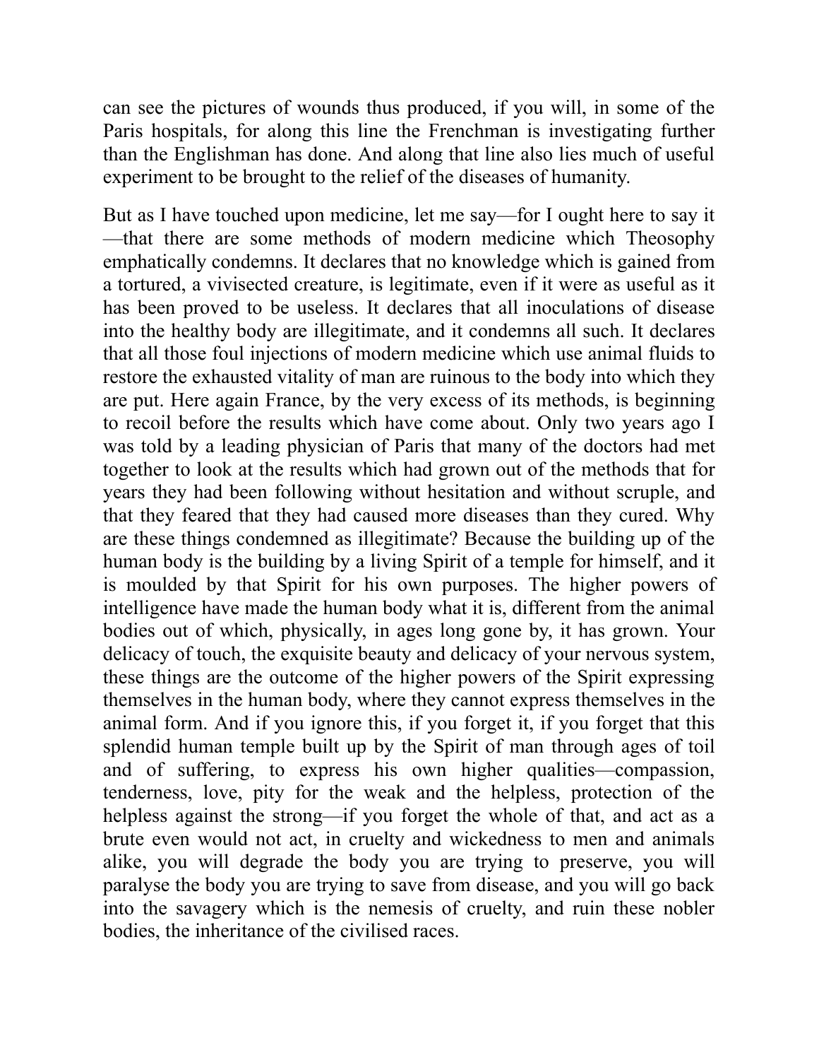can see the pictures of wounds thus produced, if you will, in some of the Paris hospitals, for along this line the Frenchman is investigating further than the Englishman has done. And along that line also lies much of useful experiment to be brought to the relief of the diseases of humanity.

But as I have touched upon medicine, let me say—for I ought here to say it—that there are some methods of modern medicine which Theosophy emphatically condemns. It declares that no knowledge which is gained from a tortured, a vivisected creature, is legitimate, even if it were as useful as it has been proved to be useless. It declares that all inoculations of disease into the healthy body are illegitimate, and it condemns all such. It declares that all those foul injections of modern medicine which use animal fluids to restore the exhausted vitality of man are ruinous to the body into which they are put. Here again France, by the very excess of its methods, is beginning to recoil before the results which have come about. Only two years ago I was told by a leading physician of Paris that many of the doctors had met together to look at the results which had grown out of the methods that for years they had been following without hesitation and without scruple, and that they feared that they had caused more diseases than they cured. Why are these things condemned as illegitimate? Because the building up of the human body is the building by a living Spirit of a temple for himself, and it is moulded by that Spirit for his own purposes. The higher powers of intelligence have made the human body what it is, different from the animal bodies out of which, physically, in ages long gone by, it has grown. Your delicacy of touch, the exquisite beauty and delicacy of your nervous system, these things are the outcome of the higher powers of the Spirit expressing themselves in the human body, where they cannot express themselves in the animal form. And if you ignore this, if you forget it, if you forget that this splendid human temple built up by the Spirit of man through ages of toil and of suffering, to express his own higher qualities—compassion, tenderness, love, pity for the weak and the helpless, protection of the helpless against the strong—if you forget the whole of that, and act as a brute even would not act, in cruelty and wickedness to men and animals alike, you will degrade the body you are trying to preserve, you will paralyse the body you are trying to save from disease, and you will go back into the savagery which is the nemesis of cruelty, and ruin these nobler bodies, the inheritance of the civilised races.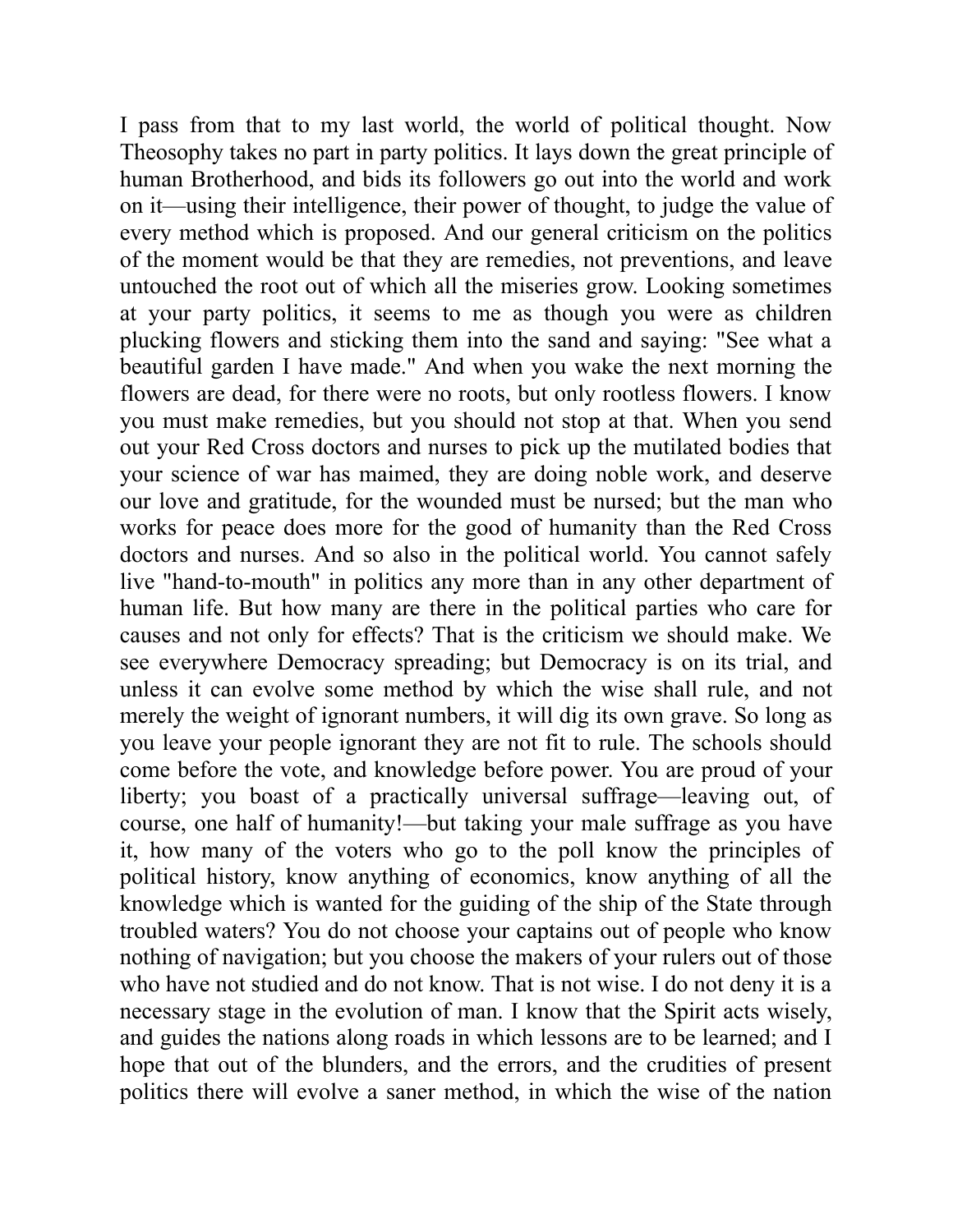I pass from that to my last world, the world of political thought. Now Theosophy takes no part in party politics. It lays down the great principle of human Brotherhood, and bids its followers go out into the world and work on it—using their intelligence, their power of thought, to judge the value of every method which is proposed. And our general criticism on the politics of the moment would be that they are remedies, not preventions, and leave untouched the root out of which all the miseries grow. Looking sometimes at your party politics, it seems to me as though you were as children plucking flowers and sticking them into the sand and saying: "See what a beautiful garden I have made." And when you wake the next morning the flowers are dead, for there were no roots, but only rootless flowers. I know you must make remedies, but you should not stop at that. When you send out your Red Cross doctors and nurses to pick up the mutilated bodies that your science of war has maimed, they are doing noble work, and deserve our love and gratitude, for the wounded must be nursed; but the man who works for peace does more for the good of humanity than the Red Cross doctors and nurses. And so also in the political world. You cannot safely live "hand-to-mouth" in politics any more than in any other department of human life. But how many are there in the political parties who care for causes and not only for effects? That is the criticism we should make. We see everywhere Democracy spreading; but Democracy is on its trial, and unless it can evolve some method by which the wise shall rule, and not merely the weight of ignorant numbers, it will dig its own grave. So long as you leave your people ignorant they are not fit to rule. The schools should come before the vote, and knowledge before power. You are proud of your liberty; you boast of a practically universal suffrage—leaving out, of course, one half of humanity!—but taking your male suffrage as you have it, how many of the voters who go to the poll know the principles of political history, know anything of economics, know anything of all the knowledge which is wanted for the guiding of the ship of the State through troubled waters? You do not choose your captains out of people who know nothing of navigation; but you choose the makers of your rulers out of those who have not studied and do not know. That is not wise. I do not deny it is a necessary stage in the evolution of man. I know that the Spirit acts wisely, and guides the nations along roads in which lessons are to be learned; and I hope that out of the blunders, and the errors, and the crudities of present politics there will evolve a saner method, in which the wise of the nation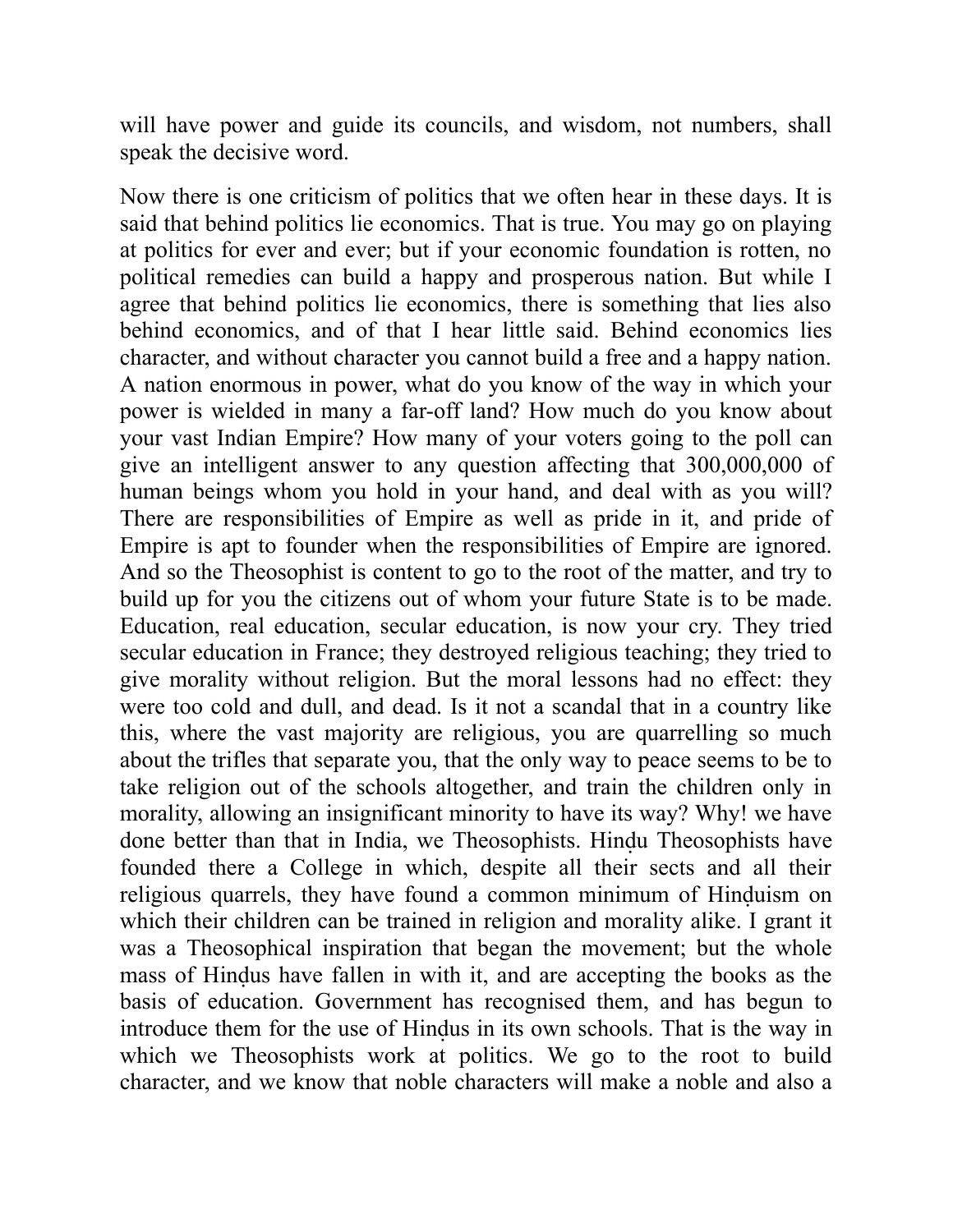will have power and guide its councils, and wisdom, not numbers, shall speak the decisive word.

Now there is one criticism of politics that we often hear in these days. It is said that behind politics lie economics. That is true. You may go on playing at politics for ever and ever; but if your economic foundation is rotten, no political remedies can build a happy and prosperous nation. But while I agree that behind politics lie economics, there is something that lies also behind economics, and of that I hear little said. Behind economics lies character, and without character you cannot build a free and a happy nation. A nation enormous in power, what do you know of the way in which your power is wielded in many a far-off land? How much do you know about your vast Indian Empire? How many of your voters going to the poll can give an intelligent answer to any question affecting that 300,000,000 of human beings whom you hold in your hand, and deal with as you will? There are responsibilities of Empire as well as pride in it, and pride of Empire is apt to founder when the responsibilities of Empire are ignored. And so the Theosophist is content to go to the root of the matter, and try to build up for you the citizens out of whom your future State is to be made. Education, real education, secular education, is now your cry. They tried secular education in France; they destroyed religious teaching; they tried to give morality without religion. But the moral lessons had no effect: they were too cold and dull, and dead. Is it not a scandal that in a country like this, where the vast majority are religious, you are quarrelling so much about the trifles that separate you, that the only way to peace seems to be to take religion out of the schools altogether, and train the children only in morality, allowing an insignificant minority to have its way? Why! we have done better than that in India, we Theosophists. Hinḍu Theosophists have founded there a College in which, despite all their sects and all their religious quarrels, they have found a common minimum of Hinḍuism on which their children can be trained in religion and morality alike. I grant it was a Theosophical inspiration that began the movement; but the whole mass of Hinḍus have fallen in with it, and are accepting the books as the basis of education. Government has recognised them, and has begun to introduce them for the use of Hinḍus in its own schools. That is the way in which we Theosophists work at politics. We go to the root to build character, and we know that noble characters will make a noble and also a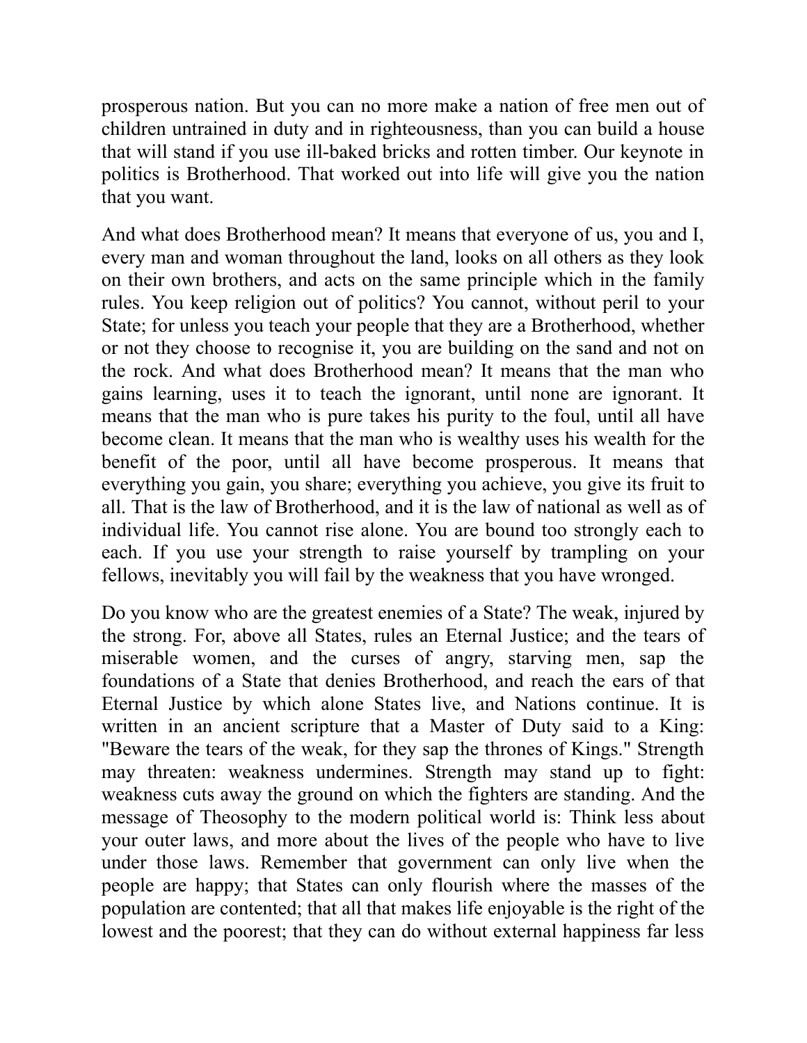prosperous nation. But you can no more make a nation of free men out of children untrained in duty and in righteousness, than you can build a house that will stand if you use ill-baked bricks and rotten timber. Our keynote in politics is Brotherhood. That worked out into life will give you the nation that you want.

And what does Brotherhood mean? It means that everyone of us, you and I, every man and woman throughout the land, looks on all others as they look on their own brothers, and acts on the same principle which in the family rules. You keep religion out of politics? You cannot, without peril to your State; for unless you teach your people that they are a Brotherhood, whether or not they choose to recognise it, you are building on the sand and not on the rock. And what does Brotherhood mean? It means that the man who gains learning, uses it to teach the ignorant, until none are ignorant. It means that the man who is pure takes his purity to the foul, until all have become clean. It means that the man who is wealthy uses his wealth for the benefit of the poor, until all have become prosperous. It means that everything you gain, you share; everything you achieve, you give its fruit to all. That is the law of Brotherhood, and it is the law of national as well as of individual life. You cannot rise alone. You are bound too strongly each to each. If you use your strength to raise yourself by trampling on your fellows, inevitably you will fail by the weakness that you have wronged.

Do you know who are the greatest enemies of a State? The weak, injured by the strong. For, above all States, rules an Eternal Justice; and the tears of miserable women, and the curses of angry, starving men, sap the foundations of a State that denies Brotherhood, and reach the ears of that Eternal Justice by which alone States live, and Nations continue. It is written in an ancient scripture that a Master of Duty said to a King: "Beware the tears of the weak, for they sap the thrones of Kings." Strength may threaten: weakness undermines. Strength may stand up to fight: weakness cuts away the ground on which the fighters are standing. And the message of Theosophy to the modern political world is: Think less about your outer laws, and more about the lives of the people who have to live under those laws. Remember that government can only live when the people are happy; that States can only flourish where the masses of the population are contented; that all that makes life enjoyable is the right of the lowest and the poorest; that they can do without external happiness far less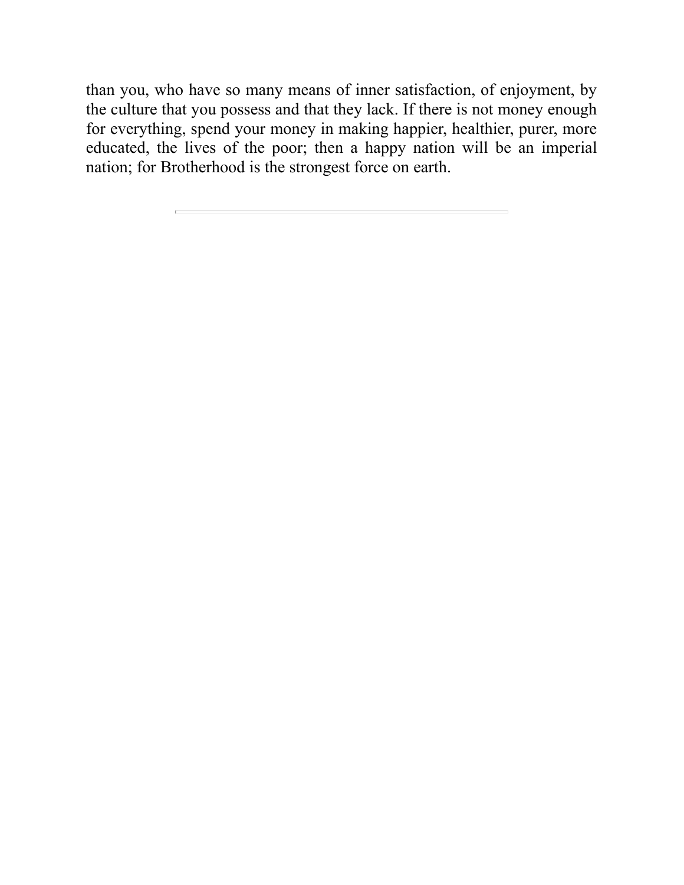than you, who have so many means of inner satisfaction, of enjoyment, by the culture that you possess and that they lack. If there is not money enough for everything, spend your money in making happier, healthier, purer, more educated, the lives of the poor; then a happy nation will be an imperial nation; for Brotherhood is the strongest force on earth.

---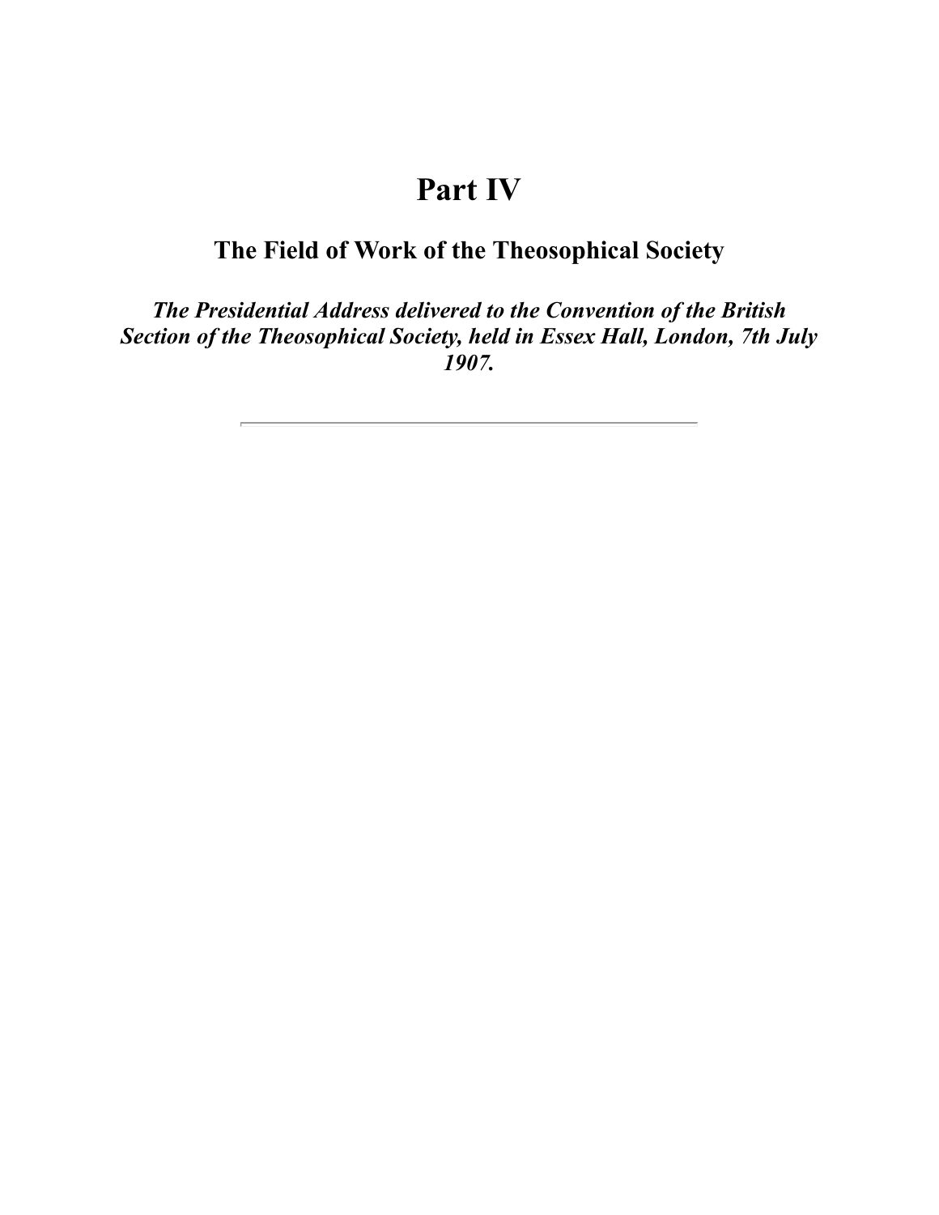# Part IV

## The Field of Work of the Theosophical Society

***The Presidential Address delivered to the Convention of the British Section of the Theosophical Society, held in Essex Hall, London, 7th July 1907.***

---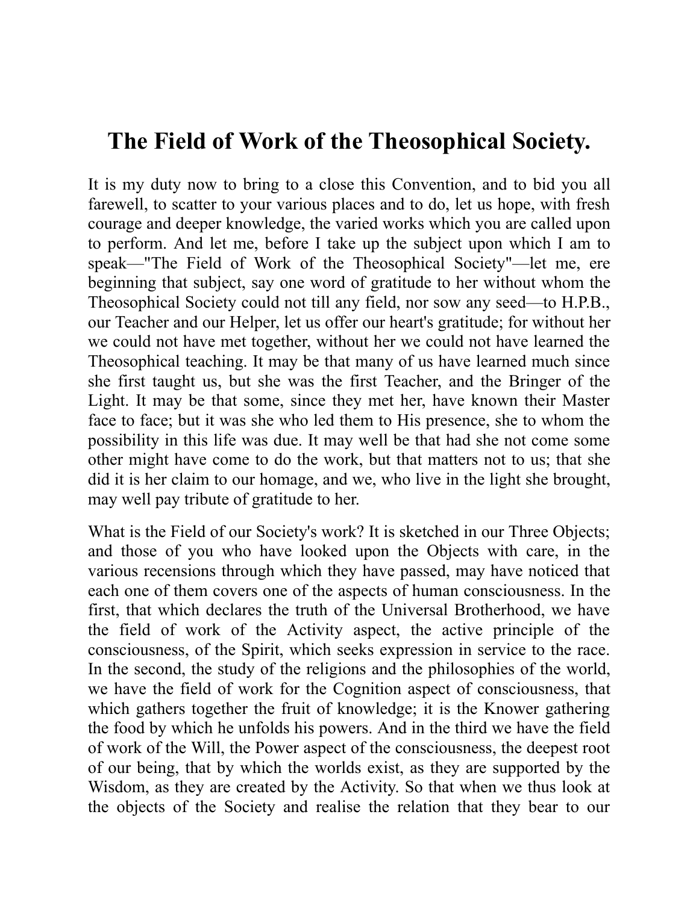# The Field of Work of the Theosophical Society.

It is my duty now to bring to a close this Convention, and to bid you all farewell, to scatter to your various places and to do, let us hope, with fresh courage and deeper knowledge, the varied works which you are called upon to perform. And let me, before I take up the subject upon which I am to speak—"The Field of Work of the Theosophical Society"—let me, ere beginning that subject, say one word of gratitude to her without whom the Theosophical Society could not till any field, nor sow any seed—to H.P.B., our Teacher and our Helper, let us offer our heart's gratitude; for without her we could not have met together, without her we could not have learned the Theosophical teaching. It may be that many of us have learned much since she first taught us, but she was the first Teacher, and the Bringer of the Light. It may be that some, since they met her, have known their Master face to face; but it was she who led them to His presence, she to whom the possibility in this life was due. It may well be that had she not come some other might have come to do the work, but that matters not to us; that she did it is her claim to our homage, and we, who live in the light she brought, may well pay tribute of gratitude to her.

What is the Field of our Society's work? It is sketched in our Three Objects; and those of you who have looked upon the Objects with care, in the various recensions through which they have passed, may have noticed that each one of them covers one of the aspects of human consciousness. In the first, that which declares the truth of the Universal Brotherhood, we have the field of work of the Activity aspect, the active principle of the consciousness, of the Spirit, which seeks expression in service to the race. In the second, the study of the religions and the philosophies of the world, we have the field of work for the Cognition aspect of consciousness, that which gathers together the fruit of knowledge; it is the Knower gathering the food by which he unfolds his powers. And in the third we have the field of work of the Will, the Power aspect of the consciousness, the deepest root of our being, that by which the worlds exist, as they are supported by the Wisdom, as they are created by the Activity. So that when we thus look at the objects of the Society and realise the relation that they bear to our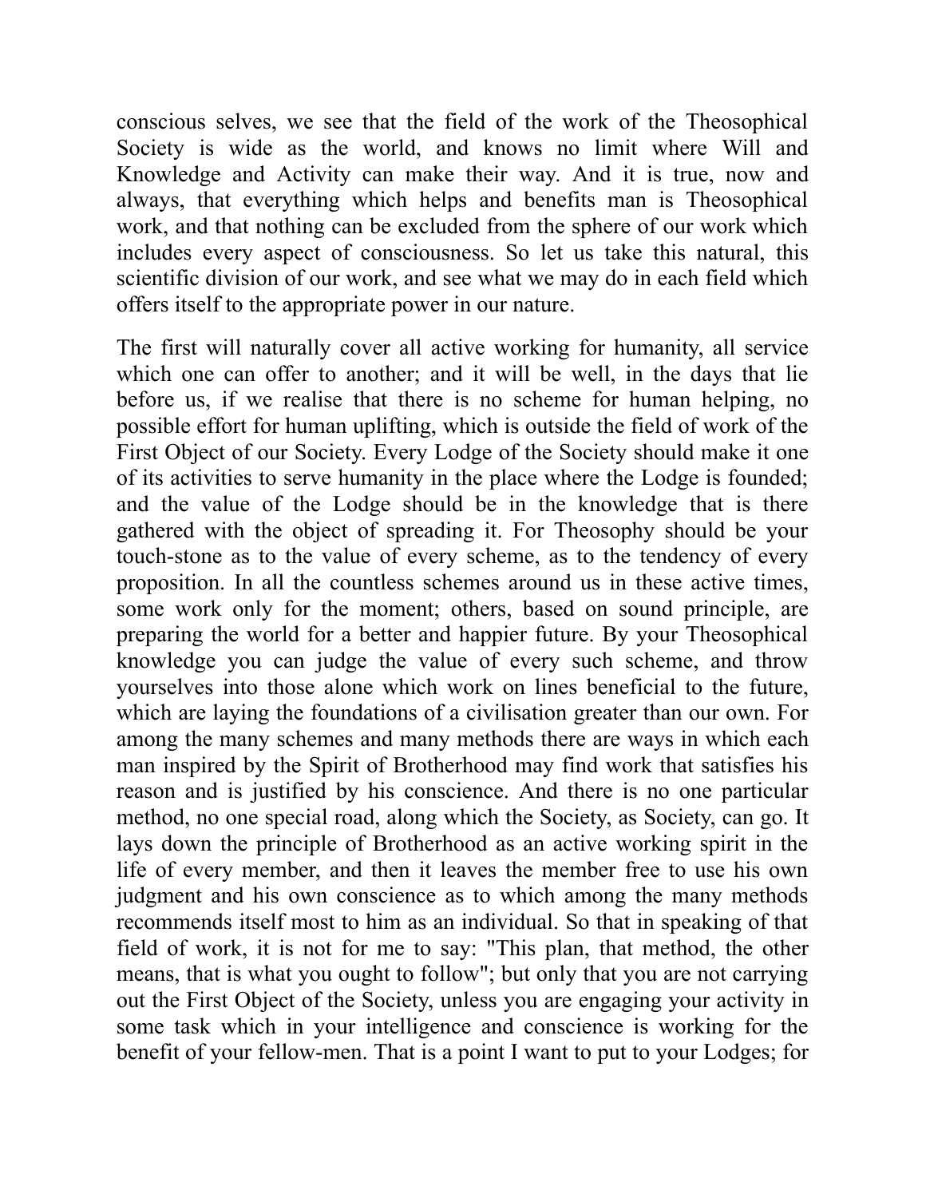conscious selves, we see that the field of the work of the Theosophical Society is wide as the world, and knows no limit where Will and Knowledge and Activity can make their way. And it is true, now and always, that everything which helps and benefits man is Theosophical work, and that nothing can be excluded from the sphere of our work which includes every aspect of consciousness. So let us take this natural, this scientific division of our work, and see what we may do in each field which offers itself to the appropriate power in our nature.

The first will naturally cover all active working for humanity, all service which one can offer to another; and it will be well, in the days that lie before us, if we realise that there is no scheme for human helping, no possible effort for human uplifting, which is outside the field of work of the First Object of our Society. Every Lodge of the Society should make it one of its activities to serve humanity in the place where the Lodge is founded; and the value of the Lodge should be in the knowledge that is there gathered with the object of spreading it. For Theosophy should be your touch-stone as to the value of every scheme, as to the tendency of every proposition. In all the countless schemes around us in these active times, some work only for the moment; others, based on sound principle, are preparing the world for a better and happier future. By your Theosophical knowledge you can judge the value of every such scheme, and throw yourselves into those alone which work on lines beneficial to the future, which are laying the foundations of a civilisation greater than our own. For among the many schemes and many methods there are ways in which each man inspired by the Spirit of Brotherhood may find work that satisfies his reason and is justified by his conscience. And there is no one particular method, no one special road, along which the Society, as Society, can go. It lays down the principle of Brotherhood as an active working spirit in the life of every member, and then it leaves the member free to use his own judgment and his own conscience as to which among the many methods recommends itself most to him as an individual. So that in speaking of that field of work, it is not for me to say: "This plan, that method, the other means, that is what you ought to follow"; but only that you are not carrying out the First Object of the Society, unless you are engaging your activity in some task which in your intelligence and conscience is working for the benefit of your fellow-men. That is a point I want to put to your Lodges; for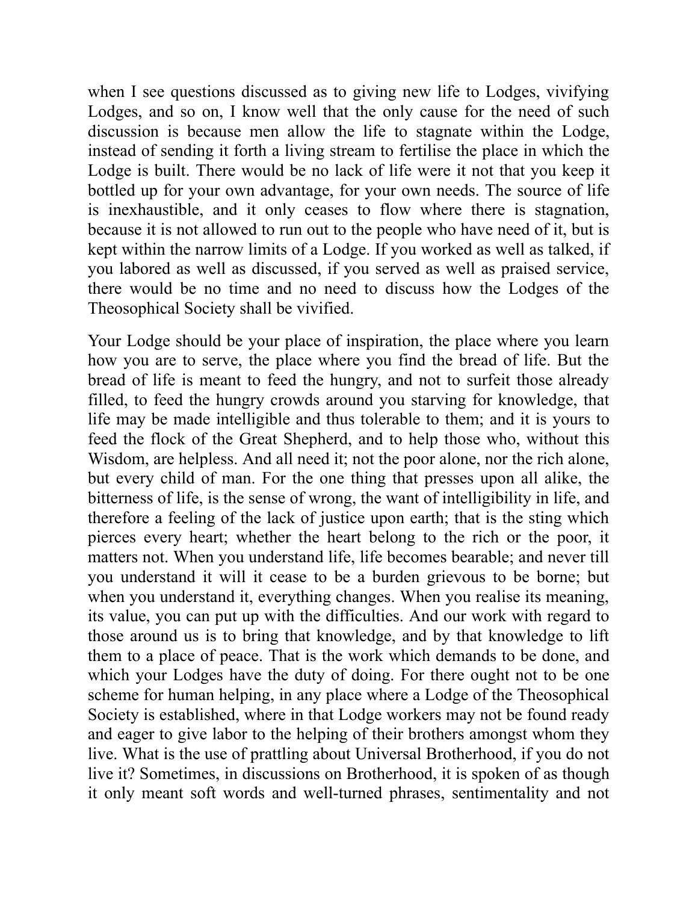when I see questions discussed as to giving new life to Lodges, vivifying Lodges, and so on, I know well that the only cause for the need of such discussion is because men allow the life to stagnate within the Lodge, instead of sending it forth a living stream to fertilise the place in which the Lodge is built. There would be no lack of life were it not that you keep it bottled up for your own advantage, for your own needs. The source of life is inexhaustible, and it only ceases to flow where there is stagnation, because it is not allowed to run out to the people who have need of it, but is kept within the narrow limits of a Lodge. If you worked as well as talked, if you labored as well as discussed, if you served as well as praised service, there would be no time and no need to discuss how the Lodges of the Theosophical Society shall be vivified.

Your Lodge should be your place of inspiration, the place where you learn how you are to serve, the place where you find the bread of life. But the bread of life is meant to feed the hungry, and not to surfeit those already filled, to feed the hungry crowds around you starving for knowledge, that life may be made intelligible and thus tolerable to them; and it is yours to feed the flock of the Great Shepherd, and to help those who, without this Wisdom, are helpless. And all need it; not the poor alone, nor the rich alone, but every child of man. For the one thing that presses upon all alike, the bitterness of life, is the sense of wrong, the want of intelligibility in life, and therefore a feeling of the lack of justice upon earth; that is the sting which pierces every heart; whether the heart belong to the rich or the poor, it matters not. When you understand life, life becomes bearable; and never till you understand it will it cease to be a burden grievous to be borne; but when you understand it, everything changes. When you realise its meaning, its value, you can put up with the difficulties. And our work with regard to those around us is to bring that knowledge, and by that knowledge to lift them to a place of peace. That is the work which demands to be done, and which your Lodges have the duty of doing. For there ought not to be one scheme for human helping, in any place where a Lodge of the Theosophical Society is established, where in that Lodge workers may not be found ready and eager to give labor to the helping of their brothers amongst whom they live. What is the use of prattling about Universal Brotherhood, if you do not live it? Sometimes, in discussions on Brotherhood, it is spoken of as though it only meant soft words and well-turned phrases, sentimentality and not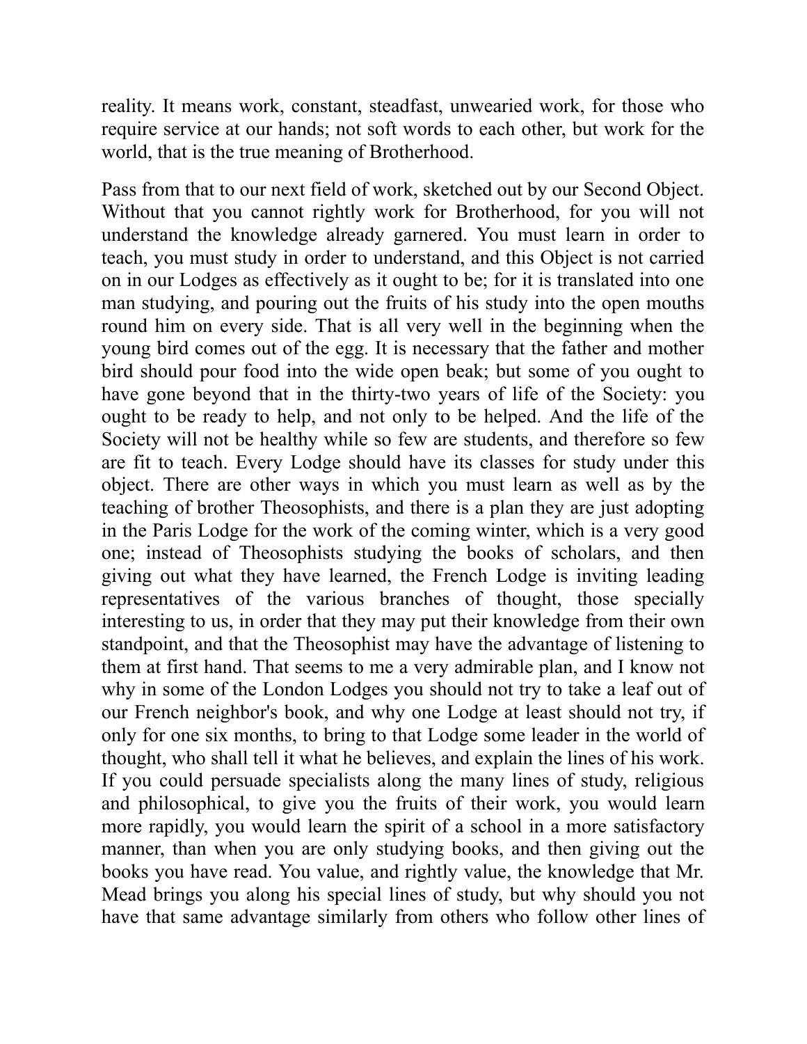reality. It means work, constant, steadfast, unwearied work, for those who require service at our hands; not soft words to each other, but work for the world, that is the true meaning of Brotherhood.

Pass from that to our next field of work, sketched out by our Second Object. Without that you cannot rightly work for Brotherhood, for you will not understand the knowledge already garnered. You must learn in order to teach, you must study in order to understand, and this Object is not carried on in our Lodges as effectively as it ought to be; for it is translated into one man studying, and pouring out the fruits of his study into the open mouths round him on every side. That is all very well in the beginning when the young bird comes out of the egg. It is necessary that the father and mother bird should pour food into the wide open beak; but some of you ought to have gone beyond that in the thirty-two years of life of the Society: you ought to be ready to help, and not only to be helped. And the life of the Society will not be healthy while so few are students, and therefore so few are fit to teach. Every Lodge should have its classes for study under this object. There are other ways in which you must learn as well as by the teaching of brother Theosophists, and there is a plan they are just adopting in the Paris Lodge for the work of the coming winter, which is a very good one; instead of Theosophists studying the books of scholars, and then giving out what they have learned, the French Lodge is inviting leading representatives of the various branches of thought, those specially interesting to us, in order that they may put their knowledge from their own standpoint, and that the Theosophist may have the advantage of listening to them at first hand. That seems to me a very admirable plan, and I know not why in some of the London Lodges you should not try to take a leaf out of our French neighbor's book, and why one Lodge at least should not try, if only for one six months, to bring to that Lodge some leader in the world of thought, who shall tell it what he believes, and explain the lines of his work. If you could persuade specialists along the many lines of study, religious and philosophical, to give you the fruits of their work, you would learn more rapidly, you would learn the spirit of a school in a more satisfactory manner, than when you are only studying books, and then giving out the books you have read. You value, and rightly value, the knowledge that Mr. Mead brings you along his special lines of study, but why should you not have that same advantage similarly from others who follow other lines of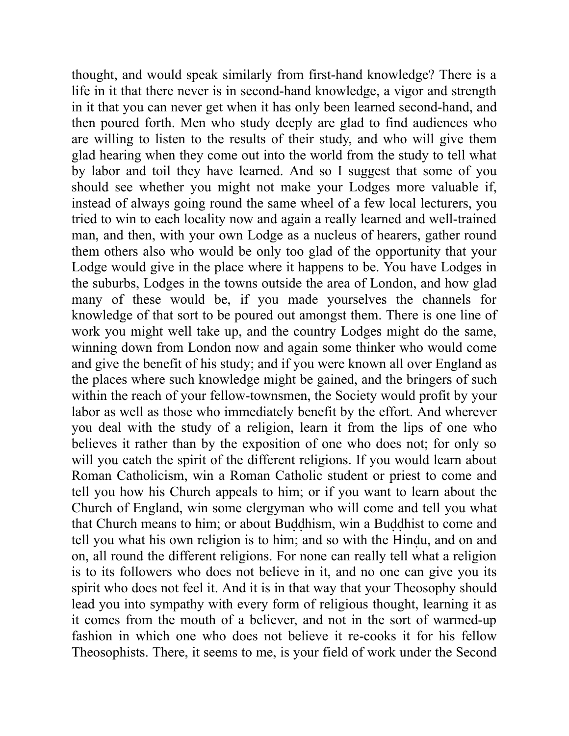thought, and would speak similarly from first-hand knowledge? There is a life in it that there never is in second-hand knowledge, a vigor and strength in it that you can never get when it has only been learned second-hand, and then poured forth. Men who study deeply are glad to find audiences who are willing to listen to the results of their study, and who will give them glad hearing when they come out into the world from the study to tell what by labor and toil they have learned. And so I suggest that some of you should see whether you might not make your Lodges more valuable if, instead of always going round the same wheel of a few local lecturers, you tried to win to each locality now and again a really learned and well-trained man, and then, with your own Lodge as a nucleus of hearers, gather round them others also who would be only too glad of the opportunity that your Lodge would give in the place where it happens to be. You have Lodges in the suburbs, Lodges in the towns outside the area of London, and how glad many of these would be, if you made yourselves the channels for knowledge of that sort to be poured out amongst them. There is one line of work you might well take up, and the country Lodges might do the same, winning down from London now and again some thinker who would come and give the benefit of his study; and if you were known all over England as the places where such knowledge might be gained, and the bringers of such within the reach of your fellow-townsmen, the Society would profit by your labor as well as those who immediately benefit by the effort. And wherever you deal with the study of a religion, learn it from the lips of one who believes it rather than by the exposition of one who does not; for only so will you catch the spirit of the different religions. If you would learn about Roman Catholicism, win a Roman Catholic student or priest to come and tell you how his Church appeals to him; or if you want to learn about the Church of England, win some clergyman who will come and tell you what that Church means to him; or about Buḍḍhism, win a Buḍḍhist to come and tell you what his own religion is to him; and so with the Hinḍu, and on and on, all round the different religions. For none can really tell what a religion is to its followers who does not believe in it, and no one can give you its spirit who does not feel it. And it is in that way that your Theosophy should lead you into sympathy with every form of religious thought, learning it as it comes from the mouth of a believer, and not in the sort of warmed-up fashion in which one who does not believe it re-cooks it for his fellow Theosophists. There, it seems to me, is your field of work under the Second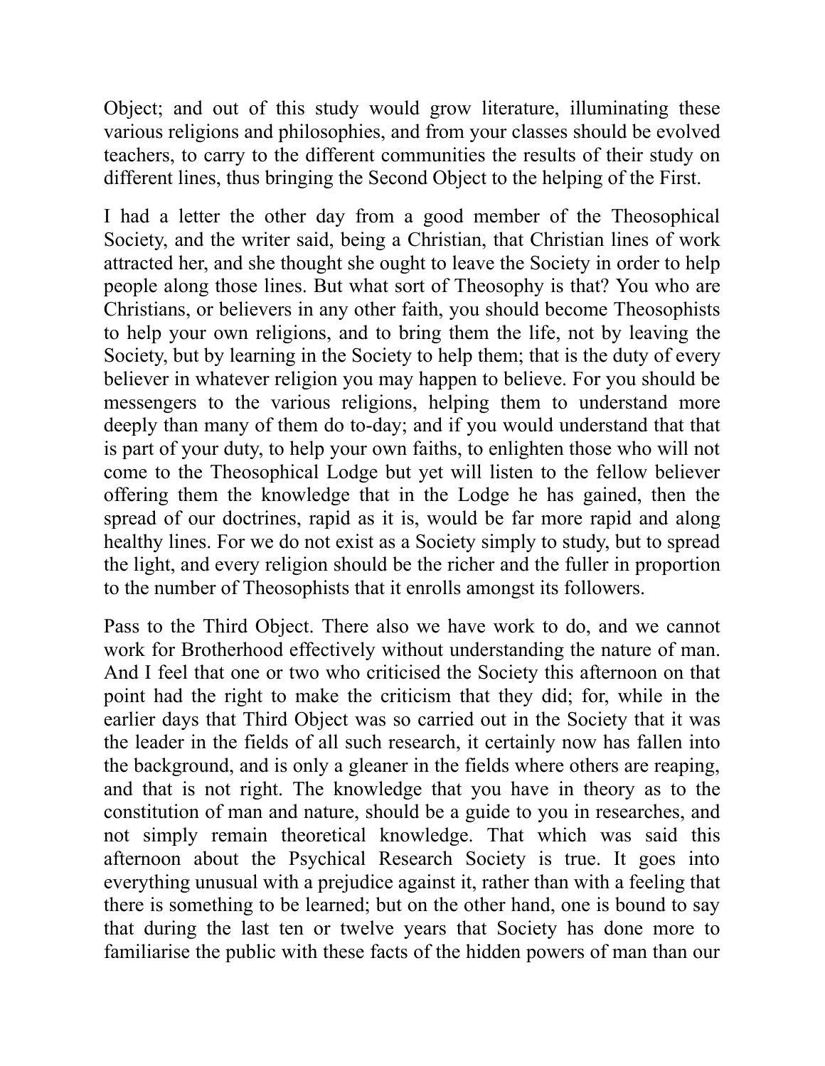Object; and out of this study would grow literature, illuminating these various religions and philosophies, and from your classes should be evolved teachers, to carry to the different communities the results of their study on different lines, thus bringing the Second Object to the helping of the First.

I had a letter the other day from a good member of the Theosophical Society, and the writer said, being a Christian, that Christian lines of work attracted her, and she thought she ought to leave the Society in order to help people along those lines. But what sort of Theosophy is that? You who are Christians, or believers in any other faith, you should become Theosophists to help your own religions, and to bring them the life, not by leaving the Society, but by learning in the Society to help them; that is the duty of every believer in whatever religion you may happen to believe. For you should be messengers to the various religions, helping them to understand more deeply than many of them do to-day; and if you would understand that that is part of your duty, to help your own faiths, to enlighten those who will not come to the Theosophical Lodge but yet will listen to the fellow believer offering them the knowledge that in the Lodge he has gained, then the spread of our doctrines, rapid as it is, would be far more rapid and along healthy lines. For we do not exist as a Society simply to study, but to spread the light, and every religion should be the richer and the fuller in proportion to the number of Theosophists that it enrolls amongst its followers.

Pass to the Third Object. There also we have work to do, and we cannot work for Brotherhood effectively without understanding the nature of man. And I feel that one or two who criticised the Society this afternoon on that point had the right to make the criticism that they did; for, while in the earlier days that Third Object was so carried out in the Society that it was the leader in the fields of all such research, it certainly now has fallen into the background, and is only a gleaner in the fields where others are reaping, and that is not right. The knowledge that you have in theory as to the constitution of man and nature, should be a guide to you in researches, and not simply remain theoretical knowledge. That which was said this afternoon about the Psychical Research Society is true. It goes into everything unusual with a prejudice against it, rather than with a feeling that there is something to be learned; but on the other hand, one is bound to say that during the last ten or twelve years that Society has done more to familiarise the public with these facts of the hidden powers of man than our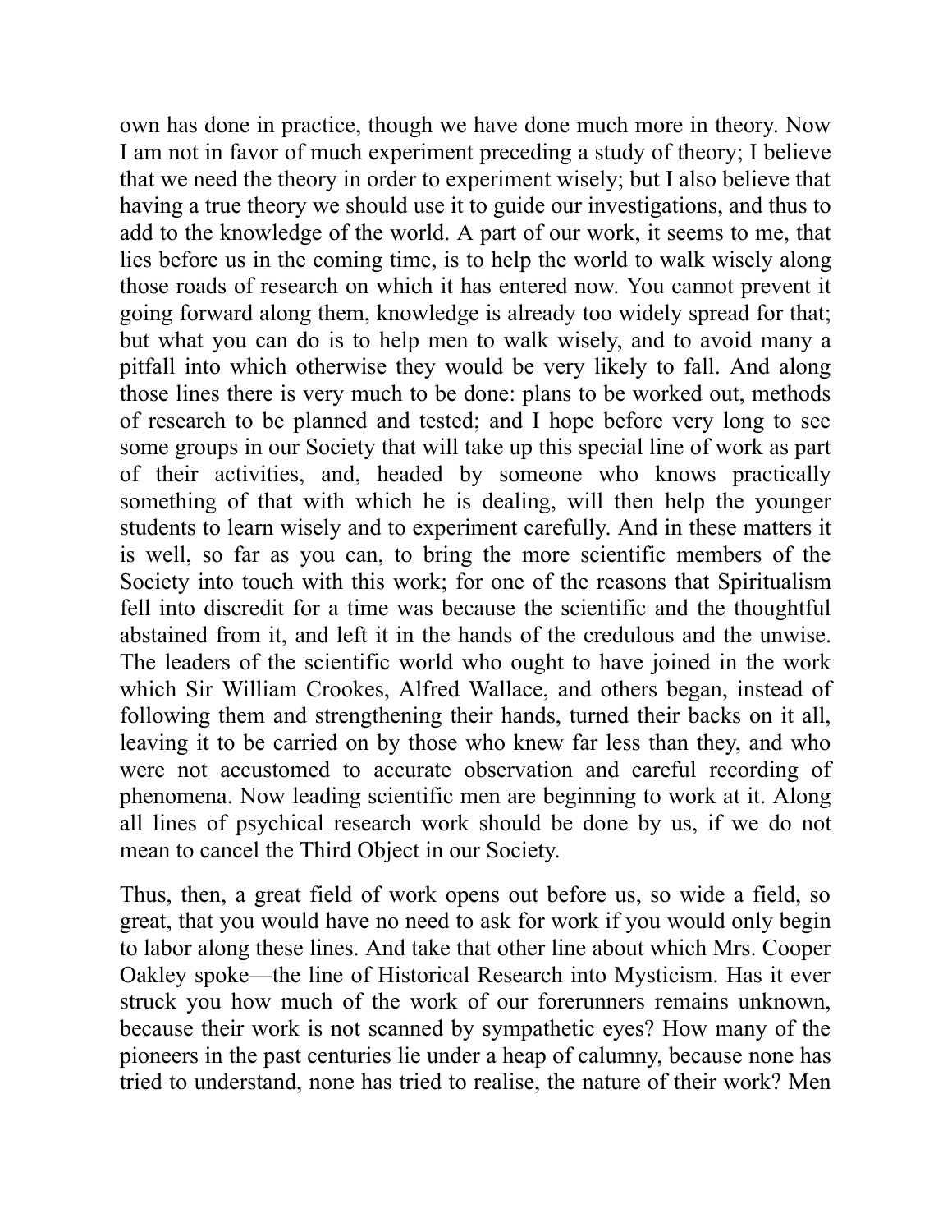own has done in practice, though we have done much more in theory. Now I am not in favor of much experiment preceding a study of theory; I believe that we need the theory in order to experiment wisely; but I also believe that having a true theory we should use it to guide our investigations, and thus to add to the knowledge of the world. A part of our work, it seems to me, that lies before us in the coming time, is to help the world to walk wisely along those roads of research on which it has entered now. You cannot prevent it going forward along them, knowledge is already too widely spread for that; but what you can do is to help men to walk wisely, and to avoid many a pitfall into which otherwise they would be very likely to fall. And along those lines there is very much to be done: plans to be worked out, methods of research to be planned and tested; and I hope before very long to see some groups in our Society that will take up this special line of work as part of their activities, and, headed by someone who knows practically something of that with which he is dealing, will then help the younger students to learn wisely and to experiment carefully. And in these matters it is well, so far as you can, to bring the more scientific members of the Society into touch with this work; for one of the reasons that Spiritualism fell into discredit for a time was because the scientific and the thoughtful abstained from it, and left it in the hands of the credulous and the unwise. The leaders of the scientific world who ought to have joined in the work which Sir William Crookes, Alfred Wallace, and others began, instead of following them and strengthening their hands, turned their backs on it all, leaving it to be carried on by those who knew far less than they, and who were not accustomed to accurate observation and careful recording of phenomena. Now leading scientific men are beginning to work at it. Along all lines of psychical research work should be done by us, if we do not mean to cancel the Third Object in our Society.

Thus, then, a great field of work opens out before us, so wide a field, so great, that you would have no need to ask for work if you would only begin to labor along these lines. And take that other line about which Mrs. Cooper Oakley spoke—the line of Historical Research into Mysticism. Has it ever struck you how much of the work of our forerunners remains unknown, because their work is not scanned by sympathetic eyes? How many of the pioneers in the past centuries lie under a heap of calumny, because none has tried to understand, none has tried to realise, the nature of their work? Men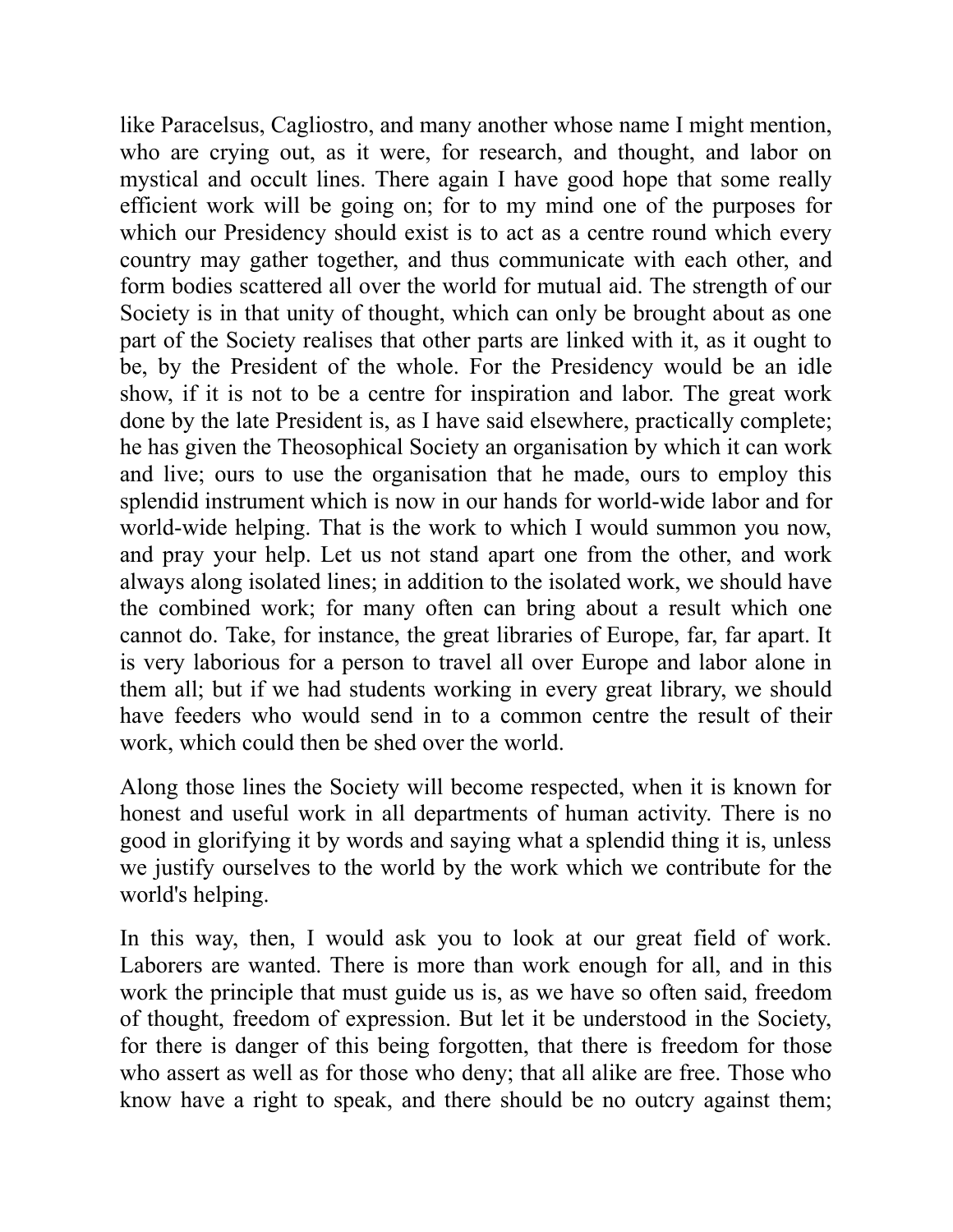like Paracelsus, Cagliostro, and many another whose name I might mention, who are crying out, as it were, for research, and thought, and labor on mystical and occult lines. There again I have good hope that some really efficient work will be going on; for to my mind one of the purposes for which our Presidency should exist is to act as a centre round which every country may gather together, and thus communicate with each other, and form bodies scattered all over the world for mutual aid. The strength of our Society is in that unity of thought, which can only be brought about as one part of the Society realises that other parts are linked with it, as it ought to be, by the President of the whole. For the Presidency would be an idle show, if it is not to be a centre for inspiration and labor. The great work done by the late President is, as I have said elsewhere, practically complete; he has given the Theosophical Society an organisation by which it can work and live; ours to use the organisation that he made, ours to employ this splendid instrument which is now in our hands for world-wide labor and for world-wide helping. That is the work to which I would summon you now, and pray your help. Let us not stand apart one from the other, and work always along isolated lines; in addition to the isolated work, we should have the combined work; for many often can bring about a result which one cannot do. Take, for instance, the great libraries of Europe, far, far apart. It is very laborious for a person to travel all over Europe and labor alone in them all; but if we had students working in every great library, we should have feeders who would send in to a common centre the result of their work, which could then be shed over the world.

Along those lines the Society will become respected, when it is known for honest and useful work in all departments of human activity. There is no good in glorifying it by words and saying what a splendid thing it is, unless we justify ourselves to the world by the work which we contribute for the world's helping.

In this way, then, I would ask you to look at our great field of work. Laborers are wanted. There is more than work enough for all, and in this work the principle that must guide us is, as we have so often said, freedom of thought, freedom of expression. But let it be understood in the Society, for there is danger of this being forgotten, that there is freedom for those who assert as well as for those who deny; that all alike are free. Those who know have a right to speak, and there should be no outcry against them;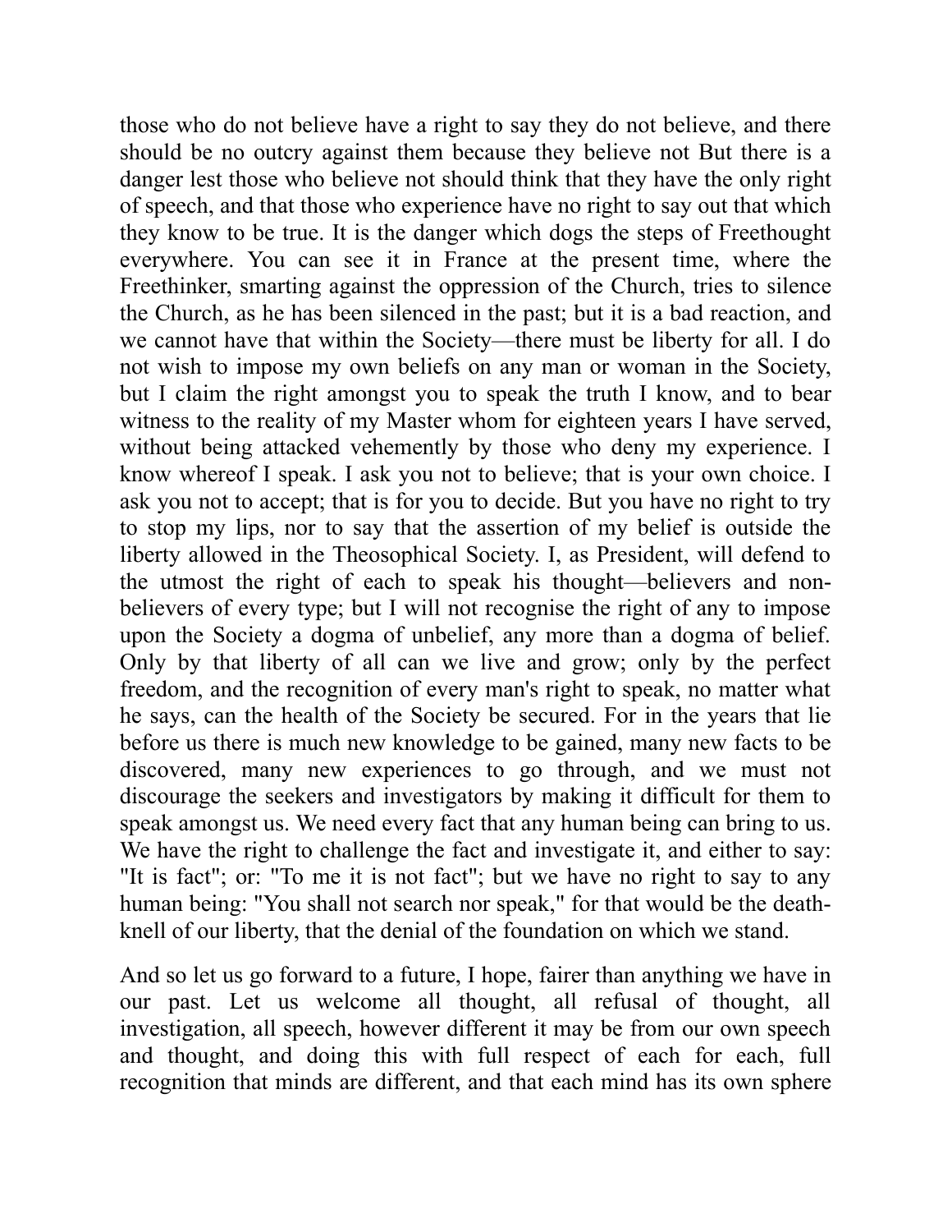those who do not believe have a right to say they do not believe, and there should be no outcry against them because they believe not But there is a danger lest those who believe not should think that they have the only right of speech, and that those who experience have no right to say out that which they know to be true. It is the danger which dogs the steps of Freethought everywhere. You can see it in France at the present time, where the Freethinker, smarting against the oppression of the Church, tries to silence the Church, as he has been silenced in the past; but it is a bad reaction, and we cannot have that within the Society—there must be liberty for all. I do not wish to impose my own beliefs on any man or woman in the Society, but I claim the right amongst you to speak the truth I know, and to bear witness to the reality of my Master whom for eighteen years I have served, without being attacked vehemently by those who deny my experience. I know whereof I speak. I ask you not to believe; that is your own choice. I ask you not to accept; that is for you to decide. But you have no right to try to stop my lips, nor to say that the assertion of my belief is outside the liberty allowed in the Theosophical Society. I, as President, will defend to the utmost the right of each to speak his thought—believers and non-believers of every type; but I will not recognise the right of any to impose upon the Society a dogma of unbelief, any more than a dogma of belief. Only by that liberty of all can we live and grow; only by the perfect freedom, and the recognition of every man's right to speak, no matter what he says, can the health of the Society be secured. For in the years that lie before us there is much new knowledge to be gained, many new facts to be discovered, many new experiences to go through, and we must not discourage the seekers and investigators by making it difficult for them to speak amongst us. We need every fact that any human being can bring to us. We have the right to challenge the fact and investigate it, and either to say: "It is fact"; or: "To me it is not fact"; but we have no right to say to any human being: "You shall not search nor speak," for that would be the death-knell of our liberty, that the denial of the foundation on which we stand.

And so let us go forward to a future, I hope, fairer than anything we have in our past. Let us welcome all thought, all refusal of thought, all investigation, all speech, however different it may be from our own speech and thought, and doing this with full respect of each for each, full recognition that minds are different, and that each mind has its own sphere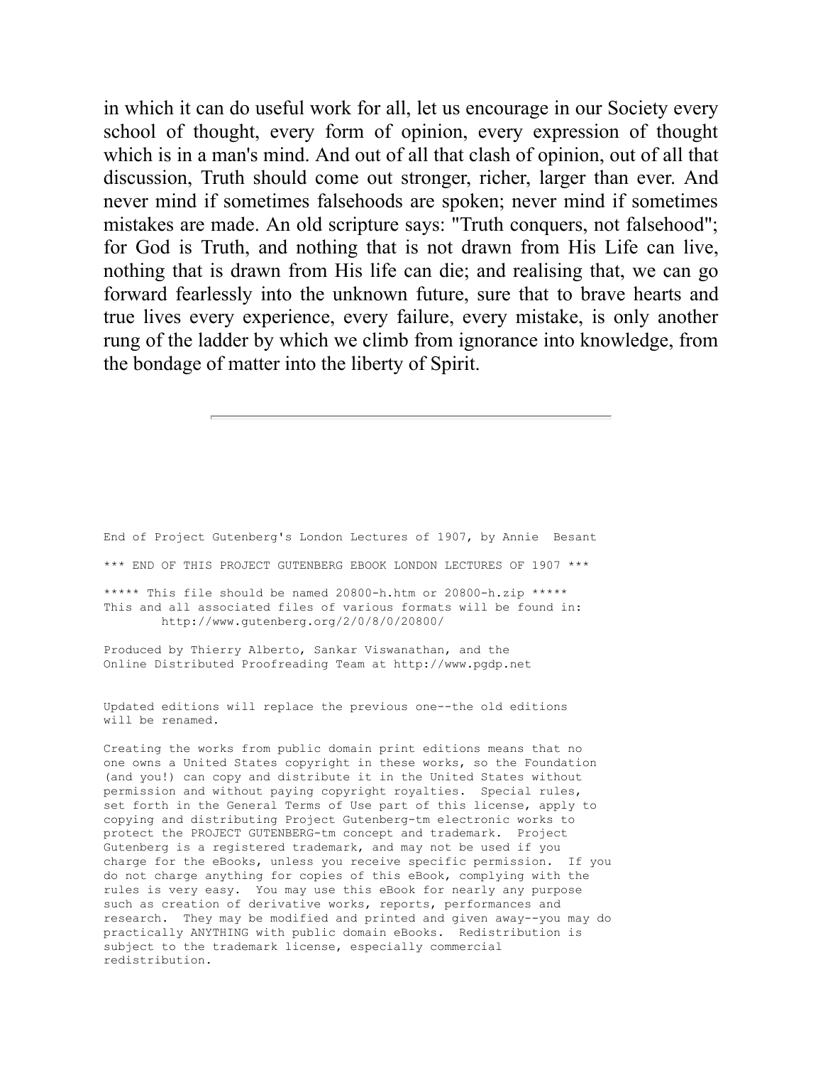in which it can do useful work for all, let us encourage in our Society every school of thought, every form of opinion, every expression of thought which is in a man's mind. And out of all that clash of opinion, out of all that discussion, Truth should come out stronger, richer, larger than ever. And never mind if sometimes falsehoods are spoken; never mind if sometimes mistakes are made. An old scripture says: "Truth conquers, not falsehood"; for God is Truth, and nothing that is not drawn from His Life can live, nothing that is drawn from His life can die; and realising that, we can go forward fearlessly into the unknown future, sure that to brave hearts and true lives every experience, every failure, every mistake, is only another rung of the ladder by which we climb from ignorance into knowledge, from the bondage of matter into the liberty of Spirit.

---

```
End of Project Gutenberg's London Lectures of 1907, by Annie  Besant

*** END OF THIS PROJECT GUTENBERG EBOOK LONDON LECTURES OF 1907 ***

***** This file should be named 20800-h.htm or 20800-h.zip *****
This and all associated files of various formats will be found in:
        http://www.gutenberg.org/2/0/8/0/20800/

Produced by Thierry Alberto, Sankar Viswanathan, and the
Online Distributed Proofreading Team at http://www.pgdp.net


Updated editions will replace the previous one--the old editions
will be renamed.

Creating the works from public domain print editions means that no
one owns a United States copyright in these works, so the Foundation
(and you!) can copy and distribute it in the United States without
permission and without paying copyright royalties.  Special rules,
set forth in the General Terms of Use part of this license, apply to
copying and distributing Project Gutenberg-tm electronic works to
protect the PROJECT GUTENBERG-tm concept and trademark.  Project
Gutenberg is a registered trademark, and may not be used if you
charge for the eBooks, unless you receive specific permission.  If you
do not charge anything for copies of this eBook, complying with the
rules is very easy.  You may use this eBook for nearly any purpose
such as creation of derivative works, reports, performances and
research.  They may be modified and printed and given away--you may do
practically ANYTHING with public domain eBooks.  Redistribution is
subject to the trademark license, especially commercial
redistribution.
```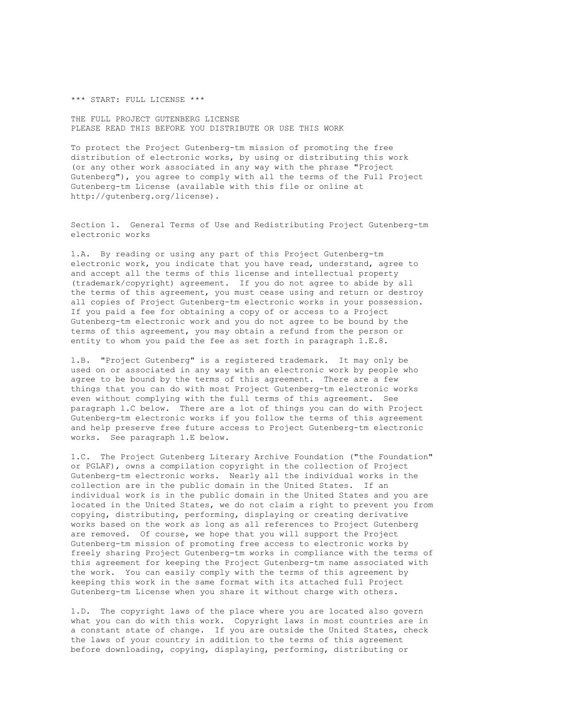*** START: FULL LICENSE ***

THE FULL PROJECT GUTENBERG LICENSE
PLEASE READ THIS BEFORE YOU DISTRIBUTE OR USE THIS WORK

To protect the Project Gutenberg-tm mission of promoting the free distribution of electronic works, by using or distributing this work (or any other work associated in any way with the phrase "Project Gutenberg"), you agree to comply with all the terms of the Full Project Gutenberg-tm License (available with this file or online at http://gutenberg.org/license).

Section 1. General Terms of Use and Redistributing Project Gutenberg-tm electronic works

1.A. By reading or using any part of this Project Gutenberg-tm electronic work, you indicate that you have read, understand, agree to and accept all the terms of this license and intellectual property (trademark/copyright) agreement. If you do not agree to abide by all the terms of this agreement, you must cease using and return or destroy all copies of Project Gutenberg-tm electronic works in your possession. If you paid a fee for obtaining a copy of or access to a Project Gutenberg-tm electronic work and you do not agree to be bound by the terms of this agreement, you may obtain a refund from the person or entity to whom you paid the fee as set forth in paragraph 1.E.8.

1.B. "Project Gutenberg" is a registered trademark. It may only be used on or associated in any way with an electronic work by people who agree to be bound by the terms of this agreement. There are a few things that you can do with most Project Gutenberg-tm electronic works even without complying with the full terms of this agreement. See paragraph 1.C below. There are a lot of things you can do with Project Gutenberg-tm electronic works if you follow the terms of this agreement and help preserve free future access to Project Gutenberg-tm electronic works. See paragraph 1.E below.

1.C. The Project Gutenberg Literary Archive Foundation ("the Foundation" or PGLAF), owns a compilation copyright in the collection of Project Gutenberg-tm electronic works. Nearly all the individual works in the collection are in the public domain in the United States. If an individual work is in the public domain in the United States and you are located in the United States, we do not claim a right to prevent you from copying, distributing, performing, displaying or creating derivative works based on the work as long as all references to Project Gutenberg are removed. Of course, we hope that you will support the Project Gutenberg-tm mission of promoting free access to electronic works by freely sharing Project Gutenberg-tm works in compliance with the terms of this agreement for keeping the Project Gutenberg-tm name associated with the work. You can easily comply with the terms of this agreement by keeping this work in the same format with its attached full Project Gutenberg-tm License when you share it without charge with others.

1.D. The copyright laws of the place where you are located also govern what you can do with this work. Copyright laws in most countries are in a constant state of change. If you are outside the United States, check the laws of your country in addition to the terms of this agreement before downloading, copying, displaying, performing, distributing or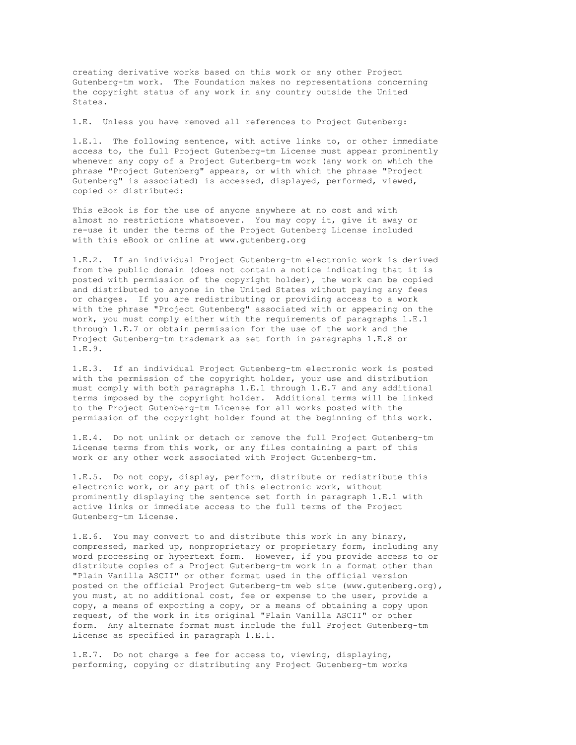creating derivative works based on this work or any other Project Gutenberg-tm work. The Foundation makes no representations concerning the copyright status of any work in any country outside the United States.

1.E. Unless you have removed all references to Project Gutenberg:

1.E.1. The following sentence, with active links to, or other immediate access to, the full Project Gutenberg-tm License must appear prominently whenever any copy of a Project Gutenberg-tm work (any work on which the phrase "Project Gutenberg" appears, or with which the phrase "Project Gutenberg" is associated) is accessed, displayed, performed, viewed, copied or distributed:

This eBook is for the use of anyone anywhere at no cost and with almost no restrictions whatsoever. You may copy it, give it away or re-use it under the terms of the Project Gutenberg License included with this eBook or online at www.gutenberg.org

1.E.2. If an individual Project Gutenberg-tm electronic work is derived from the public domain (does not contain a notice indicating that it is posted with permission of the copyright holder), the work can be copied and distributed to anyone in the United States without paying any fees or charges. If you are redistributing or providing access to a work with the phrase "Project Gutenberg" associated with or appearing on the work, you must comply either with the requirements of paragraphs 1.E.1 through 1.E.7 or obtain permission for the use of the work and the Project Gutenberg-tm trademark as set forth in paragraphs 1.E.8 or 1.E.9.

1.E.3. If an individual Project Gutenberg-tm electronic work is posted with the permission of the copyright holder, your use and distribution must comply with both paragraphs 1.E.1 through 1.E.7 and any additional terms imposed by the copyright holder. Additional terms will be linked to the Project Gutenberg-tm License for all works posted with the permission of the copyright holder found at the beginning of this work.

1.E.4. Do not unlink or detach or remove the full Project Gutenberg-tm License terms from this work, or any files containing a part of this work or any other work associated with Project Gutenberg-tm.

1.E.5. Do not copy, display, perform, distribute or redistribute this electronic work, or any part of this electronic work, without prominently displaying the sentence set forth in paragraph 1.E.1 with active links or immediate access to the full terms of the Project Gutenberg-tm License.

1.E.6. You may convert to and distribute this work in any binary, compressed, marked up, nonproprietary or proprietary form, including any word processing or hypertext form. However, if you provide access to or distribute copies of a Project Gutenberg-tm work in a format other than "Plain Vanilla ASCII" or other format used in the official version posted on the official Project Gutenberg-tm web site (www.gutenberg.org), you must, at no additional cost, fee or expense to the user, provide a copy, a means of exporting a copy, or a means of obtaining a copy upon request, of the work in its original "Plain Vanilla ASCII" or other form. Any alternate format must include the full Project Gutenberg-tm License as specified in paragraph 1.E.1.

1.E.7. Do not charge a fee for access to, viewing, displaying, performing, copying or distributing any Project Gutenberg-tm works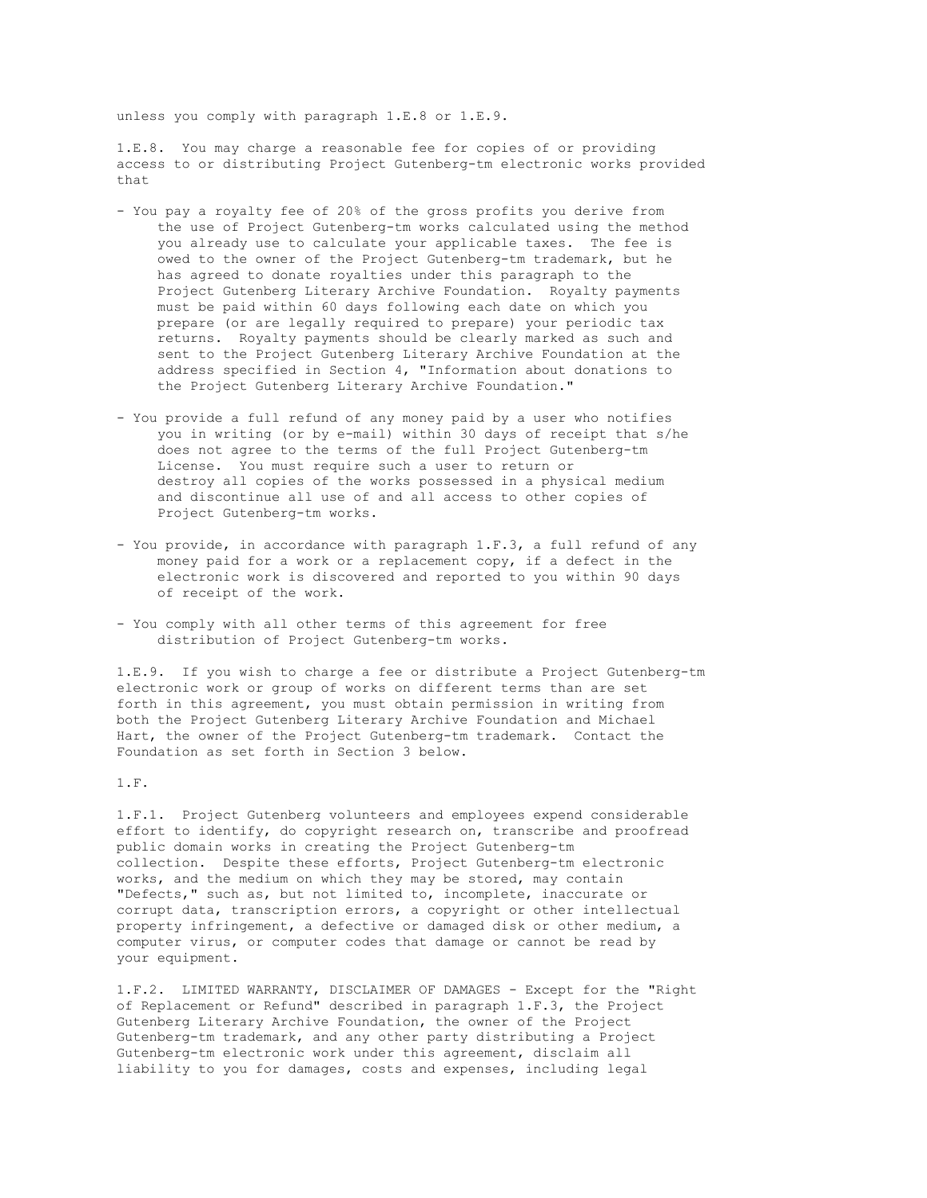unless you comply with paragraph 1.E.8 or 1.E.9.

1.E.8. You may charge a reasonable fee for copies of or providing access to or distributing Project Gutenberg-tm electronic works provided that

- You pay a royalty fee of 20% of the gross profits you derive from the use of Project Gutenberg-tm works calculated using the method you already use to calculate your applicable taxes. The fee is owed to the owner of the Project Gutenberg-tm trademark, but he has agreed to donate royalties under this paragraph to the Project Gutenberg Literary Archive Foundation. Royalty payments must be paid within 60 days following each date on which you prepare (or are legally required to prepare) your periodic tax returns. Royalty payments should be clearly marked as such and sent to the Project Gutenberg Literary Archive Foundation at the address specified in Section 4, "Information about donations to the Project Gutenberg Literary Archive Foundation."

- You provide a full refund of any money paid by a user who notifies you in writing (or by e-mail) within 30 days of receipt that s/he does not agree to the terms of the full Project Gutenberg-tm License. You must require such a user to return or destroy all copies of the works possessed in a physical medium and discontinue all use of and all access to other copies of Project Gutenberg-tm works.

- You provide, in accordance with paragraph 1.F.3, a full refund of any money paid for a work or a replacement copy, if a defect in the electronic work is discovered and reported to you within 90 days of receipt of the work.

- You comply with all other terms of this agreement for free distribution of Project Gutenberg-tm works.

1.E.9. If you wish to charge a fee or distribute a Project Gutenberg-tm electronic work or group of works on different terms than are set forth in this agreement, you must obtain permission in writing from both the Project Gutenberg Literary Archive Foundation and Michael Hart, the owner of the Project Gutenberg-tm trademark. Contact the Foundation as set forth in Section 3 below.

1.F.

1.F.1. Project Gutenberg volunteers and employees expend considerable effort to identify, do copyright research on, transcribe and proofread public domain works in creating the Project Gutenberg-tm collection. Despite these efforts, Project Gutenberg-tm electronic works, and the medium on which they may be stored, may contain "Defects," such as, but not limited to, incomplete, inaccurate or corrupt data, transcription errors, a copyright or other intellectual property infringement, a defective or damaged disk or other medium, a computer virus, or computer codes that damage or cannot be read by your equipment.

1.F.2. LIMITED WARRANTY, DISCLAIMER OF DAMAGES - Except for the "Right of Replacement or Refund" described in paragraph 1.F.3, the Project Gutenberg Literary Archive Foundation, the owner of the Project Gutenberg-tm trademark, and any other party distributing a Project Gutenberg-tm electronic work under this agreement, disclaim all liability to you for damages, costs and expenses, including legal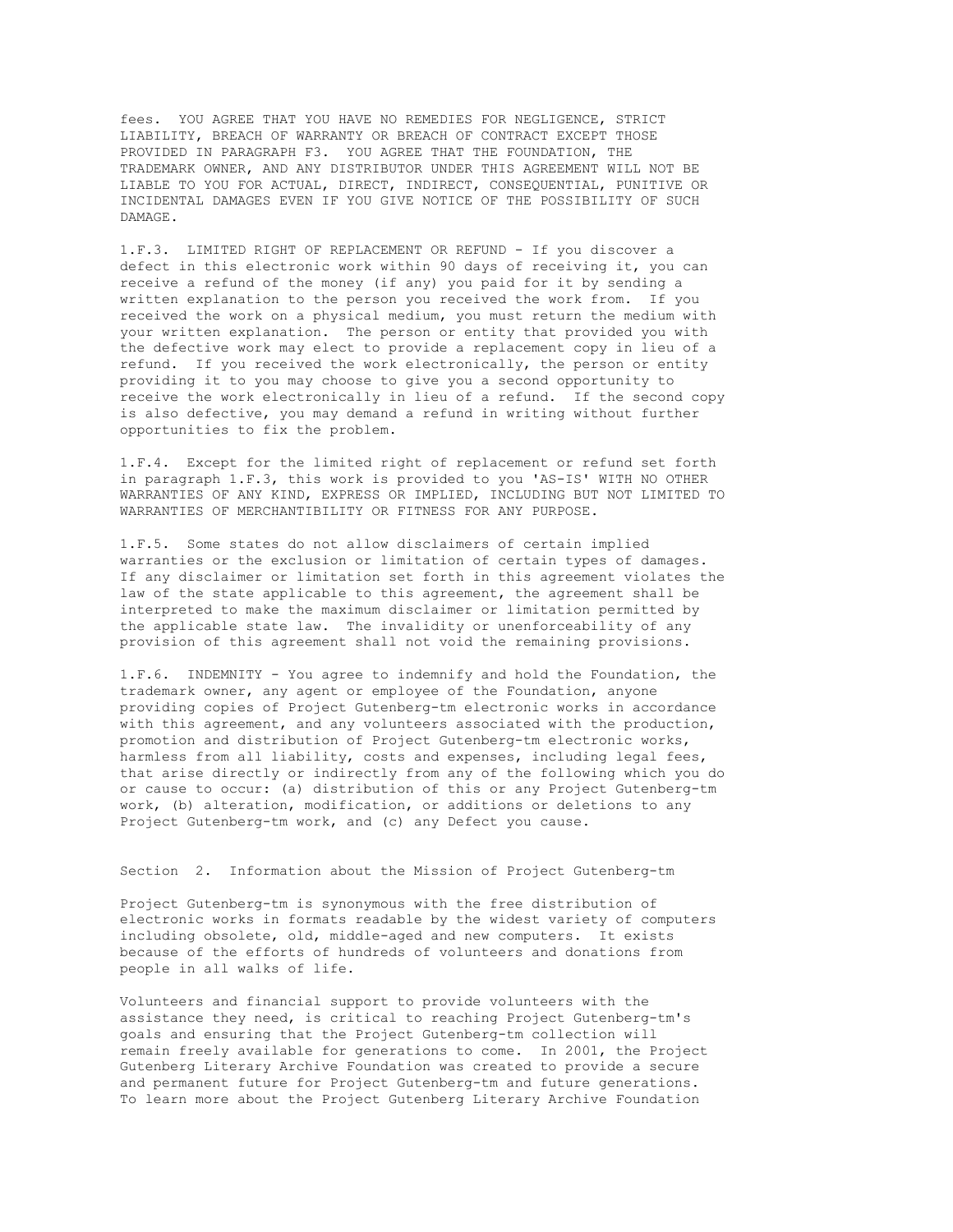fees. YOU AGREE THAT YOU HAVE NO REMEDIES FOR NEGLIGENCE, STRICT LIABILITY, BREACH OF WARRANTY OR BREACH OF CONTRACT EXCEPT THOSE PROVIDED IN PARAGRAPH F3. YOU AGREE THAT THE FOUNDATION, THE TRADEMARK OWNER, AND ANY DISTRIBUTOR UNDER THIS AGREEMENT WILL NOT BE LIABLE TO YOU FOR ACTUAL, DIRECT, INDIRECT, CONSEQUENTIAL, PUNITIVE OR INCIDENTAL DAMAGES EVEN IF YOU GIVE NOTICE OF THE POSSIBILITY OF SUCH DAMAGE.

1.F.3. LIMITED RIGHT OF REPLACEMENT OR REFUND - If you discover a defect in this electronic work within 90 days of receiving it, you can receive a refund of the money (if any) you paid for it by sending a written explanation to the person you received the work from. If you received the work on a physical medium, you must return the medium with your written explanation. The person or entity that provided you with the defective work may elect to provide a replacement copy in lieu of a refund. If you received the work electronically, the person or entity providing it to you may choose to give you a second opportunity to receive the work electronically in lieu of a refund. If the second copy is also defective, you may demand a refund in writing without further opportunities to fix the problem.

1.F.4. Except for the limited right of replacement or refund set forth in paragraph 1.F.3, this work is provided to you 'AS-IS' WITH NO OTHER WARRANTIES OF ANY KIND, EXPRESS OR IMPLIED, INCLUDING BUT NOT LIMITED TO WARRANTIES OF MERCHANTIBILITY OR FITNESS FOR ANY PURPOSE.

1.F.5. Some states do not allow disclaimers of certain implied warranties or the exclusion or limitation of certain types of damages. If any disclaimer or limitation set forth in this agreement violates the law of the state applicable to this agreement, the agreement shall be interpreted to make the maximum disclaimer or limitation permitted by the applicable state law. The invalidity or unenforceability of any provision of this agreement shall not void the remaining provisions.

1.F.6. INDEMNITY - You agree to indemnify and hold the Foundation, the trademark owner, any agent or employee of the Foundation, anyone providing copies of Project Gutenberg-tm electronic works in accordance with this agreement, and any volunteers associated with the production, promotion and distribution of Project Gutenberg-tm electronic works, harmless from all liability, costs and expenses, including legal fees, that arise directly or indirectly from any of the following which you do or cause to occur: (a) distribution of this or any Project Gutenberg-tm work, (b) alteration, modification, or additions or deletions to any Project Gutenberg-tm work, and (c) any Defect you cause.

## Section 2. Information about the Mission of Project Gutenberg-tm

Project Gutenberg-tm is synonymous with the free distribution of electronic works in formats readable by the widest variety of computers including obsolete, old, middle-aged and new computers. It exists because of the efforts of hundreds of volunteers and donations from people in all walks of life.

Volunteers and financial support to provide volunteers with the assistance they need, is critical to reaching Project Gutenberg-tm's goals and ensuring that the Project Gutenberg-tm collection will remain freely available for generations to come. In 2001, the Project Gutenberg Literary Archive Foundation was created to provide a secure and permanent future for Project Gutenberg-tm and future generations. To learn more about the Project Gutenberg Literary Archive Foundation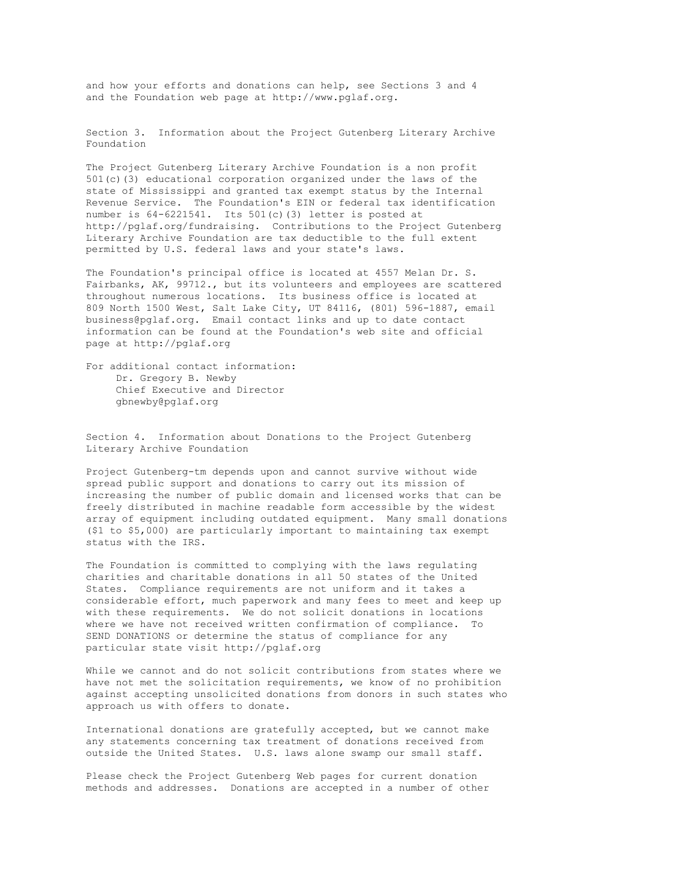and how your efforts and donations can help, see Sections 3 and 4 and the Foundation web page at http://www.pglaf.org.

## Section 3. Information about the Project Gutenberg Literary Archive Foundation

The Project Gutenberg Literary Archive Foundation is a non profit 501(c)(3) educational corporation organized under the laws of the state of Mississippi and granted tax exempt status by the Internal Revenue Service. The Foundation's EIN or federal tax identification number is 64-6221541. Its 501(c)(3) letter is posted at http://pglaf.org/fundraising. Contributions to the Project Gutenberg Literary Archive Foundation are tax deductible to the full extent permitted by U.S. federal laws and your state's laws.

The Foundation's principal office is located at 4557 Melan Dr. S. Fairbanks, AK, 99712., but its volunteers and employees are scattered throughout numerous locations. Its business office is located at 809 North 1500 West, Salt Lake City, UT 84116, (801) 596-1887, email business@pglaf.org. Email contact links and up to date contact information can be found at the Foundation's web site and official page at http://pglaf.org

For additional contact information:
Dr. Gregory B. Newby
Chief Executive and Director
gbnewby@pglaf.org

## Section 4. Information about Donations to the Project Gutenberg Literary Archive Foundation

Project Gutenberg-tm depends upon and cannot survive without wide spread public support and donations to carry out its mission of increasing the number of public domain and licensed works that can be freely distributed in machine readable form accessible by the widest array of equipment including outdated equipment. Many small donations ($1 to $5,000) are particularly important to maintaining tax exempt status with the IRS.

The Foundation is committed to complying with the laws regulating charities and charitable donations in all 50 states of the United States. Compliance requirements are not uniform and it takes a considerable effort, much paperwork and many fees to meet and keep up with these requirements. We do not solicit donations in locations where we have not received written confirmation of compliance. To SEND DONATIONS or determine the status of compliance for any particular state visit http://pglaf.org

While we cannot and do not solicit contributions from states where we have not met the solicitation requirements, we know of no prohibition against accepting unsolicited donations from donors in such states who approach us with offers to donate.

International donations are gratefully accepted, but we cannot make any statements concerning tax treatment of donations received from outside the United States. U.S. laws alone swamp our small staff.

Please check the Project Gutenberg Web pages for current donation methods and addresses. Donations are accepted in a number of other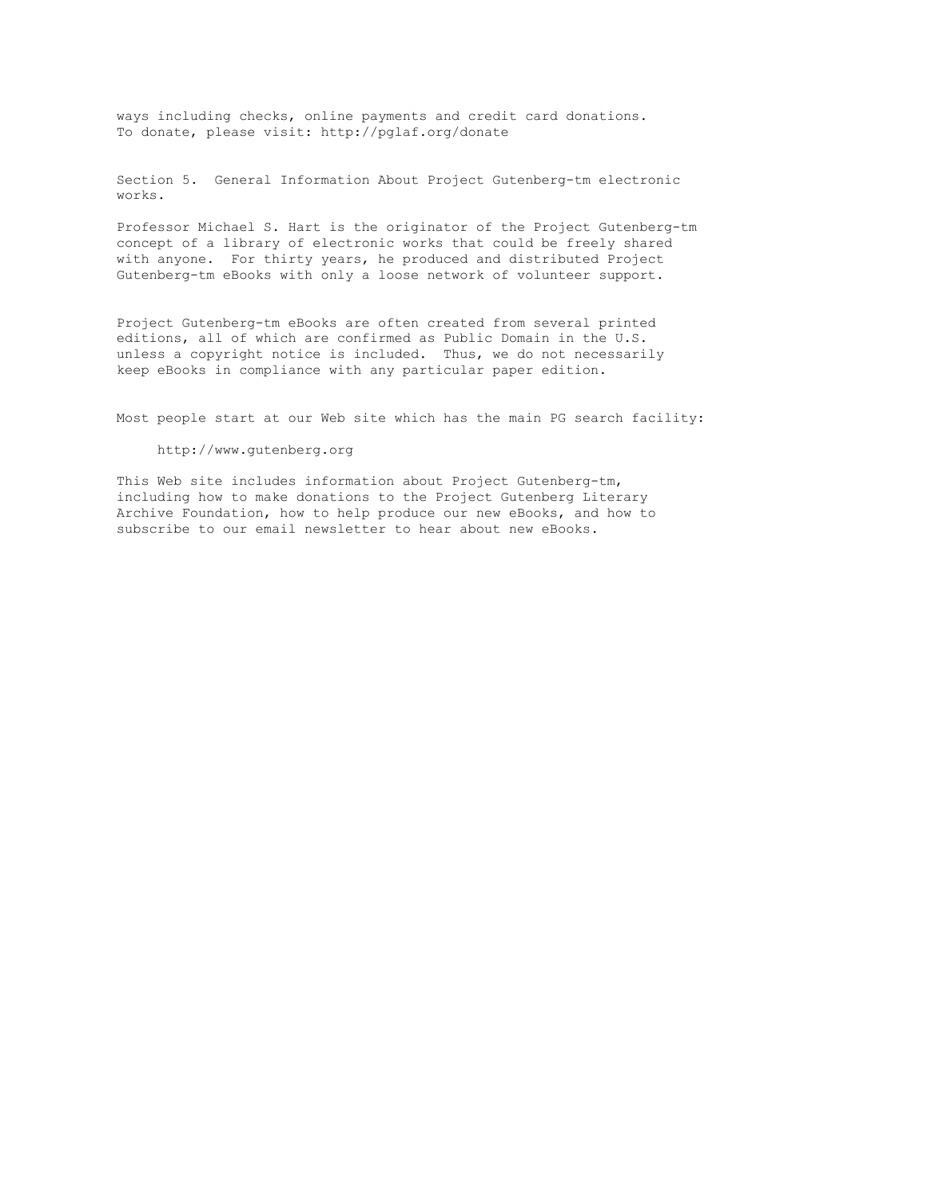ways including checks, online payments and credit card donations. To donate, please visit: http://pglaf.org/donate

Section 5. General Information About Project Gutenberg-tm electronic works.

Professor Michael S. Hart is the originator of the Project Gutenberg-tm concept of a library of electronic works that could be freely shared with anyone. For thirty years, he produced and distributed Project Gutenberg-tm eBooks with only a loose network of volunteer support.

Project Gutenberg-tm eBooks are often created from several printed editions, all of which are confirmed as Public Domain in the U.S. unless a copyright notice is included. Thus, we do not necessarily keep eBooks in compliance with any particular paper edition.

Most people start at our Web site which has the main PG search facility:

http://www.gutenberg.org

This Web site includes information about Project Gutenberg-tm, including how to make donations to the Project Gutenberg Literary Archive Foundation, how to help produce our new eBooks, and how to subscribe to our email newsletter to hear about new eBooks.